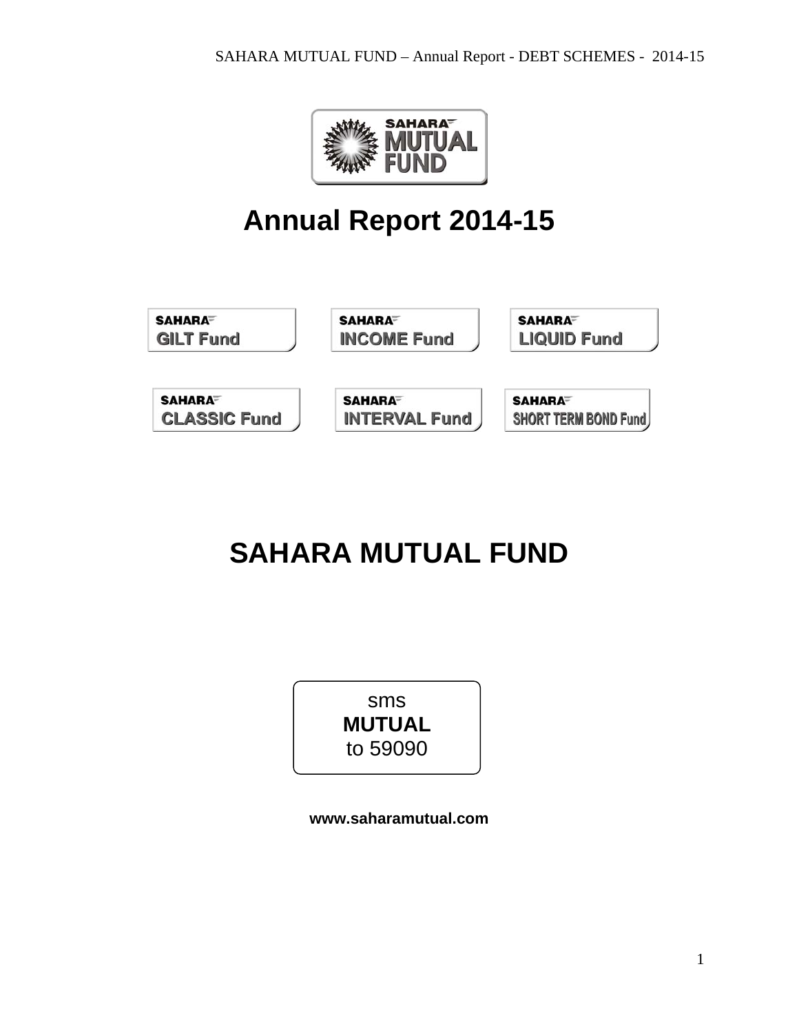SAHARA MUTUAL FUND

# Annual Report 2014-15

SAHARA GILT Fund

SAHARA INCOME Fund

SAHARA LIQUID Fund

SAHARA CLASSIC Fund

SAHARA INTERVAL Fund

SAHARA SHORT TERM BOND Fund

# SAHARA MUTUAL FUND

sms
**MUTUAL**
to 59090

**www.saharamutual.com**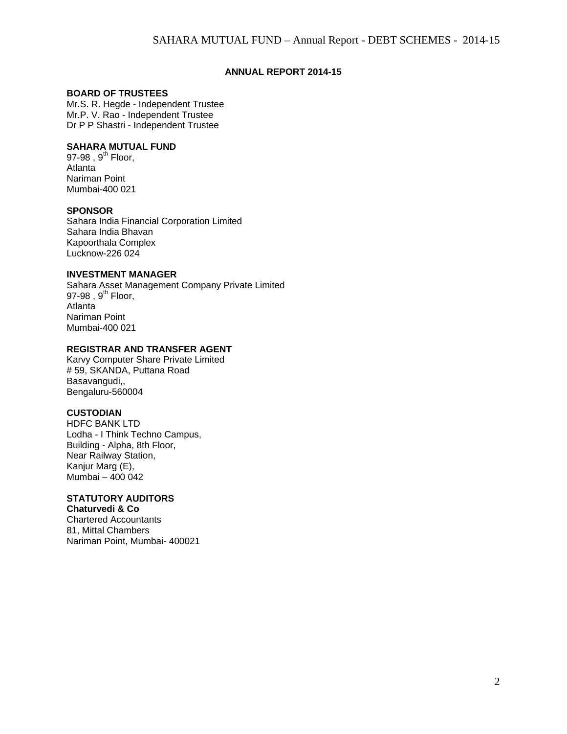# ANNUAL REPORT 2014-15

**BOARD OF TRUSTEES**
Mr.S. R. Hegde - Independent Trustee
Mr.P. V. Rao - Independent Trustee
Dr P P Shastri - Independent Trustee

**SAHARA MUTUAL FUND**
97-98 , 9th Floor,
Atlanta
Nariman Point
Mumbai-400 021

**SPONSOR**
Sahara India Financial Corporation Limited
Sahara India Bhavan
Kapoorthala Complex
Lucknow-226 024

**INVESTMENT MANAGER**
Sahara Asset Management Company Private Limited
97-98 , 9th Floor,
Atlanta
Nariman Point
Mumbai-400 021

**REGISTRAR AND TRANSFER AGENT**
Karvy Computer Share Private Limited
# 59, SKANDA, Puttana Road
Basavangudi,,
Bengaluru-560004

**CUSTODIAN**
HDFC BANK LTD
Lodha - I Think Techno Campus,
Building - Alpha, 8th Floor,
Near Railway Station,
Kanjur Marg (E),
Mumbai – 400 042

**STATUTORY AUDITORS**
**Chaturvedi & Co**
Chartered Accountants
81, Mittal Chambers
Nariman Point, Mumbai- 400021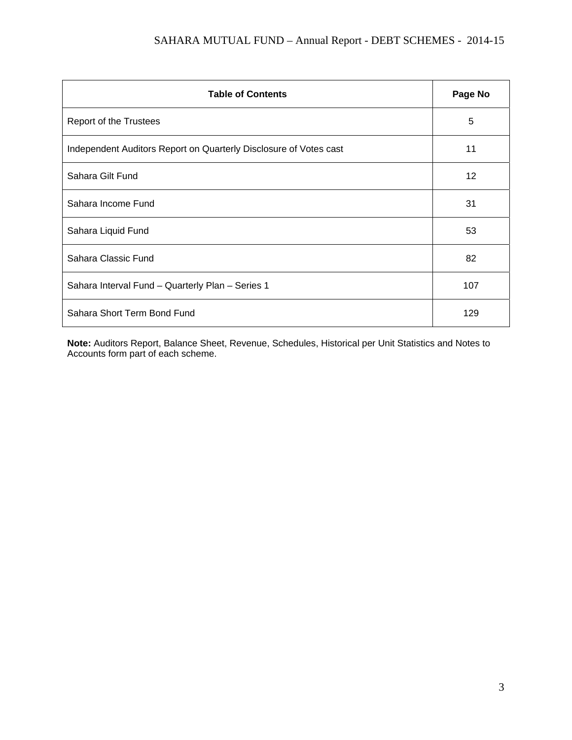| Table of Contents | Page No |
|---|---|
| Report of the Trustees | 5 |
| Independent Auditors Report on Quarterly Disclosure of Votes cast | 11 |
| Sahara Gilt Fund | 12 |
| Sahara Income Fund | 31 |
| Sahara Liquid Fund | 53 |
| Sahara Classic Fund | 82 |
| Sahara Interval Fund – Quarterly Plan – Series 1 | 107 |
| Sahara Short Term Bond Fund | 129 |

**Note:** Auditors Report, Balance Sheet, Revenue, Schedules, Historical per Unit Statistics and Notes to Accounts form part of each scheme.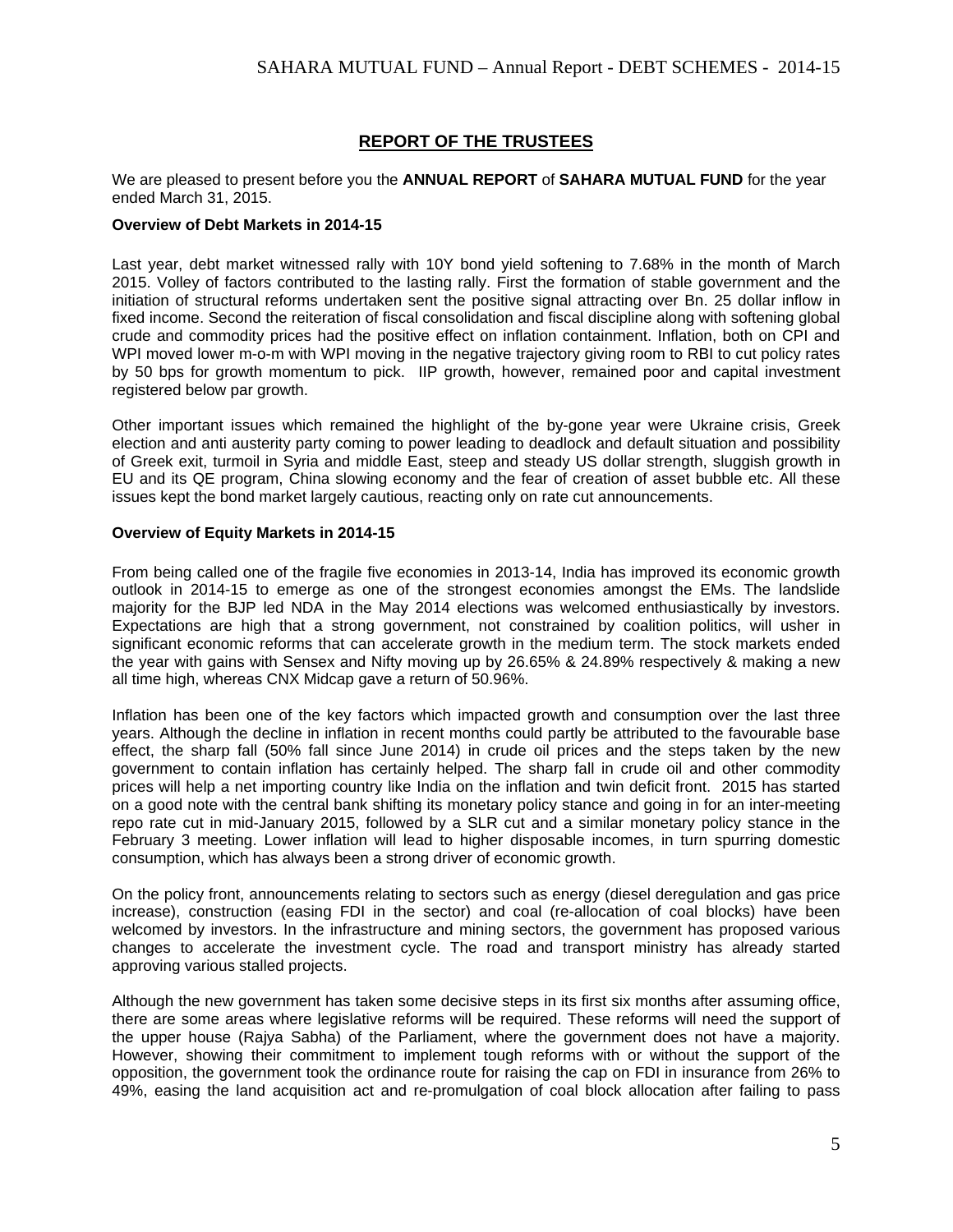## REPORT OF THE TRUSTEES

We are pleased to present before you the **ANNUAL REPORT** of **SAHARA MUTUAL FUND** for the year ended March 31, 2015.

**Overview of Debt Markets in 2014-15**

Last year, debt market witnessed rally with 10Y bond yield softening to 7.68% in the month of March 2015. Volley of factors contributed to the lasting rally. First the formation of stable government and the initiation of structural reforms undertaken sent the positive signal attracting over Bn. 25 dollar inflow in fixed income. Second the reiteration of fiscal consolidation and fiscal discipline along with softening global crude and commodity prices had the positive effect on inflation containment. Inflation, both on CPI and WPI moved lower m-o-m with WPI moving in the negative trajectory giving room to RBI to cut policy rates by 50 bps for growth momentum to pick. IIP growth, however, remained poor and capital investment registered below par growth.

Other important issues which remained the highlight of the by-gone year were Ukraine crisis, Greek election and anti austerity party coming to power leading to deadlock and default situation and possibility of Greek exit, turmoil in Syria and middle East, steep and steady US dollar strength, sluggish growth in EU and its QE program, China slowing economy and the fear of creation of asset bubble etc. All these issues kept the bond market largely cautious, reacting only on rate cut announcements.

**Overview of Equity Markets in 2014-15**

From being called one of the fragile five economies in 2013-14, India has improved its economic growth outlook in 2014-15 to emerge as one of the strongest economies amongst the EMs. The landslide majority for the BJP led NDA in the May 2014 elections was welcomed enthusiastically by investors. Expectations are high that a strong government, not constrained by coalition politics, will usher in significant economic reforms that can accelerate growth in the medium term. The stock markets ended the year with gains with Sensex and Nifty moving up by 26.65% & 24.89% respectively & making a new all time high, whereas CNX Midcap gave a return of 50.96%.

Inflation has been one of the key factors which impacted growth and consumption over the last three years. Although the decline in inflation in recent months could partly be attributed to the favourable base effect, the sharp fall (50% fall since June 2014) in crude oil prices and the steps taken by the new government to contain inflation has certainly helped. The sharp fall in crude oil and other commodity prices will help a net importing country like India on the inflation and twin deficit front. 2015 has started on a good note with the central bank shifting its monetary policy stance and going in for an inter-meeting repo rate cut in mid-January 2015, followed by a SLR cut and a similar monetary policy stance in the February 3 meeting. Lower inflation will lead to higher disposable incomes, in turn spurring domestic consumption, which has always been a strong driver of economic growth.

On the policy front, announcements relating to sectors such as energy (diesel deregulation and gas price increase), construction (easing FDI in the sector) and coal (re-allocation of coal blocks) have been welcomed by investors. In the infrastructure and mining sectors, the government has proposed various changes to accelerate the investment cycle. The road and transport ministry has already started approving various stalled projects.

Although the new government has taken some decisive steps in its first six months after assuming office, there are some areas where legislative reforms will be required. These reforms will need the support of the upper house (Rajya Sabha) of the Parliament, where the government does not have a majority. However, showing their commitment to implement tough reforms with or without the support of the opposition, the government took the ordinance route for raising the cap on FDI in insurance from 26% to 49%, easing the land acquisition act and re-promulgation of coal block allocation after failing to pass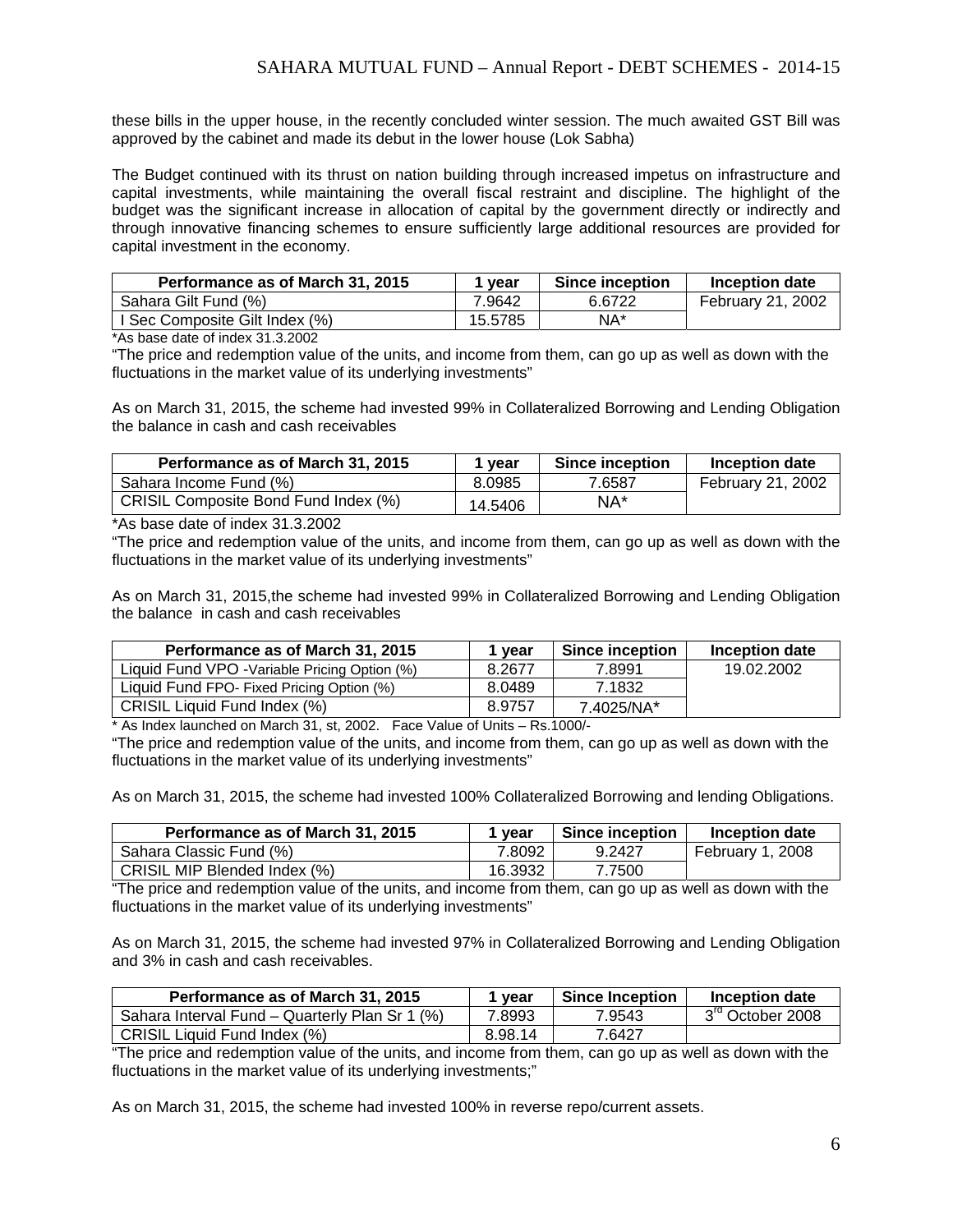these bills in the upper house, in the recently concluded winter session. The much awaited GST Bill was approved by the cabinet and made its debut in the lower house (Lok Sabha)

The Budget continued with its thrust on nation building through increased impetus on infrastructure and capital investments, while maintaining the overall fiscal restraint and discipline. The highlight of the budget was the significant increase in allocation of capital by the government directly or indirectly and through innovative financing schemes to ensure sufficiently large additional resources are provided for capital investment in the economy.

| Performance as of March 31, 2015 | 1 year | Since inception | Inception date |
|---|---|---|---|
| Sahara Gilt Fund (%) | 7.9642 | 6.6722 | February 21, 2002 |
| I Sec Composite Gilt Index (%) | 15.5785 | NA* | |

*As base date of index 31.3.2002

"The price and redemption value of the units, and income from them, can go up as well as down with the fluctuations in the market value of its underlying investments"

As on March 31, 2015, the scheme had invested 99% in Collateralized Borrowing and Lending Obligation the balance in cash and cash receivables

| Performance as of March 31, 2015 | 1 year | Since inception | Inception date |
|---|---|---|---|
| Sahara Income Fund (%) | 8.0985 | 7.6587 | February 21, 2002 |
| CRISIL Composite Bond Fund Index (%) | 14.5406 | NA* | |

*As base date of index 31.3.2002

"The price and redemption value of the units, and income from them, can go up as well as down with the fluctuations in the market value of its underlying investments"

As on March 31, 2015,the scheme had invested 99% in Collateralized Borrowing and Lending Obligation the balance in cash and cash receivables

| Performance as of March 31, 2015 | 1 year | Since inception | Inception date |
|---|---|---|---|
| Liquid Fund VPO -Variable Pricing Option (%) | 8.2677 | 7.8991 | 19.02.2002 |
| Liquid Fund FPO- Fixed Pricing Option (%) | 8.0489 | 7.1832 | |
| CRISIL Liquid Fund Index (%) | 8.9757 | 7.4025/NA* | |

\* As Index launched on March 31, st, 2002. Face Value of Units – Rs.1000/-

"The price and redemption value of the units, and income from them, can go up as well as down with the fluctuations in the market value of its underlying investments"

As on March 31, 2015, the scheme had invested 100% Collateralized Borrowing and lending Obligations.

| Performance as of March 31, 2015 | 1 year | Since inception | Inception date |
|---|---|---|---|
| Sahara Classic Fund (%) | 7.8092 | 9.2427 | February 1, 2008 |
| CRISIL MIP Blended Index (%) | 16.3932 | 7.7500 | |

"The price and redemption value of the units, and income from them, can go up as well as down with the fluctuations in the market value of its underlying investments"

As on March 31, 2015, the scheme had invested 97% in Collateralized Borrowing and Lending Obligation and 3% in cash and cash receivables.

| Performance as of March 31, 2015 | 1 year | Since Inception | Inception date |
|---|---|---|---|
| Sahara Interval Fund – Quarterly Plan Sr 1 (%) | 7.8993 | 7.9543 | 3rd October 2008 |
| CRISIL Liquid Fund Index (%) | 8.98.14 | 7.6427 | |

"The price and redemption value of the units, and income from them, can go up as well as down with the fluctuations in the market value of its underlying investments;"

As on March 31, 2015, the scheme had invested 100% in reverse repo/current assets.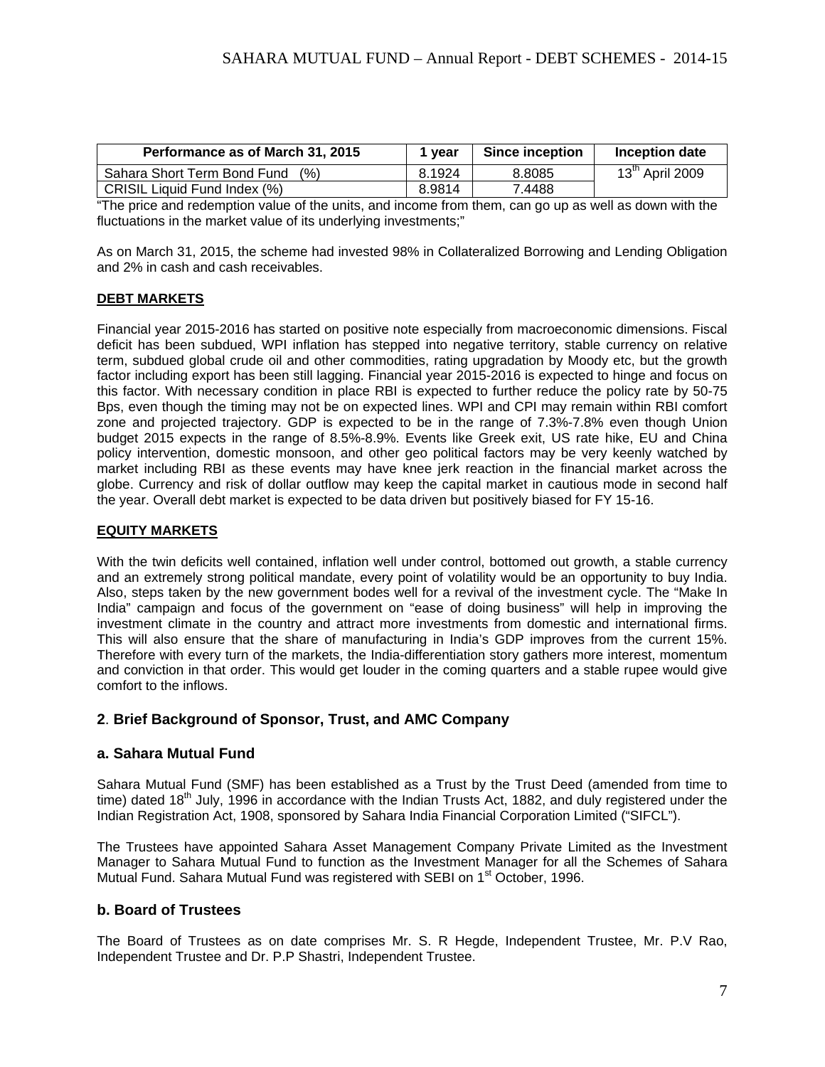| Performance as of March 31, 2015 | 1 year | Since inception | Inception date |
| --- | --- | --- | --- |
| Sahara Short Term Bond Fund (%) | 8.1924 | 8.8085 | 13th April 2009 |
| CRISIL Liquid Fund Index (%) | 8.9814 | 7.4488 | |

"The price and redemption value of the units, and income from them, can go up as well as down with the fluctuations in the market value of its underlying investments;"

As on March 31, 2015, the scheme had invested 98% in Collateralized Borrowing and Lending Obligation and 2% in cash and cash receivables.

**DEBT MARKETS**

Financial year 2015-2016 has started on positive note especially from macroeconomic dimensions. Fiscal deficit has been subdued, WPI inflation has stepped into negative territory, stable currency on relative term, subdued global crude oil and other commodities, rating upgradation by Moody etc, but the growth factor including export has been still lagging. Financial year 2015-2016 is expected to hinge and focus on this factor. With necessary condition in place RBI is expected to further reduce the policy rate by 50-75 Bps, even though the timing may not be on expected lines. WPI and CPI may remain within RBI comfort zone and projected trajectory. GDP is expected to be in the range of 7.3%-7.8% even though Union budget 2015 expects in the range of 8.5%-8.9%. Events like Greek exit, US rate hike, EU and China policy intervention, domestic monsoon, and other geo political factors may be very keenly watched by market including RBI as these events may have knee jerk reaction in the financial market across the globe. Currency and risk of dollar outflow may keep the capital market in cautious mode in second half the year. Overall debt market is expected to be data driven but positively biased for FY 15-16.

**EQUITY MARKETS**

With the twin deficits well contained, inflation well under control, bottomed out growth, a stable currency and an extremely strong political mandate, every point of volatility would be an opportunity to buy India. Also, steps taken by the new government bodes well for a revival of the investment cycle. The "Make In India" campaign and focus of the government on "ease of doing business" will help in improving the investment climate in the country and attract more investments from domestic and international firms. This will also ensure that the share of manufacturing in India's GDP improves from the current 15%. Therefore with every turn of the markets, the India-differentiation story gathers more interest, momentum and conviction in that order. This would get louder in the coming quarters and a stable rupee would give comfort to the inflows.

## 2. Brief Background of Sponsor, Trust, and AMC Company

### a. Sahara Mutual Fund

Sahara Mutual Fund (SMF) has been established as a Trust by the Trust Deed (amended from time to time) dated 18th July, 1996 in accordance with the Indian Trusts Act, 1882, and duly registered under the Indian Registration Act, 1908, sponsored by Sahara India Financial Corporation Limited ("SIFCL").

The Trustees have appointed Sahara Asset Management Company Private Limited as the Investment Manager to Sahara Mutual Fund to function as the Investment Manager for all the Schemes of Sahara Mutual Fund. Sahara Mutual Fund was registered with SEBI on 1st October, 1996.

### b. Board of Trustees

The Board of Trustees as on date comprises Mr. S. R Hegde, Independent Trustee, Mr. P.V Rao, Independent Trustee and Dr. P.P Shastri, Independent Trustee.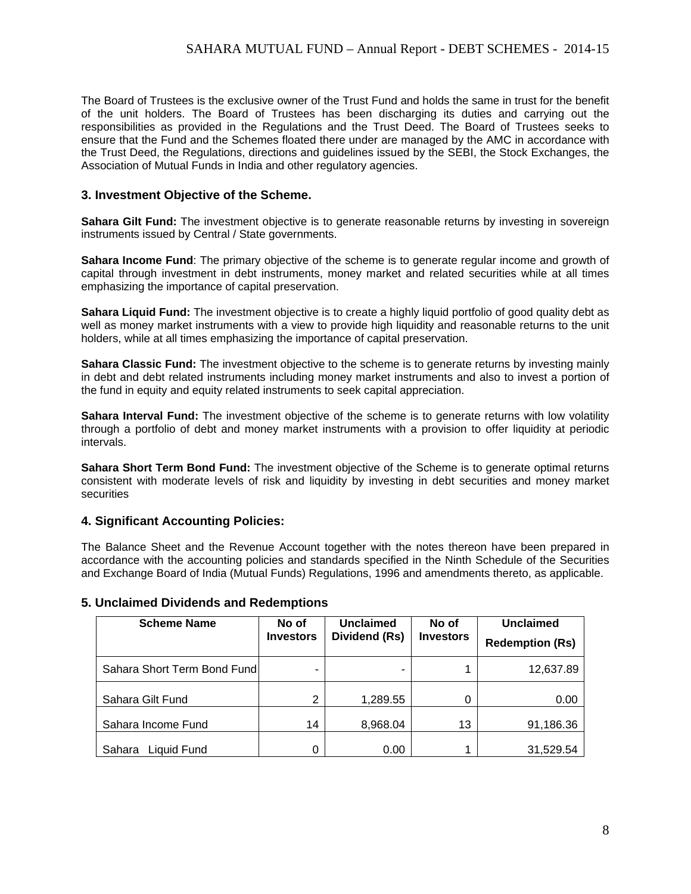The Board of Trustees is the exclusive owner of the Trust Fund and holds the same in trust for the benefit of the unit holders. The Board of Trustees has been discharging its duties and carrying out the responsibilities as provided in the Regulations and the Trust Deed. The Board of Trustees seeks to ensure that the Fund and the Schemes floated there under are managed by the AMC in accordance with the Trust Deed, the Regulations, directions and guidelines issued by the SEBI, the Stock Exchanges, the Association of Mutual Funds in India and other regulatory agencies.

### 3. Investment Objective of the Scheme.

**Sahara Gilt Fund:** The investment objective is to generate reasonable returns by investing in sovereign instruments issued by Central / State governments.

**Sahara Income Fund**: The primary objective of the scheme is to generate regular income and growth of capital through investment in debt instruments, money market and related securities while at all times emphasizing the importance of capital preservation.

**Sahara Liquid Fund:** The investment objective is to create a highly liquid portfolio of good quality debt as well as money market instruments with a view to provide high liquidity and reasonable returns to the unit holders, while at all times emphasizing the importance of capital preservation.

**Sahara Classic Fund:** The investment objective to the scheme is to generate returns by investing mainly in debt and debt related instruments including money market instruments and also to invest a portion of the fund in equity and equity related instruments to seek capital appreciation.

**Sahara Interval Fund:** The investment objective of the scheme is to generate returns with low volatility through a portfolio of debt and money market instruments with a provision to offer liquidity at periodic intervals.

**Sahara Short Term Bond Fund:** The investment objective of the Scheme is to generate optimal returns consistent with moderate levels of risk and liquidity by investing in debt securities and money market securities

### 4. Significant Accounting Policies:

The Balance Sheet and the Revenue Account together with the notes thereon have been prepared in accordance with the accounting policies and standards specified in the Ninth Schedule of the Securities and Exchange Board of India (Mutual Funds) Regulations, 1996 and amendments thereto, as applicable.

### 5. Unclaimed Dividends and Redemptions

| Scheme Name | No of Investors | Unclaimed Dividend (Rs) | No of Investors | Unclaimed Redemption (Rs) |
|---|---|---|---|---|
| Sahara Short Term Bond Fund | - | - | 1 | 12,637.89 |
| Sahara Gilt Fund | 2 | 1,289.55 | 0 | 0.00 |
| Sahara Income Fund | 14 | 8,968.04 | 13 | 91,186.36 |
| Sahara Liquid Fund | 0 | 0.00 | 1 | 31,529.54 |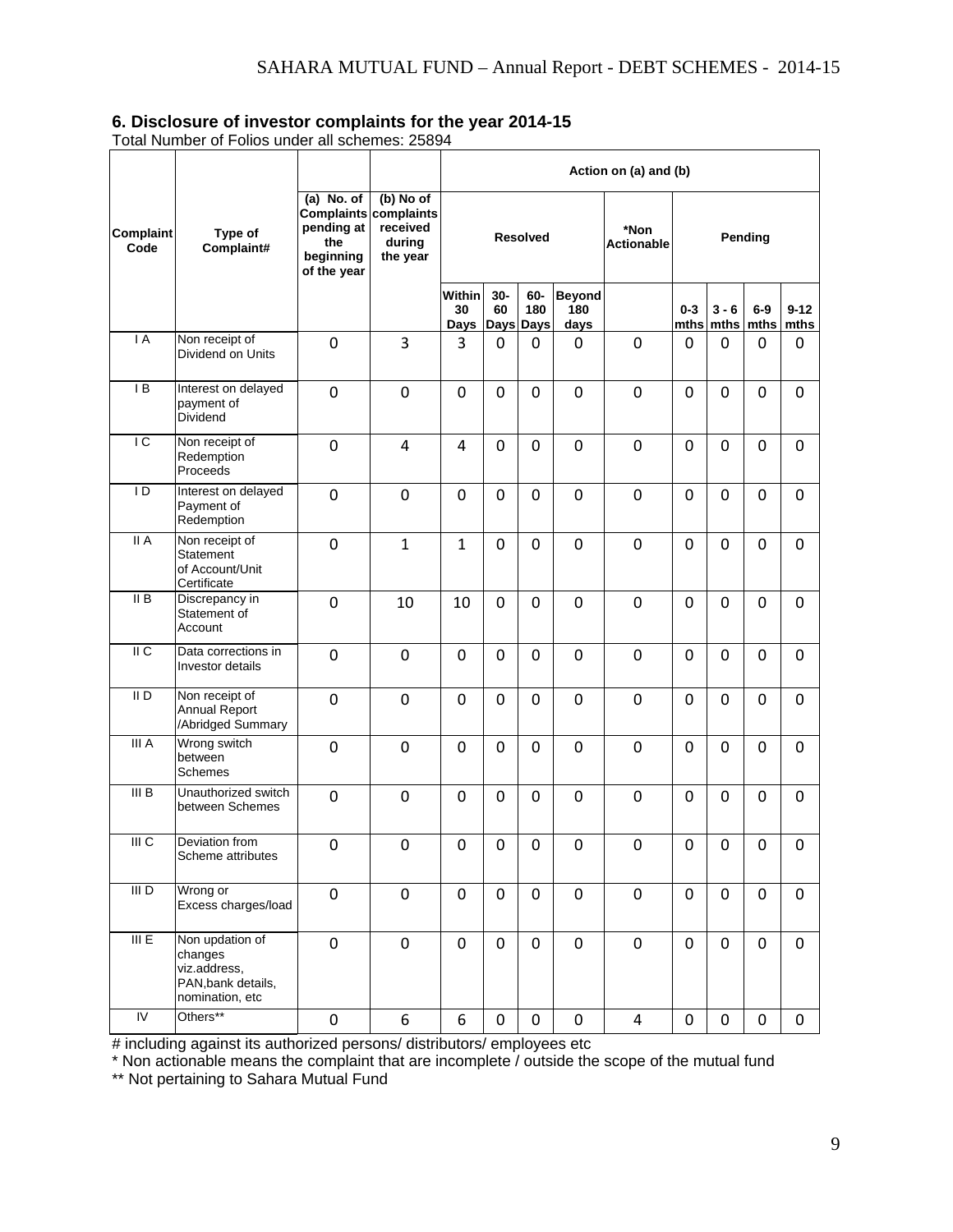## 6. Disclosure of investor complaints for the year 2014-15

Total Number of Folios under all schemes: 25894

| Complaint Code | Type of Complaint# | (a) No. of Complaints pending at the beginning of the year | (b) No of complaints received during the year | Action on (a) and (b) | | | | | | | | |
|---|---|---|---|---|---|---|---|---|---|---|---|---|
| | | | | Resolved | | | | *Non Actionable | Pending | | | |
| | | | | Within 30 Days | 30-60 Days | 60-180 Days | Beyond 180 days | | 0-3 mths | 3 - 6 mths | 6-9 mths | 9-12 mths |
| I A | Non receipt of Dividend on Units | 0 | 3 | 3 | 0 | 0 | 0 | 0 | 0 | 0 | 0 | 0 |
| I B | Interest on delayed payment of Dividend | 0 | 0 | 0 | 0 | 0 | 0 | 0 | 0 | 0 | 0 | 0 |
| I C | Non receipt of Redemption Proceeds | 0 | 4 | 4 | 0 | 0 | 0 | 0 | 0 | 0 | 0 | 0 |
| I D | Interest on delayed Payment of Redemption | 0 | 0 | 0 | 0 | 0 | 0 | 0 | 0 | 0 | 0 | 0 |
| II A | Non receipt of Statement of Account/Unit Certificate | 0 | 1 | 1 | 0 | 0 | 0 | 0 | 0 | 0 | 0 | 0 |
| II B | Discrepancy in Statement of Account | 0 | 10 | 10 | 0 | 0 | 0 | 0 | 0 | 0 | 0 | 0 |
| II C | Data corrections in Investor details | 0 | 0 | 0 | 0 | 0 | 0 | 0 | 0 | 0 | 0 | 0 |
| II D | Non receipt of Annual Report /Abridged Summary | 0 | 0 | 0 | 0 | 0 | 0 | 0 | 0 | 0 | 0 | 0 |
| III A | Wrong switch between Schemes | 0 | 0 | 0 | 0 | 0 | 0 | 0 | 0 | 0 | 0 | 0 |
| III B | Unauthorized switch between Schemes | 0 | 0 | 0 | 0 | 0 | 0 | 0 | 0 | 0 | 0 | 0 |
| III C | Deviation from Scheme attributes | 0 | 0 | 0 | 0 | 0 | 0 | 0 | 0 | 0 | 0 | 0 |
| III D | Wrong or Excess charges/load | 0 | 0 | 0 | 0 | 0 | 0 | 0 | 0 | 0 | 0 | 0 |
| III E | Non updation of changes viz.address, PAN,bank details, nomination, etc | 0 | 0 | 0 | 0 | 0 | 0 | 0 | 0 | 0 | 0 | 0 |
| IV | Others** | 0 | 6 | 6 | 0 | 0 | 0 | 4 | 0 | 0 | 0 | 0 |

# including against its authorized persons/ distributors/ employees etc

* Non actionable means the complaint that are incomplete / outside the scope of the mutual fund

** Not pertaining to Sahara Mutual Fund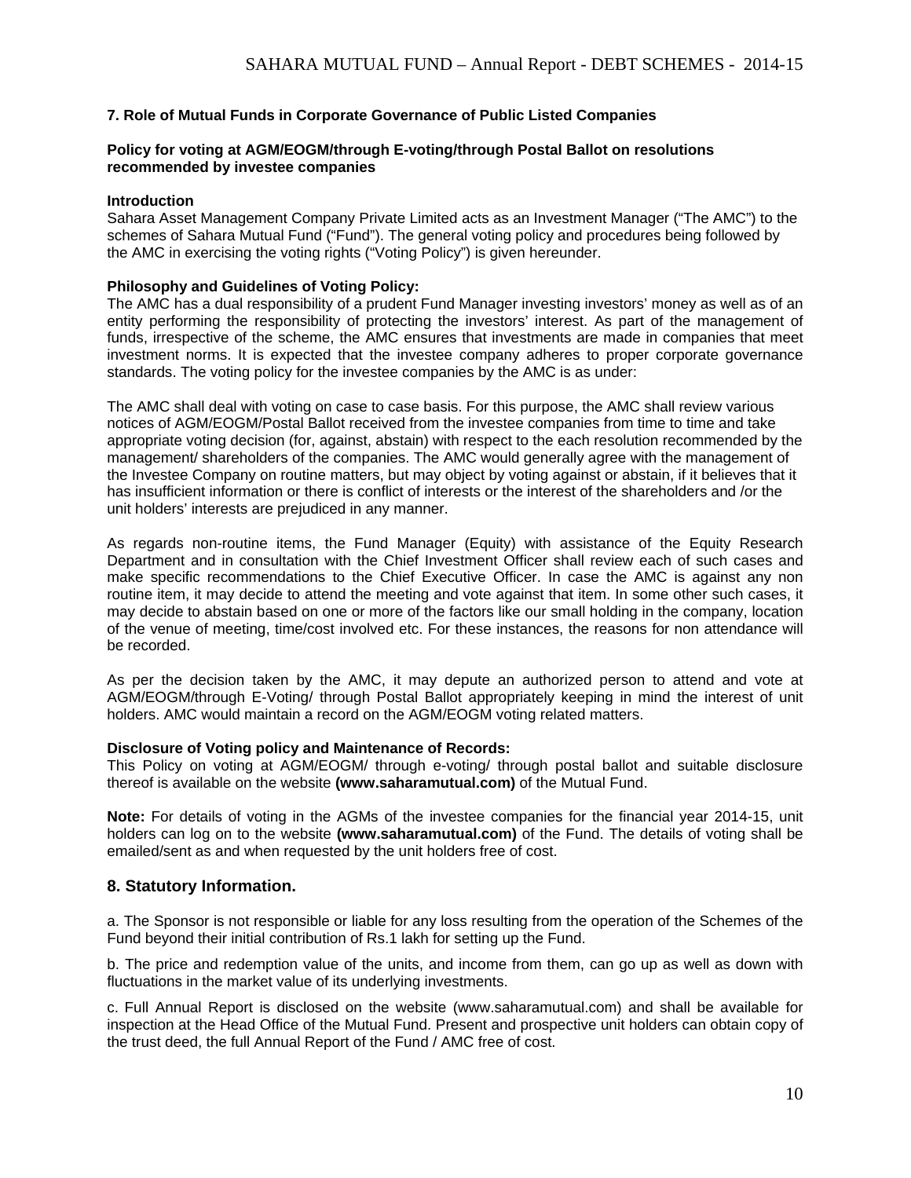### 7. Role of Mutual Funds in Corporate Governance of Public Listed Companies

**Policy for voting at AGM/EOGM/through E-voting/through Postal Ballot on resolutions recommended by investee companies**

**Introduction**

Sahara Asset Management Company Private Limited acts as an Investment Manager ("The AMC") to the schemes of Sahara Mutual Fund ("Fund"). The general voting policy and procedures being followed by the AMC in exercising the voting rights ("Voting Policy") is given hereunder.

**Philosophy and Guidelines of Voting Policy:**

The AMC has a dual responsibility of a prudent Fund Manager investing investors' money as well as of an entity performing the responsibility of protecting the investors' interest. As part of the management of funds, irrespective of the scheme, the AMC ensures that investments are made in companies that meet investment norms. It is expected that the investee company adheres to proper corporate governance standards. The voting policy for the investee companies by the AMC is as under:

The AMC shall deal with voting on case to case basis. For this purpose, the AMC shall review various notices of AGM/EOGM/Postal Ballot received from the investee companies from time to time and take appropriate voting decision (for, against, abstain) with respect to the each resolution recommended by the management/ shareholders of the companies. The AMC would generally agree with the management of the Investee Company on routine matters, but may object by voting against or abstain, if it believes that it has insufficient information or there is conflict of interests or the interest of the shareholders and /or the unit holders' interests are prejudiced in any manner.

As regards non-routine items, the Fund Manager (Equity) with assistance of the Equity Research Department and in consultation with the Chief Investment Officer shall review each of such cases and make specific recommendations to the Chief Executive Officer. In case the AMC is against any non routine item, it may decide to attend the meeting and vote against that item. In some other such cases, it may decide to abstain based on one or more of the factors like our small holding in the company, location of the venue of meeting, time/cost involved etc. For these instances, the reasons for non attendance will be recorded.

As per the decision taken by the AMC, it may depute an authorized person to attend and vote at AGM/EOGM/through E-Voting/ through Postal Ballot appropriately keeping in mind the interest of unit holders. AMC would maintain a record on the AGM/EOGM voting related matters.

**Disclosure of Voting policy and Maintenance of Records:**

This Policy on voting at AGM/EOGM/ through e-voting/ through postal ballot and suitable disclosure thereof is available on the website **(www.saharamutual.com)** of the Mutual Fund.

**Note:** For details of voting in the AGMs of the investee companies for the financial year 2014-15, unit holders can log on to the website **(www.saharamutual.com)** of the Fund. The details of voting shall be emailed/sent as and when requested by the unit holders free of cost.

### 8. Statutory Information.

a. The Sponsor is not responsible or liable for any loss resulting from the operation of the Schemes of the Fund beyond their initial contribution of Rs.1 lakh for setting up the Fund.

b. The price and redemption value of the units, and income from them, can go up as well as down with fluctuations in the market value of its underlying investments.

c. Full Annual Report is disclosed on the website (www.saharamutual.com) and shall be available for inspection at the Head Office of the Mutual Fund. Present and prospective unit holders can obtain copy of the trust deed, the full Annual Report of the Fund / AMC free of cost.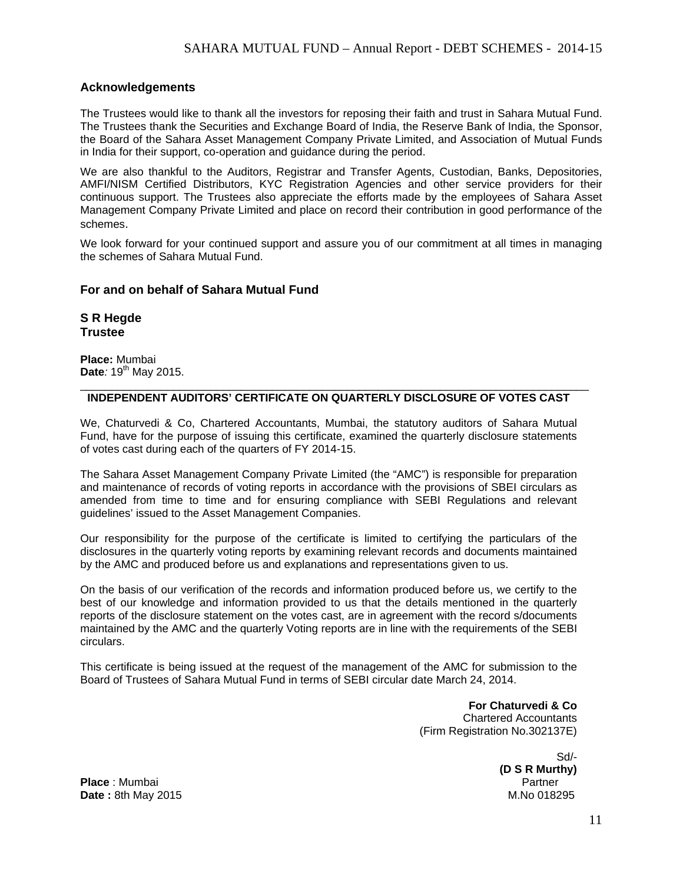## Acknowledgements

The Trustees would like to thank all the investors for reposing their faith and trust in Sahara Mutual Fund. The Trustees thank the Securities and Exchange Board of India, the Reserve Bank of India, the Sponsor, the Board of the Sahara Asset Management Company Private Limited, and Association of Mutual Funds in India for their support, co-operation and guidance during the period.

We are also thankful to the Auditors, Registrar and Transfer Agents, Custodian, Banks, Depositories, AMFI/NISM Certified Distributors, KYC Registration Agencies and other service providers for their continuous support. The Trustees also appreciate the efforts made by the employees of Sahara Asset Management Company Private Limited and place on record their contribution in good performance of the schemes.

We look forward for your continued support and assure you of our commitment at all times in managing the schemes of Sahara Mutual Fund.

**For and on behalf of Sahara Mutual Fund**

**S R Hegde**
**Trustee**

**Place:** Mumbai
**Date***:* 19th May 2015.

## INDEPENDENT AUDITORS' CERTIFICATE ON QUARTERLY DISCLOSURE OF VOTES CAST

We, Chaturvedi & Co, Chartered Accountants, Mumbai, the statutory auditors of Sahara Mutual Fund, have for the purpose of issuing this certificate, examined the quarterly disclosure statements of votes cast during each of the quarters of FY 2014-15.

The Sahara Asset Management Company Private Limited (the "AMC") is responsible for preparation and maintenance of records of voting reports in accordance with the provisions of SBEI circulars as amended from time to time and for ensuring compliance with SEBI Regulations and relevant guidelines' issued to the Asset Management Companies.

Our responsibility for the purpose of the certificate is limited to certifying the particulars of the disclosures in the quarterly voting reports by examining relevant records and documents maintained by the AMC and produced before us and explanations and representations given to us.

On the basis of our verification of the records and information produced before us, we certify to the best of our knowledge and information provided to us that the details mentioned in the quarterly reports of the disclosure statement on the votes cast, are in agreement with the record s/documents maintained by the AMC and the quarterly Voting reports are in line with the requirements of the SEBI circulars.

This certificate is being issued at the request of the management of the AMC for submission to the Board of Trustees of Sahara Mutual Fund in terms of SEBI circular date March 24, 2014.

**For Chaturvedi & Co**
Chartered Accountants
(Firm Registration No.302137E)

Sd/-
**(D S R Murthy)**
Partner
M.No 018295

**Place** : Mumbai
**Date :** 8th May 2015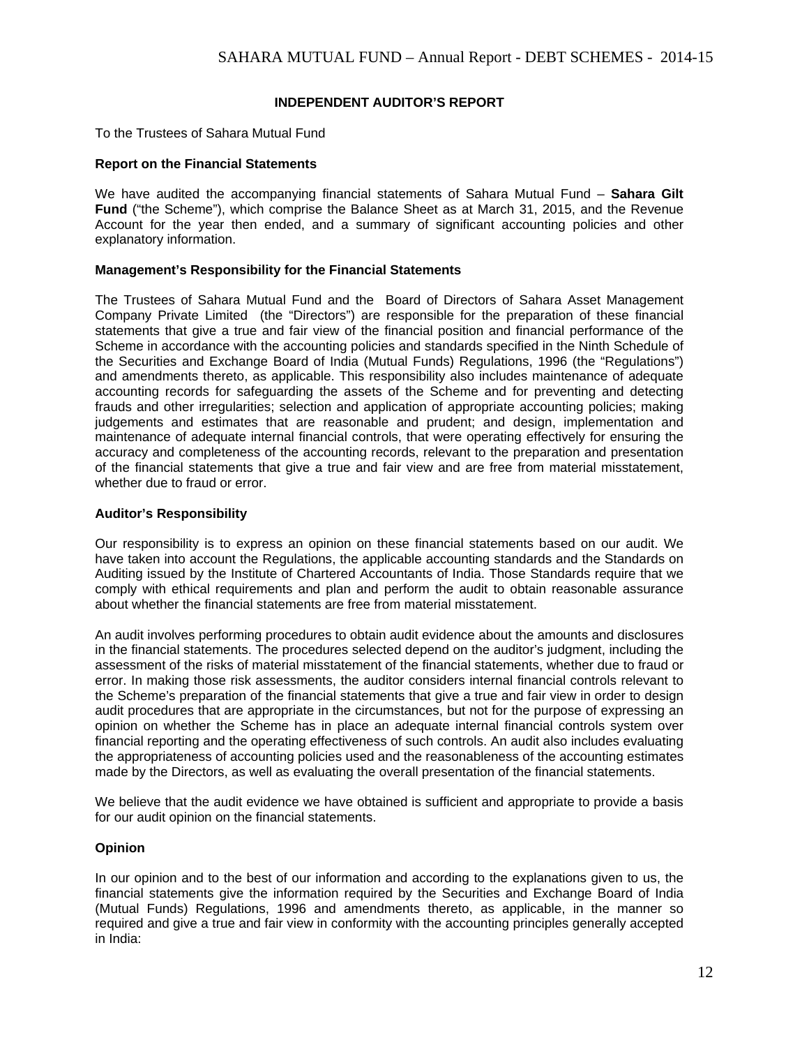## INDEPENDENT AUDITOR'S REPORT

To the Trustees of Sahara Mutual Fund

### Report on the Financial Statements

We have audited the accompanying financial statements of Sahara Mutual Fund – **Sahara Gilt Fund** ("the Scheme"), which comprise the Balance Sheet as at March 31, 2015, and the Revenue Account for the year then ended, and a summary of significant accounting policies and other explanatory information.

### Management's Responsibility for the Financial Statements

The Trustees of Sahara Mutual Fund and the Board of Directors of Sahara Asset Management Company Private Limited (the "Directors") are responsible for the preparation of these financial statements that give a true and fair view of the financial position and financial performance of the Scheme in accordance with the accounting policies and standards specified in the Ninth Schedule of the Securities and Exchange Board of India (Mutual Funds) Regulations, 1996 (the "Regulations") and amendments thereto, as applicable. This responsibility also includes maintenance of adequate accounting records for safeguarding the assets of the Scheme and for preventing and detecting frauds and other irregularities; selection and application of appropriate accounting policies; making judgements and estimates that are reasonable and prudent; and design, implementation and maintenance of adequate internal financial controls, that were operating effectively for ensuring the accuracy and completeness of the accounting records, relevant to the preparation and presentation of the financial statements that give a true and fair view and are free from material misstatement, whether due to fraud or error.

### Auditor's Responsibility

Our responsibility is to express an opinion on these financial statements based on our audit. We have taken into account the Regulations, the applicable accounting standards and the Standards on Auditing issued by the Institute of Chartered Accountants of India. Those Standards require that we comply with ethical requirements and plan and perform the audit to obtain reasonable assurance about whether the financial statements are free from material misstatement.

An audit involves performing procedures to obtain audit evidence about the amounts and disclosures in the financial statements. The procedures selected depend on the auditor's judgment, including the assessment of the risks of material misstatement of the financial statements, whether due to fraud or error. In making those risk assessments, the auditor considers internal financial controls relevant to the Scheme's preparation of the financial statements that give a true and fair view in order to design audit procedures that are appropriate in the circumstances, but not for the purpose of expressing an opinion on whether the Scheme has in place an adequate internal financial controls system over financial reporting and the operating effectiveness of such controls. An audit also includes evaluating the appropriateness of accounting policies used and the reasonableness of the accounting estimates made by the Directors, as well as evaluating the overall presentation of the financial statements.

We believe that the audit evidence we have obtained is sufficient and appropriate to provide a basis for our audit opinion on the financial statements.

### Opinion

In our opinion and to the best of our information and according to the explanations given to us, the financial statements give the information required by the Securities and Exchange Board of India (Mutual Funds) Regulations, 1996 and amendments thereto, as applicable, in the manner so required and give a true and fair view in conformity with the accounting principles generally accepted in India: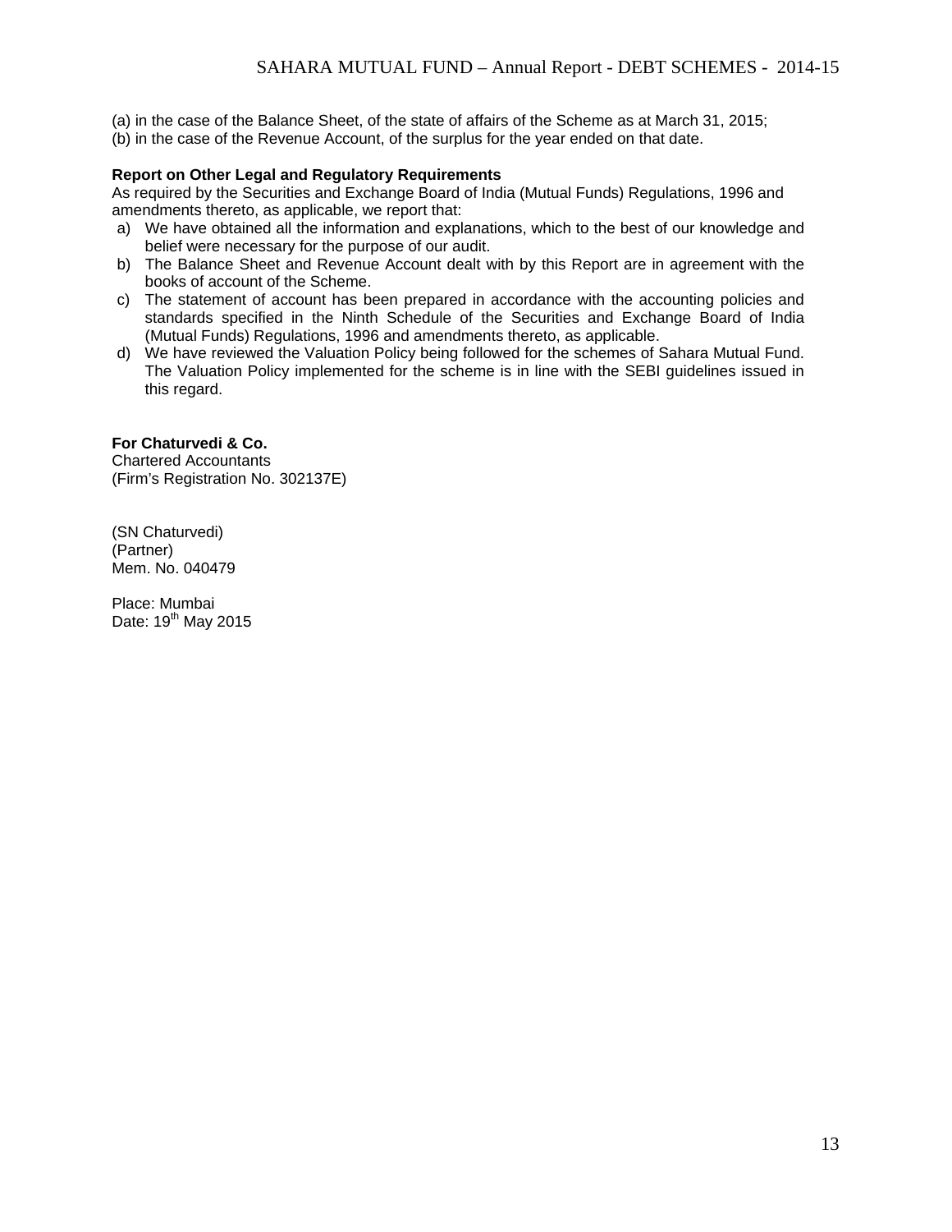(a) in the case of the Balance Sheet, of the state of affairs of the Scheme as at March 31, 2015;
(b) in the case of the Revenue Account, of the surplus for the year ended on that date.

**Report on Other Legal and Regulatory Requirements**

As required by the Securities and Exchange Board of India (Mutual Funds) Regulations, 1996 and amendments thereto, as applicable, we report that:

a) We have obtained all the information and explanations, which to the best of our knowledge and belief were necessary for the purpose of our audit.
b) The Balance Sheet and Revenue Account dealt with by this Report are in agreement with the books of account of the Scheme.
c) The statement of account has been prepared in accordance with the accounting policies and standards specified in the Ninth Schedule of the Securities and Exchange Board of India (Mutual Funds) Regulations, 1996 and amendments thereto, as applicable.
d) We have reviewed the Valuation Policy being followed for the schemes of Sahara Mutual Fund. The Valuation Policy implemented for the scheme is in line with the SEBI guidelines issued in this regard.

**For Chaturvedi & Co.**
Chartered Accountants
(Firm's Registration No. 302137E)

(SN Chaturvedi)
(Partner)
Mem. No. 040479

Place: Mumbai
Date: 19th May 2015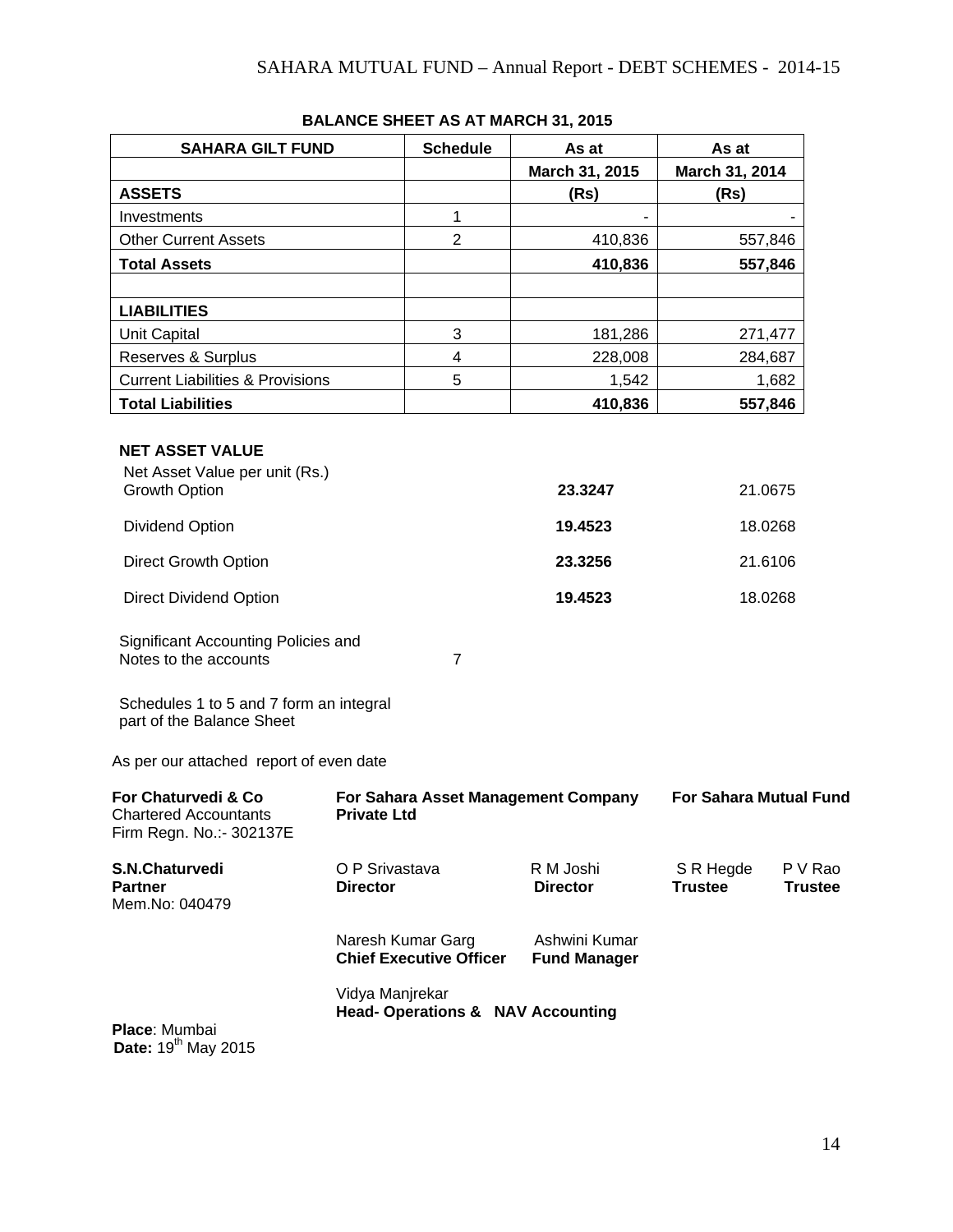## BALANCE SHEET AS AT MARCH 31, 2015

| SAHARA GILT FUND | Schedule | As at | As at |
|---|---|---|---|
| | | March 31, 2015 | March 31, 2014 |
| **ASSETS** | | **(Rs)** | **(Rs)** |
| Investments | 1 | - | - |
| Other Current Assets | 2 | 410,836 | 557,846 |
| **Total Assets** | | **410,836** | **557,846** |
| | | | |
| **LIABILITIES** | | | |
| Unit Capital | 3 | 181,286 | 271,477 |
| Reserves & Surplus | 4 | 228,008 | 284,687 |
| Current Liabilities & Provisions | 5 | 1,542 | 1,682 |
| **Total Liabilities** | | **410,836** | **557,846** |

**NET ASSET VALUE**

| Net Asset Value per unit (Rs.) | | |
|---|---|---|
| Growth Option | **23.3247** | 21.0675 |
| Dividend Option | **19.4523** | 18.0268 |
| Direct Growth Option | **23.3256** | 21.6106 |
| Direct Dividend Option | **19.4523** | 18.0268 |

Significant Accounting Policies and Notes to the accounts — 7

Schedules 1 to 5 and 7 form an integral part of the Balance Sheet

As per our attached report of even date

**For Chaturvedi & Co**
Chartered Accountants
Firm Regn. No.:- 302137E

**S.N.Chaturvedi**
**Partner**
Mem.No: 040479

**For Sahara Asset Management Company Private Ltd**

O P Srivastava
**Director**

R M Joshi
**Director**

Naresh Kumar Garg
**Chief Executive Officer**

Ashwini Kumar
**Fund Manager**

Vidya Manjrekar
**Head- Operations & NAV Accounting**

**For Sahara Mutual Fund**

S R Hegde
**Trustee**

P V Rao
**Trustee**

**Place**: Mumbai
**Date:** 19th May 2015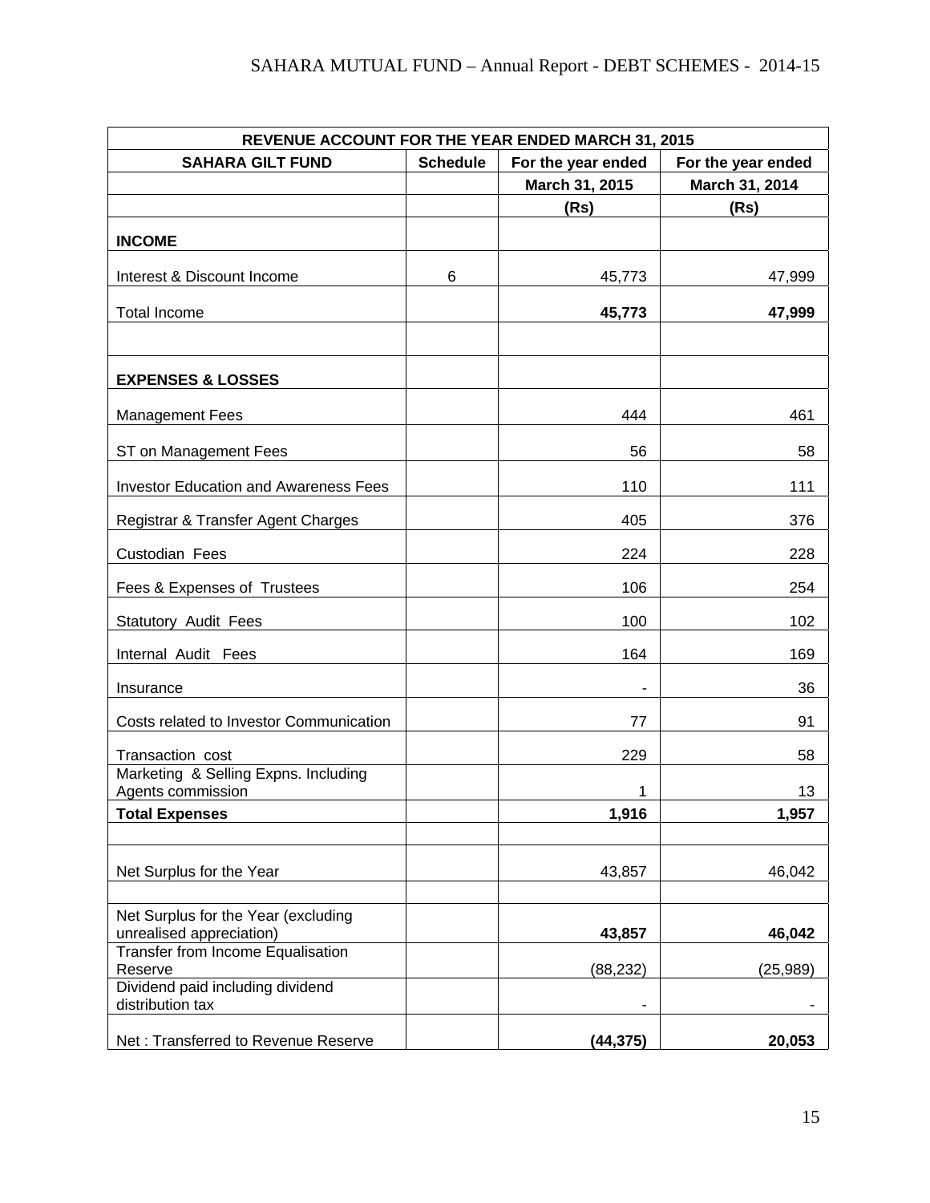| REVENUE ACCOUNT FOR THE YEAR ENDED MARCH 31, 2015 | | | |
|---|---|---|---|
| **SAHARA GILT FUND** | **Schedule** | **For the year ended March 31, 2015 (Rs)** | **For the year ended March 31, 2014 (Rs)** |
| **INCOME** | | | |
| Interest & Discount Income | 6 | 45,773 | 47,999 |
| Total Income | | **45,773** | **47,999** |
| | | | |
| **EXPENSES & LOSSES** | | | |
| Management Fees | | 444 | 461 |
| ST on Management Fees | | 56 | 58 |
| Investor Education and Awareness Fees | | 110 | 111 |
| Registrar & Transfer Agent Charges | | 405 | 376 |
| Custodian Fees | | 224 | 228 |
| Fees & Expenses of Trustees | | 106 | 254 |
| Statutory Audit Fees | | 100 | 102 |
| Internal Audit Fees | | 164 | 169 |
| Insurance | | - | 36 |
| Costs related to Investor Communication | | 77 | 91 |
| Transaction cost | | 229 | 58 |
| Marketing & Selling Expns. Including Agents commission | | 1 | 13 |
| **Total Expenses** | | **1,916** | **1,957** |
| | | | |
| Net Surplus for the Year | | 43,857 | 46,042 |
| | | | |
| Net Surplus for the Year (excluding unrealised appreciation) | | **43,857** | **46,042** |
| Transfer from Income Equalisation Reserve | | (88,232) | (25,989) |
| Dividend paid including dividend distribution tax | | - | - |
| Net : Transferred to Revenue Reserve | | **(44,375)** | **20,053** |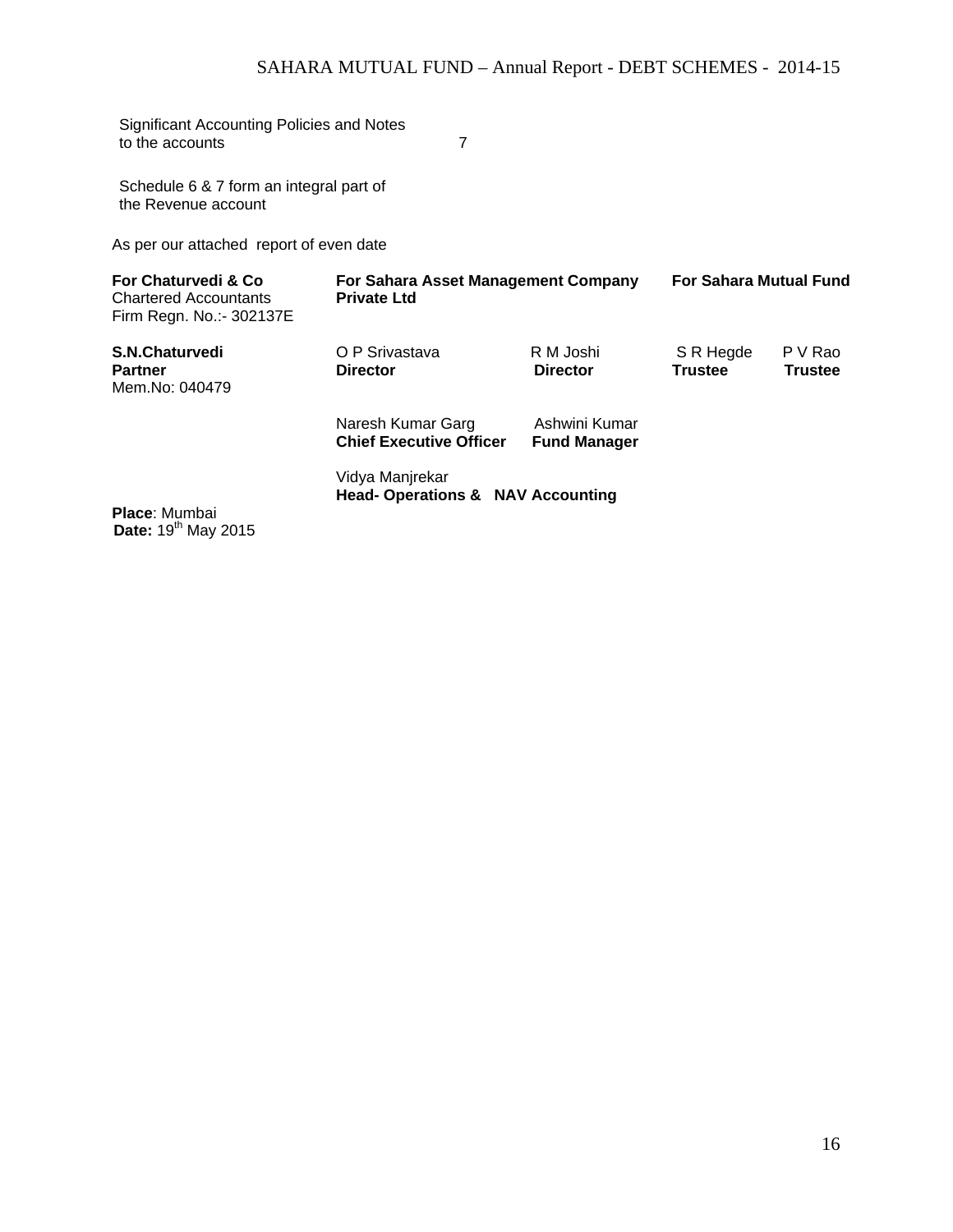| Significant Accounting Policies and Notes to the accounts | 7 |
|---|---|

Schedule 6 & 7 form an integral part of the Revenue account

As per our attached report of even date

| **For Chaturvedi & Co** Chartered Accountants Firm Regn. No.:- 302137E | **For Sahara Asset Management Company Private Ltd** | | **For Sahara Mutual Fund** | |
|---|---|---|---|---|
| **S.N.Chaturvedi** **Partner** Mem.No: 040479 | O P Srivastava **Director** | R M Joshi **Director** | S R Hegde **Trustee** | P V Rao **Trustee** |
| | Naresh Kumar Garg **Chief Executive Officer** | Ashwini Kumar **Fund Manager** | | |
| | Vidya Manjrekar **Head- Operations & NAV Accounting** | | | |

**Place**: Mumbai
**Date:** 19th May 2015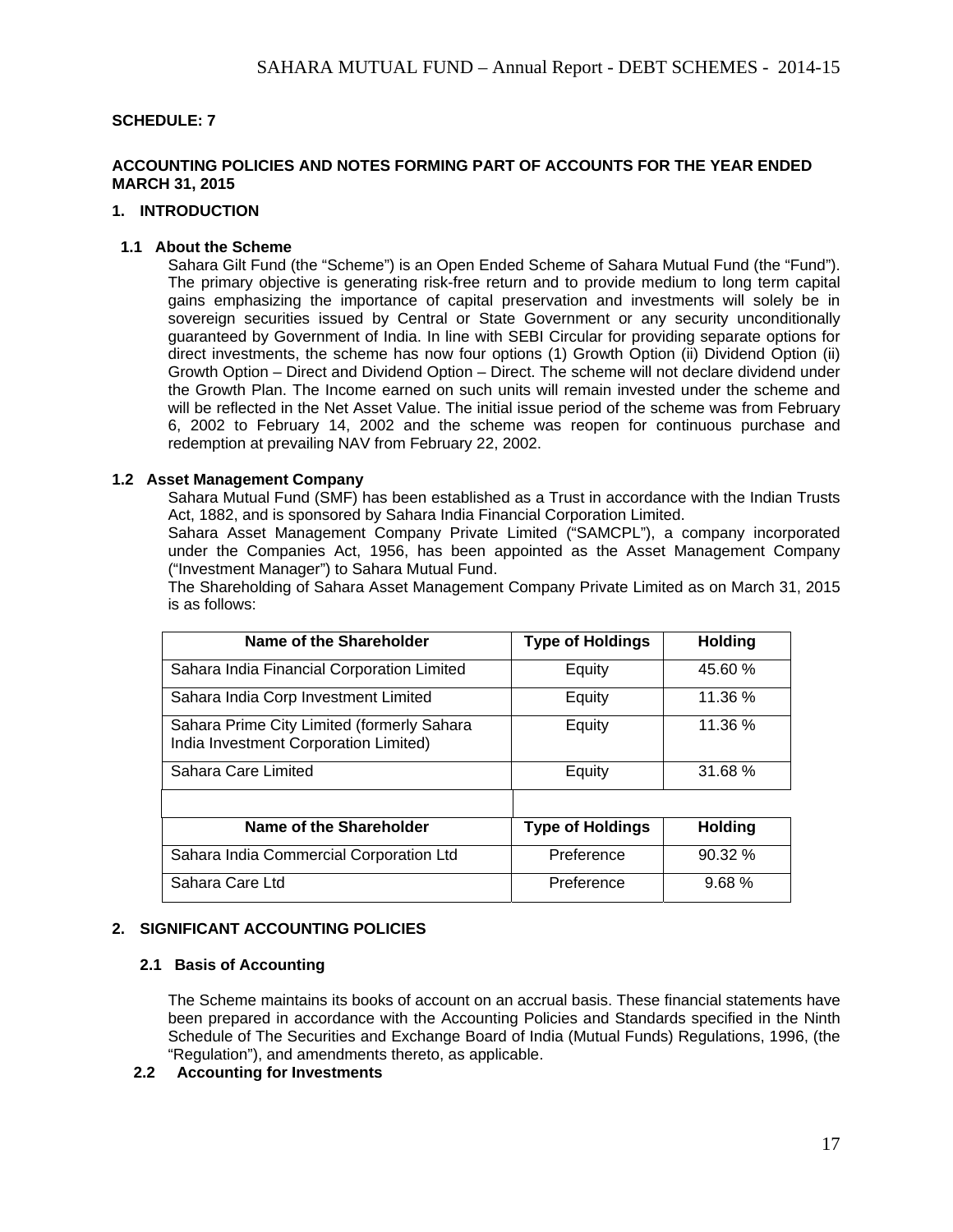**SCHEDULE: 7**

**ACCOUNTING POLICIES AND NOTES FORMING PART OF ACCOUNTS FOR THE YEAR ENDED MARCH 31, 2015**

## 1. INTRODUCTION

### 1.1 About the Scheme

Sahara Gilt Fund (the "Scheme") is an Open Ended Scheme of Sahara Mutual Fund (the "Fund"). The primary objective is generating risk-free return and to provide medium to long term capital gains emphasizing the importance of capital preservation and investments will solely be in sovereign securities issued by Central or State Government or any security unconditionally guaranteed by Government of India. In line with SEBI Circular for providing separate options for direct investments, the scheme has now four options (1) Growth Option (ii) Dividend Option (ii) Growth Option – Direct and Dividend Option – Direct. The scheme will not declare dividend under the Growth Plan. The Income earned on such units will remain invested under the scheme and will be reflected in the Net Asset Value. The initial issue period of the scheme was from February 6, 2002 to February 14, 2002 and the scheme was reopen for continuous purchase and redemption at prevailing NAV from February 22, 2002.

### 1.2 Asset Management Company

Sahara Mutual Fund (SMF) has been established as a Trust in accordance with the Indian Trusts Act, 1882, and is sponsored by Sahara India Financial Corporation Limited.

Sahara Asset Management Company Private Limited ("SAMCPL"), a company incorporated under the Companies Act, 1956, has been appointed as the Asset Management Company ("Investment Manager") to Sahara Mutual Fund.

The Shareholding of Sahara Asset Management Company Private Limited as on March 31, 2015 is as follows:

| Name of the Shareholder | Type of Holdings | Holding |
|---|---|---|
| Sahara India Financial Corporation Limited | Equity | 45.60 % |
| Sahara India Corp Investment Limited | Equity | 11.36 % |
| Sahara Prime City Limited (formerly Sahara India Investment Corporation Limited) | Equity | 11.36 % |
| Sahara Care Limited | Equity | 31.68 % |

| Name of the Shareholder | Type of Holdings | Holding |
|---|---|---|
| Sahara India Commercial Corporation Ltd | Preference | 90.32 % |
| Sahara Care Ltd | Preference | 9.68 % |

## 2. SIGNIFICANT ACCOUNTING POLICIES

### 2.1 Basis of Accounting

The Scheme maintains its books of account on an accrual basis. These financial statements have been prepared in accordance with the Accounting Policies and Standards specified in the Ninth Schedule of The Securities and Exchange Board of India (Mutual Funds) Regulations, 1996, (the "Regulation"), and amendments thereto, as applicable.

### 2.2 Accounting for Investments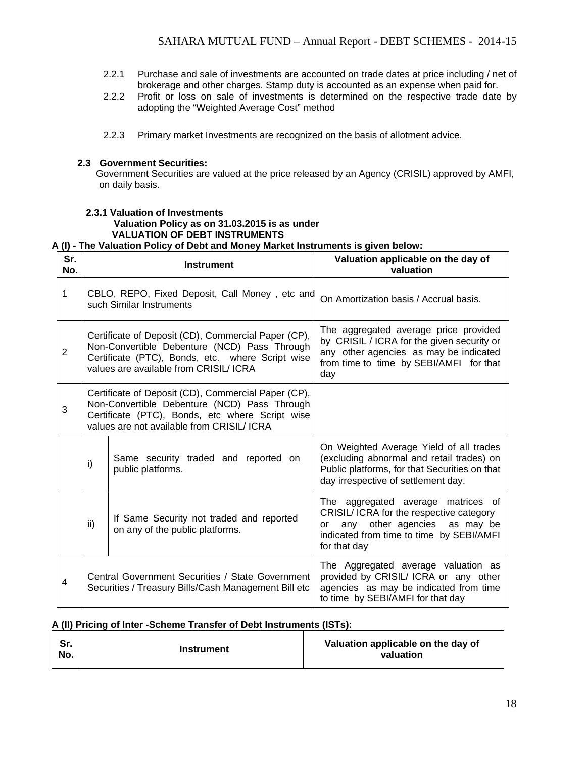2.2.1 Purchase and sale of investments are accounted on trade dates at price including / net of brokerage and other charges. Stamp duty is accounted as an expense when paid for.

2.2.2 Profit or loss on sale of investments is determined on the respective trade date by adopting the "Weighted Average Cost" method

2.2.3 Primary market Investments are recognized on the basis of allotment advice.

### 2.3 Government Securities:

Government Securities are valued at the price released by an Agency (CRISIL) approved by AMFI, on daily basis.

#### 2.3.1 Valuation of Investments

**Valuation Policy as on 31.03.2015 is as under**

**VALUATION OF DEBT INSTRUMENTS**

**A (I) - The Valuation Policy of Debt and Money Market Instruments is given below:**

| Sr. No. | Instrument | | Valuation applicable on the day of valuation |
|---|---|---|---|
| 1 | CBLO, REPO, Fixed Deposit, Call Money , etc and such Similar Instruments | | On Amortization basis / Accrual basis. |
| 2 | Certificate of Deposit (CD), Commercial Paper (CP), Non-Convertible Debenture (NCD) Pass Through Certificate (PTC), Bonds, etc. where Script wise values are available from CRISIL/ ICRA | | The aggregated average price provided by CRISIL / ICRA for the given security or any other agencies as may be indicated from time to time by SEBI/AMFI for that day |
| 3 | Certificate of Deposit (CD), Commercial Paper (CP), Non-Convertible Debenture (NCD) Pass Through Certificate (PTC), Bonds, etc where Script wise values are not available from CRISIL/ ICRA | | |
| | i) | Same security traded and reported on public platforms. | On Weighted Average Yield of all trades (excluding abnormal and retail trades) on Public platforms, for that Securities on that day irrespective of settlement day. |
| | ii) | If Same Security not traded and reported on any of the public platforms. | The aggregated average matrices of CRISIL/ ICRA for the respective category or any other agencies as may be indicated from time to time by SEBI/AMFI for that day |
| 4 | Central Government Securities / State Government Securities / Treasury Bills/Cash Management Bill etc | | The Aggregated average valuation as provided by CRISIL/ ICRA or any other agencies as may be indicated from time to time by SEBI/AMFI for that day |

**A (II) Pricing of Inter -Scheme Transfer of Debt Instruments (ISTs):**

| Sr. No. | Instrument | Valuation applicable on the day of valuation |
|---|---|---|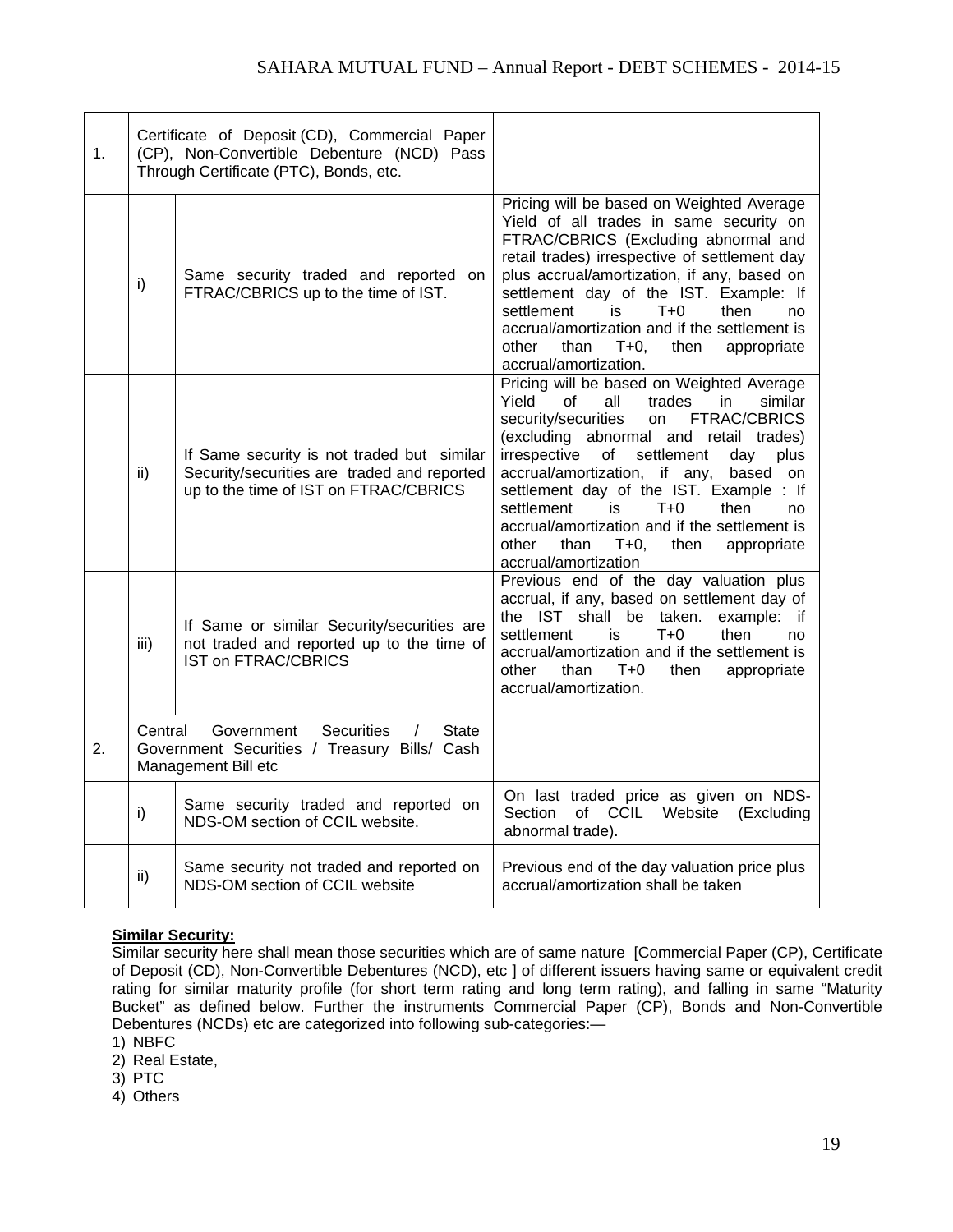| | | | |
|---|---|---|---|
| 1. | Certificate of Deposit (CD), Commercial Paper (CP), Non-Convertible Debenture (NCD) Pass Through Certificate (PTC), Bonds, etc. | | |
| | i) | Same security traded and reported on FTRAC/CBRICS up to the time of IST. | Pricing will be based on Weighted Average Yield of all trades in same security on FTRAC/CBRICS (Excluding abnormal and retail trades) irrespective of settlement day plus accrual/amortization, if any, based on settlement day of the IST. Example: If settlement is T+0 then no accrual/amortization and if the settlement is other than T+0, then appropriate accrual/amortization. |
| | ii) | If Same security is not traded but similar Security/securities are traded and reported up to the time of IST on FTRAC/CBRICS | Pricing will be based on Weighted Average Yield of all trades in similar security/securities on FTRAC/CBRICS (excluding abnormal and retail trades) irrespective of settlement day plus accrual/amortization, if any, based on settlement day of the IST. Example : If settlement is T+0 then no accrual/amortization and if the settlement is other than T+0, then appropriate accrual/amortization |
| | iii) | If Same or similar Security/securities are not traded and reported up to the time of IST on FTRAC/CBRICS | Previous end of the day valuation plus accrual, if any, based on settlement day of the IST shall be taken. example: if settlement is T+0 then no accrual/amortization and if the settlement is other than T+0 then appropriate accrual/amortization. |
| 2. | Central Government Securities / State Government Securities / Treasury Bills/ Cash Management Bill etc | | |
| | i) | Same security traded and reported on NDS-OM section of CCIL website. | On last traded price as given on NDS-Section of CCIL Website (Excluding abnormal trade). |
| | ii) | Same security not traded and reported on NDS-OM section of CCIL website | Previous end of the day valuation price plus accrual/amortization shall be taken |

**Similar Security:**

Similar security here shall mean those securities which are of same nature [Commercial Paper (CP), Certificate of Deposit (CD), Non-Convertible Debentures (NCD), etc ] of different issuers having same or equivalent credit rating for similar maturity profile (for short term rating and long term rating), and falling in same "Maturity Bucket" as defined below. Further the instruments Commercial Paper (CP), Bonds and Non-Convertible Debentures (NCDs) etc are categorized into following sub-categories:—

1) NBFC
2) Real Estate,
3) PTC
4) Others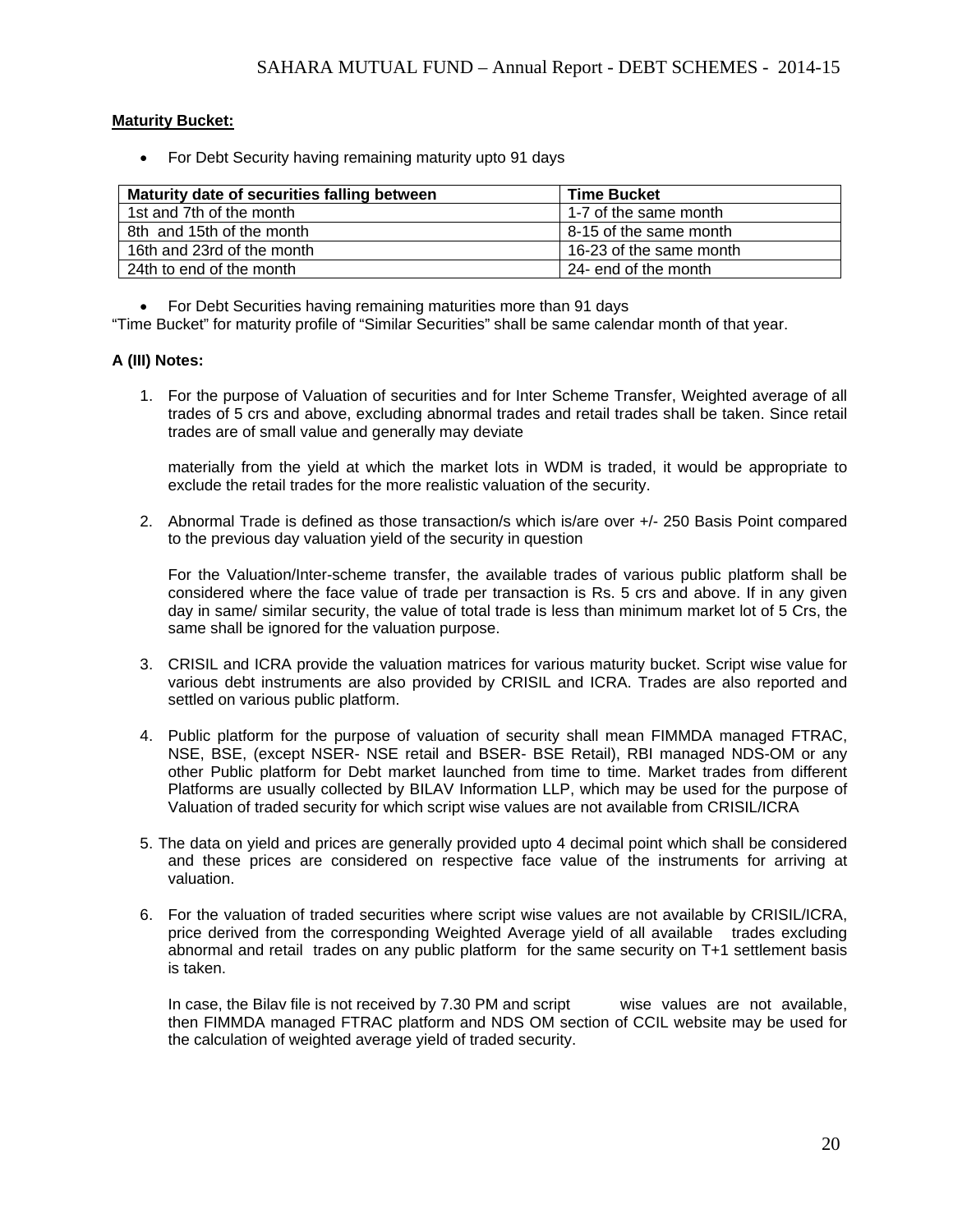**Maturity Bucket:**

- For Debt Security having remaining maturity upto 91 days

| Maturity date of securities falling between | Time Bucket |
|---|---|
| 1st and 7th of the month | 1-7 of the same month |
| 8th and 15th of the month | 8-15 of the same month |
| 16th and 23rd of the month | 16-23 of the same month |
| 24th to end of the month | 24- end of the month |

- For Debt Securities having remaining maturities more than 91 days

"Time Bucket" for maturity profile of "Similar Securities" shall be same calendar month of that year.

**A (III) Notes:**

1. For the purpose of Valuation of securities and for Inter Scheme Transfer, Weighted average of all trades of 5 crs and above, excluding abnormal trades and retail trades shall be taken. Since retail trades are of small value and generally may deviate

   materially from the yield at which the market lots in WDM is traded, it would be appropriate to exclude the retail trades for the more realistic valuation of the security.

2. Abnormal Trade is defined as those transaction/s which is/are over +/- 250 Basis Point compared to the previous day valuation yield of the security in question

   For the Valuation/Inter-scheme transfer, the available trades of various public platform shall be considered where the face value of trade per transaction is Rs. 5 crs and above. If in any given day in same/ similar security, the value of total trade is less than minimum market lot of 5 Crs, the same shall be ignored for the valuation purpose.

3. CRISIL and ICRA provide the valuation matrices for various maturity bucket. Script wise value for various debt instruments are also provided by CRISIL and ICRA. Trades are also reported and settled on various public platform.

4. Public platform for the purpose of valuation of security shall mean FIMMDA managed FTRAC, NSE, BSE, (except NSER- NSE retail and BSER- BSE Retail), RBI managed NDS-OM or any other Public platform for Debt market launched from time to time. Market trades from different Platforms are usually collected by BILAV Information LLP, which may be used for the purpose of Valuation of traded security for which script wise values are not available from CRISIL/ICRA

5. The data on yield and prices are generally provided upto 4 decimal point which shall be considered and these prices are considered on respective face value of the instruments for arriving at valuation.

6. For the valuation of traded securities where script wise values are not available by CRISIL/ICRA, price derived from the corresponding Weighted Average yield of all available trades excluding abnormal and retail trades on any public platform for the same security on T+1 settlement basis is taken.

   In case, the Bilav file is not received by 7.30 PM and script wise values are not available, then FIMMDA managed FTRAC platform and NDS OM section of CCIL website may be used for the calculation of weighted average yield of traded security.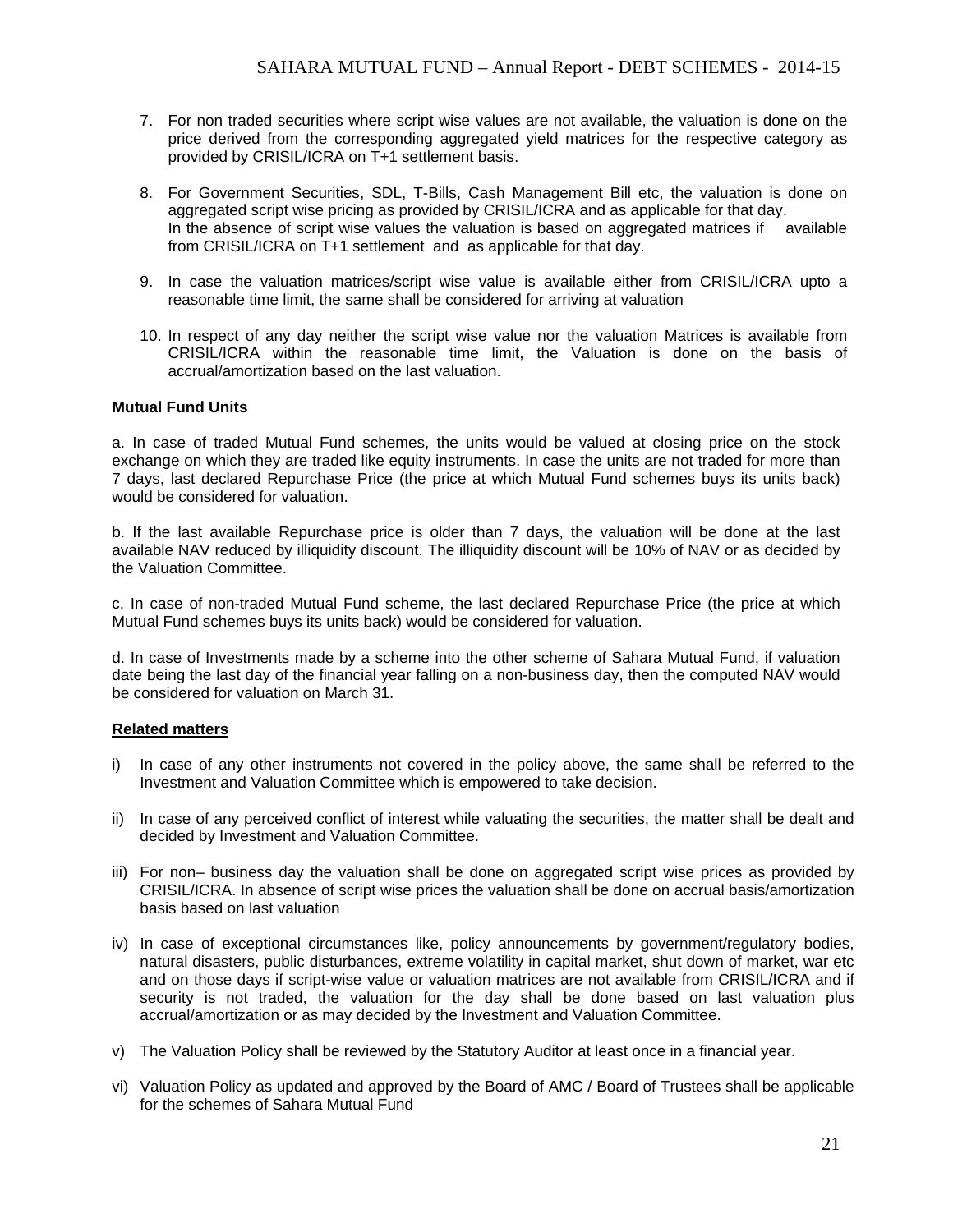7. For non traded securities where script wise values are not available, the valuation is done on the price derived from the corresponding aggregated yield matrices for the respective category as provided by CRISIL/ICRA on T+1 settlement basis.

8. For Government Securities, SDL, T-Bills, Cash Management Bill etc, the valuation is done on aggregated script wise pricing as provided by CRISIL/ICRA and as applicable for that day.
   In the absence of script wise values the valuation is based on aggregated matrices if available from CRISIL/ICRA on T+1 settlement and as applicable for that day.

9. In case the valuation matrices/script wise value is available either from CRISIL/ICRA upto a reasonable time limit, the same shall be considered for arriving at valuation

10. In respect of any day neither the script wise value nor the valuation Matrices is available from CRISIL/ICRA within the reasonable time limit, the Valuation is done on the basis of accrual/amortization based on the last valuation.

**Mutual Fund Units**

a. In case of traded Mutual Fund schemes, the units would be valued at closing price on the stock exchange on which they are traded like equity instruments. In case the units are not traded for more than 7 days, last declared Repurchase Price (the price at which Mutual Fund schemes buys its units back) would be considered for valuation.

b. If the last available Repurchase price is older than 7 days, the valuation will be done at the last available NAV reduced by illiquidity discount. The illiquidity discount will be 10% of NAV or as decided by the Valuation Committee.

c. In case of non-traded Mutual Fund scheme, the last declared Repurchase Price (the price at which Mutual Fund schemes buys its units back) would be considered for valuation.

d. In case of Investments made by a scheme into the other scheme of Sahara Mutual Fund, if valuation date being the last day of the financial year falling on a non-business day, then the computed NAV would be considered for valuation on March 31.

**Related matters**

i) In case of any other instruments not covered in the policy above, the same shall be referred to the Investment and Valuation Committee which is empowered to take decision.

ii) In case of any perceived conflict of interest while valuating the securities, the matter shall be dealt and decided by Investment and Valuation Committee.

iii) For non– business day the valuation shall be done on aggregated script wise prices as provided by CRISIL/ICRA. In absence of script wise prices the valuation shall be done on accrual basis/amortization basis based on last valuation

iv) In case of exceptional circumstances like, policy announcements by government/regulatory bodies, natural disasters, public disturbances, extreme volatility in capital market, shut down of market, war etc and on those days if script-wise value or valuation matrices are not available from CRISIL/ICRA and if security is not traded, the valuation for the day shall be done based on last valuation plus accrual/amortization or as may decided by the Investment and Valuation Committee.

v) The Valuation Policy shall be reviewed by the Statutory Auditor at least once in a financial year.

vi) Valuation Policy as updated and approved by the Board of AMC / Board of Trustees shall be applicable for the schemes of Sahara Mutual Fund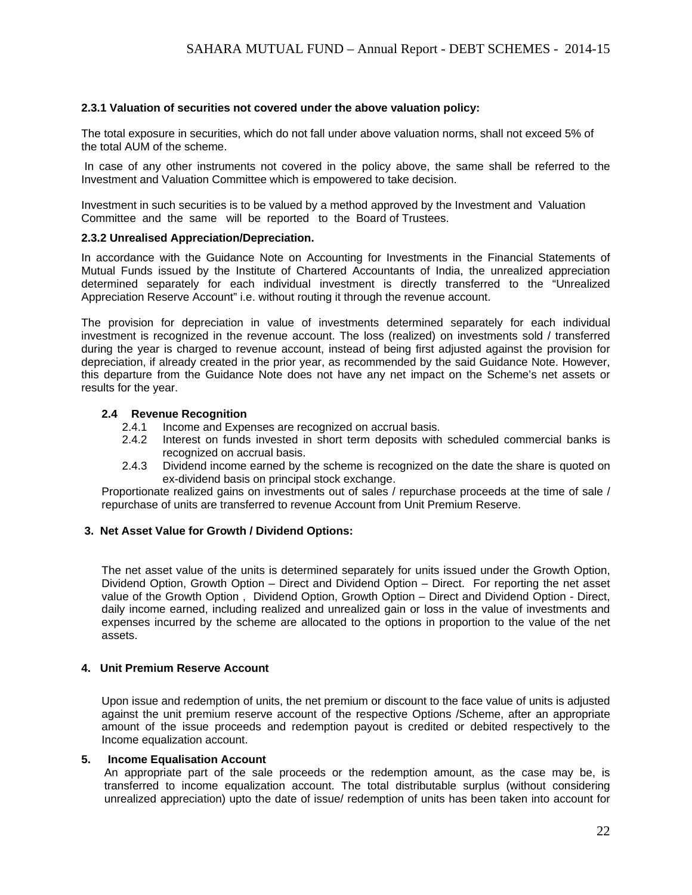**2.3.1 Valuation of securities not covered under the above valuation policy:**

The total exposure in securities, which do not fall under above valuation norms, shall not exceed 5% of the total AUM of the scheme.

In case of any other instruments not covered in the policy above, the same shall be referred to the Investment and Valuation Committee which is empowered to take decision.

Investment in such securities is to be valued by a method approved by the Investment and Valuation Committee and the same will be reported to the Board of Trustees.

**2.3.2 Unrealised Appreciation/Depreciation.**

In accordance with the Guidance Note on Accounting for Investments in the Financial Statements of Mutual Funds issued by the Institute of Chartered Accountants of India, the unrealized appreciation determined separately for each individual investment is directly transferred to the "Unrealized Appreciation Reserve Account" i.e. without routing it through the revenue account.

The provision for depreciation in value of investments determined separately for each individual investment is recognized in the revenue account. The loss (realized) on investments sold / transferred during the year is charged to revenue account, instead of being first adjusted against the provision for depreciation, if already created in the prior year, as recommended by the said Guidance Note. However, this departure from the Guidance Note does not have any net impact on the Scheme's net assets or results for the year.

**2.4 Revenue Recognition**

2.4.1 Income and Expenses are recognized on accrual basis.

2.4.2 Interest on funds invested in short term deposits with scheduled commercial banks is recognized on accrual basis.

2.4.3 Dividend income earned by the scheme is recognized on the date the share is quoted on ex-dividend basis on principal stock exchange.

Proportionate realized gains on investments out of sales / repurchase proceeds at the time of sale / repurchase of units are transferred to revenue Account from Unit Premium Reserve.

**3. Net Asset Value for Growth / Dividend Options:**

The net asset value of the units is determined separately for units issued under the Growth Option, Dividend Option, Growth Option – Direct and Dividend Option – Direct. For reporting the net asset value of the Growth Option , Dividend Option, Growth Option – Direct and Dividend Option - Direct, daily income earned, including realized and unrealized gain or loss in the value of investments and expenses incurred by the scheme are allocated to the options in proportion to the value of the net assets.

**4. Unit Premium Reserve Account**

Upon issue and redemption of units, the net premium or discount to the face value of units is adjusted against the unit premium reserve account of the respective Options /Scheme, after an appropriate amount of the issue proceeds and redemption payout is credited or debited respectively to the Income equalization account.

**5. Income Equalisation Account**

An appropriate part of the sale proceeds or the redemption amount, as the case may be, is transferred to income equalization account. The total distributable surplus (without considering unrealized appreciation) upto the date of issue/ redemption of units has been taken into account for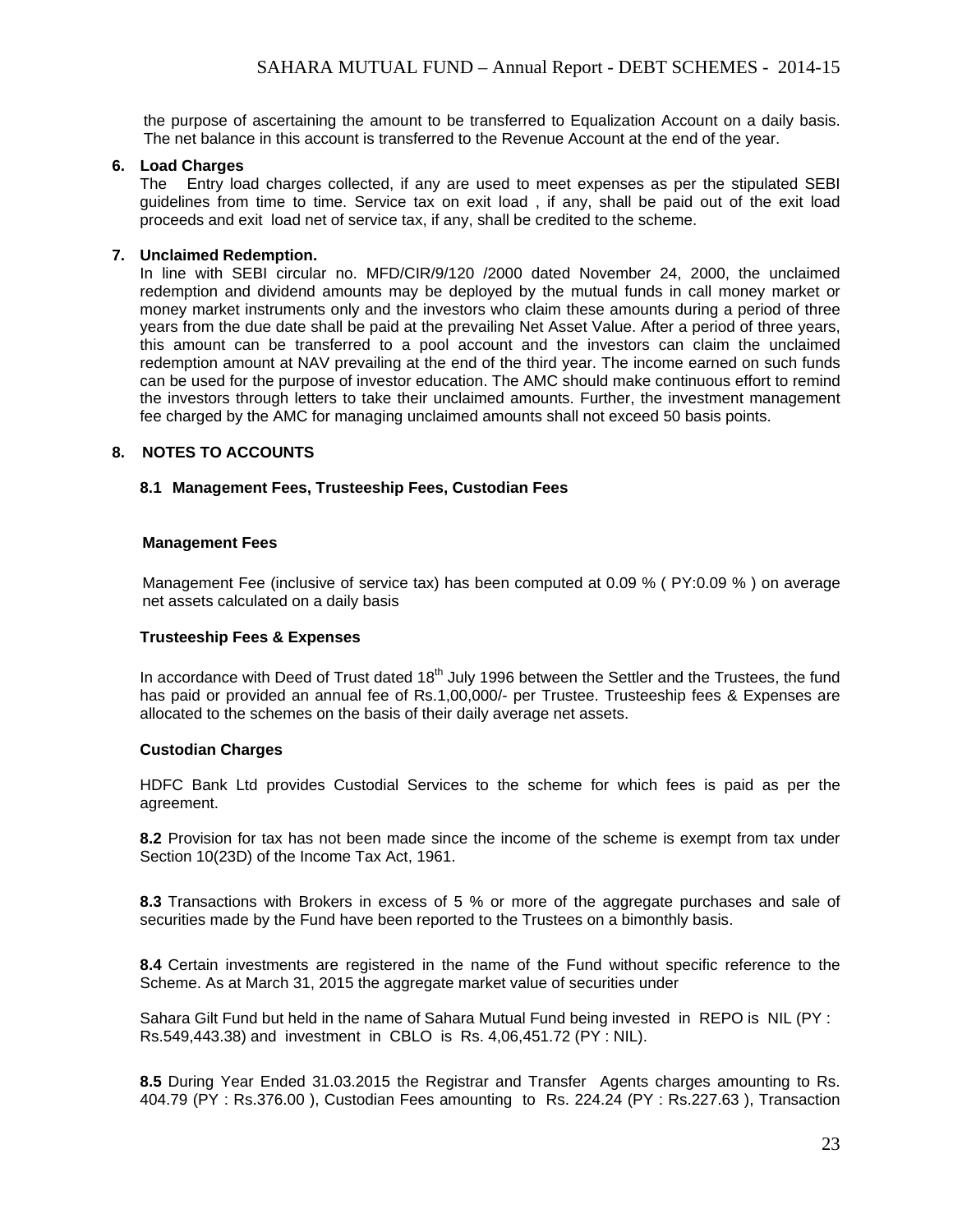the purpose of ascertaining the amount to be transferred to Equalization Account on a daily basis. The net balance in this account is transferred to the Revenue Account at the end of the year.

**6. Load Charges**

The Entry load charges collected, if any are used to meet expenses as per the stipulated SEBI guidelines from time to time. Service tax on exit load , if any, shall be paid out of the exit load proceeds and exit load net of service tax, if any, shall be credited to the scheme.

**7. Unclaimed Redemption.**

In line with SEBI circular no. MFD/CIR/9/120 /2000 dated November 24, 2000, the unclaimed redemption and dividend amounts may be deployed by the mutual funds in call money market or money market instruments only and the investors who claim these amounts during a period of three years from the due date shall be paid at the prevailing Net Asset Value. After a period of three years, this amount can be transferred to a pool account and the investors can claim the unclaimed redemption amount at NAV prevailing at the end of the third year. The income earned on such funds can be used for the purpose of investor education. The AMC should make continuous effort to remind the investors through letters to take their unclaimed amounts. Further, the investment management fee charged by the AMC for managing unclaimed amounts shall not exceed 50 basis points.

**8. NOTES TO ACCOUNTS**

**8.1 Management Fees, Trusteeship Fees, Custodian Fees**

**Management Fees**

Management Fee (inclusive of service tax) has been computed at 0.09 % ( PY:0.09 % ) on average net assets calculated on a daily basis

**Trusteeship Fees & Expenses**

In accordance with Deed of Trust dated 18th July 1996 between the Settler and the Trustees, the fund has paid or provided an annual fee of Rs.1,00,000/- per Trustee. Trusteeship fees & Expenses are allocated to the schemes on the basis of their daily average net assets.

**Custodian Charges**

HDFC Bank Ltd provides Custodial Services to the scheme for which fees is paid as per the agreement.

**8.2** Provision for tax has not been made since the income of the scheme is exempt from tax under Section 10(23D) of the Income Tax Act, 1961.

**8.3** Transactions with Brokers in excess of 5 % or more of the aggregate purchases and sale of securities made by the Fund have been reported to the Trustees on a bimonthly basis.

**8.4** Certain investments are registered in the name of the Fund without specific reference to the Scheme. As at March 31, 2015 the aggregate market value of securities under

Sahara Gilt Fund but held in the name of Sahara Mutual Fund being invested in REPO is NIL (PY : Rs.549,443.38) and investment in CBLO is Rs. 4,06,451.72 (PY : NIL).

**8.5** During Year Ended 31.03.2015 the Registrar and Transfer Agents charges amounting to Rs. 404.79 (PY : Rs.376.00 ), Custodian Fees amounting to Rs. 224.24 (PY : Rs.227.63 ), Transaction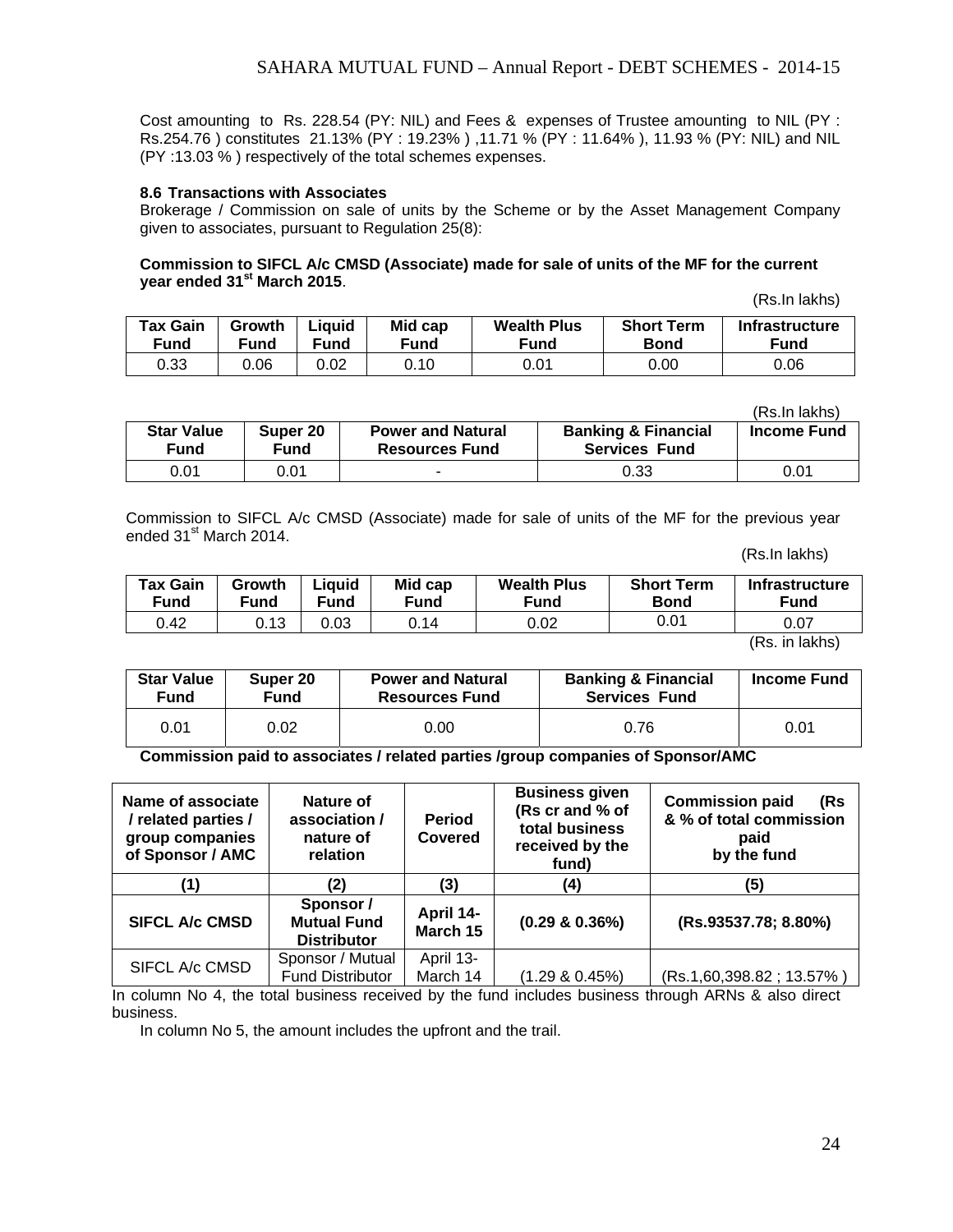Cost amounting to Rs. 228.54 (PY: NIL) and Fees & expenses of Trustee amounting to NIL (PY : Rs.254.76 ) constitutes 21.13% (PY : 19.23% ) ,11.71 % (PY : 11.64% ), 11.93 % (PY: NIL) and NIL (PY :13.03 % ) respectively of the total schemes expenses.

**8.6 Transactions with Associates**

Brokerage / Commission on sale of units by the Scheme or by the Asset Management Company given to associates, pursuant to Regulation 25(8):

**Commission to SIFCL A/c CMSD (Associate) made for sale of units of the MF for the current year ended 31st March 2015**.

(Rs.In lakhs)

| Tax Gain Fund | Growth Fund | Liquid Fund | Mid cap Fund | Wealth Plus Fund | Short Term Bond | Infrastructure Fund |
|---|---|---|---|---|---|---|
| 0.33 | 0.06 | 0.02 | 0.10 | 0.01 | 0.00 | 0.06 |

(Rs.In lakhs)

| Star Value Fund | Super 20 Fund | Power and Natural Resources Fund | Banking & Financial Services Fund | Income Fund |
|---|---|---|---|---|
| 0.01 | 0.01 | - | 0.33 | 0.01 |

Commission to SIFCL A/c CMSD (Associate) made for sale of units of the MF for the previous year ended 31st March 2014.

(Rs.In lakhs)

| Tax Gain Fund | Growth Fund | Liquid Fund | Mid cap Fund | Wealth Plus Fund | Short Term Bond | Infrastructure Fund |
|---|---|---|---|---|---|---|
| 0.42 | 0.13 | 0.03 | 0.14 | 0.02 | 0.01 | 0.07 |

(Rs. in lakhs)

| Star Value Fund | Super 20 Fund | Power and Natural Resources Fund | Banking & Financial Services Fund | Income Fund |
|---|---|---|---|---|
| 0.01 | 0.02 | 0.00 | 0.76 | 0.01 |

**Commission paid to associates / related parties /group companies of Sponsor/AMC**

| Name of associate / related parties / group companies of Sponsor / AMC | Nature of association / nature of relation | Period Covered | Business given (Rs cr and % of total business received by the fund) | Commission paid (Rs & % of total commission paid by the fund |
|---|---|---|---|---|
| (1) | (2) | (3) | (4) | (5) |
| **SIFCL A/c CMSD** | **Sponsor / Mutual Fund Distributor** | **April 14- March 15** | **(0.29 & 0.36%)** | **(Rs.93537.78; 8.80%)** |
| SIFCL A/c CMSD | Sponsor / Mutual Fund Distributor | April 13- March 14 | (1.29 & 0.45%) | (Rs.1,60,398.82 ; 13.57% ) |

In column No 4, the total business received by the fund includes business through ARNs & also direct business.

In column No 5, the amount includes the upfront and the trail.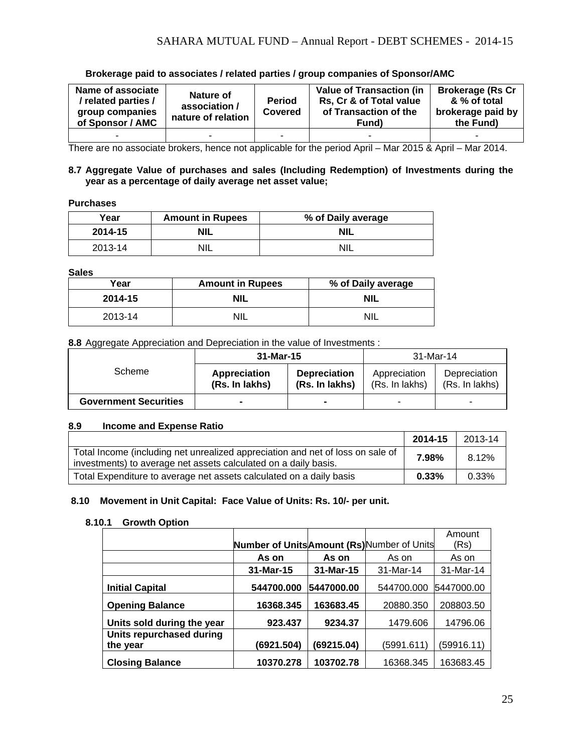**Brokerage paid to associates / related parties / group companies of Sponsor/AMC**

| Name of associate / related parties / group companies of Sponsor / AMC | Nature of association / nature of relation | Period Covered | Value of Transaction (in Rs, Cr & of Total value of Transaction of the Fund) | Brokerage (Rs Cr & % of total brokerage paid by the Fund) |
|---|---|---|---|---|
| - | - | - | - | - |

There are no associate brokers, hence not applicable for the period April – Mar 2015 & April – Mar 2014.

**8.7 Aggregate Value of purchases and sales (Including Redemption) of Investments during the year as a percentage of daily average net asset value;**

**Purchases**

| Year | Amount in Rupees | % of Daily average |
|---|---|---|
| **2014-15** | **NIL** | **NIL** |
| 2013-14 | NIL | NIL |

**Sales**

| Year | Amount in Rupees | % of Daily average |
|---|---|---|
| **2014-15** | **NIL** | **NIL** |
| 2013-14 | NIL | NIL |

**8.8** Aggregate Appreciation and Depreciation in the value of Investments :

| Scheme | **31-Mar-15** | | 31-Mar-14 | |
|---|---|---|---|---|
| | **Appreciation (Rs. In lakhs)** | **Depreciation (Rs. In lakhs)** | Appreciation (Rs. In lakhs) | Depreciation (Rs. In lakhs) |
| **Government Securities** | **-** | **-** | - | - |

**8.9 Income and Expense Ratio**

| | **2014-15** | 2013-14 |
|---|---|---|
| Total Income (including net unrealized appreciation and net of loss on sale of investments) to average net assets calculated on a daily basis. | **7.98%** | 8.12% |
| Total Expenditure to average net assets calculated on a daily basis | **0.33%** | 0.33% |

**8.10 Movement in Unit Capital: Face Value of Units: Rs. 10/- per unit.**

**8.10.1 Growth Option**

| | **Number of Units** | **Amount (Rs)** | Number of Units | Amount (Rs) |
|---|---|---|---|---|
| | **As on** | **As on** | As on | As on |
| | **31-Mar-15** | **31-Mar-15** | 31-Mar-14 | 31-Mar-14 |
| **Initial Capital** | **544700.000** | **5447000.00** | 544700.000 | 5447000.00 |
| **Opening Balance** | **16368.345** | **163683.45** | 20880.350 | 208803.50 |
| **Units sold during the year** | **923.437** | **9234.37** | 1479.606 | 14796.06 |
| **Units repurchased during the year** | **(6921.504)** | **(69215.04)** | (5991.611) | (59916.11) |
| **Closing Balance** | **10370.278** | **103702.78** | 16368.345 | 163683.45 |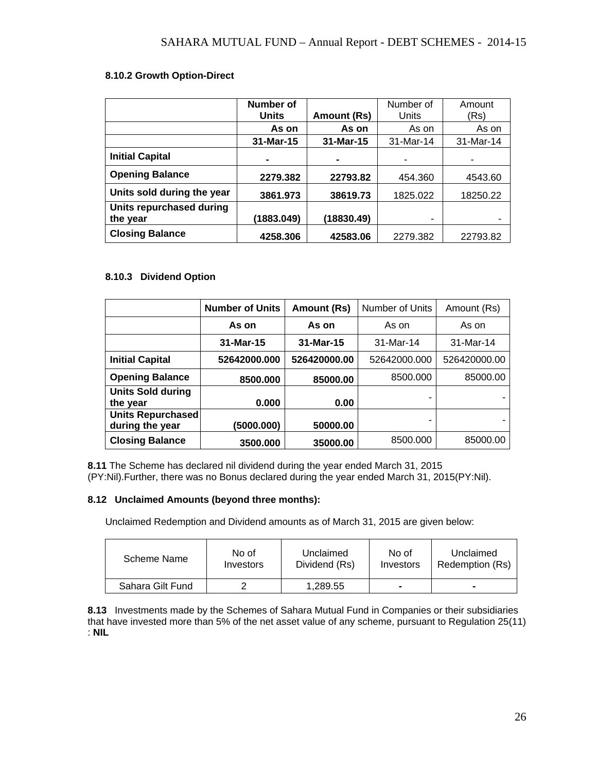**8.10.2 Growth Option-Direct**

| | **Number of Units** | **Amount (Rs)** | Number of Units | Amount (Rs) |
|---|---|---|---|---|
| | **As on** | **As on** | As on | As on |
| | **31-Mar-15** | **31-Mar-15** | 31-Mar-14 | 31-Mar-14 |
| **Initial Capital** | **-** | **-** | - | - |
| **Opening Balance** | **2279.382** | **22793.82** | 454.360 | 4543.60 |
| **Units sold during the year** | **3861.973** | **38619.73** | 1825.022 | 18250.22 |
| **Units repurchased during the year** | **(1883.049)** | **(18830.49)** | - | - |
| **Closing Balance** | **4258.306** | **42583.06** | 2279.382 | 22793.82 |

**8.10.3 Dividend Option**

| | **Number of Units** | **Amount (Rs)** | Number of Units | Amount (Rs) |
|---|---|---|---|---|
| | **As on** | **As on** | As on | As on |
| | **31-Mar-15** | **31-Mar-15** | 31-Mar-14 | 31-Mar-14 |
| **Initial Capital** | **52642000.000** | **526420000.00** | 52642000.000 | 526420000.00 |
| **Opening Balance** | **8500.000** | **85000.00** | 8500.000 | 85000.00 |
| **Units Sold during the year** | **0.000** | **0.00** | - | - |
| **Units Repurchased during the year** | **(5000.000)** | **50000.00** | - | - |
| **Closing Balance** | **3500.000** | **35000.00** | 8500.000 | 85000.00 |

**8.11** The Scheme has declared nil dividend during the year ended March 31, 2015 (PY:Nil).Further, there was no Bonus declared during the year ended March 31, 2015(PY:Nil).

**8.12 Unclaimed Amounts (beyond three months):**

Unclaimed Redemption and Dividend amounts as of March 31, 2015 are given below:

| Scheme Name | No of Investors | Unclaimed Dividend (Rs) | No of Investors | Unclaimed Redemption (Rs) |
|---|---|---|---|---|
| Sahara Gilt Fund | 2 | 1,289.55 | - | - |

**8.13** Investments made by the Schemes of Sahara Mutual Fund in Companies or their subsidiaries that have invested more than 5% of the net asset value of any scheme, pursuant to Regulation 25(11) : **NIL**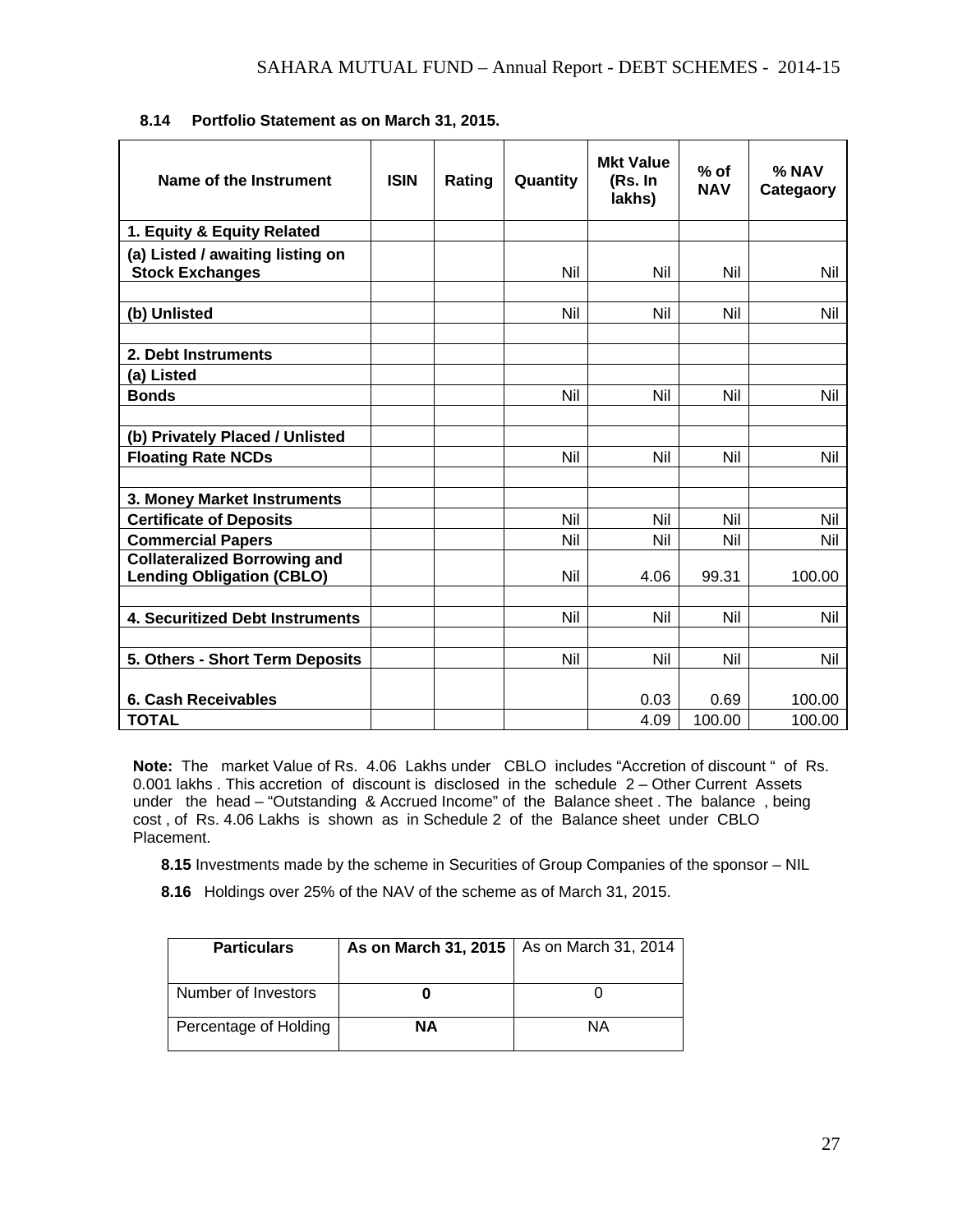**8.14 Portfolio Statement as on March 31, 2015.**

| Name of the Instrument | ISIN | Rating | Quantity | Mkt Value (Rs. In lakhs) | % of NAV | % NAV Categaory |
|---|---|---|---|---|---|---|
| **1. Equity & Equity Related** | | | | | | |
| **(a) Listed / awaiting listing on Stock Exchanges** | | | Nil | Nil | Nil | Nil |
| | | | | | | |
| **(b) Unlisted** | | | Nil | Nil | Nil | Nil |
| | | | | | | |
| **2. Debt Instruments** | | | | | | |
| **(a) Listed** | | | | | | |
| **Bonds** | | | Nil | Nil | Nil | Nil |
| | | | | | | |
| **(b) Privately Placed / Unlisted** | | | | | | |
| **Floating Rate NCDs** | | | Nil | Nil | Nil | Nil |
| | | | | | | |
| **3. Money Market Instruments** | | | | | | |
| **Certificate of Deposits** | | | Nil | Nil | Nil | Nil |
| **Commercial Papers** | | | Nil | Nil | Nil | Nil |
| **Collateralized Borrowing and Lending Obligation (CBLO)** | | | Nil | 4.06 | 99.31 | 100.00 |
| | | | | | | |
| **4. Securitized Debt Instruments** | | | Nil | Nil | Nil | Nil |
| | | | | | | |
| **5. Others - Short Term Deposits** | | | Nil | Nil | Nil | Nil |
| **6. Cash Receivables** | | | | 0.03 | 0.69 | 100.00 |
| **TOTAL** | | | | 4.09 | 100.00 | 100.00 |

**Note:** The market Value of Rs. 4.06 Lakhs under CBLO includes "Accretion of discount " of Rs. 0.001 lakhs . This accretion of discount is disclosed in the schedule 2 – Other Current Assets under the head – "Outstanding & Accrued Income" of the Balance sheet . The balance , being cost , of Rs. 4.06 Lakhs is shown as in Schedule 2 of the Balance sheet under CBLO Placement.

**8.15** Investments made by the scheme in Securities of Group Companies of the sponsor – NIL

**8.16** Holdings over 25% of the NAV of the scheme as of March 31, 2015.

| Particulars | As on March 31, 2015 | As on March 31, 2014 |
|---|---|---|
| Number of Investors | **0** | 0 |
| Percentage of Holding | **NA** | NA |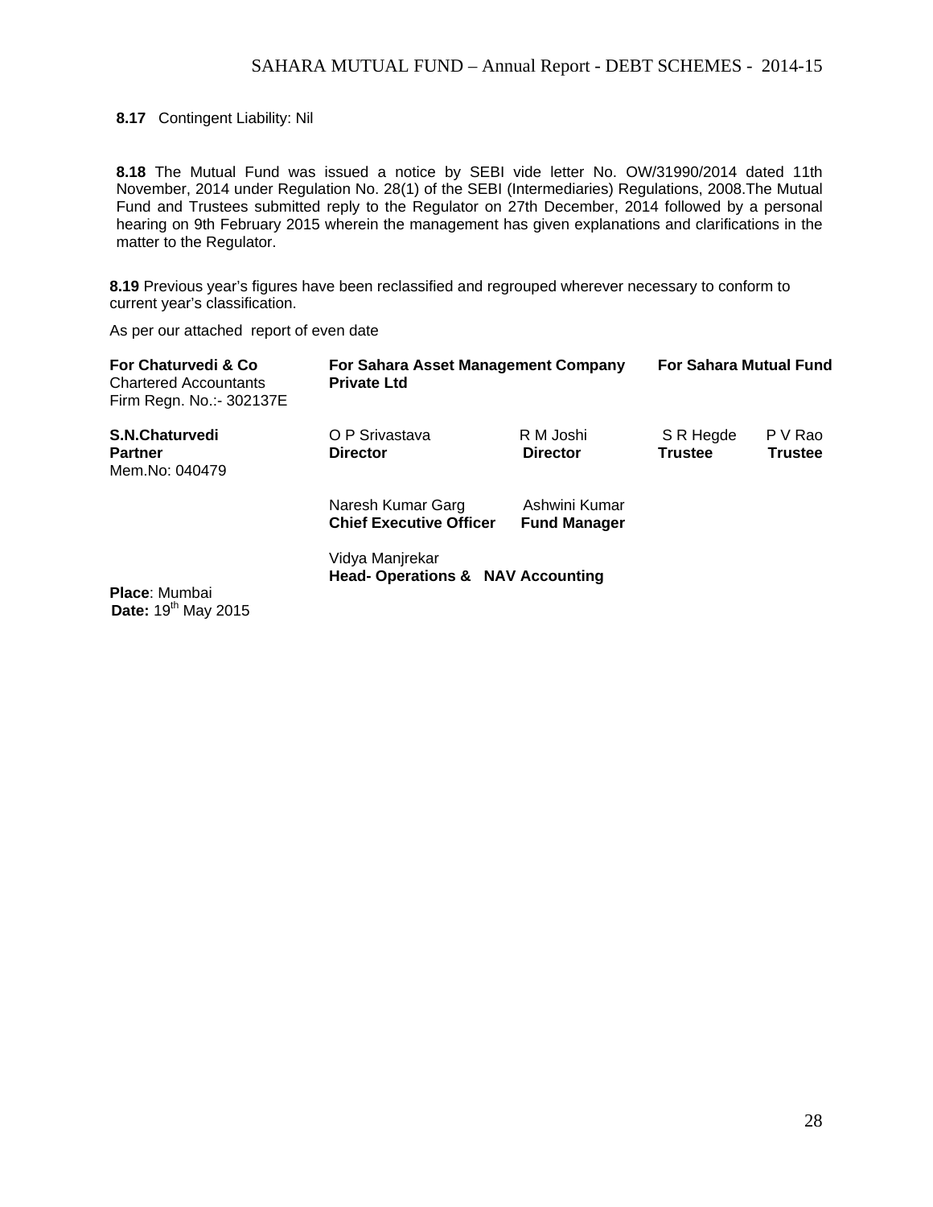**8.17** Contingent Liability: Nil

**8.18** The Mutual Fund was issued a notice by SEBI vide letter No. OW/31990/2014 dated 11th November, 2014 under Regulation No. 28(1) of the SEBI (Intermediaries) Regulations, 2008.The Mutual Fund and Trustees submitted reply to the Regulator on 27th December, 2014 followed by a personal hearing on 9th February 2015 wherein the management has given explanations and clarifications in the matter to the Regulator.

**8.19** Previous year's figures have been reclassified and regrouped wherever necessary to conform to current year's classification.

As per our attached report of even date

| **For Chaturvedi & Co**<br>Chartered Accountants<br>Firm Regn. No.:- 302137E | **For Sahara Asset Management Company Private Ltd** | | **For Sahara Mutual Fund** | |
|---|---|---|---|---|
| **S.N.Chaturvedi**<br>**Partner**<br>Mem.No: 040479 | O P Srivastava<br>**Director** | R M Joshi<br>**Director** | S R Hegde<br>**Trustee** | P V Rao<br>**Trustee** |
| | Naresh Kumar Garg<br>**Chief Executive Officer** | Ashwini Kumar<br>**Fund Manager** | | |
| | Vidya Manjrekar<br>**Head- Operations & NAV Accounting** | | | |

**Place**: Mumbai
**Date:** 19th May 2015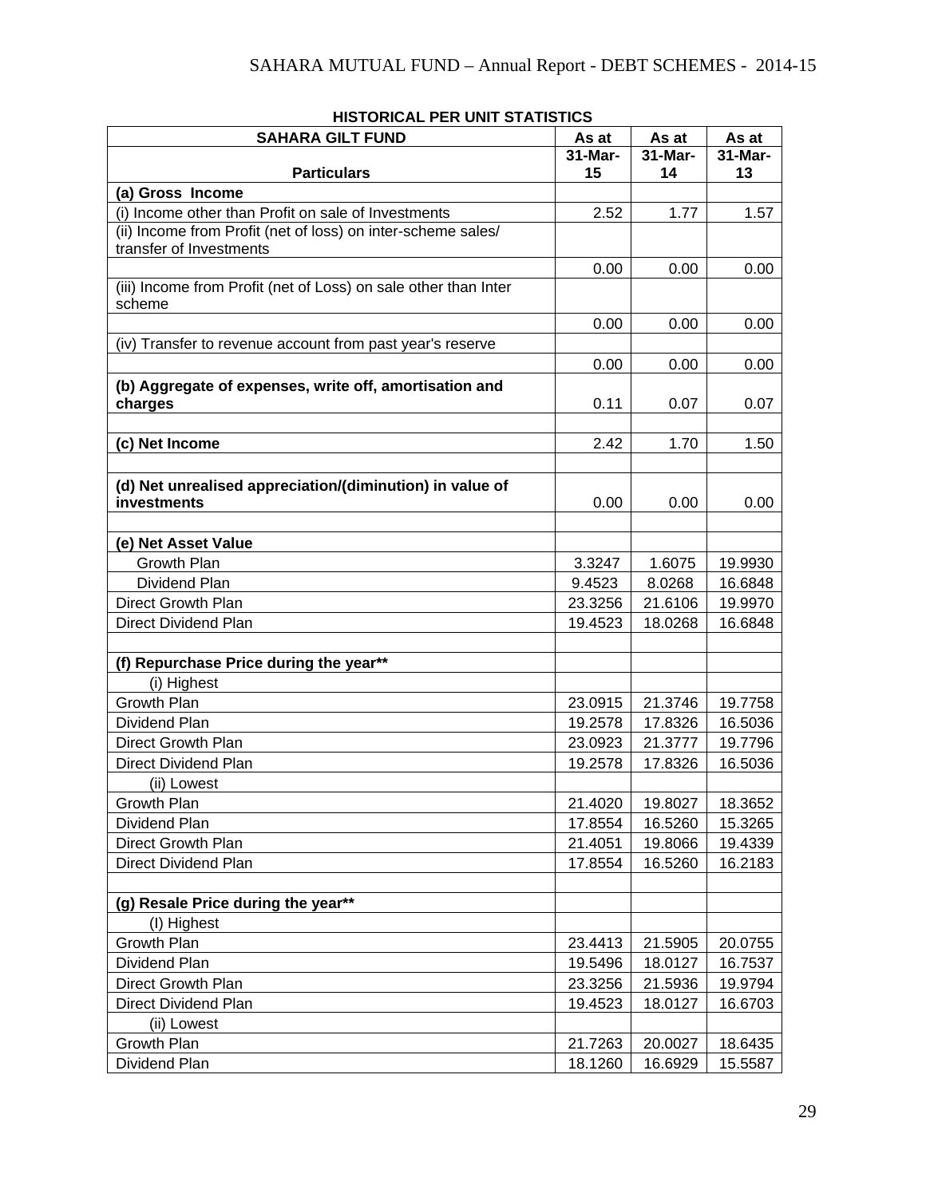**HISTORICAL PER UNIT STATISTICS**

| SAHARA GILT FUND | As at | As at | As at |
|---|---|---|---|
| **Particulars** | **31-Mar-15** | **31-Mar-14** | **31-Mar-13** |
| **(a) Gross Income** | | | |
| (i) Income other than Profit on sale of Investments | 2.52 | 1.77 | 1.57 |
| (ii) Income from Profit (net of loss) on inter-scheme sales/ transfer of Investments | | | |
| | 0.00 | 0.00 | 0.00 |
| (iii) Income from Profit (net of Loss) on sale other than Inter scheme | | | |
| | 0.00 | 0.00 | 0.00 |
| (iv) Transfer to revenue account from past year's reserve | | | |
| | 0.00 | 0.00 | 0.00 |
| **(b) Aggregate of expenses, write off, amortisation and charges** | 0.11 | 0.07 | 0.07 |
| | | | |
| **(c) Net Income** | 2.42 | 1.70 | 1.50 |
| | | | |
| **(d) Net unrealised appreciation/(diminution) in value of investments** | 0.00 | 0.00 | 0.00 |
| | | | |
| **(e) Net Asset Value** | | | |
| Growth Plan | 3.3247 | 1.6075 | 19.9930 |
| Dividend Plan | 9.4523 | 8.0268 | 16.6848 |
| Direct Growth Plan | 23.3256 | 21.6106 | 19.9970 |
| Direct Dividend Plan | 19.4523 | 18.0268 | 16.6848 |
| | | | |
| **(f) Repurchase Price during the year\*\*** | | | |
| (i) Highest | | | |
| Growth Plan | 23.0915 | 21.3746 | 19.7758 |
| Dividend Plan | 19.2578 | 17.8326 | 16.5036 |
| Direct Growth Plan | 23.0923 | 21.3777 | 19.7796 |
| Direct Dividend Plan | 19.2578 | 17.8326 | 16.5036 |
| (ii) Lowest | | | |
| Growth Plan | 21.4020 | 19.8027 | 18.3652 |
| Dividend Plan | 17.8554 | 16.5260 | 15.3265 |
| Direct Growth Plan | 21.4051 | 19.8066 | 19.4339 |
| Direct Dividend Plan | 17.8554 | 16.5260 | 16.2183 |
| | | | |
| **(g) Resale Price during the year\*\*** | | | |
| (I) Highest | | | |
| Growth Plan | 23.4413 | 21.5905 | 20.0755 |
| Dividend Plan | 19.5496 | 18.0127 | 16.7537 |
| Direct Growth Plan | 23.3256 | 21.5936 | 19.9794 |
| Direct Dividend Plan | 19.4523 | 18.0127 | 16.6703 |
| (ii) Lowest | | | |
| Growth Plan | 21.7263 | 20.0027 | 18.6435 |
| Dividend Plan | 18.1260 | 16.6929 | 15.5587 |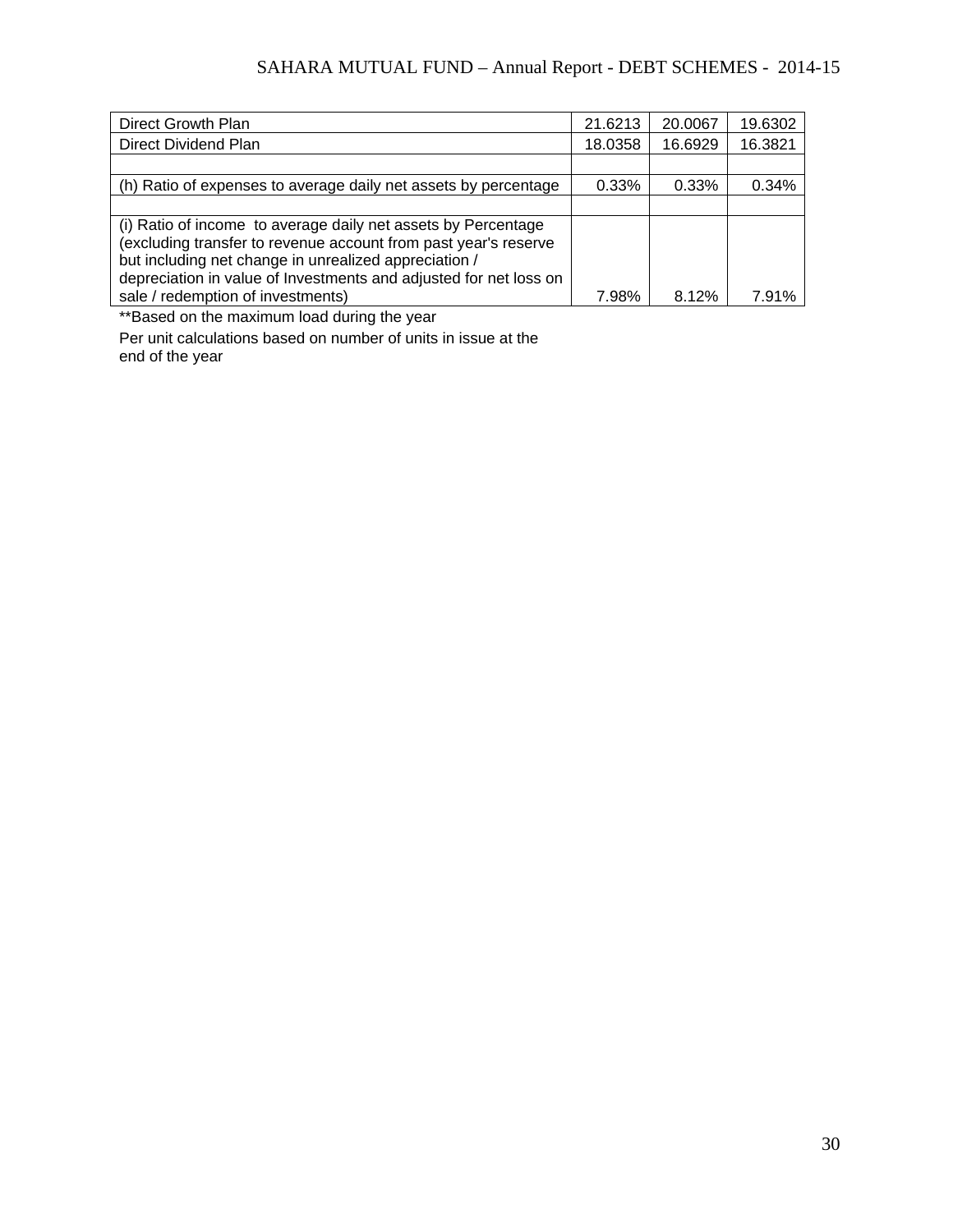| | | | |
|---|---|---|---|
| Direct Growth Plan | 21.6213 | 20.0067 | 19.6302 |
| Direct Dividend Plan | 18.0358 | 16.6929 | 16.3821 |
| | | | |
| (h) Ratio of expenses to average daily net assets by percentage | 0.33% | 0.33% | 0.34% |
| | | | |
| (i) Ratio of income to average daily net assets by Percentage (excluding transfer to revenue account from past year's reserve but including net change in unrealized appreciation / depreciation in value of Investments and adjusted for net loss on sale / redemption of investments) | 7.98% | 8.12% | 7.91% |

**Based on the maximum load during the year

Per unit calculations based on number of units in issue at the end of the year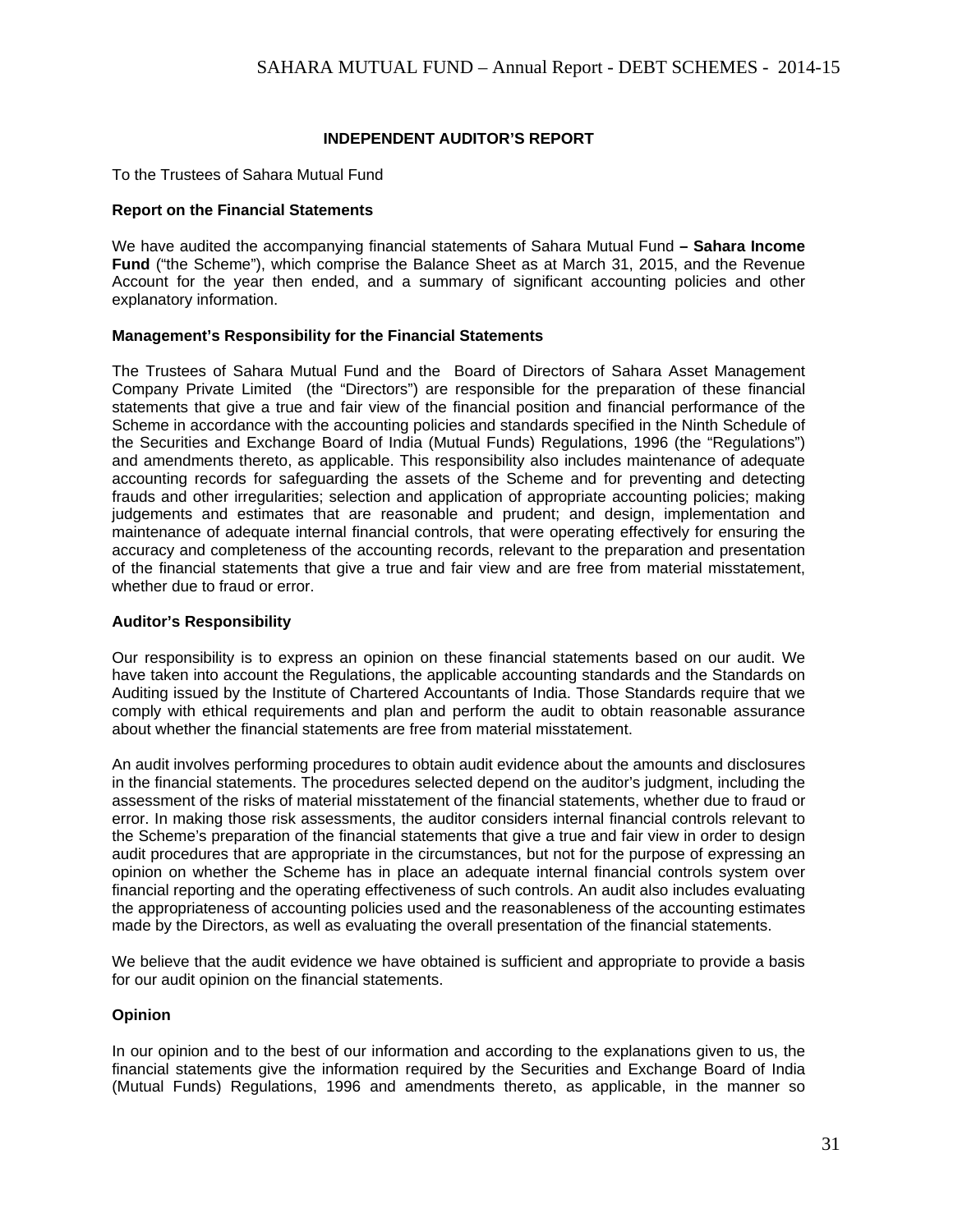## INDEPENDENT AUDITOR'S REPORT

To the Trustees of Sahara Mutual Fund

### Report on the Financial Statements

We have audited the accompanying financial statements of Sahara Mutual Fund **– Sahara Income Fund** ("the Scheme"), which comprise the Balance Sheet as at March 31, 2015, and the Revenue Account for the year then ended, and a summary of significant accounting policies and other explanatory information.

### Management's Responsibility for the Financial Statements

The Trustees of Sahara Mutual Fund and the Board of Directors of Sahara Asset Management Company Private Limited (the "Directors") are responsible for the preparation of these financial statements that give a true and fair view of the financial position and financial performance of the Scheme in accordance with the accounting policies and standards specified in the Ninth Schedule of the Securities and Exchange Board of India (Mutual Funds) Regulations, 1996 (the "Regulations") and amendments thereto, as applicable. This responsibility also includes maintenance of adequate accounting records for safeguarding the assets of the Scheme and for preventing and detecting frauds and other irregularities; selection and application of appropriate accounting policies; making judgements and estimates that are reasonable and prudent; and design, implementation and maintenance of adequate internal financial controls, that were operating effectively for ensuring the accuracy and completeness of the accounting records, relevant to the preparation and presentation of the financial statements that give a true and fair view and are free from material misstatement, whether due to fraud or error.

### Auditor's Responsibility

Our responsibility is to express an opinion on these financial statements based on our audit. We have taken into account the Regulations, the applicable accounting standards and the Standards on Auditing issued by the Institute of Chartered Accountants of India. Those Standards require that we comply with ethical requirements and plan and perform the audit to obtain reasonable assurance about whether the financial statements are free from material misstatement.

An audit involves performing procedures to obtain audit evidence about the amounts and disclosures in the financial statements. The procedures selected depend on the auditor's judgment, including the assessment of the risks of material misstatement of the financial statements, whether due to fraud or error. In making those risk assessments, the auditor considers internal financial controls relevant to the Scheme's preparation of the financial statements that give a true and fair view in order to design audit procedures that are appropriate in the circumstances, but not for the purpose of expressing an opinion on whether the Scheme has in place an adequate internal financial controls system over financial reporting and the operating effectiveness of such controls. An audit also includes evaluating the appropriateness of accounting policies used and the reasonableness of the accounting estimates made by the Directors, as well as evaluating the overall presentation of the financial statements.

We believe that the audit evidence we have obtained is sufficient and appropriate to provide a basis for our audit opinion on the financial statements.

### Opinion

In our opinion and to the best of our information and according to the explanations given to us, the financial statements give the information required by the Securities and Exchange Board of India (Mutual Funds) Regulations, 1996 and amendments thereto, as applicable, in the manner so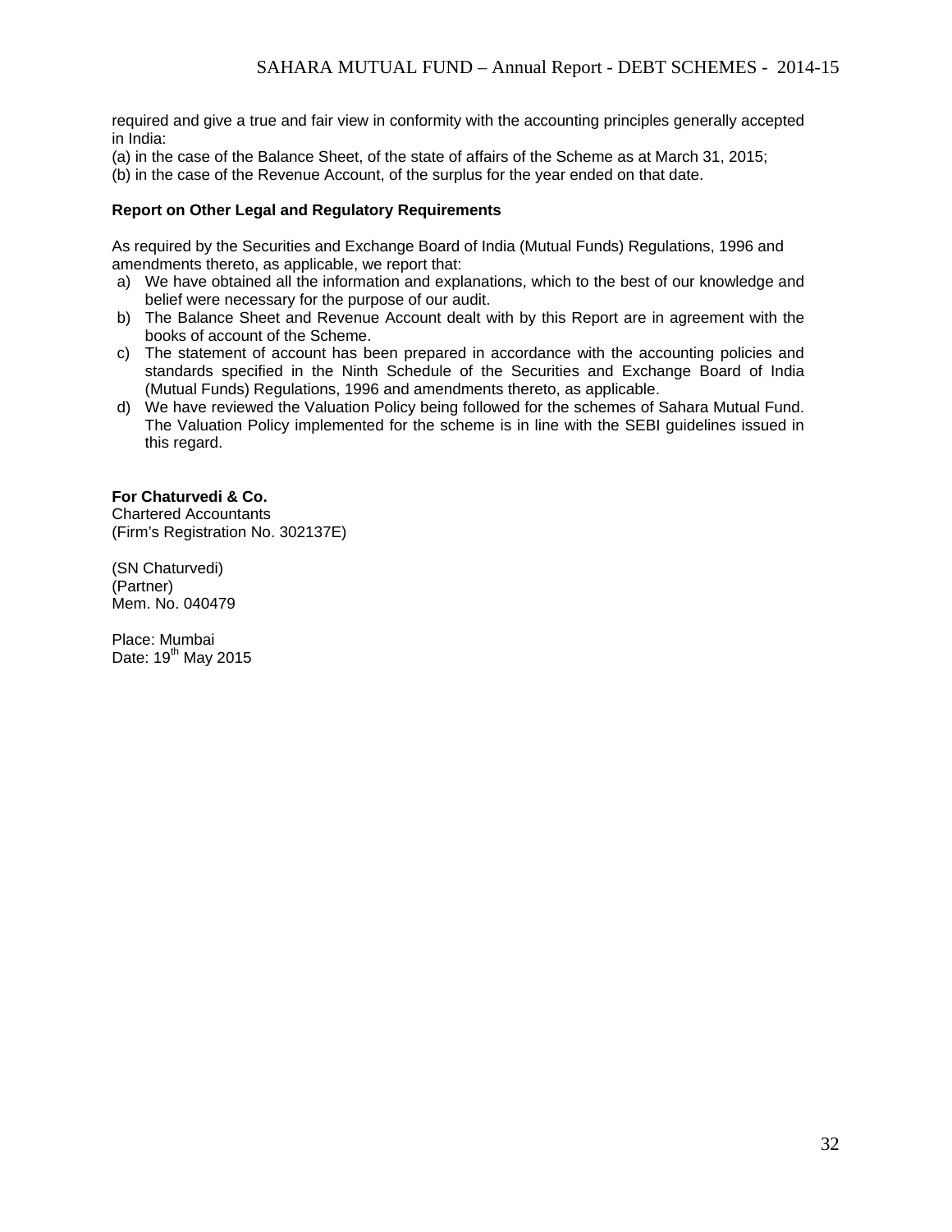required and give a true and fair view in conformity with the accounting principles generally accepted in India:

(a) in the case of the Balance Sheet, of the state of affairs of the Scheme as at March 31, 2015;

(b) in the case of the Revenue Account, of the surplus for the year ended on that date.

**Report on Other Legal and Regulatory Requirements**

As required by the Securities and Exchange Board of India (Mutual Funds) Regulations, 1996 and amendments thereto, as applicable, we report that:

a) We have obtained all the information and explanations, which to the best of our knowledge and belief were necessary for the purpose of our audit.
b) The Balance Sheet and Revenue Account dealt with by this Report are in agreement with the books of account of the Scheme.
c) The statement of account has been prepared in accordance with the accounting policies and standards specified in the Ninth Schedule of the Securities and Exchange Board of India (Mutual Funds) Regulations, 1996 and amendments thereto, as applicable.
d) We have reviewed the Valuation Policy being followed for the schemes of Sahara Mutual Fund. The Valuation Policy implemented for the scheme is in line with the SEBI guidelines issued in this regard.

**For Chaturvedi & Co.**
Chartered Accountants
(Firm's Registration No. 302137E)

(SN Chaturvedi)
(Partner)
Mem. No. 040479

Place: Mumbai
Date: 19th May 2015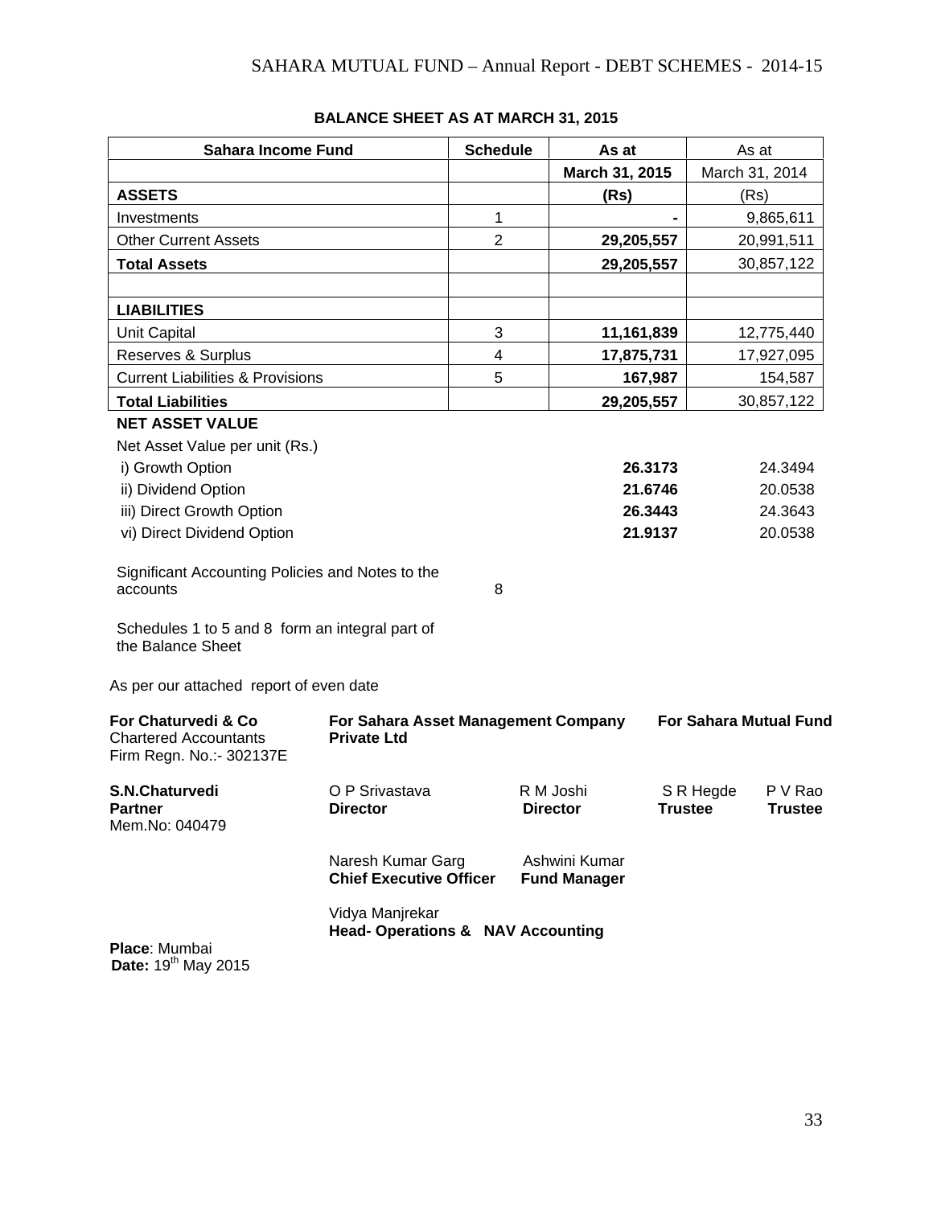## BALANCE SHEET AS AT MARCH 31, 2015

| Sahara Income Fund | Schedule | As at | As at |
|---|---|---|---|
| | | March 31, 2015 | March 31, 2014 |
| **ASSETS** | | (Rs) | (Rs) |
| Investments | 1 | - | 9,865,611 |
| Other Current Assets | 2 | 29,205,557 | 20,991,511 |
| **Total Assets** | | 29,205,557 | 30,857,122 |
| | | | |
| **LIABILITIES** | | | |
| Unit Capital | 3 | 11,161,839 | 12,775,440 |
| Reserves & Surplus | 4 | 17,875,731 | 17,927,095 |
| Current Liabilities & Provisions | 5 | 167,987 | 154,587 |
| **Total Liabilities** | | 29,205,557 | 30,857,122 |
| **NET ASSET VALUE** | | | |
| Net Asset Value per unit (Rs.) | | | |
| i) Growth Option | | 26.3173 | 24.3494 |
| ii) Dividend Option | | 21.6746 | 20.0538 |
| iii) Direct Growth Option | | 26.3443 | 24.3643 |
| vi) Direct Dividend Option | | 21.9137 | 20.0538 |
| Significant Accounting Policies and Notes to the accounts | 8 | | |

Schedules 1 to 5 and 8 form an integral part of the Balance Sheet

As per our attached report of even date

**For Chaturvedi & Co**
Chartered Accountants
Firm Regn. No.:- 302137E

**S.N.Chaturvedi**
**Partner**
Mem.No: 040479

**For Sahara Asset Management Company Private Ltd**

O P Srivastava
**Director**

R M Joshi
**Director**

Naresh Kumar Garg
**Chief Executive Officer**

Ashwini Kumar
**Fund Manager**

Vidya Manjrekar
**Head- Operations & NAV Accounting**

**For Sahara Mutual Fund**

S R Hegde
**Trustee**

P V Rao
**Trustee**

**Place**: Mumbai
**Date:** 19th May 2015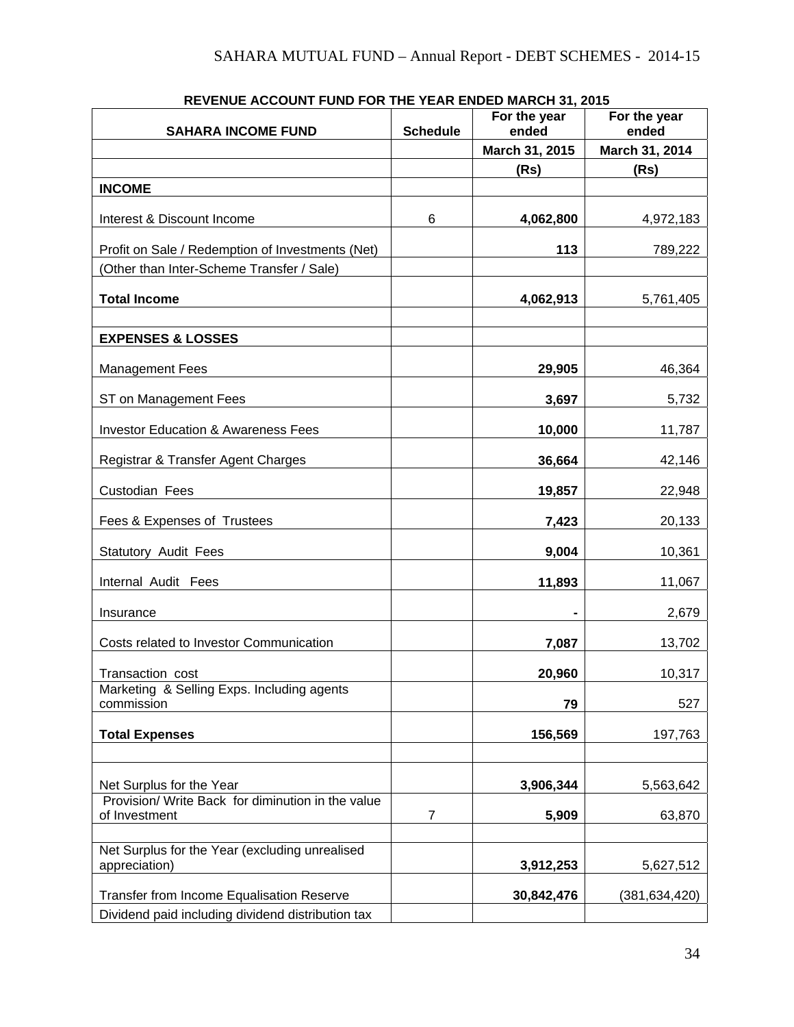## REVENUE ACCOUNT FUND FOR THE YEAR ENDED MARCH 31, 2015

| SAHARA INCOME FUND | Schedule | For the year ended | For the year ended |
|---|---|---|---|
| | | March 31, 2015 | March 31, 2014 |
| | | (Rs) | (Rs) |
| **INCOME** | | | |
| Interest & Discount Income | 6 | **4,062,800** | 4,972,183 |
| Profit on Sale / Redemption of Investments (Net) | | **113** | 789,222 |
| (Other than Inter-Scheme Transfer / Sale) | | | |
| **Total Income** | | **4,062,913** | 5,761,405 |
| | | | |
| **EXPENSES & LOSSES** | | | |
| Management Fees | | **29,905** | 46,364 |
| ST on Management Fees | | **3,697** | 5,732 |
| Investor Education & Awareness Fees | | **10,000** | 11,787 |
| Registrar & Transfer Agent Charges | | **36,664** | 42,146 |
| Custodian Fees | | **19,857** | 22,948 |
| Fees & Expenses of Trustees | | **7,423** | 20,133 |
| Statutory Audit Fees | | **9,004** | 10,361 |
| Internal Audit Fees | | **11,893** | 11,067 |
| Insurance | | **-** | 2,679 |
| Costs related to Investor Communication | | **7,087** | 13,702 |
| Transaction cost | | **20,960** | 10,317 |
| Marketing & Selling Exps. Including agents commission | | **79** | 527 |
| **Total Expenses** | | **156,569** | 197,763 |
| | | | |
| Net Surplus for the Year | | **3,906,344** | 5,563,642 |
| Provision/ Write Back for diminution in the value of Investment | 7 | **5,909** | 63,870 |
| | | | |
| Net Surplus for the Year (excluding unrealised appreciation) | | **3,912,253** | 5,627,512 |
| Transfer from Income Equalisation Reserve | | **30,842,476** | (381,634,420) |
| Dividend paid including dividend distribution tax | | | |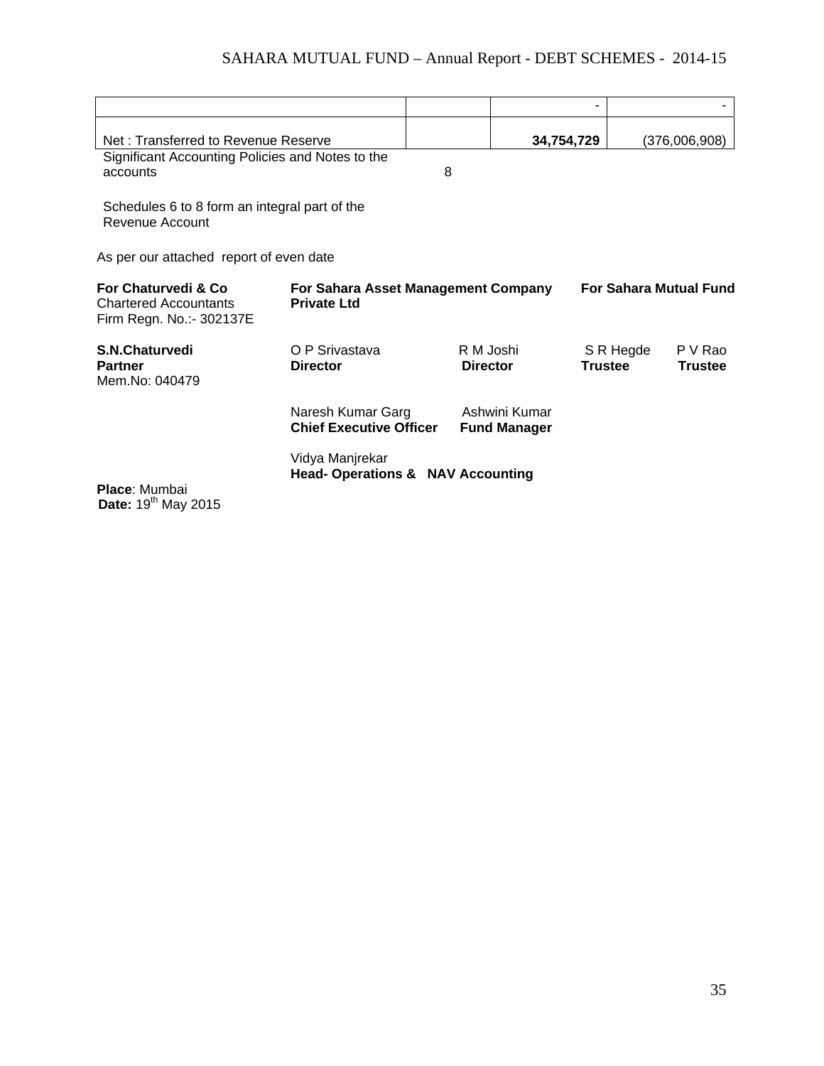| | | | |
|---|---|---|---|
| | | - | - |
| Net : Transferred to Revenue Reserve | | **34,754,729** | (376,006,908) |
| Significant Accounting Policies and Notes to the accounts | 8 | | |

Schedules 6 to 8 form an integral part of the Revenue Account

As per our attached report of even date

**For Chaturvedi & Co**
Chartered Accountants
Firm Regn. No.:- 302137E

**For Sahara Asset Management Company Private Ltd**

**For Sahara Mutual Fund**

**S.N.Chaturvedi**
**Partner**
Mem.No: 040479

O P Srivastava
**Director**

R M Joshi
**Director**

S R Hegde
**Trustee**

P V Rao
**Trustee**

Naresh Kumar Garg
**Chief Executive Officer**

Ashwini Kumar
**Fund Manager**

Vidya Manjrekar
**Head- Operations & NAV Accounting**

**Place**: Mumbai
**Date:** 19th May 2015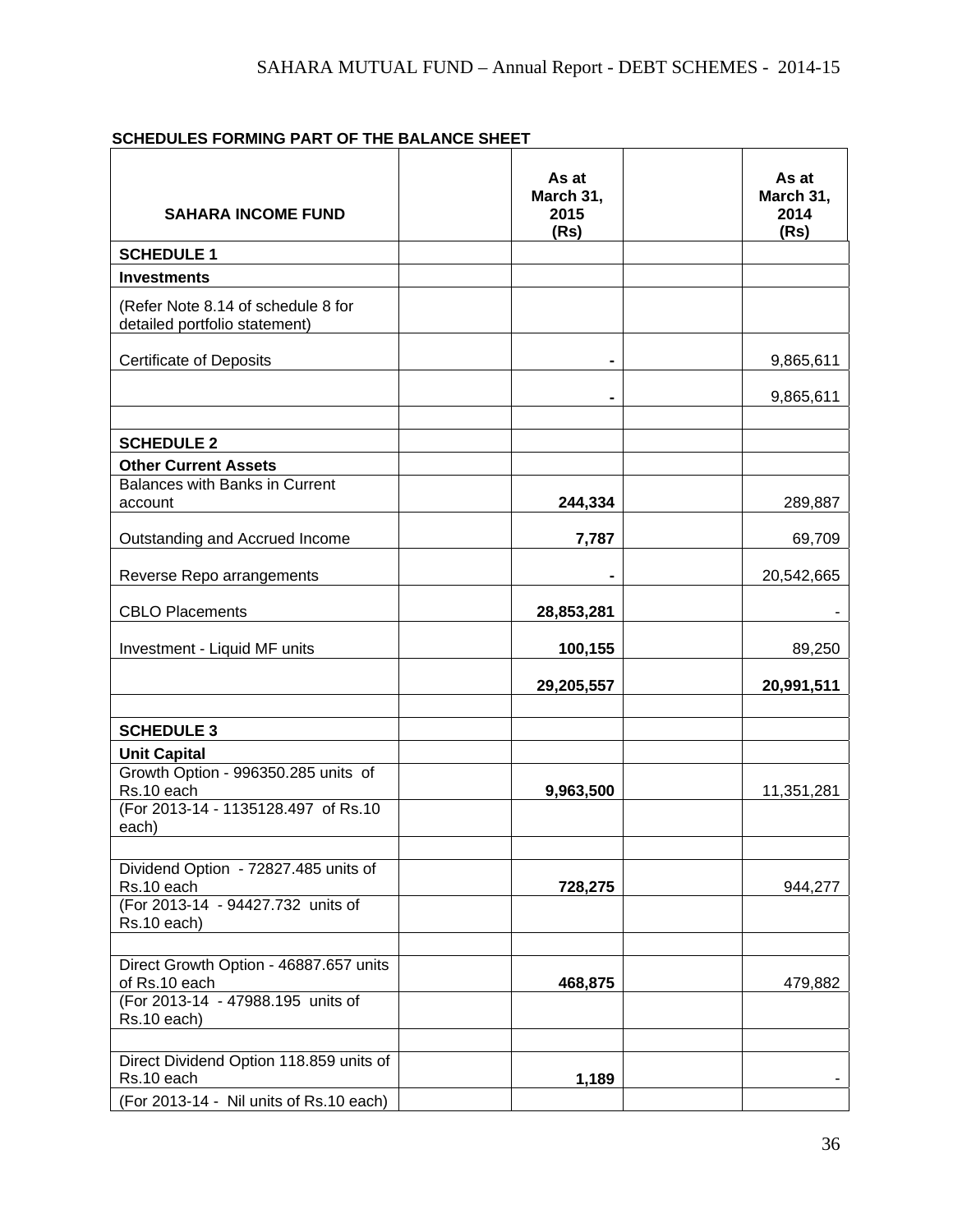**SCHEDULES FORMING PART OF THE BALANCE SHEET**

| SAHARA INCOME FUND | | As at March 31, 2015 (Rs) | | As at March 31, 2014 (Rs) |
|---|---|---|---|---|
| **SCHEDULE 1** | | | | |
| **Investments** | | | | |
| (Refer Note 8.14 of schedule 8 for detailed portfolio statement) | | | | |
| Certificate of Deposits | | **-** | | 9,865,611 |
| | | **-** | | 9,865,611 |
| | | | | |
| **SCHEDULE 2** | | | | |
| **Other Current Assets** | | | | |
| Balances with Banks in Current account | | **244,334** | | 289,887 |
| Outstanding and Accrued Income | | **7,787** | | 69,709 |
| Reverse Repo arrangements | | **-** | | 20,542,665 |
| CBLO Placements | | **28,853,281** | | - |
| Investment - Liquid MF units | | **100,155** | | 89,250 |
| | | **29,205,557** | | **20,991,511** |
| | | | | |
| **SCHEDULE 3** | | | | |
| **Unit Capital** | | | | |
| Growth Option - 996350.285 units of Rs.10 each | | **9,963,500** | | 11,351,281 |
| (For 2013-14 - 1135128.497 of Rs.10 each) | | | | |
| | | | | |
| Dividend Option - 72827.485 units of Rs.10 each | | **728,275** | | 944,277 |
| (For 2013-14 - 94427.732 units of Rs.10 each) | | | | |
| | | | | |
| Direct Growth Option - 46887.657 units of Rs.10 each | | **468,875** | | 479,882 |
| (For 2013-14 - 47988.195 units of Rs.10 each) | | | | |
| | | | | |
| Direct Dividend Option 118.859 units of Rs.10 each | | **1,189** | | - |
| (For 2013-14 - Nil units of Rs.10 each) | | | | |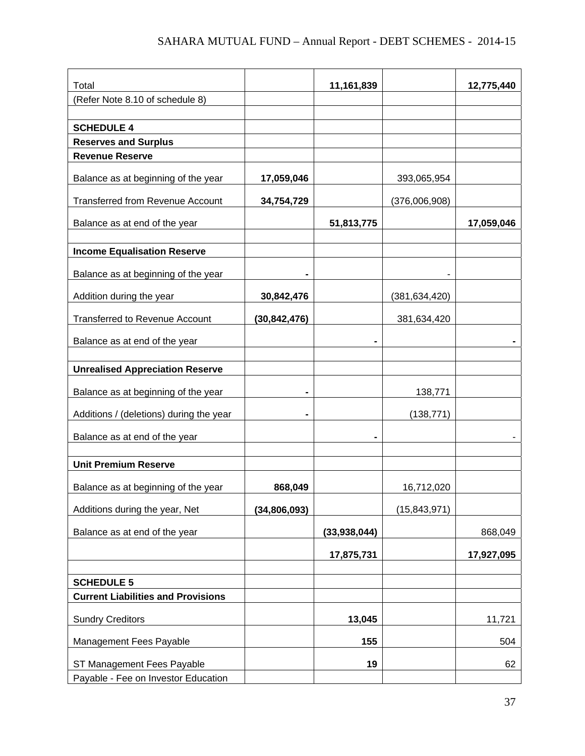| | | | | |
|---|---|---|---|---|
| Total | | **11,161,839** | | **12,775,440** |
| (Refer Note 8.10 of schedule 8) | | | | |
| | | | | |
| **SCHEDULE 4** | | | | |
| **Reserves and Surplus** | | | | |
| **Revenue Reserve** | | | | |
| Balance as at beginning of the year | **17,059,046** | | 393,065,954 | |
| Transferred from Revenue Account | **34,754,729** | | (376,006,908) | |
| Balance as at end of the year | | **51,813,775** | | **17,059,046** |
| | | | | |
| **Income Equalisation Reserve** | | | | |
| Balance as at beginning of the year | **-** | | - | |
| Addition during the year | **30,842,476** | | (381,634,420) | |
| Transferred to Revenue Account | **(30,842,476)** | | 381,634,420 | |
| Balance as at end of the year | | **-** | | **-** |
| | | | | |
| **Unrealised Appreciation Reserve** | | | | |
| Balance as at beginning of the year | **-** | | 138,771 | |
| Additions / (deletions) during the year | **-** | | (138,771) | |
| Balance as at end of the year | | **-** | | - |
| | | | | |
| **Unit Premium Reserve** | | | | |
| Balance as at beginning of the year | **868,049** | | 16,712,020 | |
| Additions during the year, Net | **(34,806,093)** | | (15,843,971) | |
| Balance as at end of the year | | **(33,938,044)** | | 868,049 |
| | | **17,875,731** | | **17,927,095** |
| | | | | |
| **SCHEDULE 5** | | | | |
| **Current Liabilities and Provisions** | | | | |
| Sundry Creditors | | **13,045** | | 11,721 |
| Management Fees Payable | | **155** | | 504 |
| ST Management Fees Payable | | **19** | | 62 |
| Payable - Fee on Investor Education | | | | |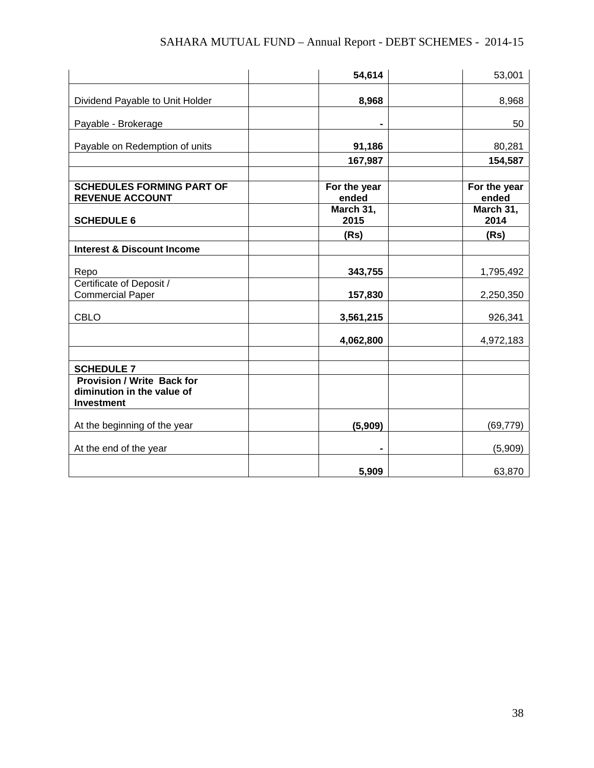| | | | | |
|---|---|---|---|---|
| | | **54,614** | | 53,001 |
| Dividend Payable to Unit Holder | | **8,968** | | 8,968 |
| Payable - Brokerage | | **-** | | 50 |
| Payable on Redemption of units | | **91,186** | | 80,281 |
| | | **167,987** | | **154,587** |
| | | | | |
| **SCHEDULES FORMING PART OF REVENUE ACCOUNT** | | **For the year ended** | | **For the year ended** |
| **SCHEDULE 6** | | **March 31, 2015** | | **March 31, 2014** |
| | | **(Rs)** | | **(Rs)** |
| **Interest & Discount Income** | | | | |
| Repo | | **343,755** | | 1,795,492 |
| Certificate of Deposit / Commercial Paper | | **157,830** | | 2,250,350 |
| CBLO | | **3,561,215** | | 926,341 |
| | | **4,062,800** | | 4,972,183 |
| | | | | |
| **SCHEDULE 7** | | | | |
| **Provision / Write Back for diminution in the value of Investment** | | | | |
| At the beginning of the year | | **(5,909)** | | (69,779) |
| At the end of the year | | **-** | | (5,909) |
| | | **5,909** | | 63,870 |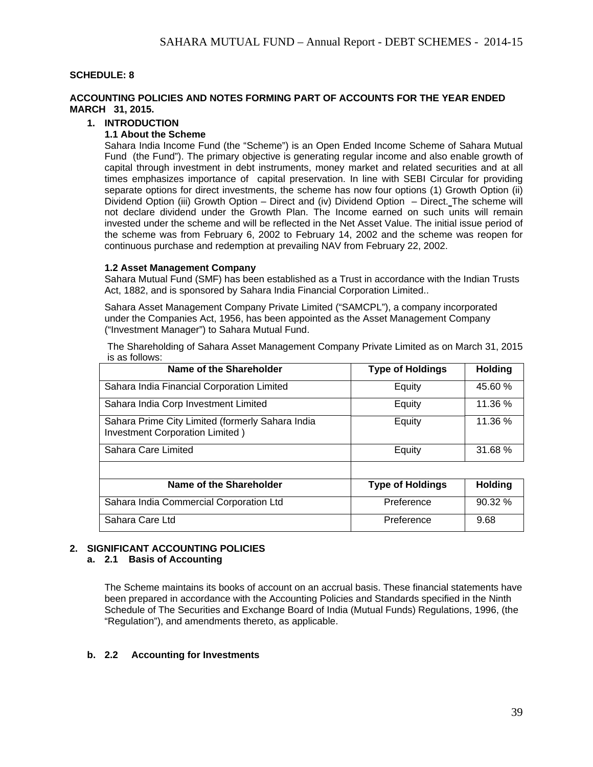**SCHEDULE: 8**

**ACCOUNTING POLICIES AND NOTES FORMING PART OF ACCOUNTS FOR THE YEAR ENDED MARCH 31, 2015.**

1. **INTRODUCTION**

   **1.1 About the Scheme**

   Sahara India Income Fund (the "Scheme") is an Open Ended Income Scheme of Sahara Mutual Fund (the Fund"). The primary objective is generating regular income and also enable growth of capital through investment in debt instruments, money market and related securities and at all times emphasizes importance of capital preservation. In line with SEBI Circular for providing separate options for direct investments, the scheme has now four options (1) Growth Option (ii) Dividend Option (iii) Growth Option – Direct and (iv) Dividend Option – Direct. The scheme will not declare dividend under the Growth Plan. The Income earned on such units will remain invested under the scheme and will be reflected in the Net Asset Value. The initial issue period of the scheme was from February 6, 2002 to February 14, 2002 and the scheme was reopen for continuous purchase and redemption at prevailing NAV from February 22, 2002.

   **1.2 Asset Management Company**

   Sahara Mutual Fund (SMF) has been established as a Trust in accordance with the Indian Trusts Act, 1882, and is sponsored by Sahara India Financial Corporation Limited..

   Sahara Asset Management Company Private Limited ("SAMCPL"), a company incorporated under the Companies Act, 1956, has been appointed as the Asset Management Company ("Investment Manager") to Sahara Mutual Fund.

   The Shareholding of Sahara Asset Management Company Private Limited as on March 31, 2015 is as follows:

| Name of the Shareholder | Type of Holdings | Holding |
|---|---|---|
| Sahara India Financial Corporation Limited | Equity | 45.60 % |
| Sahara India Corp Investment Limited | Equity | 11.36 % |
| Sahara Prime City Limited (formerly Sahara India Investment Corporation Limited ) | Equity | 11.36 % |
| Sahara Care Limited | Equity | 31.68 % |
| | | |
| **Name of the Shareholder** | **Type of Holdings** | **Holding** |
| Sahara India Commercial Corporation Ltd | Preference | 90.32 % |
| Sahara Care Ltd | Preference | 9.68 |

2. **SIGNIFICANT ACCOUNTING POLICIES**

   a. **2.1 Basis of Accounting**

   The Scheme maintains its books of account on an accrual basis. These financial statements have been prepared in accordance with the Accounting Policies and Standards specified in the Ninth Schedule of The Securities and Exchange Board of India (Mutual Funds) Regulations, 1996, (the "Regulation"), and amendments thereto, as applicable.

   b. **2.2 Accounting for Investments**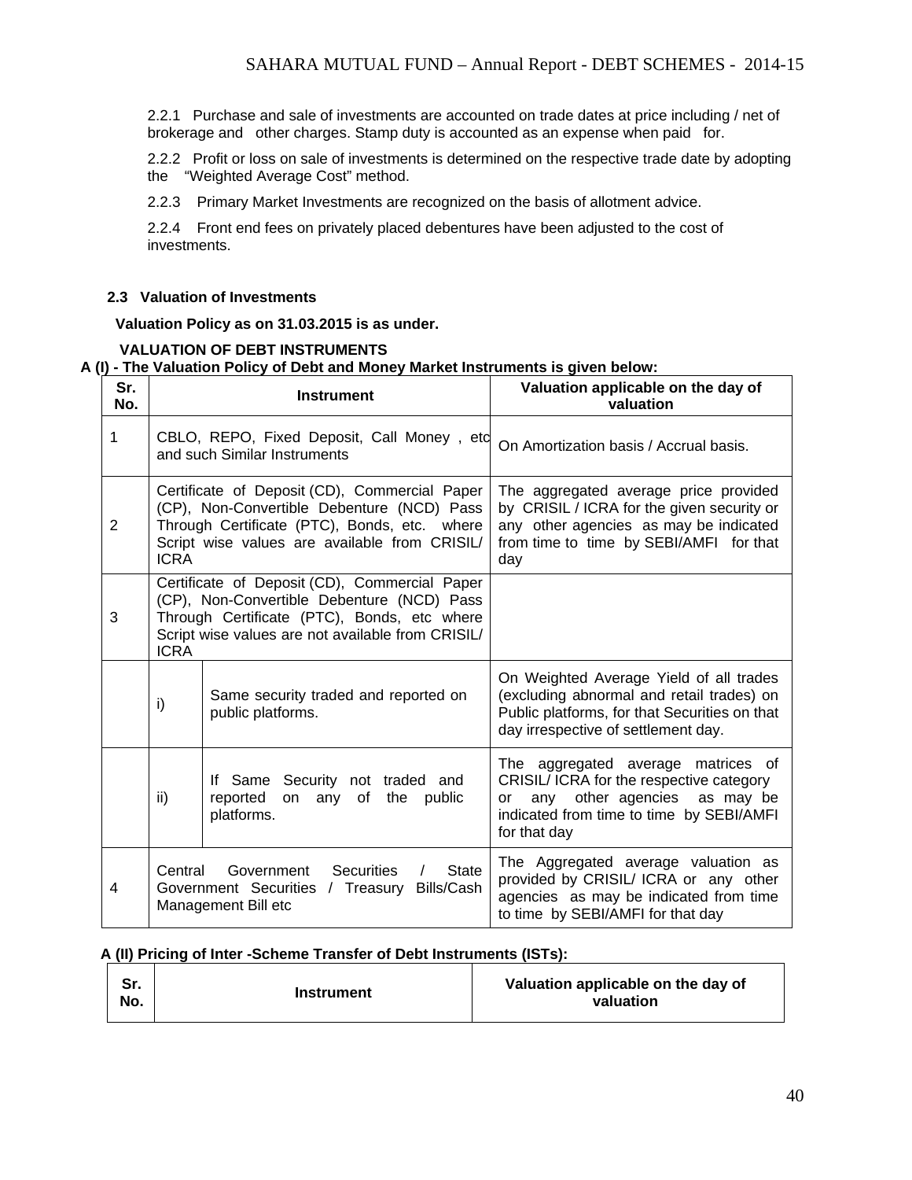2.2.1 Purchase and sale of investments are accounted on trade dates at price including / net of brokerage and other charges. Stamp duty is accounted as an expense when paid for.

2.2.2 Profit or loss on sale of investments is determined on the respective trade date by adopting the "Weighted Average Cost" method.

2.2.3 Primary Market Investments are recognized on the basis of allotment advice.

2.2.4 Front end fees on privately placed debentures have been adjusted to the cost of investments.

### 2.3 Valuation of Investments

**Valuation Policy as on 31.03.2015 is as under.**

**VALUATION OF DEBT INSTRUMENTS**

**A (I) - The Valuation Policy of Debt and Money Market Instruments is given below:**

| Sr. No. | Instrument | | Valuation applicable on the day of valuation |
|---|---|---|---|
| 1 | CBLO, REPO, Fixed Deposit, Call Money , etc and such Similar Instruments | | On Amortization basis / Accrual basis. |
| 2 | Certificate of Deposit (CD), Commercial Paper (CP), Non-Convertible Debenture (NCD) Pass Through Certificate (PTC), Bonds, etc. where Script wise values are available from CRISIL/ ICRA | | The aggregated average price provided by CRISIL / ICRA for the given security or any other agencies as may be indicated from time to time by SEBI/AMFI for that day |
| 3 | Certificate of Deposit (CD), Commercial Paper (CP), Non-Convertible Debenture (NCD) Pass Through Certificate (PTC), Bonds, etc where Script wise values are not available from CRISIL/ ICRA | | |
| | i) | Same security traded and reported on public platforms. | On Weighted Average Yield of all trades (excluding abnormal and retail trades) on Public platforms, for that Securities on that day irrespective of settlement day. |
| | ii) | If Same Security not traded and reported on any of the public platforms. | The aggregated average matrices of CRISIL/ ICRA for the respective category or any other agencies as may be indicated from time to time by SEBI/AMFI for that day |
| 4 | Central Government Securities / State Government Securities / Treasury Bills/Cash Management Bill etc | | The Aggregated average valuation as provided by CRISIL/ ICRA or any other agencies as may be indicated from time to time by SEBI/AMFI for that day |

**A (II) Pricing of Inter -Scheme Transfer of Debt Instruments (ISTs):**

| Sr. No. | Instrument | Valuation applicable on the day of valuation |
|---|---|---|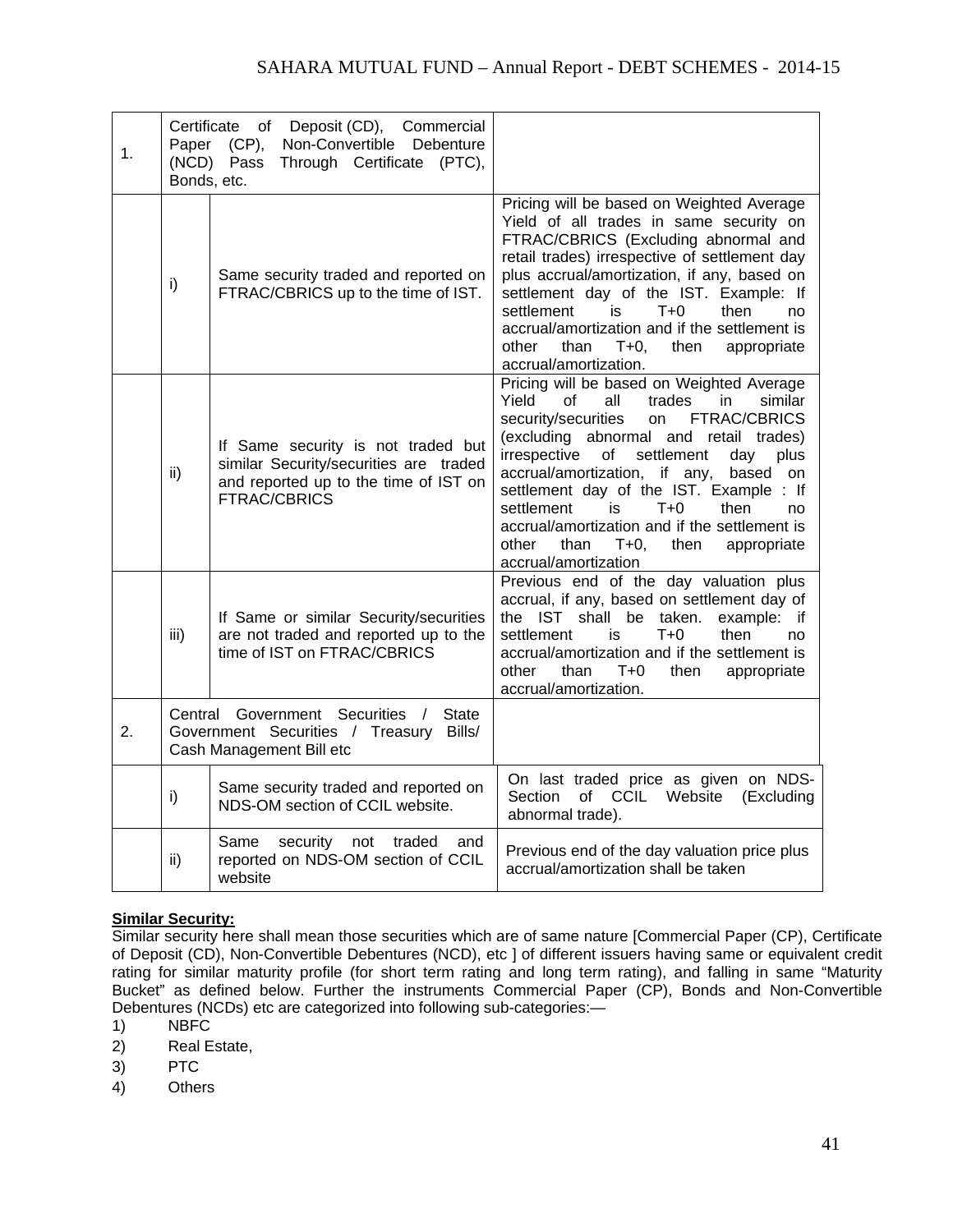| | | | |
|---|---|---|---|
| 1. | Certificate of Deposit (CD), Commercial Paper (CP), Non-Convertible Debenture (NCD) Pass Through Certificate (PTC), Bonds, etc. | | |
| | i) | Same security traded and reported on FTRAC/CBRICS up to the time of IST. | Pricing will be based on Weighted Average Yield of all trades in same security on FTRAC/CBRICS (Excluding abnormal and retail trades) irrespective of settlement day plus accrual/amortization, if any, based on settlement day of the IST. Example: If settlement is T+0 then no accrual/amortization and if the settlement is other than T+0, then appropriate accrual/amortization. |
| | ii) | If Same security is not traded but similar Security/securities are traded and reported up to the time of IST on FTRAC/CBRICS | Pricing will be based on Weighted Average Yield of all trades in similar security/securities on FTRAC/CBRICS (excluding abnormal and retail trades) irrespective of settlement day plus accrual/amortization, if any, based on settlement day of the IST. Example : If settlement is T+0 then no accrual/amortization and if the settlement is other than T+0, then appropriate accrual/amortization |
| | iii) | If Same or similar Security/securities are not traded and reported up to the time of IST on FTRAC/CBRICS | Previous end of the day valuation plus accrual, if any, based on settlement day of the IST shall be taken. example: if settlement is T+0 then no accrual/amortization and if the settlement is other than T+0 then appropriate accrual/amortization. |
| 2. | Central Government Securities / State Government Securities / Treasury Bills/ Cash Management Bill etc | | |
| | i) | Same security traded and reported on NDS-OM section of CCIL website. | On last traded price as given on NDS-Section of CCIL Website (Excluding abnormal trade). |
| | ii) | Same security not traded and reported on NDS-OM section of CCIL website | Previous end of the day valuation price plus accrual/amortization shall be taken |

**Similar Security:**

Similar security here shall mean those securities which are of same nature [Commercial Paper (CP), Certificate of Deposit (CD), Non-Convertible Debentures (NCD), etc ] of different issuers having same or equivalent credit rating for similar maturity profile (for short term rating and long term rating), and falling in same "Maturity Bucket" as defined below. Further the instruments Commercial Paper (CP), Bonds and Non-Convertible Debentures (NCDs) etc are categorized into following sub-categories:—

1) NBFC
2) Real Estate,
3) PTC
4) Others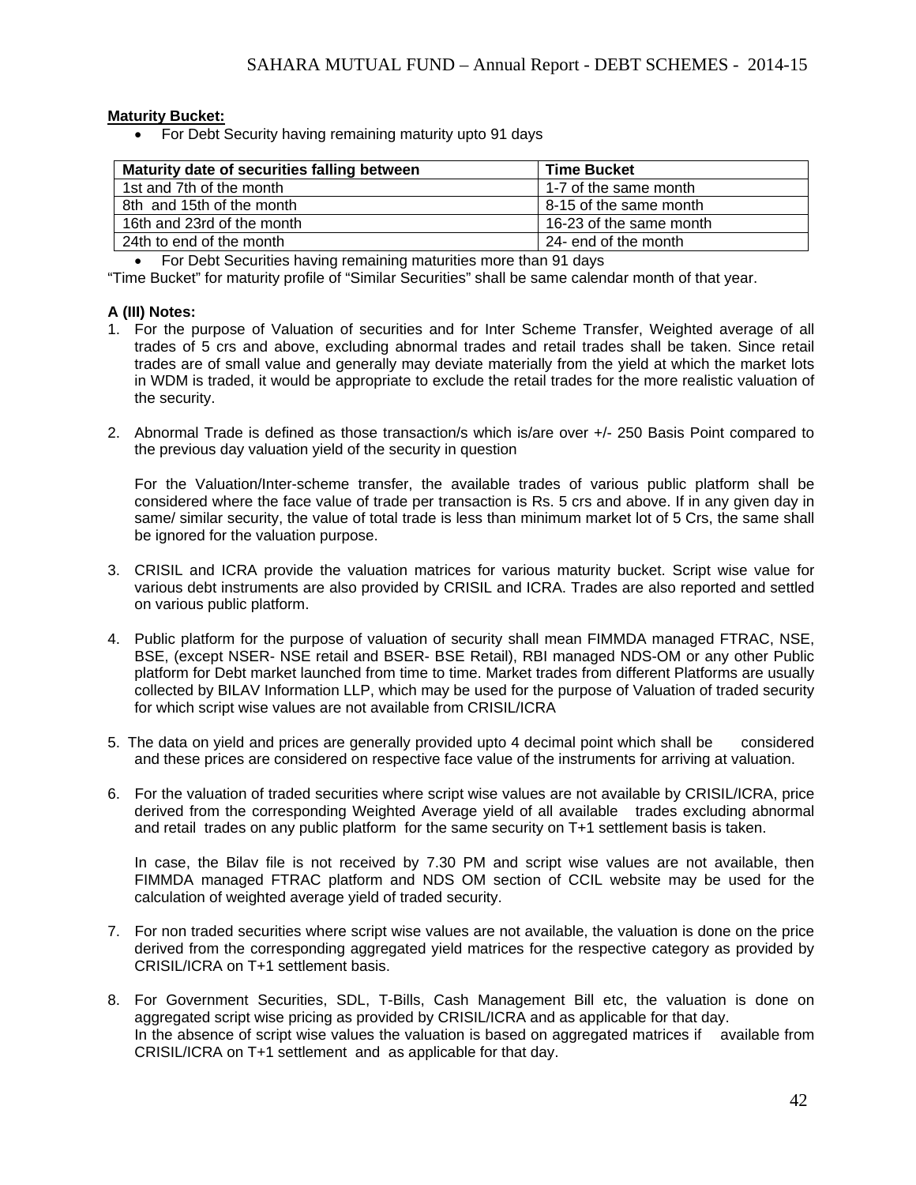**Maturity Bucket:**

- For Debt Security having remaining maturity upto 91 days

| Maturity date of securities falling between | Time Bucket |
| --- | --- |
| 1st and 7th of the month | 1-7 of the same month |
| 8th and 15th of the month | 8-15 of the same month |
| 16th and 23rd of the month | 16-23 of the same month |
| 24th to end of the month | 24- end of the month |

- For Debt Securities having remaining maturities more than 91 days

"Time Bucket" for maturity profile of "Similar Securities" shall be same calendar month of that year.

**A (III) Notes:**

1. For the purpose of Valuation of securities and for Inter Scheme Transfer, Weighted average of all trades of 5 crs and above, excluding abnormal trades and retail trades shall be taken. Since retail trades are of small value and generally may deviate materially from the yield at which the market lots in WDM is traded, it would be appropriate to exclude the retail trades for the more realistic valuation of the security.

2. Abnormal Trade is defined as those transaction/s which is/are over +/- 250 Basis Point compared to the previous day valuation yield of the security in question

   For the Valuation/Inter-scheme transfer, the available trades of various public platform shall be considered where the face value of trade per transaction is Rs. 5 crs and above. If in any given day in same/ similar security, the value of total trade is less than minimum market lot of 5 Crs, the same shall be ignored for the valuation purpose.

3. CRISIL and ICRA provide the valuation matrices for various maturity bucket. Script wise value for various debt instruments are also provided by CRISIL and ICRA. Trades are also reported and settled on various public platform.

4. Public platform for the purpose of valuation of security shall mean FIMMDA managed FTRAC, NSE, BSE, (except NSER- NSE retail and BSER- BSE Retail), RBI managed NDS-OM or any other Public platform for Debt market launched from time to time. Market trades from different Platforms are usually collected by BILAV Information LLP, which may be used for the purpose of Valuation of traded security for which script wise values are not available from CRISIL/ICRA

5. The data on yield and prices are generally provided upto 4 decimal point which shall be considered and these prices are considered on respective face value of the instruments for arriving at valuation.

6. For the valuation of traded securities where script wise values are not available by CRISIL/ICRA, price derived from the corresponding Weighted Average yield of all available trades excluding abnormal and retail trades on any public platform for the same security on T+1 settlement basis is taken.

   In case, the Bilav file is not received by 7.30 PM and script wise values are not available, then FIMMDA managed FTRAC platform and NDS OM section of CCIL website may be used for the calculation of weighted average yield of traded security.

7. For non traded securities where script wise values are not available, the valuation is done on the price derived from the corresponding aggregated yield matrices for the respective category as provided by CRISIL/ICRA on T+1 settlement basis.

8. For Government Securities, SDL, T-Bills, Cash Management Bill etc, the valuation is done on aggregated script wise pricing as provided by CRISIL/ICRA and as applicable for that day.
   In the absence of script wise values the valuation is based on aggregated matrices if available from CRISIL/ICRA on T+1 settlement and as applicable for that day.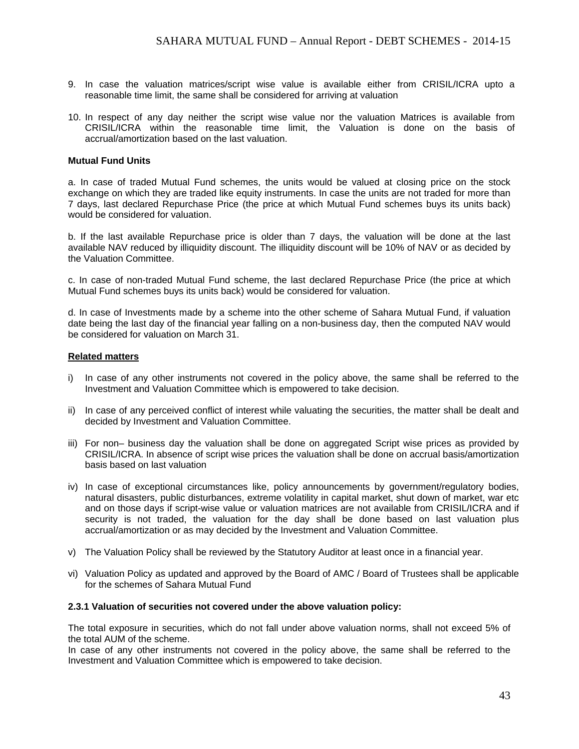9. In case the valuation matrices/script wise value is available either from CRISIL/ICRA upto a reasonable time limit, the same shall be considered for arriving at valuation

10. In respect of any day neither the script wise value nor the valuation Matrices is available from CRISIL/ICRA within the reasonable time limit, the Valuation is done on the basis of accrual/amortization based on the last valuation.

**Mutual Fund Units**

a. In case of traded Mutual Fund schemes, the units would be valued at closing price on the stock exchange on which they are traded like equity instruments. In case the units are not traded for more than 7 days, last declared Repurchase Price (the price at which Mutual Fund schemes buys its units back) would be considered for valuation.

b. If the last available Repurchase price is older than 7 days, the valuation will be done at the last available NAV reduced by illiquidity discount. The illiquidity discount will be 10% of NAV or as decided by the Valuation Committee.

c. In case of non-traded Mutual Fund scheme, the last declared Repurchase Price (the price at which Mutual Fund schemes buys its units back) would be considered for valuation.

d. In case of Investments made by a scheme into the other scheme of Sahara Mutual Fund, if valuation date being the last day of the financial year falling on a non-business day, then the computed NAV would be considered for valuation on March 31.

**Related matters**

i) In case of any other instruments not covered in the policy above, the same shall be referred to the Investment and Valuation Committee which is empowered to take decision.

ii) In case of any perceived conflict of interest while valuating the securities, the matter shall be dealt and decided by Investment and Valuation Committee.

iii) For non– business day the valuation shall be done on aggregated Script wise prices as provided by CRISIL/ICRA. In absence of script wise prices the valuation shall be done on accrual basis/amortization basis based on last valuation

iv) In case of exceptional circumstances like, policy announcements by government/regulatory bodies, natural disasters, public disturbances, extreme volatility in capital market, shut down of market, war etc and on those days if script-wise value or valuation matrices are not available from CRISIL/ICRA and if security is not traded, the valuation for the day shall be done based on last valuation plus accrual/amortization or as may decided by the Investment and Valuation Committee.

v) The Valuation Policy shall be reviewed by the Statutory Auditor at least once in a financial year.

vi) Valuation Policy as updated and approved by the Board of AMC / Board of Trustees shall be applicable for the schemes of Sahara Mutual Fund

**2.3.1 Valuation of securities not covered under the above valuation policy:**

The total exposure in securities, which do not fall under above valuation norms, shall not exceed 5% of the total AUM of the scheme.

In case of any other instruments not covered in the policy above, the same shall be referred to the Investment and Valuation Committee which is empowered to take decision.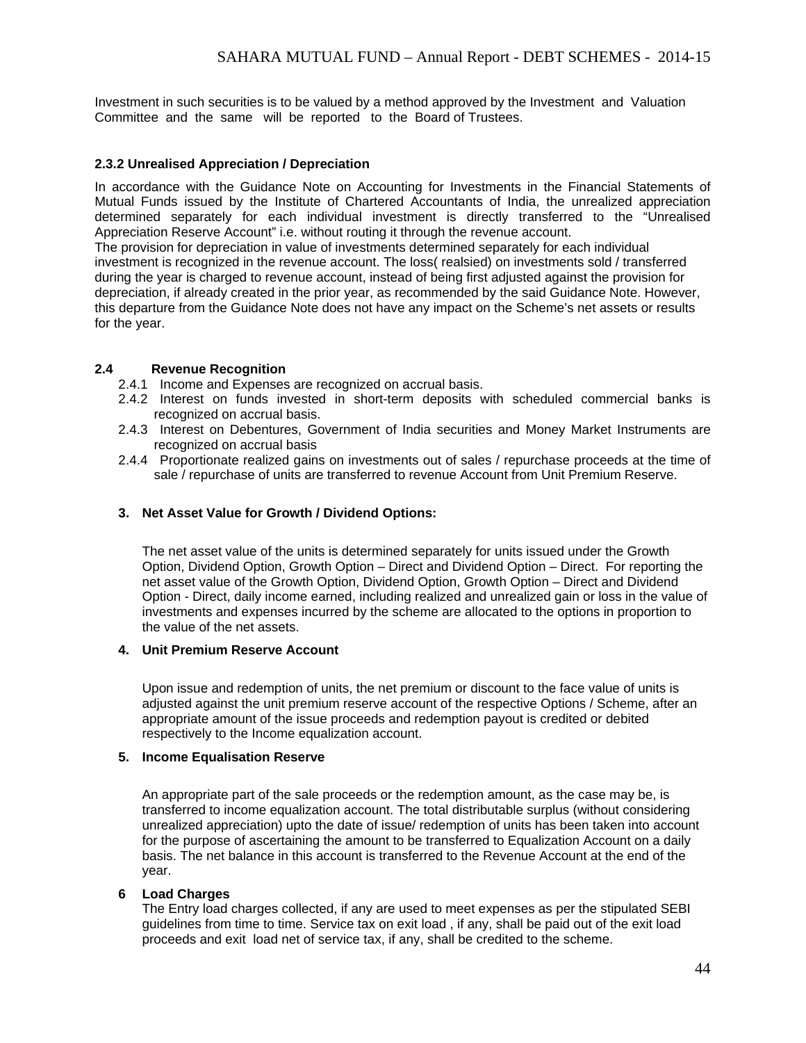Investment in such securities is to be valued by a method approved by the Investment and Valuation Committee and the same will be reported to the Board of Trustees.

**2.3.2 Unrealised Appreciation / Depreciation**

In accordance with the Guidance Note on Accounting for Investments in the Financial Statements of Mutual Funds issued by the Institute of Chartered Accountants of India, the unrealized appreciation determined separately for each individual investment is directly transferred to the "Unrealised Appreciation Reserve Account" i.e. without routing it through the revenue account.
The provision for depreciation in value of investments determined separately for each individual investment is recognized in the revenue account. The loss( realsied) on investments sold / transferred during the year is charged to revenue account, instead of being first adjusted against the provision for depreciation, if already created in the prior year, as recommended by the said Guidance Note. However, this departure from the Guidance Note does not have any impact on the Scheme's net assets or results for the year.

**2.4 Revenue Recognition**

- 2.4.1 Income and Expenses are recognized on accrual basis.
- 2.4.2 Interest on funds invested in short-term deposits with scheduled commercial banks is recognized on accrual basis.
- 2.4.3 Interest on Debentures, Government of India securities and Money Market Instruments are recognized on accrual basis
- 2.4.4 Proportionate realized gains on investments out of sales / repurchase proceeds at the time of sale / repurchase of units are transferred to revenue Account from Unit Premium Reserve.

**3. Net Asset Value for Growth / Dividend Options:**

The net asset value of the units is determined separately for units issued under the Growth Option, Dividend Option, Growth Option – Direct and Dividend Option – Direct. For reporting the net asset value of the Growth Option, Dividend Option, Growth Option – Direct and Dividend Option - Direct, daily income earned, including realized and unrealized gain or loss in the value of investments and expenses incurred by the scheme are allocated to the options in proportion to the value of the net assets.

**4. Unit Premium Reserve Account**

Upon issue and redemption of units, the net premium or discount to the face value of units is adjusted against the unit premium reserve account of the respective Options / Scheme, after an appropriate amount of the issue proceeds and redemption payout is credited or debited respectively to the Income equalization account.

**5. Income Equalisation Reserve**

An appropriate part of the sale proceeds or the redemption amount, as the case may be, is transferred to income equalization account. The total distributable surplus (without considering unrealized appreciation) upto the date of issue/ redemption of units has been taken into account for the purpose of ascertaining the amount to be transferred to Equalization Account on a daily basis. The net balance in this account is transferred to the Revenue Account at the end of the year.

**6 Load Charges**

The Entry load charges collected, if any are used to meet expenses as per the stipulated SEBI guidelines from time to time. Service tax on exit load , if any, shall be paid out of the exit load proceeds and exit load net of service tax, if any, shall be credited to the scheme.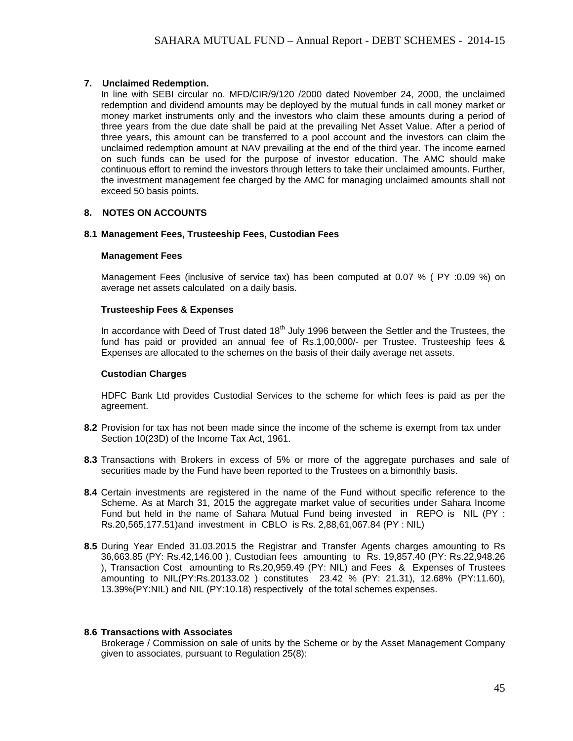## 7. Unclaimed Redemption.

In line with SEBI circular no. MFD/CIR/9/120 /2000 dated November 24, 2000, the unclaimed redemption and dividend amounts may be deployed by the mutual funds in call money market or money market instruments only and the investors who claim these amounts during a period of three years from the due date shall be paid at the prevailing Net Asset Value. After a period of three years, this amount can be transferred to a pool account and the investors can claim the unclaimed redemption amount at NAV prevailing at the end of the third year. The income earned on such funds can be used for the purpose of investor education. The AMC should make continuous effort to remind the investors through letters to take their unclaimed amounts. Further, the investment management fee charged by the AMC for managing unclaimed amounts shall not exceed 50 basis points.

## 8. NOTES ON ACCOUNTS

### 8.1 Management Fees, Trusteeship Fees, Custodian Fees

**Management Fees**

Management Fees (inclusive of service tax) has been computed at 0.07 % ( PY :0.09 %) on average net assets calculated on a daily basis.

**Trusteeship Fees & Expenses**

In accordance with Deed of Trust dated 18th July 1996 between the Settler and the Trustees, the fund has paid or provided an annual fee of Rs.1,00,000/- per Trustee. Trusteeship fees & Expenses are allocated to the schemes on the basis of their daily average net assets.

**Custodian Charges**

HDFC Bank Ltd provides Custodial Services to the scheme for which fees is paid as per the agreement.

**8.2** Provision for tax has not been made since the income of the scheme is exempt from tax under Section 10(23D) of the Income Tax Act, 1961.

**8.3** Transactions with Brokers in excess of 5% or more of the aggregate purchases and sale of securities made by the Fund have been reported to the Trustees on a bimonthly basis.

**8.4** Certain investments are registered in the name of the Fund without specific reference to the Scheme. As at March 31, 2015 the aggregate market value of securities under Sahara Income Fund but held in the name of Sahara Mutual Fund being invested in REPO is NIL (PY : Rs.20,565,177.51)and investment in CBLO is Rs. 2,88,61,067.84 (PY : NIL)

**8.5** During Year Ended 31.03.2015 the Registrar and Transfer Agents charges amounting to Rs 36,663.85 (PY: Rs.42,146.00 ), Custodian fees amounting to Rs. 19,857.40 (PY: Rs.22,948.26 ), Transaction Cost amounting to Rs.20,959.49 (PY: NIL) and Fees & Expenses of Trustees amounting to NIL(PY:Rs.20133.02 ) constitutes 23.42 % (PY: 21.31), 12.68% (PY:11.60), 13.39%(PY:NIL) and NIL (PY:10.18) respectively of the total schemes expenses.

### 8.6 Transactions with Associates

Brokerage / Commission on sale of units by the Scheme or by the Asset Management Company given to associates, pursuant to Regulation 25(8):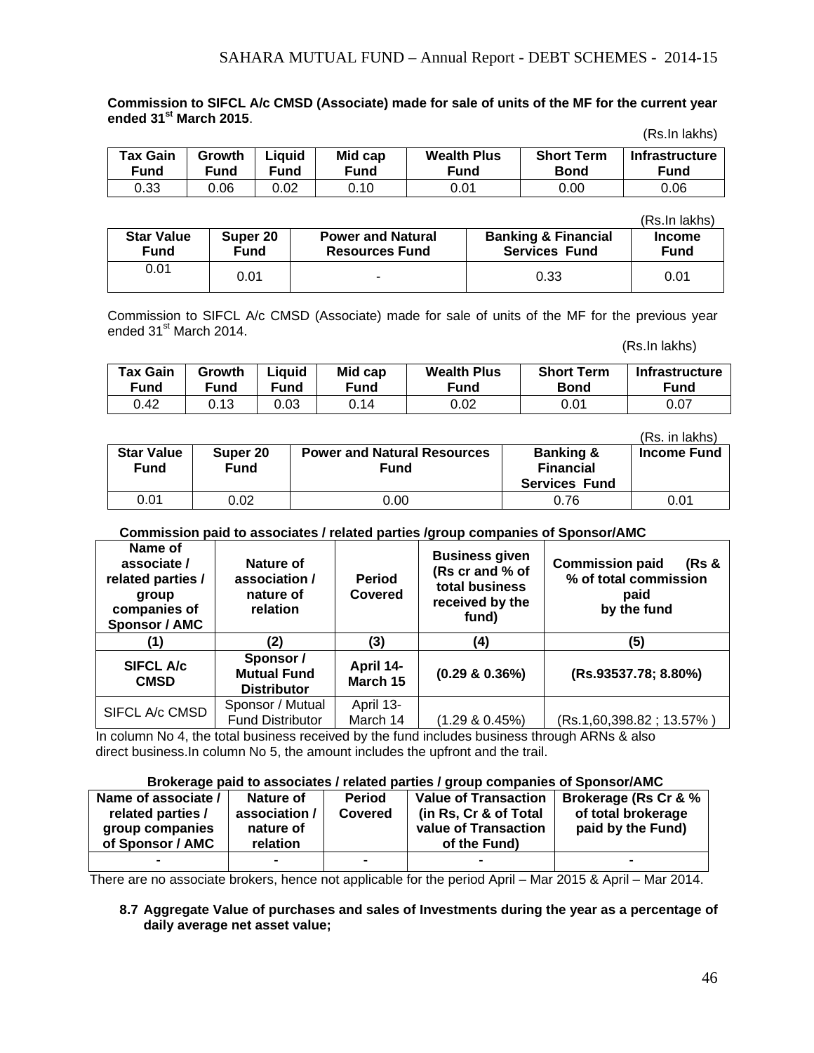**Commission to SIFCL A/c CMSD (Associate) made for sale of units of the MF for the current year ended 31st March 2015**.

(Rs.In lakhs)

| Tax Gain Fund | Growth Fund | Liquid Fund | Mid cap Fund | Wealth Plus Fund | Short Term Bond | Infrastructure Fund |
|---|---|---|---|---|---|---|
| 0.33 | 0.06 | 0.02 | 0.10 | 0.01 | 0.00 | 0.06 |

(Rs.In lakhs)

| Star Value Fund | Super 20 Fund | Power and Natural Resources Fund | Banking & Financial Services Fund | Income Fund |
|---|---|---|---|---|
| 0.01 | 0.01 | - | 0.33 | 0.01 |

Commission to SIFCL A/c CMSD (Associate) made for sale of units of the MF for the previous year ended 31st March 2014.

(Rs.In lakhs)

| Tax Gain Fund | Growth Fund | Liquid Fund | Mid cap Fund | Wealth Plus Fund | Short Term Bond | Infrastructure Fund |
|---|---|---|---|---|---|---|
| 0.42 | 0.13 | 0.03 | 0.14 | 0.02 | 0.01 | 0.07 |

(Rs. in lakhs)

| Star Value Fund | Super 20 Fund | Power and Natural Resources Fund | Banking & Financial Services Fund | Income Fund |
|---|---|---|---|---|
| 0.01 | 0.02 | 0.00 | 0.76 | 0.01 |

**Commission paid to associates / related parties /group companies of Sponsor/AMC**

| Name of associate / related parties / group companies of Sponsor / AMC | Nature of association / nature of relation | Period Covered | Business given (Rs cr and % of total business received by the fund) | Commission paid (Rs & % of total commission paid by the fund |
|---|---|---|---|---|
| (1) | (2) | (3) | (4) | (5) |
| **SIFCL A/c CMSD** | **Sponsor / Mutual Fund Distributor** | **April 14- March 15** | **(0.29 & 0.36%)** | **(Rs.93537.78; 8.80%)** |
| SIFCL A/c CMSD | Sponsor / Mutual Fund Distributor | April 13- March 14 | (1.29 & 0.45%) | (Rs.1,60,398.82 ; 13.57% ) |

In column No 4, the total business received by the fund includes business through ARNs & also direct business.In column No 5, the amount includes the upfront and the trail.

**Brokerage paid to associates / related parties / group companies of Sponsor/AMC**

| Name of associate / related parties / group companies of Sponsor / AMC | Nature of association / nature of relation | Period Covered | Value of Transaction (in Rs, Cr & of Total value of Transaction of the Fund) | Brokerage (Rs Cr & % of total brokerage paid by the Fund) |
|---|---|---|---|---|
| - | - | - | - | - |

There are no associate brokers, hence not applicable for the period April – Mar 2015 & April – Mar 2014.

**8.7 Aggregate Value of purchases and sales of Investments during the year as a percentage of daily average net asset value;**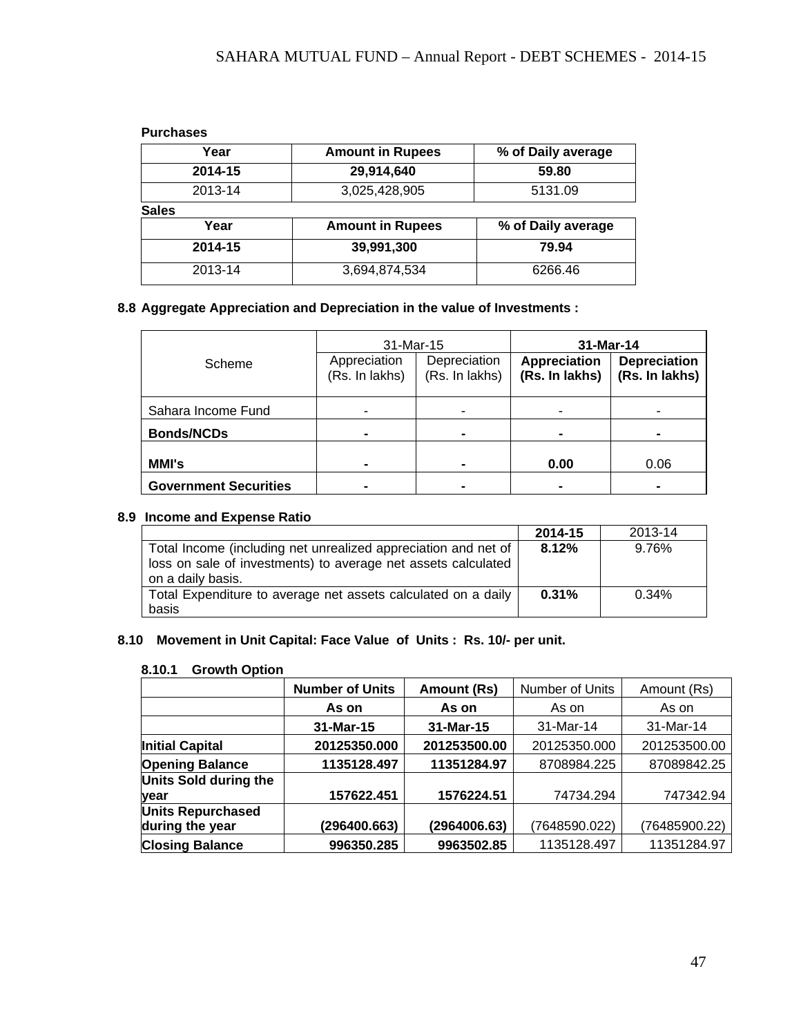**Purchases**

| Year | Amount in Rupees | % of Daily average |
|---|---|---|
| **2014-15** | **29,914,640** | **59.80** |
| 2013-14 | 3,025,428,905 | 5131.09 |

**Sales**

| Year | Amount in Rupees | % of Daily average |
|---|---|---|
| **2014-15** | **39,991,300** | **79.94** |
| 2013-14 | 3,694,874,534 | 6266.46 |

**8.8 Aggregate Appreciation and Depreciation in the value of Investments :**

| Scheme | 31-Mar-15 | | **31-Mar-14** | |
|---|---|---|---|---|
| | Appreciation (Rs. In lakhs) | Depreciation (Rs. In lakhs) | **Appreciation (Rs. In lakhs)** | **Depreciation (Rs. In lakhs)** |
| Sahara Income Fund | - | - | - | - |
| **Bonds/NCDs** | - | - | - | - |
| **MMI's** | - | - | **0.00** | 0.06 |
| **Government Securities** | - | - | - | - |

**8.9 Income and Expense Ratio**

| | 2014-15 | 2013-14 |
|---|---|---|
| Total Income (including net unrealized appreciation and net of loss on sale of investments) to average net assets calculated on a daily basis. | **8.12%** | 9.76% |
| Total Expenditure to average net assets calculated on a daily basis | **0.31%** | 0.34% |

**8.10 Movement in Unit Capital: Face Value of Units : Rs. 10/- per unit.**

**8.10.1 Growth Option**

| | **Number of Units** | **Amount (Rs)** | Number of Units | Amount (Rs) |
|---|---|---|---|---|
| | **As on** | **As on** | As on | As on |
| | **31-Mar-15** | **31-Mar-15** | 31-Mar-14 | 31-Mar-14 |
| **Initial Capital** | **20125350.000** | **201253500.00** | 20125350.000 | 201253500.00 |
| **Opening Balance** | **1135128.497** | **11351284.97** | 8708984.225 | 87089842.25 |
| **Units Sold during the year** | **157622.451** | **1576224.51** | 74734.294 | 747342.94 |
| **Units Repurchased during the year** | **(296400.663)** | **(2964006.63)** | (7648590.022) | (76485900.22) |
| **Closing Balance** | **996350.285** | **9963502.85** | 1135128.497 | 11351284.97 |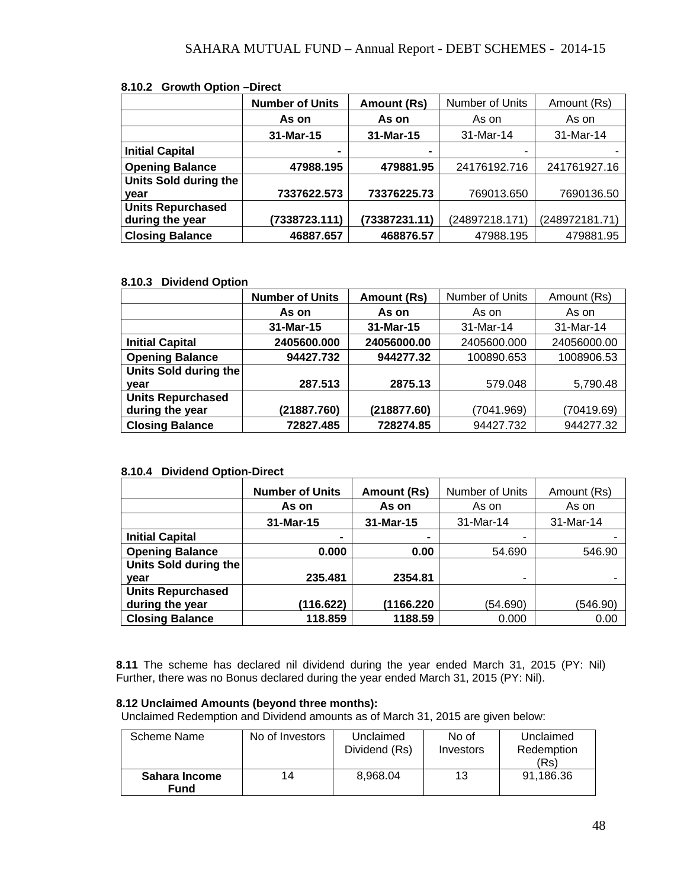**8.10.2 Growth Option –Direct**

| | **Number of Units** | **Amount (Rs)** | Number of Units | Amount (Rs) |
|---|---|---|---|---|
| | **As on** | **As on** | As on | As on |
| | **31-Mar-15** | **31-Mar-15** | 31-Mar-14 | 31-Mar-14 |
| **Initial Capital** | **-** | **-** | - | - |
| **Opening Balance** | **47988.195** | **479881.95** | 24176192.716 | 241761927.16 |
| **Units Sold during the year** | **7337622.573** | **73376225.73** | 769013.650 | 7690136.50 |
| **Units Repurchased during the year** | **(7338723.111)** | **(73387231.11)** | (24897218.171) | (248972181.71) |
| **Closing Balance** | **46887.657** | **468876.57** | 47988.195 | 479881.95 |

**8.10.3 Dividend Option**

| | **Number of Units** | **Amount (Rs)** | Number of Units | Amount (Rs) |
|---|---|---|---|---|
| | **As on** | **As on** | As on | As on |
| | **31-Mar-15** | **31-Mar-15** | 31-Mar-14 | 31-Mar-14 |
| **Initial Capital** | **2405600.000** | **24056000.00** | 2405600.000 | 24056000.00 |
| **Opening Balance** | **94427.732** | **944277.32** | 100890.653 | 1008906.53 |
| **Units Sold during the year** | **287.513** | **2875.13** | 579.048 | 5,790.48 |
| **Units Repurchased during the year** | **(21887.760)** | **(218877.60)** | (7041.969) | (70419.69) |
| **Closing Balance** | **72827.485** | **728274.85** | 94427.732 | 944277.32 |

**8.10.4 Dividend Option-Direct**

| | **Number of Units** | **Amount (Rs)** | Number of Units | Amount (Rs) |
|---|---|---|---|---|
| | **As on** | **As on** | As on | As on |
| | **31-Mar-15** | **31-Mar-15** | 31-Mar-14 | 31-Mar-14 |
| **Initial Capital** | **-** | **-** | - | - |
| **Opening Balance** | **0.000** | **0.00** | 54.690 | 546.90 |
| **Units Sold during the year** | **235.481** | **2354.81** | - | - |
| **Units Repurchased during the year** | **(116.622)** | **(1166.220** | (54.690) | (546.90) |
| **Closing Balance** | **118.859** | **1188.59** | 0.000 | 0.00 |

**8.11** The scheme has declared nil dividend during the year ended March 31, 2015 (PY: Nil) Further, there was no Bonus declared during the year ended March 31, 2015 (PY: Nil).

**8.12 Unclaimed Amounts (beyond three months):**

Unclaimed Redemption and Dividend amounts as of March 31, 2015 are given below:

| Scheme Name | No of Investors | Unclaimed Dividend (Rs) | No of Investors | Unclaimed Redemption (Rs) |
|---|---|---|---|---|
| **Sahara Income Fund** | 14 | 8,968.04 | 13 | 91,186.36 |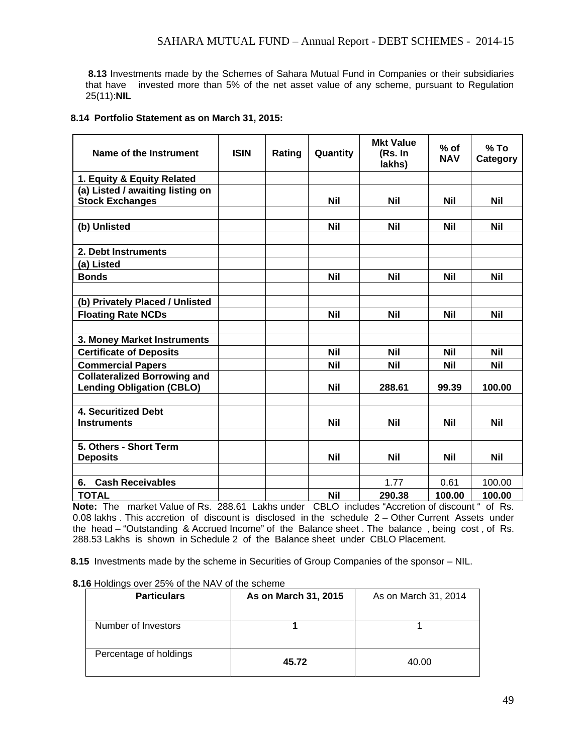**8.13** Investments made by the Schemes of Sahara Mutual Fund in Companies or their subsidiaries that have invested more than 5% of the net asset value of any scheme, pursuant to Regulation 25(11):**NIL**

**8.14 Portfolio Statement as on March 31, 2015:**

| Name of the Instrument | ISIN | Rating | Quantity | Mkt Value (Rs. In lakhs) | % of NAV | % To Category |
|---|---|---|---|---|---|---|
| **1. Equity & Equity Related** | | | | | | |
| **(a) Listed / awaiting listing on Stock Exchanges** | | | **Nil** | **Nil** | **Nil** | **Nil** |
| | | | | | | |
| **(b) Unlisted** | | | **Nil** | **Nil** | **Nil** | **Nil** |
| | | | | | | |
| **2. Debt Instruments** | | | | | | |
| **(a) Listed** | | | | | | |
| **Bonds** | | | **Nil** | **Nil** | **Nil** | **Nil** |
| | | | | | | |
| **(b) Privately Placed / Unlisted** | | | | | | |
| **Floating Rate NCDs** | | | **Nil** | **Nil** | **Nil** | **Nil** |
| | | | | | | |
| **3. Money Market Instruments** | | | | | | |
| **Certificate of Deposits** | | | **Nil** | **Nil** | **Nil** | **Nil** |
| **Commercial Papers** | | | **Nil** | **Nil** | **Nil** | **Nil** |
| **Collateralized Borrowing and Lending Obligation (CBLO)** | | | **Nil** | **288.61** | **99.39** | **100.00** |
| | | | | | | |
| **4. Securitized Debt Instruments** | | | **Nil** | **Nil** | **Nil** | **Nil** |
| | | | | | | |
| **5. Others - Short Term Deposits** | | | **Nil** | **Nil** | **Nil** | **Nil** |
| | | | | | | |
| **6. Cash Receivables** | | | | 1.77 | 0.61 | 100.00 |
| **TOTAL** | | | **Nil** | **290.38** | **100.00** | **100.00** |

**Note:** The market Value of Rs. 288.61 Lakhs under CBLO includes "Accretion of discount " of Rs. 0.08 lakhs . This accretion of discount is disclosed in the schedule 2 – Other Current Assets under the head – "Outstanding & Accrued Income" of the Balance sheet . The balance , being cost , of Rs. 288.53 Lakhs is shown in Schedule 2 of the Balance sheet under CBLO Placement.

**8.15** Investments made by the scheme in Securities of Group Companies of the sponsor – NIL.

**8.16** Holdings over 25% of the NAV of the scheme

| Particulars | As on March 31, 2015 | As on March 31, 2014 |
|---|---|---|
| Number of Investors | **1** | 1 |
| Percentage of holdings | **45.72** | 40.00 |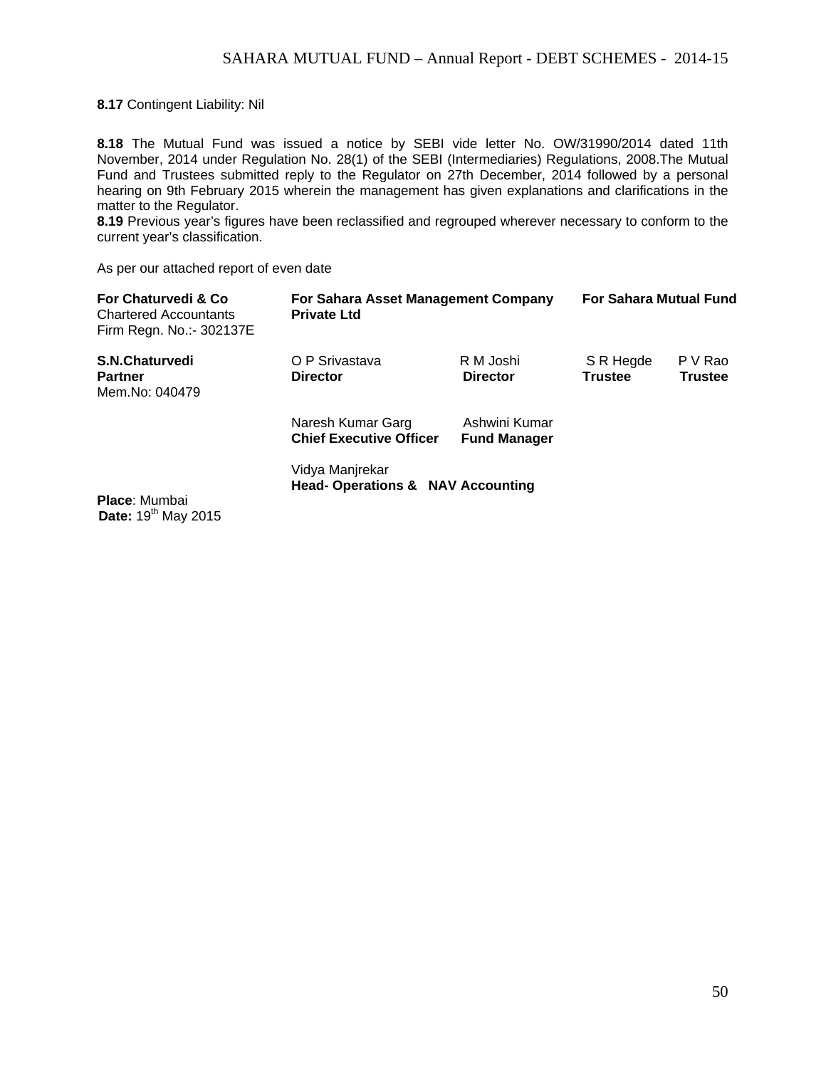**8.17** Contingent Liability: Nil

**8.18** The Mutual Fund was issued a notice by SEBI vide letter No. OW/31990/2014 dated 11th November, 2014 under Regulation No. 28(1) of the SEBI (Intermediaries) Regulations, 2008.The Mutual Fund and Trustees submitted reply to the Regulator on 27th December, 2014 followed by a personal hearing on 9th February 2015 wherein the management has given explanations and clarifications in the matter to the Regulator.

**8.19** Previous year's figures have been reclassified and regrouped wherever necessary to conform to the current year's classification.

As per our attached report of even date

| **For Chaturvedi & Co** Chartered Accountants Firm Regn. No.:- 302137E | **For Sahara Asset Management Company Private Ltd** | | **For Sahara Mutual Fund** | |
|---|---|---|---|---|
| **S.N.Chaturvedi** **Partner** Mem.No: 040479 | O P Srivastava **Director** | R M Joshi **Director** | S R Hegde **Trustee** | P V Rao **Trustee** |
| | Naresh Kumar Garg **Chief Executive Officer** | Ashwini Kumar **Fund Manager** | | |
| | Vidya Manjrekar **Head- Operations & NAV Accounting** | | | |

**Place**: Mumbai
**Date:** 19th May 2015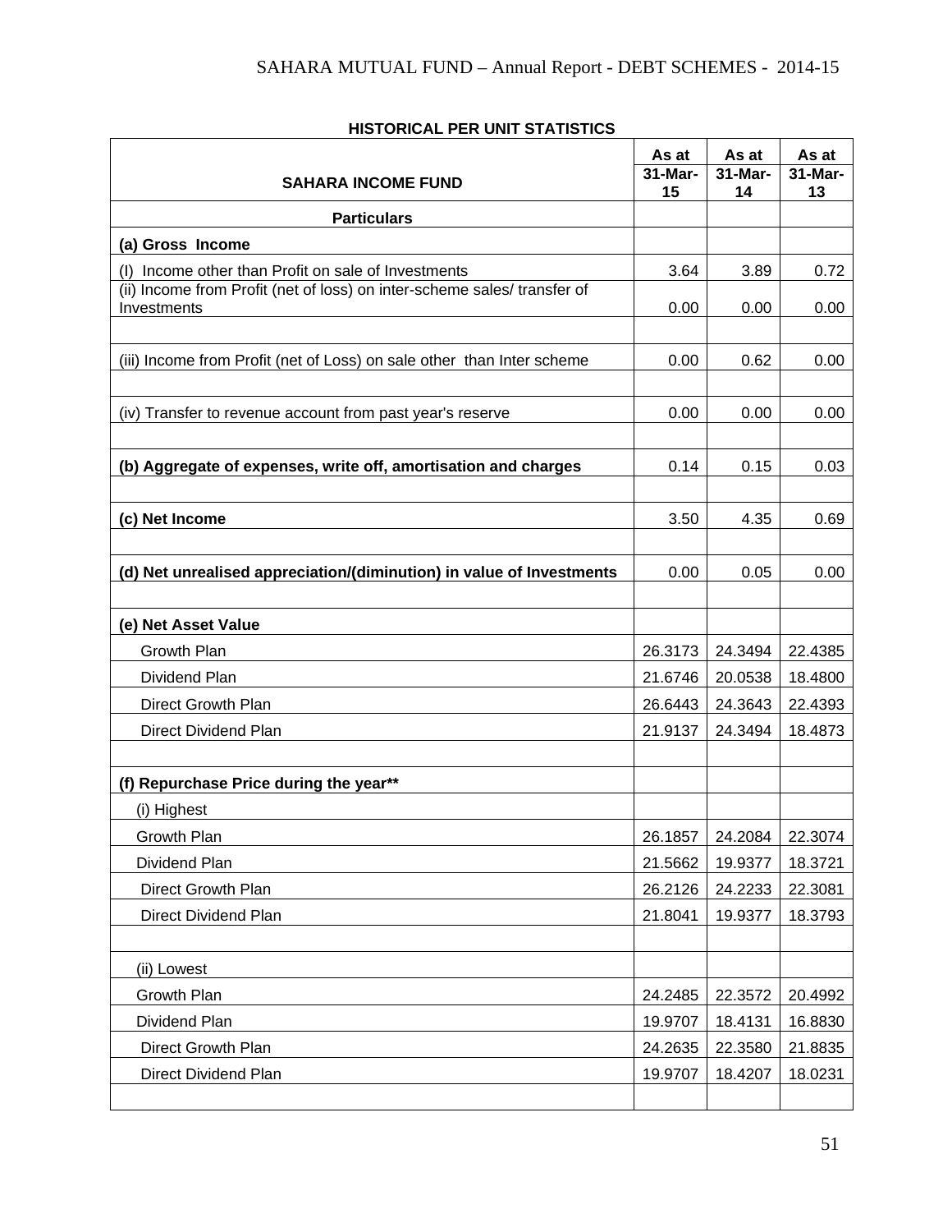## HISTORICAL PER UNIT STATISTICS

| SAHARA INCOME FUND | As at 31-Mar-15 | As at 31-Mar-14 | As at 31-Mar-13 |
|---|---|---|---|
| **Particulars** | | | |
| **(a) Gross Income** | | | |
| (I) Income other than Profit on sale of Investments | 3.64 | 3.89 | 0.72 |
| (ii) Income from Profit (net of loss) on inter-scheme sales/ transfer of Investments | 0.00 | 0.00 | 0.00 |
| | | | |
| (iii) Income from Profit (net of Loss) on sale other than Inter scheme | 0.00 | 0.62 | 0.00 |
| | | | |
| (iv) Transfer to revenue account from past year's reserve | 0.00 | 0.00 | 0.00 |
| | | | |
| **(b) Aggregate of expenses, write off, amortisation and charges** | 0.14 | 0.15 | 0.03 |
| | | | |
| **(c) Net Income** | 3.50 | 4.35 | 0.69 |
| | | | |
| **(d) Net unrealised appreciation/(diminution) in value of Investments** | 0.00 | 0.05 | 0.00 |
| | | | |
| **(e) Net Asset Value** | | | |
| Growth Plan | 26.3173 | 24.3494 | 22.4385 |
| Dividend Plan | 21.6746 | 20.0538 | 18.4800 |
| Direct Growth Plan | 26.6443 | 24.3643 | 22.4393 |
| Direct Dividend Plan | 21.9137 | 24.3494 | 18.4873 |
| | | | |
| **(f) Repurchase Price during the year\*\*** | | | |
| (i) Highest | | | |
| Growth Plan | 26.1857 | 24.2084 | 22.3074 |
| Dividend Plan | 21.5662 | 19.9377 | 18.3721 |
| Direct Growth Plan | 26.2126 | 24.2233 | 22.3081 |
| Direct Dividend Plan | 21.8041 | 19.9377 | 18.3793 |
| | | | |
| (ii) Lowest | | | |
| Growth Plan | 24.2485 | 22.3572 | 20.4992 |
| Dividend Plan | 19.9707 | 18.4131 | 16.8830 |
| Direct Growth Plan | 24.2635 | 22.3580 | 21.8835 |
| Direct Dividend Plan | 19.9707 | 18.4207 | 18.0231 |
| | | | |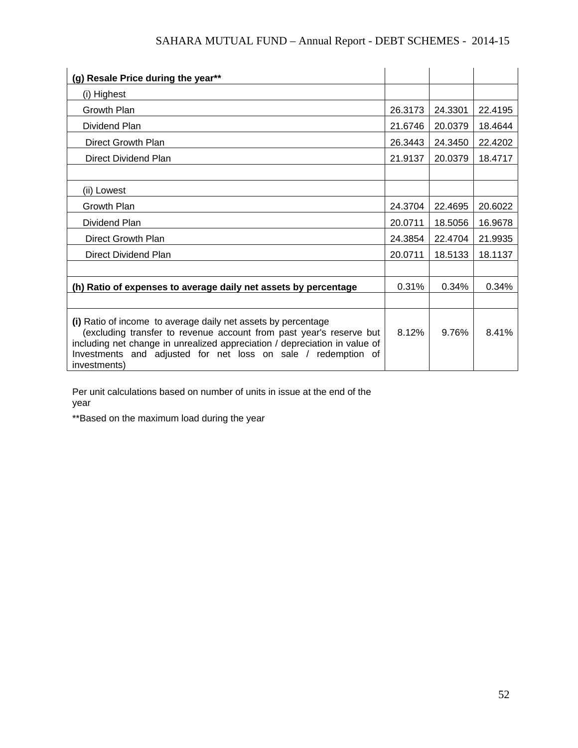| | | | |
|---|---|---|---|
| **(g) Resale Price during the year**** | | | |
| (i) Highest | | | |
| Growth Plan | 26.3173 | 24.3301 | 22.4195 |
| Dividend Plan | 21.6746 | 20.0379 | 18.4644 |
| Direct Growth Plan | 26.3443 | 24.3450 | 22.4202 |
| Direct Dividend Plan | 21.9137 | 20.0379 | 18.4717 |
| | | | |
| (ii) Lowest | | | |
| Growth Plan | 24.3704 | 22.4695 | 20.6022 |
| Dividend Plan | 20.0711 | 18.5056 | 16.9678 |
| Direct Growth Plan | 24.3854 | 22.4704 | 21.9935 |
| Direct Dividend Plan | 20.0711 | 18.5133 | 18.1137 |
| | | | |
| **(h) Ratio of expenses to average daily net assets by percentage** | 0.31% | 0.34% | 0.34% |
| | | | |
| **(i)** Ratio of income to average daily net assets by percentage (excluding transfer to revenue account from past year's reserve but including net change in unrealized appreciation / depreciation in value of Investments and adjusted for net loss on sale / redemption of investments) | 8.12% | 9.76% | 8.41% |

Per unit calculations based on number of units in issue at the end of the year

**Based on the maximum load during the year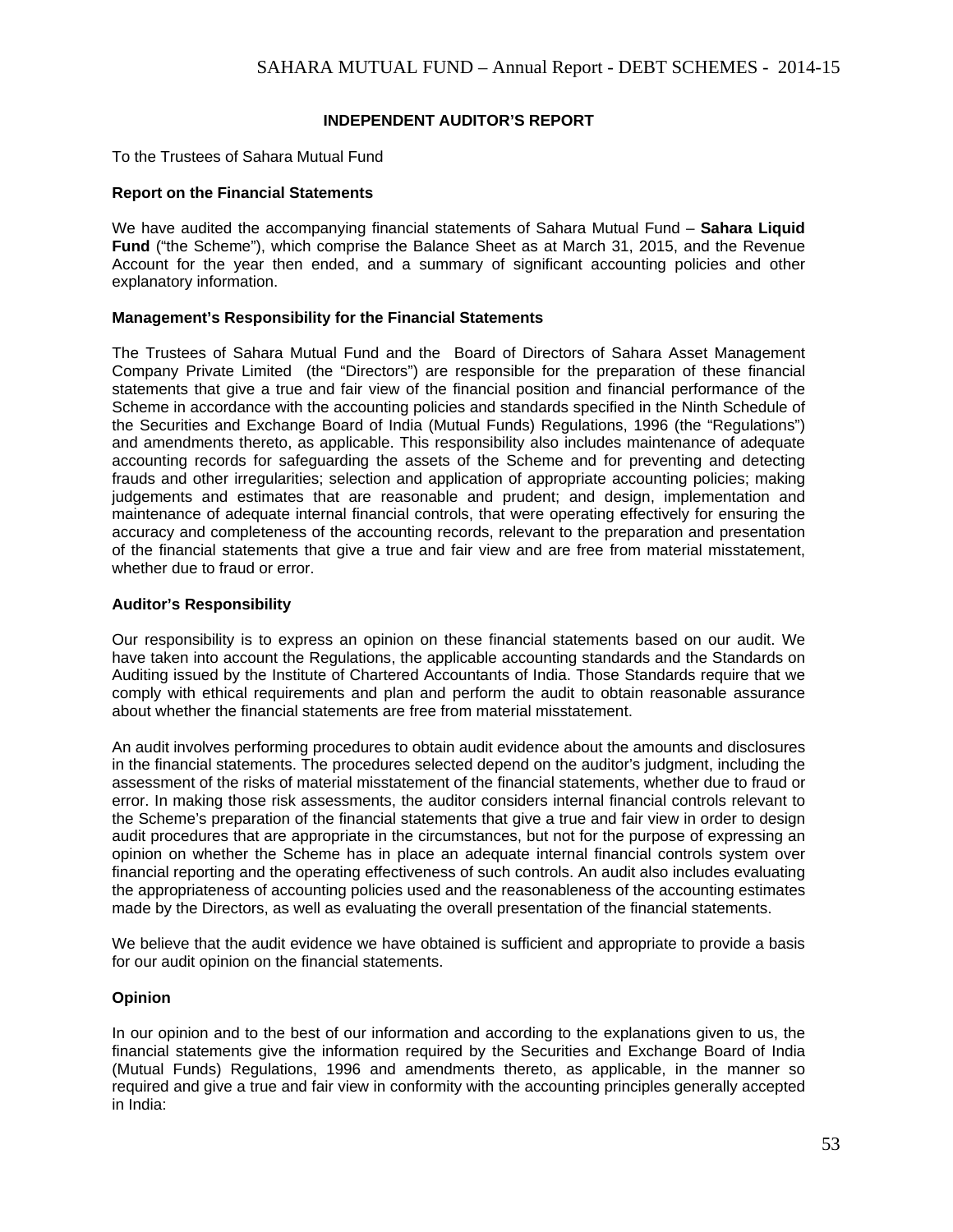# INDEPENDENT AUDITOR'S REPORT

To the Trustees of Sahara Mutual Fund

**Report on the Financial Statements**

We have audited the accompanying financial statements of Sahara Mutual Fund – **Sahara Liquid Fund** ("the Scheme"), which comprise the Balance Sheet as at March 31, 2015, and the Revenue Account for the year then ended, and a summary of significant accounting policies and other explanatory information.

**Management's Responsibility for the Financial Statements**

The Trustees of Sahara Mutual Fund and the Board of Directors of Sahara Asset Management Company Private Limited (the "Directors") are responsible for the preparation of these financial statements that give a true and fair view of the financial position and financial performance of the Scheme in accordance with the accounting policies and standards specified in the Ninth Schedule of the Securities and Exchange Board of India (Mutual Funds) Regulations, 1996 (the "Regulations") and amendments thereto, as applicable. This responsibility also includes maintenance of adequate accounting records for safeguarding the assets of the Scheme and for preventing and detecting frauds and other irregularities; selection and application of appropriate accounting policies; making judgements and estimates that are reasonable and prudent; and design, implementation and maintenance of adequate internal financial controls, that were operating effectively for ensuring the accuracy and completeness of the accounting records, relevant to the preparation and presentation of the financial statements that give a true and fair view and are free from material misstatement, whether due to fraud or error.

**Auditor's Responsibility**

Our responsibility is to express an opinion on these financial statements based on our audit. We have taken into account the Regulations, the applicable accounting standards and the Standards on Auditing issued by the Institute of Chartered Accountants of India. Those Standards require that we comply with ethical requirements and plan and perform the audit to obtain reasonable assurance about whether the financial statements are free from material misstatement.

An audit involves performing procedures to obtain audit evidence about the amounts and disclosures in the financial statements. The procedures selected depend on the auditor's judgment, including the assessment of the risks of material misstatement of the financial statements, whether due to fraud or error. In making those risk assessments, the auditor considers internal financial controls relevant to the Scheme's preparation of the financial statements that give a true and fair view in order to design audit procedures that are appropriate in the circumstances, but not for the purpose of expressing an opinion on whether the Scheme has in place an adequate internal financial controls system over financial reporting and the operating effectiveness of such controls. An audit also includes evaluating the appropriateness of accounting policies used and the reasonableness of the accounting estimates made by the Directors, as well as evaluating the overall presentation of the financial statements.

We believe that the audit evidence we have obtained is sufficient and appropriate to provide a basis for our audit opinion on the financial statements.

**Opinion**

In our opinion and to the best of our information and according to the explanations given to us, the financial statements give the information required by the Securities and Exchange Board of India (Mutual Funds) Regulations, 1996 and amendments thereto, as applicable, in the manner so required and give a true and fair view in conformity with the accounting principles generally accepted in India: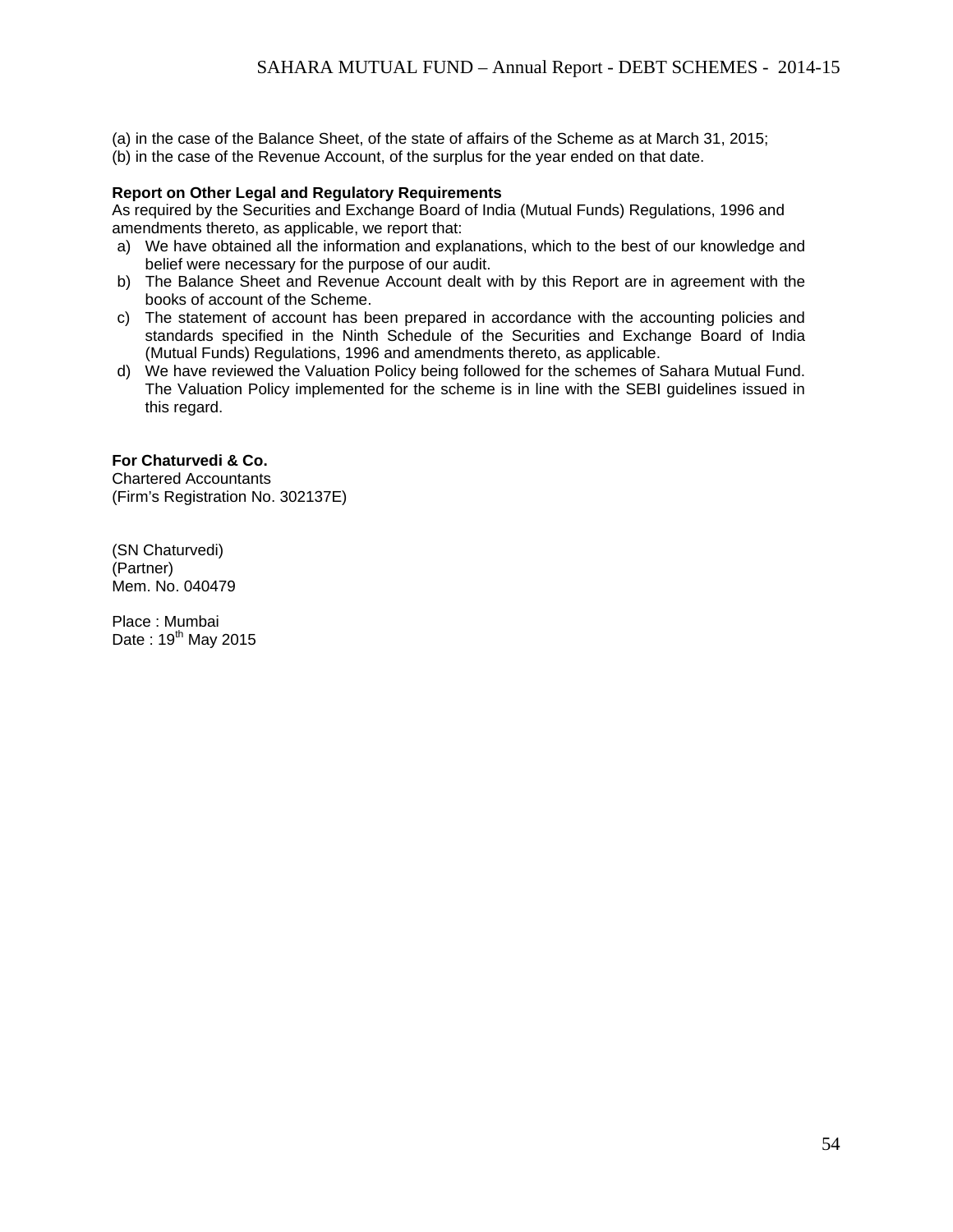(a) in the case of the Balance Sheet, of the state of affairs of the Scheme as at March 31, 2015;
(b) in the case of the Revenue Account, of the surplus for the year ended on that date.

**Report on Other Legal and Regulatory Requirements**

As required by the Securities and Exchange Board of India (Mutual Funds) Regulations, 1996 and amendments thereto, as applicable, we report that:

a) We have obtained all the information and explanations, which to the best of our knowledge and belief were necessary for the purpose of our audit.
b) The Balance Sheet and Revenue Account dealt with by this Report are in agreement with the books of account of the Scheme.
c) The statement of account has been prepared in accordance with the accounting policies and standards specified in the Ninth Schedule of the Securities and Exchange Board of India (Mutual Funds) Regulations, 1996 and amendments thereto, as applicable.
d) We have reviewed the Valuation Policy being followed for the schemes of Sahara Mutual Fund. The Valuation Policy implemented for the scheme is in line with the SEBI guidelines issued in this regard.

**For Chaturvedi & Co.**
Chartered Accountants
(Firm's Registration No. 302137E)

(SN Chaturvedi)
(Partner)
Mem. No. 040479

Place : Mumbai
Date : 19th May 2015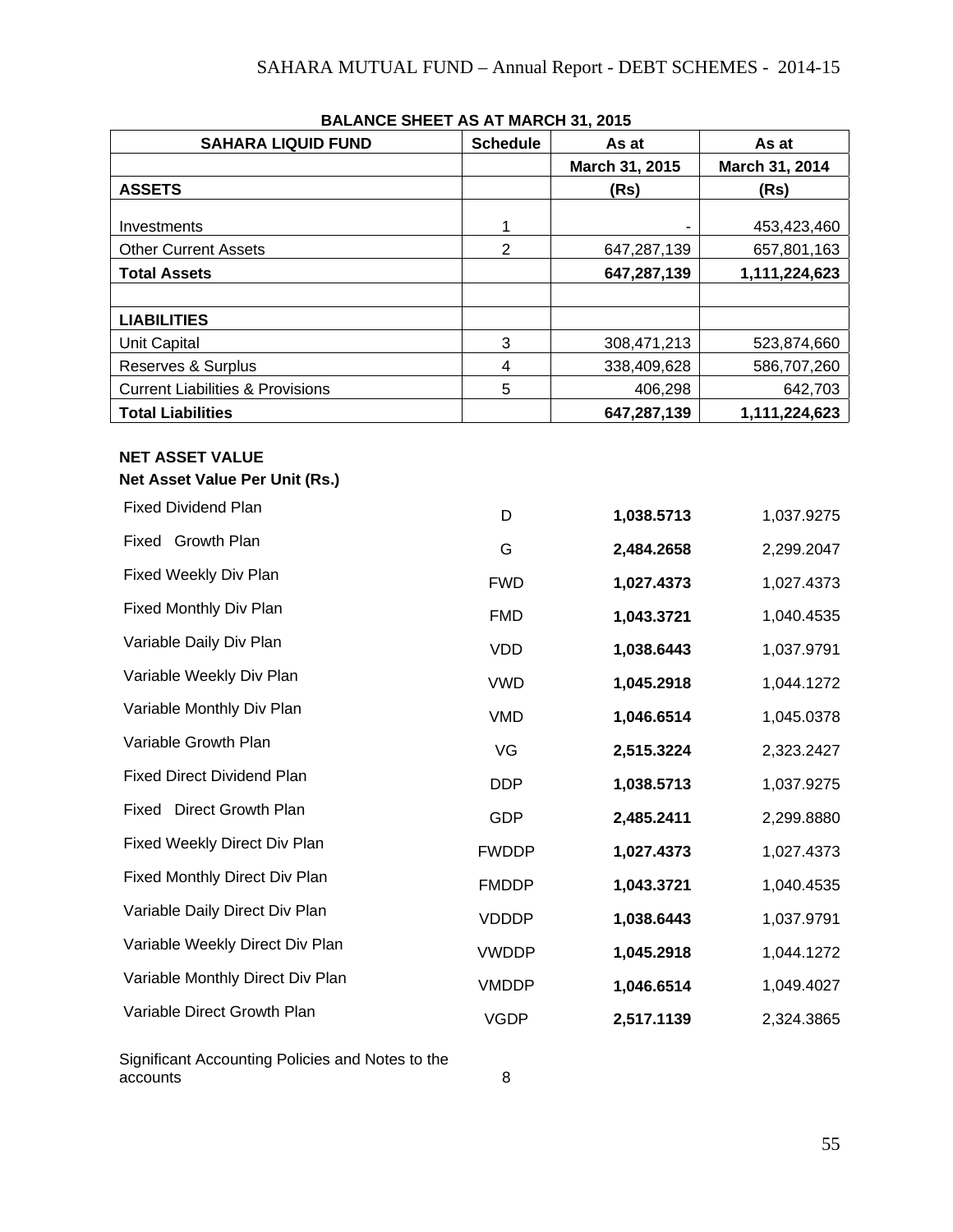## BALANCE SHEET AS AT MARCH 31, 2015

| SAHARA LIQUID FUND | Schedule | As at | As at |
|---|---|---|---|
| | | March 31, 2015 | March 31, 2014 |
| **ASSETS** | | **(Rs)** | **(Rs)** |
| Investments | 1 | - | 453,423,460 |
| Other Current Assets | 2 | 647,287,139 | 657,801,163 |
| **Total Assets** | | **647,287,139** | **1,111,224,623** |
| | | | |
| **LIABILITIES** | | | |
| Unit Capital | 3 | 308,471,213 | 523,874,660 |
| Reserves & Surplus | 4 | 338,409,628 | 586,707,260 |
| Current Liabilities & Provisions | 5 | 406,298 | 642,703 |
| **Total Liabilities** | | **647,287,139** | **1,111,224,623** |

**NET ASSET VALUE**

**Net Asset Value Per Unit (Rs.)**

| | | | |
|---|---|---|---|
| Fixed Dividend Plan | D | **1,038.5713** | 1,037.9275 |
| Fixed Growth Plan | G | **2,484.2658** | 2,299.2047 |
| Fixed Weekly Div Plan | FWD | **1,027.4373** | 1,027.4373 |
| Fixed Monthly Div Plan | FMD | **1,043.3721** | 1,040.4535 |
| Variable Daily Div Plan | VDD | **1,038.6443** | 1,037.9791 |
| Variable Weekly Div Plan | VWD | **1,045.2918** | 1,044.1272 |
| Variable Monthly Div Plan | VMD | **1,046.6514** | 1,045.0378 |
| Variable Growth Plan | VG | **2,515.3224** | 2,323.2427 |
| Fixed Direct Dividend Plan | DDP | **1,038.5713** | 1,037.9275 |
| Fixed Direct Growth Plan | GDP | **2,485.2411** | 2,299.8880 |
| Fixed Weekly Direct Div Plan | FWDDP | **1,027.4373** | 1,027.4373 |
| Fixed Monthly Direct Div Plan | FMDDP | **1,043.3721** | 1,040.4535 |
| Variable Daily Direct Div Plan | VDDDP | **1,038.6443** | 1,037.9791 |
| Variable Weekly Direct Div Plan | VWDDP | **1,045.2918** | 1,044.1272 |
| Variable Monthly Direct Div Plan | VMDDP | **1,046.6514** | 1,049.4027 |
| Variable Direct Growth Plan | VGDP | **2,517.1139** | 2,324.3865 |

Significant Accounting Policies and Notes to the accounts — 8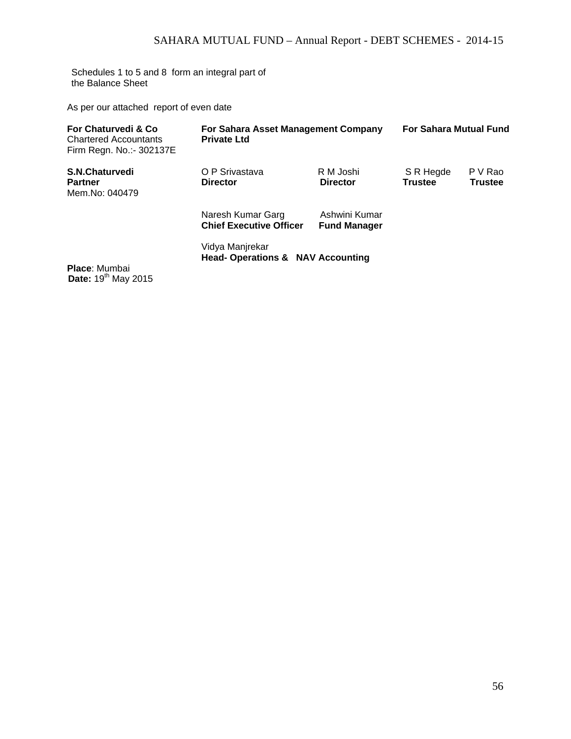Schedules 1 to 5 and 8 form an integral part of the Balance Sheet

As per our attached report of even date

| **For Chaturvedi & Co** Chartered Accountants Firm Regn. No.:- 302137E | **For Sahara Asset Management Company Private Ltd** | | **For Sahara Mutual Fund** | |
|---|---|---|---|---|
| **S.N.Chaturvedi** **Partner** Mem.No: 040479 | O P Srivastava **Director** | R M Joshi **Director** | S R Hegde **Trustee** | P V Rao **Trustee** |
| | Naresh Kumar Garg **Chief Executive Officer** | Ashwini Kumar **Fund Manager** | | |
| | Vidya Manjrekar **Head- Operations & NAV Accounting** | | | |

**Place**: Mumbai
**Date:** 19th May 2015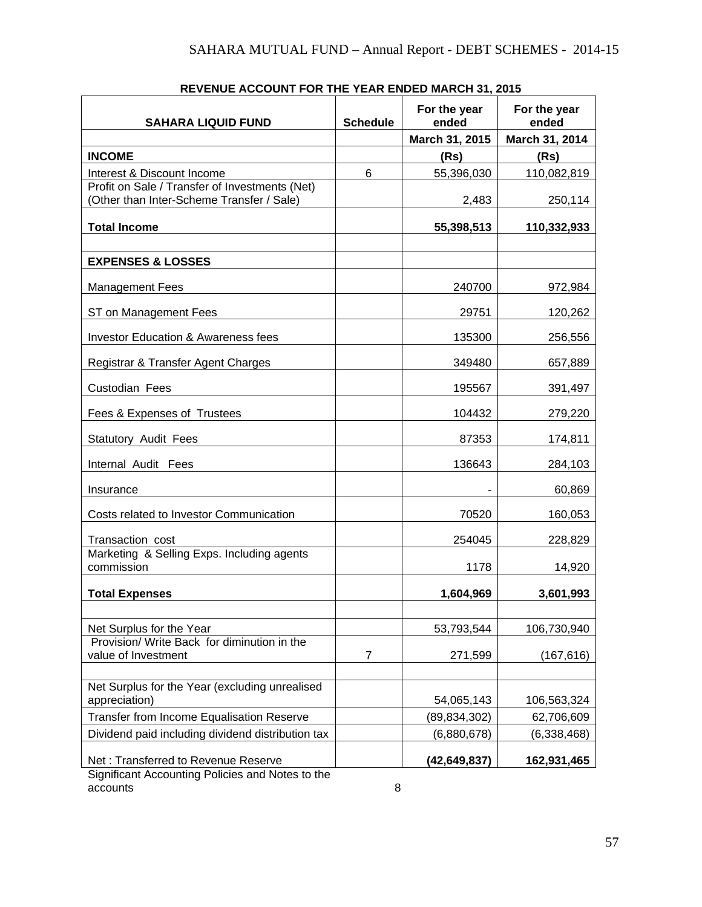## REVENUE ACCOUNT FOR THE YEAR ENDED MARCH 31, 2015

| SAHARA LIQUID FUND | Schedule | For the year ended | For the year ended |
|---|---|---|---|
| | | March 31, 2015 | March 31, 2014 |
| **INCOME** | | **(Rs)** | **(Rs)** |
| Interest & Discount Income | 6 | 55,396,030 | 110,082,819 |
| Profit on Sale / Transfer of Investments (Net) (Other than Inter-Scheme Transfer / Sale) | | 2,483 | 250,114 |
| **Total Income** | | **55,398,513** | **110,332,933** |
| | | | |
| **EXPENSES & LOSSES** | | | |
| Management Fees | | 240700 | 972,984 |
| ST on Management Fees | | 29751 | 120,262 |
| Investor Education & Awareness fees | | 135300 | 256,556 |
| Registrar & Transfer Agent Charges | | 349480 | 657,889 |
| Custodian Fees | | 195567 | 391,497 |
| Fees & Expenses of Trustees | | 104432 | 279,220 |
| Statutory Audit Fees | | 87353 | 174,811 |
| Internal Audit Fees | | 136643 | 284,103 |
| Insurance | | - | 60,869 |
| Costs related to Investor Communication | | 70520 | 160,053 |
| Transaction cost | | 254045 | 228,829 |
| Marketing & Selling Exps. Including agents commission | | 1178 | 14,920 |
| **Total Expenses** | | **1,604,969** | **3,601,993** |
| | | | |
| Net Surplus for the Year | | 53,793,544 | 106,730,940 |
| Provision/ Write Back for diminution in the value of Investment | 7 | 271,599 | (167,616) |
| | | | |
| Net Surplus for the Year (excluding unrealised appreciation) | | 54,065,143 | 106,563,324 |
| Transfer from Income Equalisation Reserve | | (89,834,302) | 62,706,609 |
| Dividend paid including dividend distribution tax | | (6,880,678) | (6,338,468) |
| Net : Transferred to Revenue Reserve | | **(42,649,837)** | **162,931,465** |

Significant Accounting Policies and Notes to the accounts 8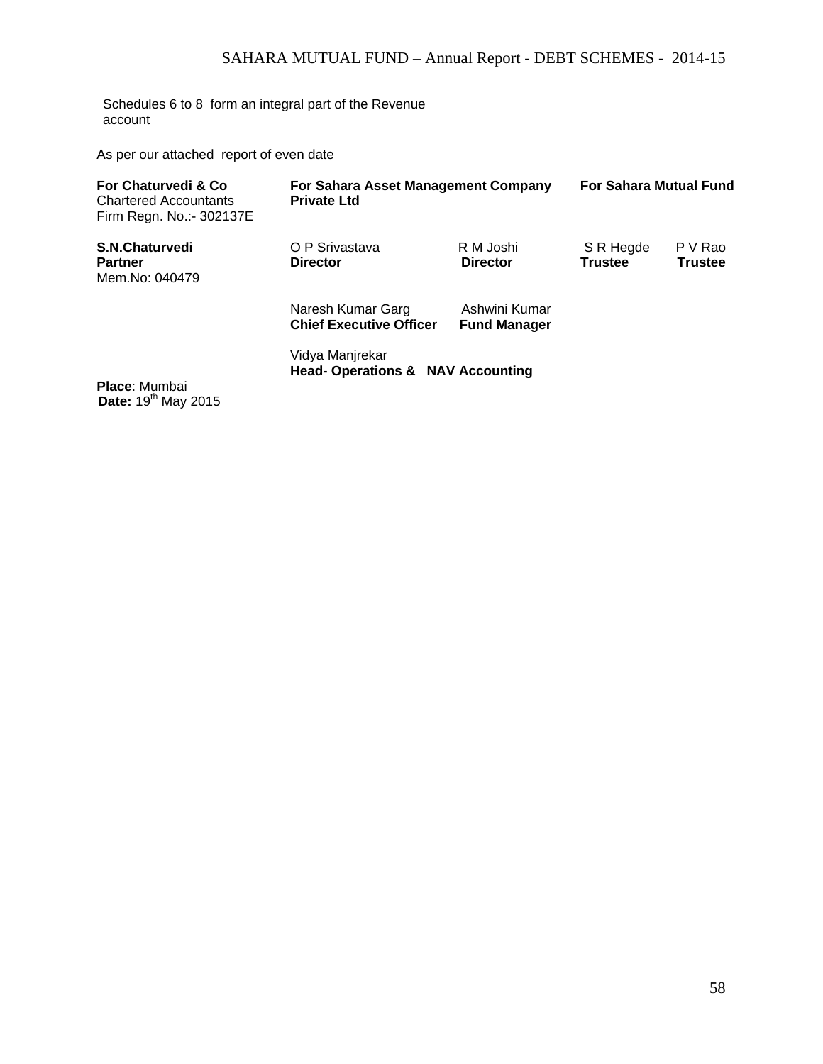Schedules 6 to 8 form an integral part of the Revenue account

As per our attached report of even date

| **For Chaturvedi & Co** Chartered Accountants Firm Regn. No.:- 302137E | **For Sahara Asset Management Company Private Ltd** | | **For Sahara Mutual Fund** | |
|---|---|---|---|---|
| **S.N.Chaturvedi** **Partner** Mem.No: 040479 | O P Srivastava **Director** | R M Joshi **Director** | S R Hegde **Trustee** | P V Rao **Trustee** |
| | Naresh Kumar Garg **Chief Executive Officer** | Ashwini Kumar **Fund Manager** | | |
| | Vidya Manjrekar **Head- Operations & NAV Accounting** | | | |

**Place**: Mumbai
**Date:** 19th May 2015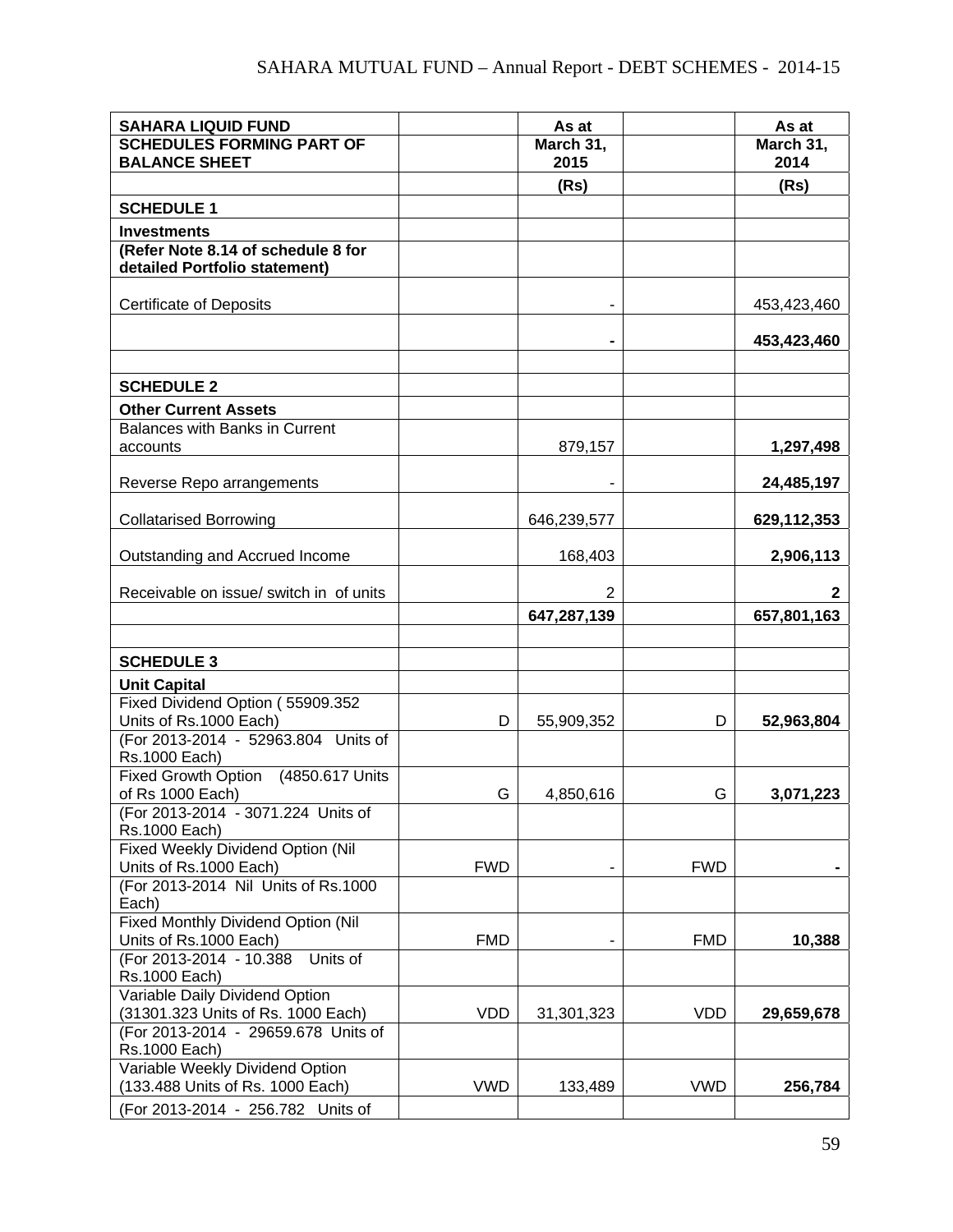| SAHARA LIQUID FUND | | As at | | As at |
|---|---|---|---|---|
| **SCHEDULES FORMING PART OF BALANCE SHEET** | | **March 31, 2015** | | **March 31, 2014** |
| | | **(Rs)** | | **(Rs)** |
| **SCHEDULE 1** | | | | |
| **Investments** | | | | |
| **(Refer Note 8.14 of schedule 8 for detailed Portfolio statement)** | | | | |
| Certificate of Deposits | | - | | 453,423,460 |
| | | **-** | | **453,423,460** |
| | | | | |
| **SCHEDULE 2** | | | | |
| **Other Current Assets** | | | | |
| Balances with Banks in Current accounts | | 879,157 | | **1,297,498** |
| Reverse Repo arrangements | | - | | **24,485,197** |
| Collatarised Borrowing | | 646,239,577 | | **629,112,353** |
| Outstanding and Accrued Income | | 168,403 | | **2,906,113** |
| Receivable on issue/ switch in of units | | 2 | | **2** |
| | | **647,287,139** | | **657,801,163** |
| | | | | |
| **SCHEDULE 3** | | | | |
| **Unit Capital** | | | | |
| Fixed Dividend Option ( 55909.352 Units of Rs.1000 Each) | D | 55,909,352 | D | **52,963,804** |
| (For 2013-2014 - 52963.804 Units of Rs.1000 Each) | | | | |
| Fixed Growth Option (4850.617 Units of Rs 1000 Each) | G | 4,850,616 | G | **3,071,223** |
| (For 2013-2014 - 3071.224 Units of Rs.1000 Each) | | | | |
| Fixed Weekly Dividend Option (Nil Units of Rs.1000 Each) | FWD | - | FWD | **-** |
| (For 2013-2014 Nil Units of Rs.1000 Each) | | | | |
| Fixed Monthly Dividend Option (Nil Units of Rs.1000 Each) | FMD | - | FMD | **10,388** |
| (For 2013-2014 - 10.388 Units of Rs.1000 Each) | | | | |
| Variable Daily Dividend Option (31301.323 Units of Rs. 1000 Each) | VDD | 31,301,323 | VDD | **29,659,678** |
| (For 2013-2014 - 29659.678 Units of Rs.1000 Each) | | | | |
| Variable Weekly Dividend Option (133.488 Units of Rs. 1000 Each) | VWD | 133,489 | VWD | **256,784** |
| (For 2013-2014 - 256.782 Units of | | | | |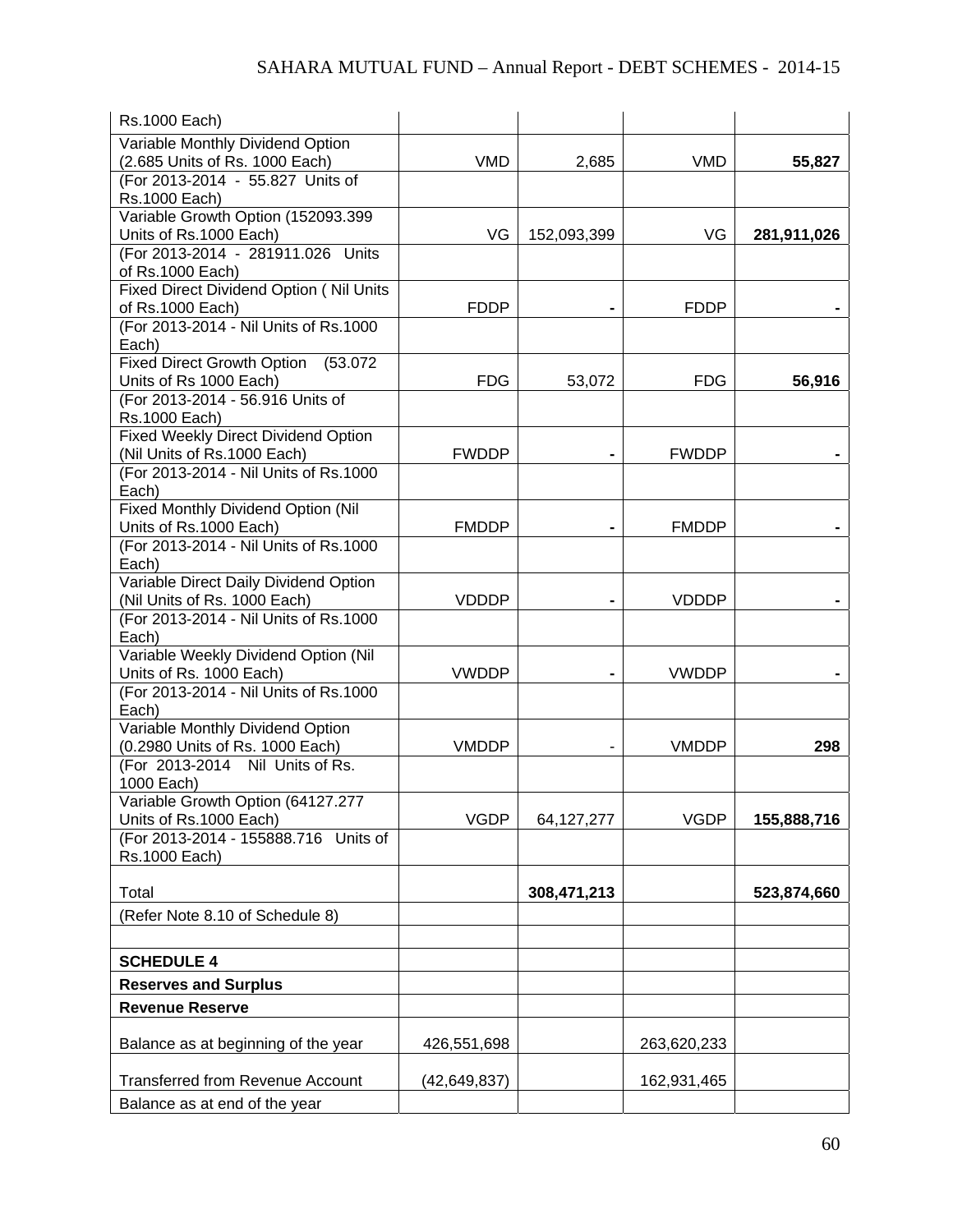| | | | | |
|---|---|---|---|---|
| Rs.1000 Each) | | | | |
| Variable Monthly Dividend Option (2.685 Units of Rs. 1000 Each) | VMD | 2,685 | VMD | **55,827** |
| (For 2013-2014 - 55.827 Units of Rs.1000 Each) | | | | |
| Variable Growth Option (152093.399 Units of Rs.1000 Each) | VG | 152,093,399 | VG | **281,911,026** |
| (For 2013-2014 - 281911.026 Units of Rs.1000 Each) | | | | |
| Fixed Direct Dividend Option ( Nil Units of Rs.1000 Each) | FDDP | **-** | FDDP | **-** |
| (For 2013-2014 - Nil Units of Rs.1000 Each) | | | | |
| Fixed Direct Growth Option (53.072 Units of Rs 1000 Each) | FDG | 53,072 | FDG | **56,916** |
| (For 2013-2014 - 56.916 Units of Rs.1000 Each) | | | | |
| Fixed Weekly Direct Dividend Option (Nil Units of Rs.1000 Each) | FWDDP | **-** | FWDDP | **-** |
| (For 2013-2014 - Nil Units of Rs.1000 Each) | | | | |
| Fixed Monthly Dividend Option (Nil Units of Rs.1000 Each) | FMDDP | **-** | FMDDP | **-** |
| (For 2013-2014 - Nil Units of Rs.1000 Each) | | | | |
| Variable Direct Daily Dividend Option (Nil Units of Rs. 1000 Each) | VDDDP | **-** | VDDDP | **-** |
| (For 2013-2014 - Nil Units of Rs.1000 Each) | | | | |
| Variable Weekly Dividend Option (Nil Units of Rs. 1000 Each) | VWDDP | **-** | VWDDP | **-** |
| (For 2013-2014 - Nil Units of Rs.1000 Each) | | | | |
| Variable Monthly Dividend Option (0.2980 Units of Rs. 1000 Each) | VMDDP | - | VMDDP | **298** |
| (For 2013-2014 Nil Units of Rs. 1000 Each) | | | | |
| Variable Growth Option (64127.277 Units of Rs.1000 Each) | VGDP | 64,127,277 | VGDP | **155,888,716** |
| (For 2013-2014 - 155888.716 Units of Rs.1000 Each) | | | | |
| Total | | **308,471,213** | | **523,874,660** |
| (Refer Note 8.10 of Schedule 8) | | | | |
| | | | | |
| **SCHEDULE 4** | | | | |
| **Reserves and Surplus** | | | | |
| **Revenue Reserve** | | | | |
| Balance as at beginning of the year | 426,551,698 | | 263,620,233 | |
| Transferred from Revenue Account | (42,649,837) | | 162,931,465 | |
| Balance as at end of the year | | | | |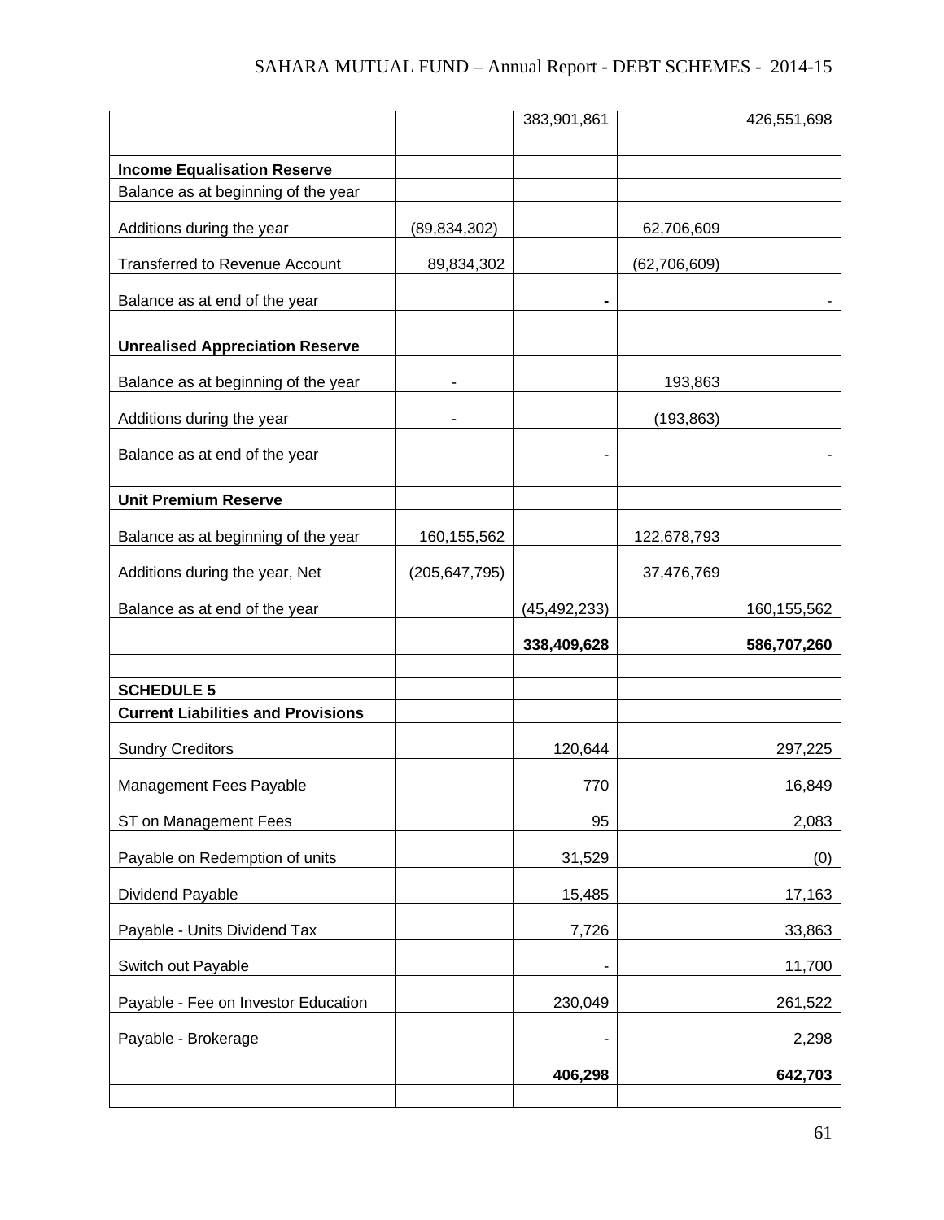| | | | | |
|---|---|---|---|---|
| | | 383,901,861 | | 426,551,698 |
| | | | | |
| **Income Equalisation Reserve** | | | | |
| Balance as at beginning of the year | | | | |
| Additions during the year | (89,834,302) | | 62,706,609 | |
| Transferred to Revenue Account | 89,834,302 | | (62,706,609) | |
| Balance as at end of the year | | **-** | | - |
| | | | | |
| **Unrealised Appreciation Reserve** | | | | |
| Balance as at beginning of the year | - | | 193,863 | |
| Additions during the year | - | | (193,863) | |
| Balance as at end of the year | | - | | - |
| | | | | |
| **Unit Premium Reserve** | | | | |
| Balance as at beginning of the year | 160,155,562 | | 122,678,793 | |
| Additions during the year, Net | (205,647,795) | | 37,476,769 | |
| Balance as at end of the year | | (45,492,233) | | 160,155,562 |
| | | **338,409,628** | | **586,707,260** |
| | | | | |
| **SCHEDULE 5** | | | | |
| **Current Liabilities and Provisions** | | | | |
| Sundry Creditors | | 120,644 | | 297,225 |
| Management Fees Payable | | 770 | | 16,849 |
| ST on Management Fees | | 95 | | 2,083 |
| Payable on Redemption of units | | 31,529 | | (0) |
| Dividend Payable | | 15,485 | | 17,163 |
| Payable - Units Dividend Tax | | 7,726 | | 33,863 |
| Switch out Payable | | - | | 11,700 |
| Payable - Fee on Investor Education | | 230,049 | | 261,522 |
| Payable - Brokerage | | - | | 2,298 |
| | | **406,298** | | **642,703** |
| | | | | |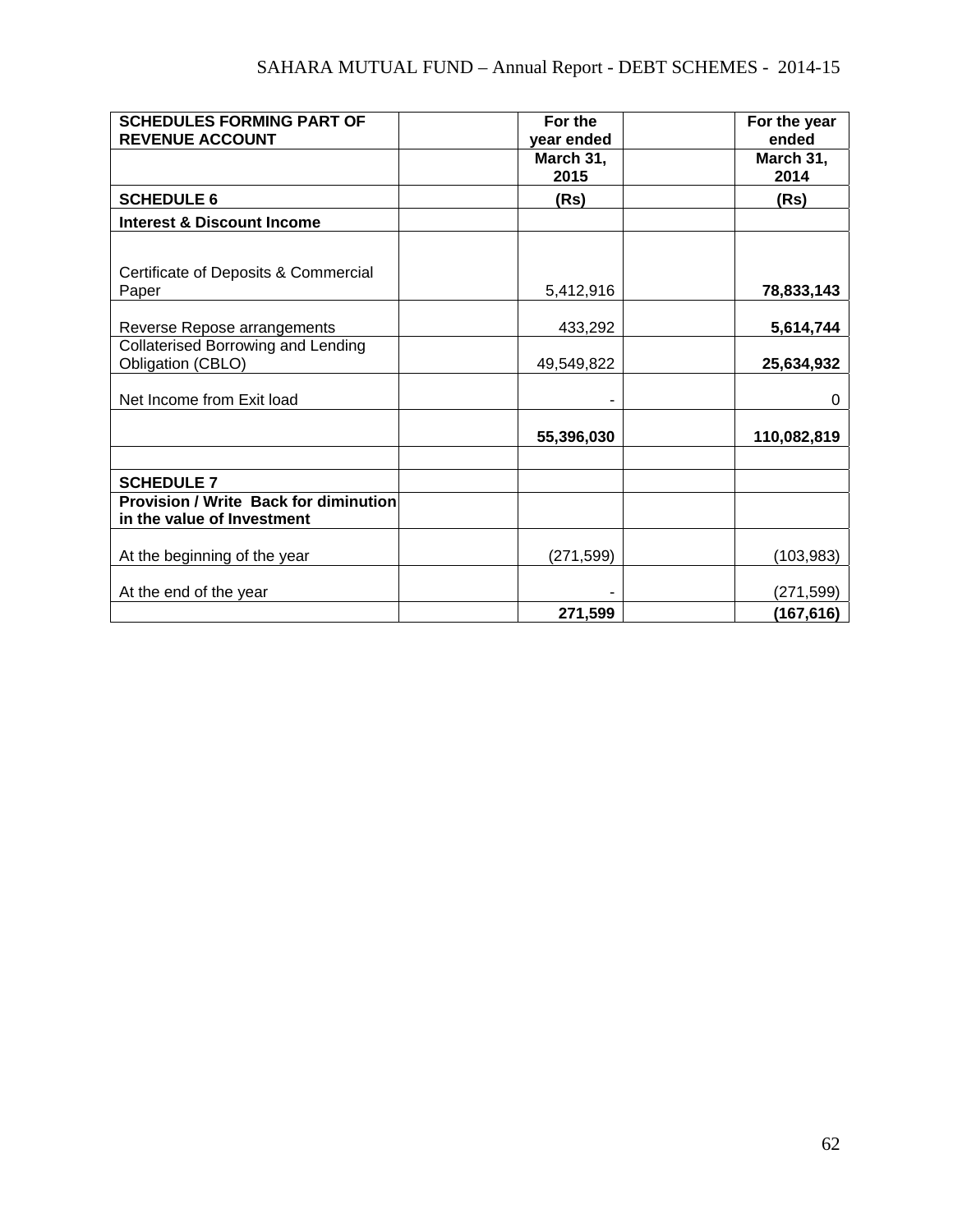| SCHEDULES FORMING PART OF REVENUE ACCOUNT | | For the year ended | | For the year ended |
|---|---|---|---|---|
| | | March 31, 2015 | | March 31, 2014 |
| **SCHEDULE 6** | | **(Rs)** | | **(Rs)** |
| **Interest & Discount Income** | | | | |
| Certificate of Deposits & Commercial Paper | | 5,412,916 | | **78,833,143** |
| Reverse Repose arrangements | | 433,292 | | **5,614,744** |
| Collaterised Borrowing and Lending Obligation (CBLO) | | 49,549,822 | | **25,634,932** |
| Net Income from Exit load | | - | | 0 |
| | | **55,396,030** | | **110,082,819** |
| | | | | |
| **SCHEDULE 7** | | | | |
| **Provision / Write Back for diminution in the value of Investment** | | | | |
| At the beginning of the year | | (271,599) | | (103,983) |
| At the end of the year | | - | | (271,599) |
| | | **271,599** | | **(167,616)** |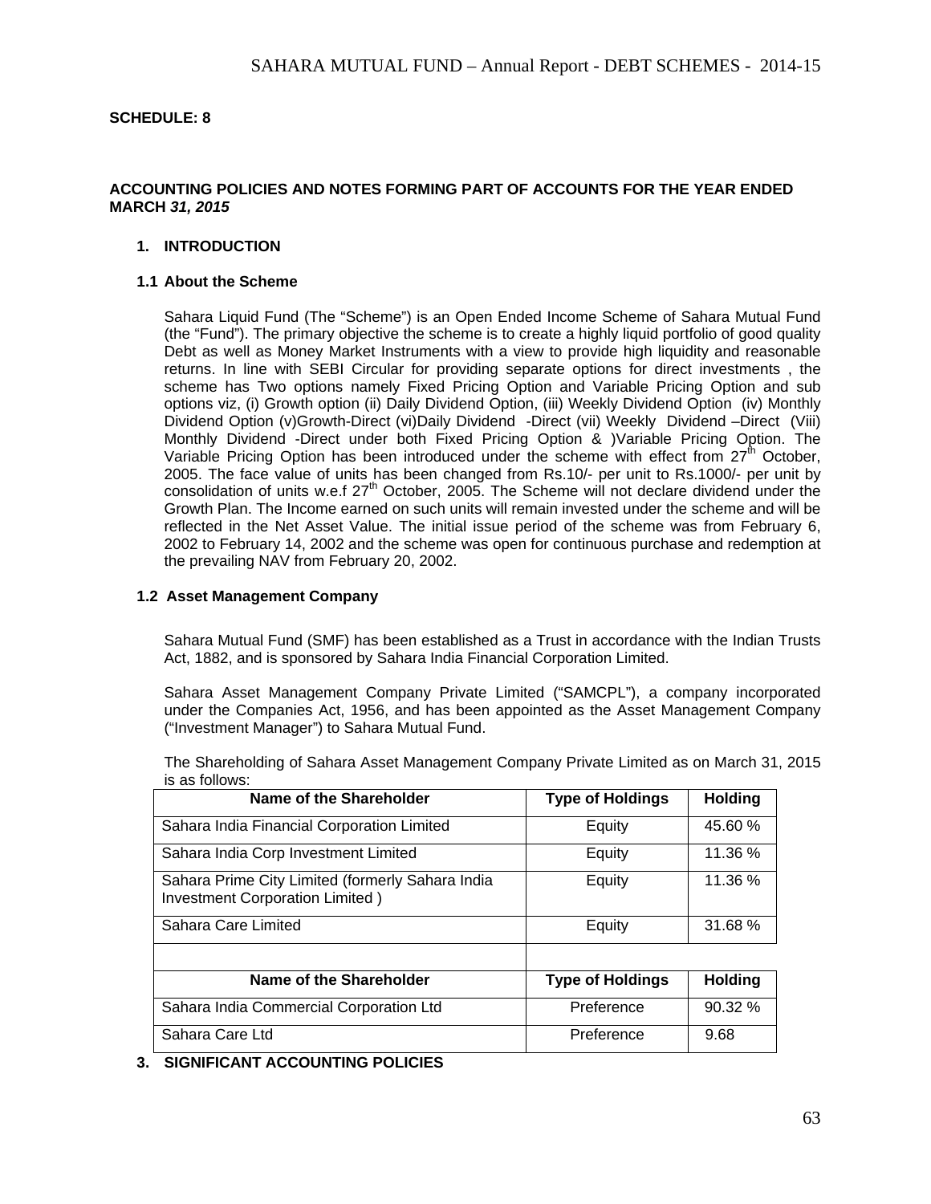**SCHEDULE: 8**

**ACCOUNTING POLICIES AND NOTES FORMING PART OF ACCOUNTS FOR THE YEAR ENDED MARCH *31, 2015***

## 1. INTRODUCTION

### 1.1 About the Scheme

Sahara Liquid Fund (The "Scheme") is an Open Ended Income Scheme of Sahara Mutual Fund (the "Fund"). The primary objective the scheme is to create a highly liquid portfolio of good quality Debt as well as Money Market Instruments with a view to provide high liquidity and reasonable returns. In line with SEBI Circular for providing separate options for direct investments , the scheme has Two options namely Fixed Pricing Option and Variable Pricing Option and sub options viz, (i) Growth option (ii) Daily Dividend Option, (iii) Weekly Dividend Option (iv) Monthly Dividend Option (v)Growth-Direct (vi)Daily Dividend -Direct (vii) Weekly Dividend –Direct (Viii) Monthly Dividend -Direct under both Fixed Pricing Option & )Variable Pricing Option. The Variable Pricing Option has been introduced under the scheme with effect from 27th October, 2005. The face value of units has been changed from Rs.10/- per unit to Rs.1000/- per unit by consolidation of units w.e.f 27th October, 2005. The Scheme will not declare dividend under the Growth Plan. The Income earned on such units will remain invested under the scheme and will be reflected in the Net Asset Value. The initial issue period of the scheme was from February 6, 2002 to February 14, 2002 and the scheme was open for continuous purchase and redemption at the prevailing NAV from February 20, 2002.

### 1.2 Asset Management Company

Sahara Mutual Fund (SMF) has been established as a Trust in accordance with the Indian Trusts Act, 1882, and is sponsored by Sahara India Financial Corporation Limited.

Sahara Asset Management Company Private Limited ("SAMCPL"), a company incorporated under the Companies Act, 1956, and has been appointed as the Asset Management Company ("Investment Manager") to Sahara Mutual Fund.

The Shareholding of Sahara Asset Management Company Private Limited as on March 31, 2015 is as follows:

| Name of the Shareholder | Type of Holdings | Holding |
|---|---|---|
| Sahara India Financial Corporation Limited | Equity | 45.60 % |
| Sahara India Corp Investment Limited | Equity | 11.36 % |
| Sahara Prime City Limited (formerly Sahara India Investment Corporation Limited ) | Equity | 11.36 % |
| Sahara Care Limited | Equity | 31.68 % |

| Name of the Shareholder | Type of Holdings | Holding |
|---|---|---|
| Sahara India Commercial Corporation Ltd | Preference | 90.32 % |
| Sahara Care Ltd | Preference | 9.68 |

## 3. SIGNIFICANT ACCOUNTING POLICIES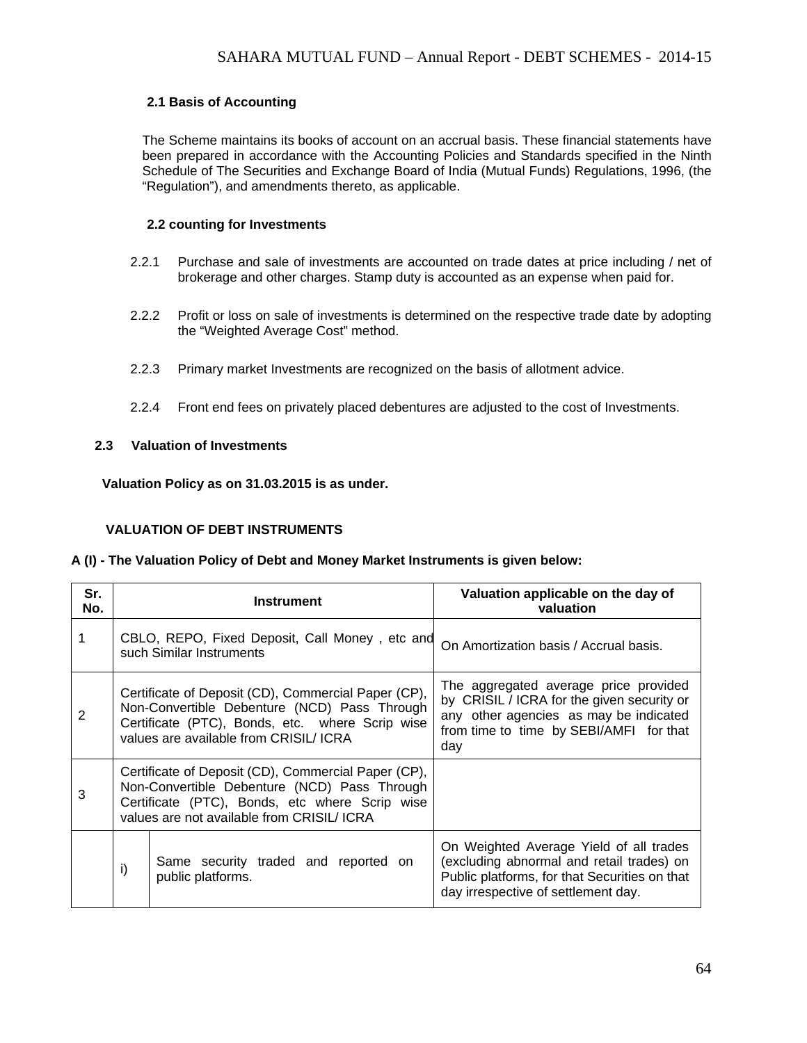### 2.1 Basis of Accounting

The Scheme maintains its books of account on an accrual basis. These financial statements have been prepared in accordance with the Accounting Policies and Standards specified in the Ninth Schedule of The Securities and Exchange Board of India (Mutual Funds) Regulations, 1996, (the "Regulation"), and amendments thereto, as applicable.

### 2.2 counting for Investments

2.2.1 Purchase and sale of investments are accounted on trade dates at price including / net of brokerage and other charges. Stamp duty is accounted as an expense when paid for.

2.2.2 Profit or loss on sale of investments is determined on the respective trade date by adopting the "Weighted Average Cost" method.

2.2.3 Primary market Investments are recognized on the basis of allotment advice.

2.2.4 Front end fees on privately placed debentures are adjusted to the cost of Investments.

### 2.3 Valuation of Investments

**Valuation Policy as on 31.03.2015 is as under.**

**VALUATION OF DEBT INSTRUMENTS**

**A (I) - The Valuation Policy of Debt and Money Market Instruments is given below:**

| Sr. No. | Instrument | | Valuation applicable on the day of valuation |
|---|---|---|---|
| 1 | CBLO, REPO, Fixed Deposit, Call Money , etc and such Similar Instruments | | On Amortization basis / Accrual basis. |
| 2 | Certificate of Deposit (CD), Commercial Paper (CP), Non-Convertible Debenture (NCD) Pass Through Certificate (PTC), Bonds, etc. where Scrip wise values are available from CRISIL/ ICRA | | The aggregated average price provided by CRISIL / ICRA for the given security or any other agencies as may be indicated from time to time by SEBI/AMFI for that day |
| 3 | Certificate of Deposit (CD), Commercial Paper (CP), Non-Convertible Debenture (NCD) Pass Through Certificate (PTC), Bonds, etc where Scrip wise values are not available from CRISIL/ ICRA | | |
| | i) | Same security traded and reported on public platforms. | On Weighted Average Yield of all trades (excluding abnormal and retail trades) on Public platforms, for that Securities on that day irrespective of settlement day. |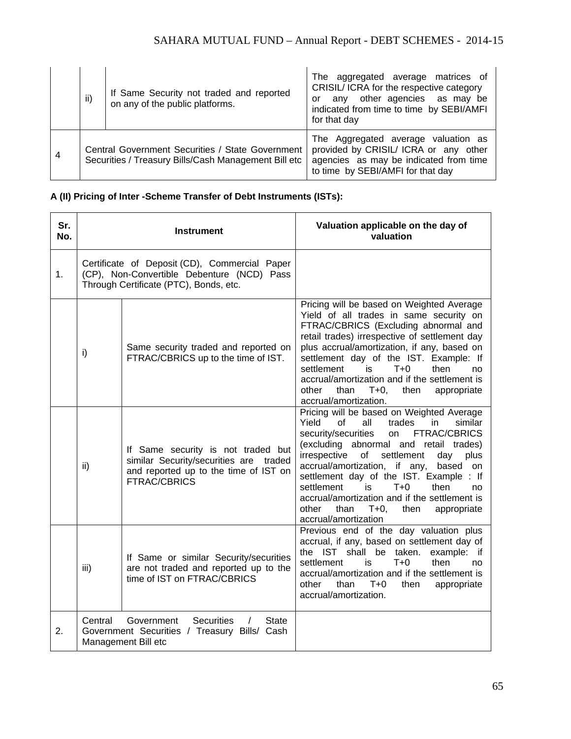| | | | |
|---|---|---|---|
| | ii) | If Same Security not traded and reported on any of the public platforms. | The aggregated average matrices of CRISIL/ ICRA for the respective category or any other agencies as may be indicated from time to time by SEBI/AMFI for that day |
| 4 | Central Government Securities / State Government Securities / Treasury Bills/Cash Management Bill etc | | The Aggregated average valuation as provided by CRISIL/ ICRA or any other agencies as may be indicated from time to time by SEBI/AMFI for that day |

**A (II) Pricing of Inter -Scheme Transfer of Debt Instruments (ISTs):**

| Sr. No. | Instrument | | Valuation applicable on the day of valuation |
|---|---|---|---|
| 1. | Certificate of Deposit (CD), Commercial Paper (CP), Non-Convertible Debenture (NCD) Pass Through Certificate (PTC), Bonds, etc. | | |
| | i) | Same security traded and reported on FTRAC/CBRICS up to the time of IST. | Pricing will be based on Weighted Average Yield of all trades in same security on FTRAC/CBRICS (Excluding abnormal and retail trades) irrespective of settlement day plus accrual/amortization, if any, based on settlement day of the IST. Example: If settlement is T+0 then no accrual/amortization and if the settlement is other than T+0, then appropriate accrual/amortization. |
| | ii) | If Same security is not traded but similar Security/securities are traded and reported up to the time of IST on FTRAC/CBRICS | Pricing will be based on Weighted Average Yield of all trades in similar security/securities on FTRAC/CBRICS (excluding abnormal and retail trades) irrespective of settlement day plus accrual/amortization, if any, based on settlement day of the IST. Example : If settlement is T+0 then no accrual/amortization and if the settlement is other than T+0, then appropriate accrual/amortization |
| | iii) | If Same or similar Security/securities are not traded and reported up to the time of IST on FTRAC/CBRICS | Previous end of the day valuation plus accrual, if any, based on settlement day of the IST shall be taken. example: if settlement is T+0 then no accrual/amortization and if the settlement is other than T+0 then appropriate accrual/amortization. |
| 2. | Central Government Securities / State Government Securities / Treasury Bills/ Cash Management Bill etc | | |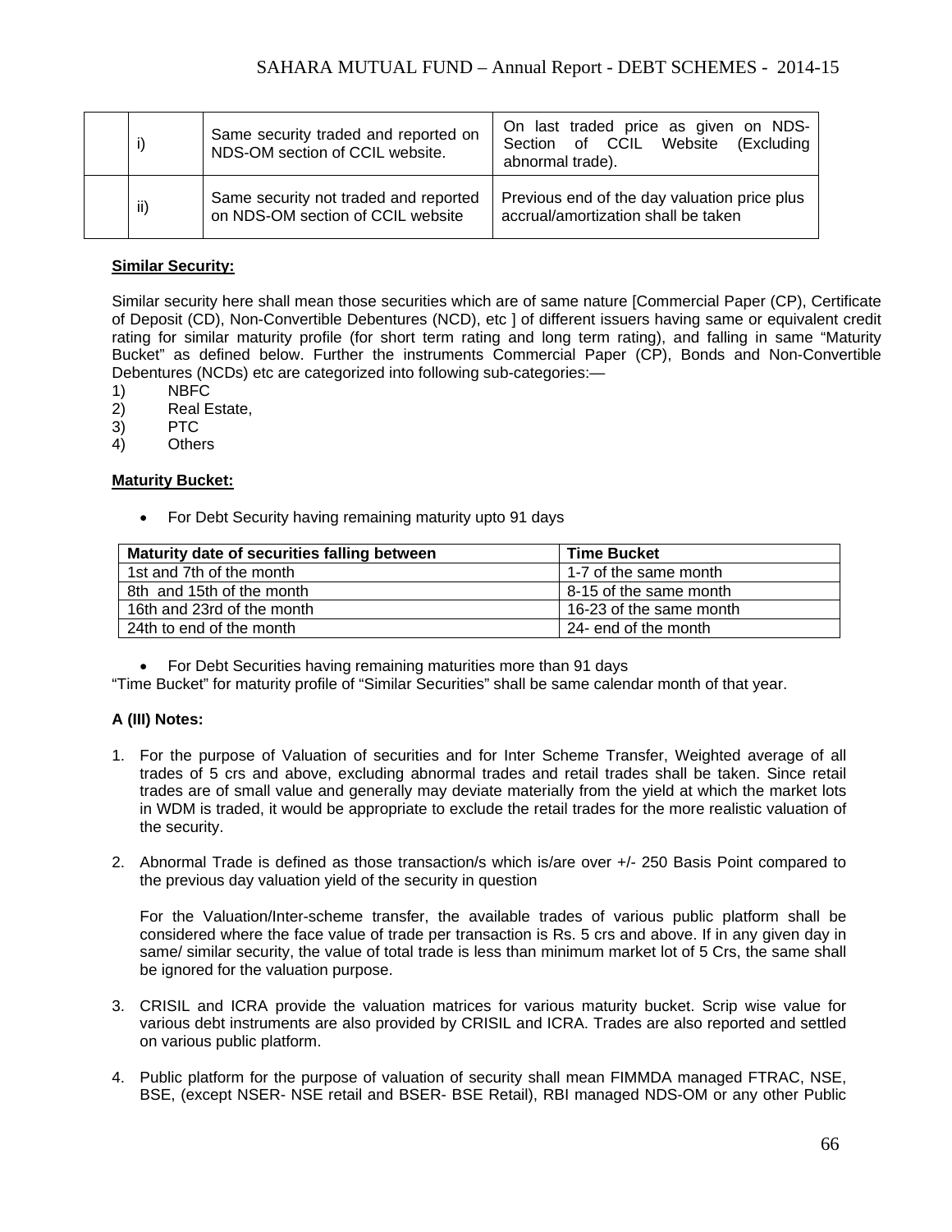|  | i) | Same security traded and reported on NDS-OM section of CCIL website. | On last traded price as given on NDS-Section of CCIL Website (Excluding abnormal trade). |
|---|---|---|---|
|  | ii) | Same security not traded and reported on NDS-OM section of CCIL website | Previous end of the day valuation price plus accrual/amortization shall be taken |

**Similar Security:**

Similar security here shall mean those securities which are of same nature [Commercial Paper (CP), Certificate of Deposit (CD), Non-Convertible Debentures (NCD), etc ] of different issuers having same or equivalent credit rating for similar maturity profile (for short term rating and long term rating), and falling in same "Maturity Bucket" as defined below. Further the instruments Commercial Paper (CP), Bonds and Non-Convertible Debentures (NCDs) etc are categorized into following sub-categories:—

1) NBFC
2) Real Estate,
3) PTC
4) Others

**Maturity Bucket:**

- For Debt Security having remaining maturity upto 91 days

| Maturity date of securities falling between | Time Bucket |
|---|---|
| 1st and 7th of the month | 1-7 of the same month |
| 8th and 15th of the month | 8-15 of the same month |
| 16th and 23rd of the month | 16-23 of the same month |
| 24th to end of the month | 24- end of the month |

- For Debt Securities having remaining maturities more than 91 days

"Time Bucket" for maturity profile of "Similar Securities" shall be same calendar month of that year.

**A (III) Notes:**

1. For the purpose of Valuation of securities and for Inter Scheme Transfer, Weighted average of all trades of 5 crs and above, excluding abnormal trades and retail trades shall be taken. Since retail trades are of small value and generally may deviate materially from the yield at which the market lots in WDM is traded, it would be appropriate to exclude the retail trades for the more realistic valuation of the security.

2. Abnormal Trade is defined as those transaction/s which is/are over +/- 250 Basis Point compared to the previous day valuation yield of the security in question

   For the Valuation/Inter-scheme transfer, the available trades of various public platform shall be considered where the face value of trade per transaction is Rs. 5 crs and above. If in any given day in same/ similar security, the value of total trade is less than minimum market lot of 5 Crs, the same shall be ignored for the valuation purpose.

3. CRISIL and ICRA provide the valuation matrices for various maturity bucket. Scrip wise value for various debt instruments are also provided by CRISIL and ICRA. Trades are also reported and settled on various public platform.

4. Public platform for the purpose of valuation of security shall mean FIMMDA managed FTRAC, NSE, BSE, (except NSER- NSE retail and BSER- BSE Retail), RBI managed NDS-OM or any other Public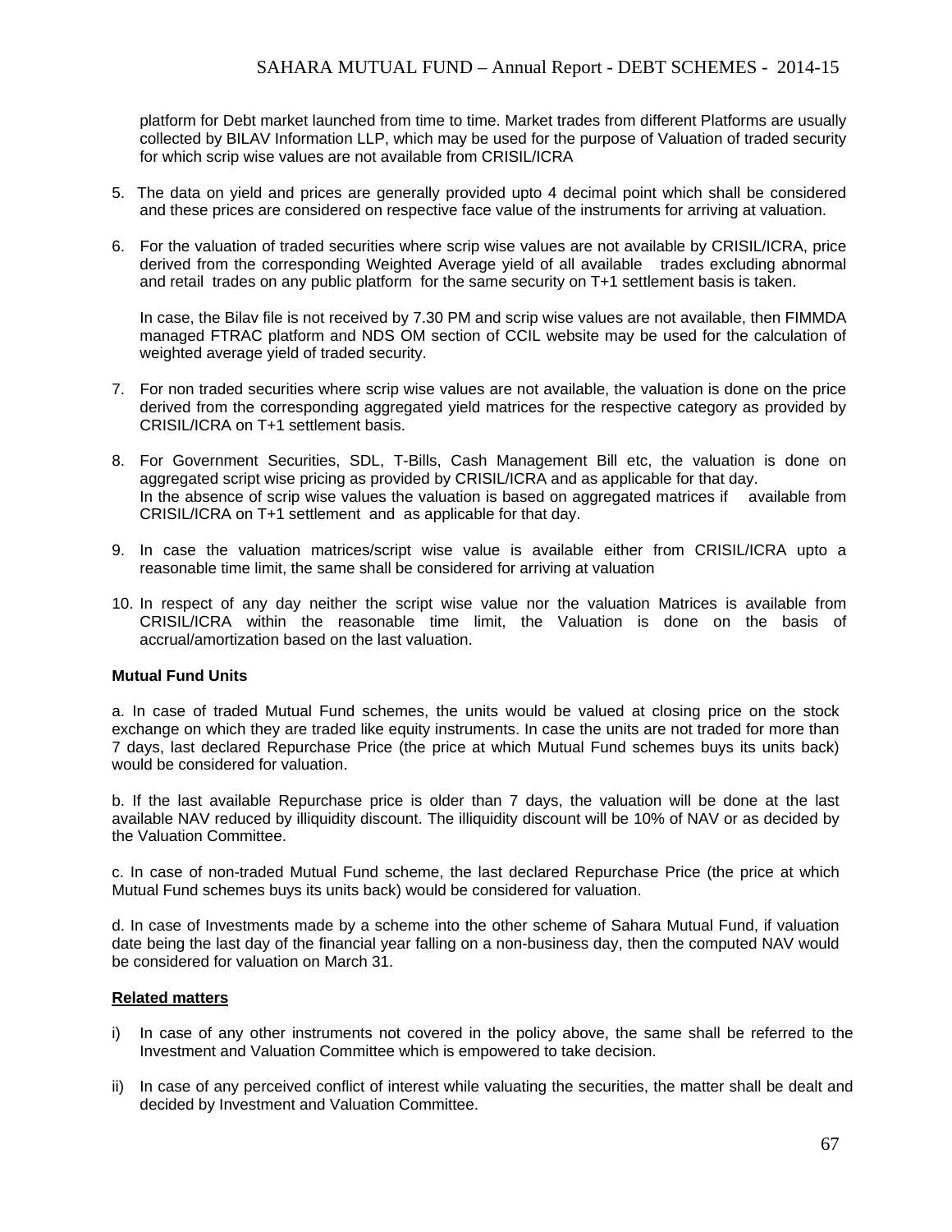platform for Debt market launched from time to time. Market trades from different Platforms are usually collected by BILAV Information LLP, which may be used for the purpose of Valuation of traded security for which scrip wise values are not available from CRISIL/ICRA

5. The data on yield and prices are generally provided upto 4 decimal point which shall be considered and these prices are considered on respective face value of the instruments for arriving at valuation.

6. For the valuation of traded securities where scrip wise values are not available by CRISIL/ICRA, price derived from the corresponding Weighted Average yield of all available trades excluding abnormal and retail trades on any public platform for the same security on T+1 settlement basis is taken.

   In case, the Bilav file is not received by 7.30 PM and scrip wise values are not available, then FIMMDA managed FTRAC platform and NDS OM section of CCIL website may be used for the calculation of weighted average yield of traded security.

7. For non traded securities where scrip wise values are not available, the valuation is done on the price derived from the corresponding aggregated yield matrices for the respective category as provided by CRISIL/ICRA on T+1 settlement basis.

8. For Government Securities, SDL, T-Bills, Cash Management Bill etc, the valuation is done on aggregated script wise pricing as provided by CRISIL/ICRA and as applicable for that day.
   In the absence of scrip wise values the valuation is based on aggregated matrices if available from CRISIL/ICRA on T+1 settlement and as applicable for that day.

9. In case the valuation matrices/script wise value is available either from CRISIL/ICRA upto a reasonable time limit, the same shall be considered for arriving at valuation

10. In respect of any day neither the script wise value nor the valuation Matrices is available from CRISIL/ICRA within the reasonable time limit, the Valuation is done on the basis of accrual/amortization based on the last valuation.

**Mutual Fund Units**

a. In case of traded Mutual Fund schemes, the units would be valued at closing price on the stock exchange on which they are traded like equity instruments. In case the units are not traded for more than 7 days, last declared Repurchase Price (the price at which Mutual Fund schemes buys its units back) would be considered for valuation.

b. If the last available Repurchase price is older than 7 days, the valuation will be done at the last available NAV reduced by illiquidity discount. The illiquidity discount will be 10% of NAV or as decided by the Valuation Committee.

c. In case of non-traded Mutual Fund scheme, the last declared Repurchase Price (the price at which Mutual Fund schemes buys its units back) would be considered for valuation.

d. In case of Investments made by a scheme into the other scheme of Sahara Mutual Fund, if valuation date being the last day of the financial year falling on a non-business day, then the computed NAV would be considered for valuation on March 31.

**Related matters**

i) In case of any other instruments not covered in the policy above, the same shall be referred to the Investment and Valuation Committee which is empowered to take decision.

ii) In case of any perceived conflict of interest while valuating the securities, the matter shall be dealt and decided by Investment and Valuation Committee.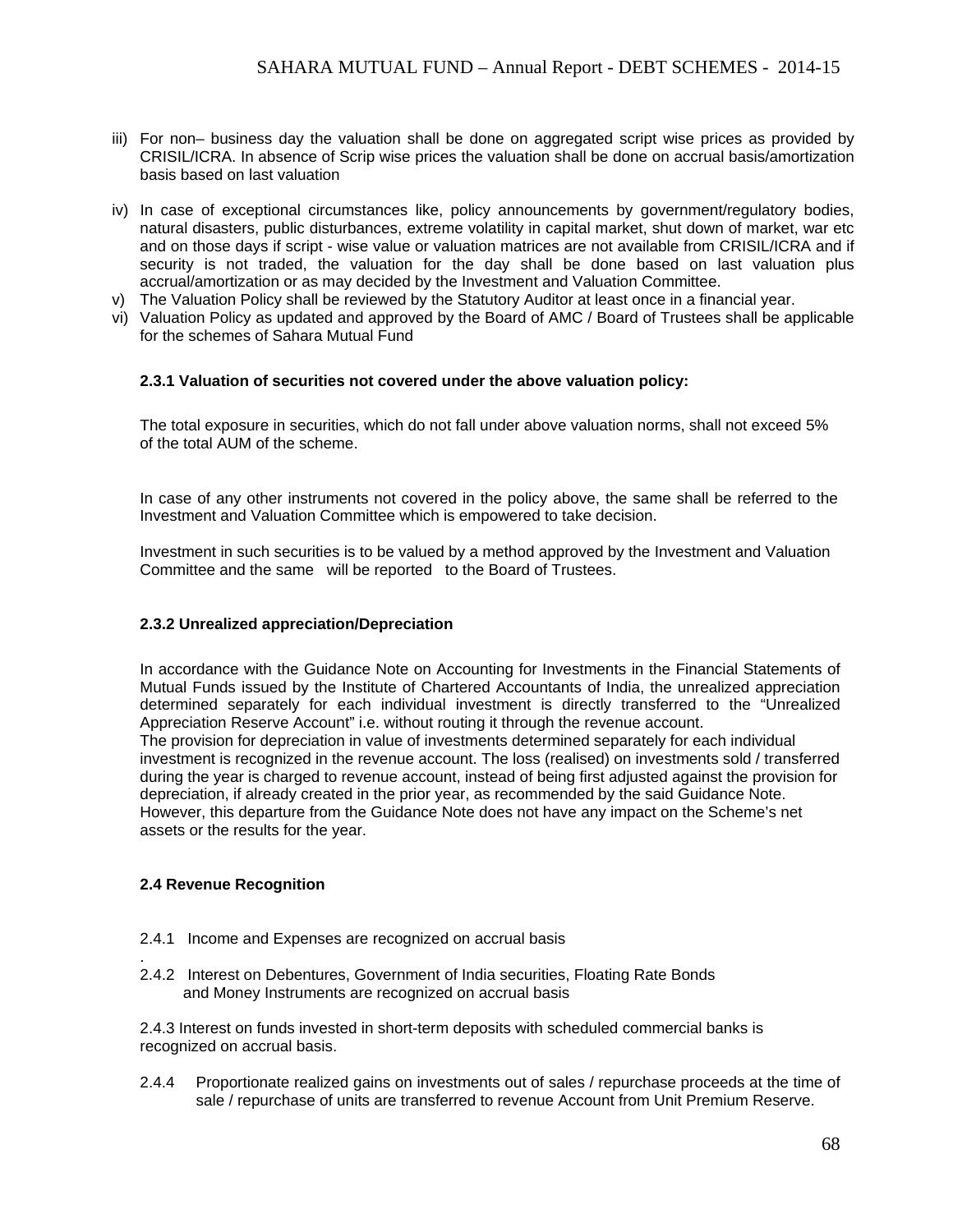iii) For non– business day the valuation shall be done on aggregated script wise prices as provided by CRISIL/ICRA. In absence of Scrip wise prices the valuation shall be done on accrual basis/amortization basis based on last valuation

iv) In case of exceptional circumstances like, policy announcements by government/regulatory bodies, natural disasters, public disturbances, extreme volatility in capital market, shut down of market, war etc and on those days if script - wise value or valuation matrices are not available from CRISIL/ICRA and if security is not traded, the valuation for the day shall be done based on last valuation plus accrual/amortization or as may decided by the Investment and Valuation Committee.

v) The Valuation Policy shall be reviewed by the Statutory Auditor at least once in a financial year.

vi) Valuation Policy as updated and approved by the Board of AMC / Board of Trustees shall be applicable for the schemes of Sahara Mutual Fund

**2.3.1 Valuation of securities not covered under the above valuation policy:**

The total exposure in securities, which do not fall under above valuation norms, shall not exceed 5% of the total AUM of the scheme.

In case of any other instruments not covered in the policy above, the same shall be referred to the Investment and Valuation Committee which is empowered to take decision.

Investment in such securities is to be valued by a method approved by the Investment and Valuation Committee and the same will be reported to the Board of Trustees.

**2.3.2 Unrealized appreciation/Depreciation**

In accordance with the Guidance Note on Accounting for Investments in the Financial Statements of Mutual Funds issued by the Institute of Chartered Accountants of India, the unrealized appreciation determined separately for each individual investment is directly transferred to the "Unrealized Appreciation Reserve Account" i.e. without routing it through the revenue account.
The provision for depreciation in value of investments determined separately for each individual investment is recognized in the revenue account. The loss (realised) on investments sold / transferred during the year is charged to revenue account, instead of being first adjusted against the provision for depreciation, if already created in the prior year, as recommended by the said Guidance Note. However, this departure from the Guidance Note does not have any impact on the Scheme's net assets or the results for the year.

**2.4 Revenue Recognition**

2.4.1 Income and Expenses are recognized on accrual basis

2.4.2 Interest on Debentures, Government of India securities, Floating Rate Bonds and Money Instruments are recognized on accrual basis

2.4.3 Interest on funds invested in short-term deposits with scheduled commercial banks is recognized on accrual basis.

2.4.4 Proportionate realized gains on investments out of sales / repurchase proceeds at the time of sale / repurchase of units are transferred to revenue Account from Unit Premium Reserve.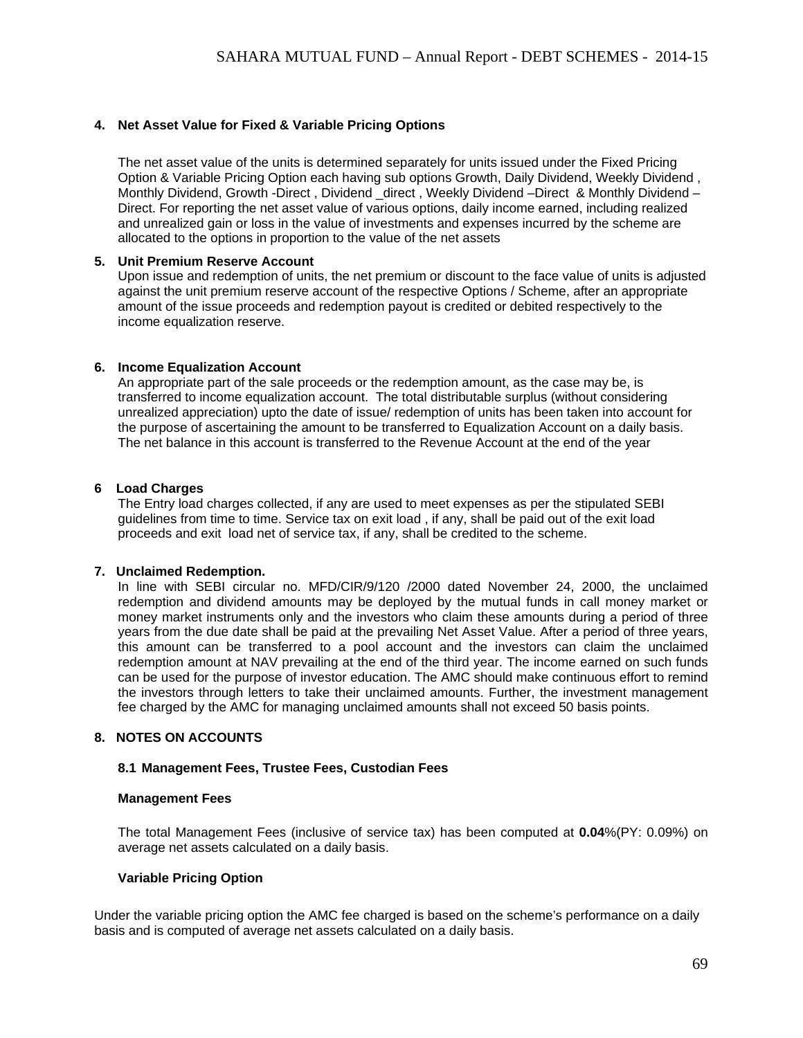**4. Net Asset Value for Fixed & Variable Pricing Options**

The net asset value of the units is determined separately for units issued under the Fixed Pricing Option & Variable Pricing Option each having sub options Growth, Daily Dividend, Weekly Dividend , Monthly Dividend, Growth -Direct , Dividend _direct , Weekly Dividend –Direct & Monthly Dividend –Direct. For reporting the net asset value of various options, daily income earned, including realized and unrealized gain or loss in the value of investments and expenses incurred by the scheme are allocated to the options in proportion to the value of the net assets

**5. Unit Premium Reserve Account**

Upon issue and redemption of units, the net premium or discount to the face value of units is adjusted against the unit premium reserve account of the respective Options / Scheme, after an appropriate amount of the issue proceeds and redemption payout is credited or debited respectively to the income equalization reserve.

**6. Income Equalization Account**

An appropriate part of the sale proceeds or the redemption amount, as the case may be, is transferred to income equalization account. The total distributable surplus (without considering unrealized appreciation) upto the date of issue/ redemption of units has been taken into account for the purpose of ascertaining the amount to be transferred to Equalization Account on a daily basis. The net balance in this account is transferred to the Revenue Account at the end of the year

**6 Load Charges**

The Entry load charges collected, if any are used to meet expenses as per the stipulated SEBI guidelines from time to time. Service tax on exit load , if any, shall be paid out of the exit load proceeds and exit load net of service tax, if any, shall be credited to the scheme.

**7. Unclaimed Redemption.**

In line with SEBI circular no. MFD/CIR/9/120 /2000 dated November 24, 2000, the unclaimed redemption and dividend amounts may be deployed by the mutual funds in call money market or money market instruments only and the investors who claim these amounts during a period of three years from the due date shall be paid at the prevailing Net Asset Value. After a period of three years, this amount can be transferred to a pool account and the investors can claim the unclaimed redemption amount at NAV prevailing at the end of the third year. The income earned on such funds can be used for the purpose of investor education. The AMC should make continuous effort to remind the investors through letters to take their unclaimed amounts. Further, the investment management fee charged by the AMC for managing unclaimed amounts shall not exceed 50 basis points.

**8. NOTES ON ACCOUNTS**

**8.1 Management Fees, Trustee Fees, Custodian Fees**

**Management Fees**

The total Management Fees (inclusive of service tax) has been computed at **0.04**%(PY: 0.09%) on average net assets calculated on a daily basis.

**Variable Pricing Option**

Under the variable pricing option the AMC fee charged is based on the scheme's performance on a daily basis and is computed of average net assets calculated on a daily basis.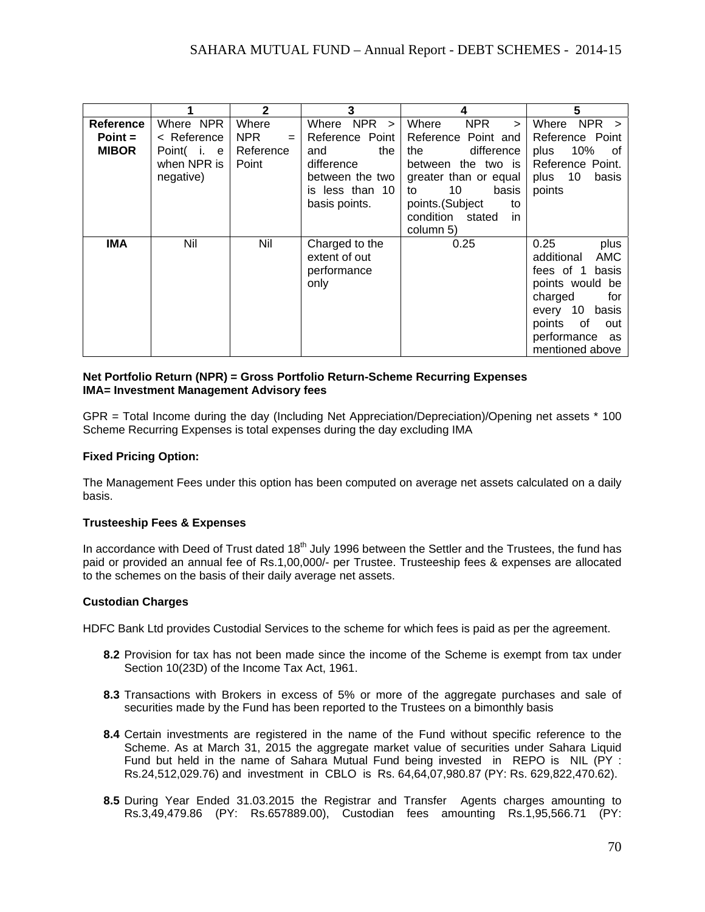|  | 1 | 2 | 3 | 4 | 5 |
|---|---|---|---|---|---|
| **Reference Point = MIBOR** | Where NPR < Reference Point( i. e when NPR is negative) | Where NPR = Reference Point | Where NPR > Reference Point and the difference between the two is less than 10 basis points. | Where NPR > Reference Point and the difference between the two is greater than or equal to 10 basis points.(Subject to condition stated in column 5) | Where NPR > Reference Point plus 10% of Reference Point. plus 10 basis points |
| **IMA** | Nil | Nil | Charged to the extent of out performance only | 0.25 | 0.25 plus additional AMC fees of 1 basis points would be charged for every 10 basis points of out performance as mentioned above |

**Net Portfolio Return (NPR) = Gross Portfolio Return-Scheme Recurring Expenses**
**IMA= Investment Management Advisory fees**

GPR = Total Income during the day (Including Net Appreciation/Depreciation)/Opening net assets * 100
Scheme Recurring Expenses is total expenses during the day excluding IMA

**Fixed Pricing Option:**

The Management Fees under this option has been computed on average net assets calculated on a daily basis.

**Trusteeship Fees & Expenses**

In accordance with Deed of Trust dated 18th July 1996 between the Settler and the Trustees, the fund has paid or provided an annual fee of Rs.1,00,000/- per Trustee. Trusteeship fees & expenses are allocated to the schemes on the basis of their daily average net assets.

**Custodian Charges**

HDFC Bank Ltd provides Custodial Services to the scheme for which fees is paid as per the agreement.

**8.2** Provision for tax has not been made since the income of the Scheme is exempt from tax under Section 10(23D) of the Income Tax Act, 1961.

**8.3** Transactions with Brokers in excess of 5% or more of the aggregate purchases and sale of securities made by the Fund has been reported to the Trustees on a bimonthly basis

**8.4** Certain investments are registered in the name of the Fund without specific reference to the Scheme. As at March 31, 2015 the aggregate market value of securities under Sahara Liquid Fund but held in the name of Sahara Mutual Fund being invested in REPO is NIL (PY : Rs.24,512,029.76) and investment in CBLO is Rs. 64,64,07,980.87 (PY: Rs. 629,822,470.62).

**8.5** During Year Ended 31.03.2015 the Registrar and Transfer Agents charges amounting to Rs.3,49,479.86 (PY: Rs.657889.00), Custodian fees amounting Rs.1,95,566.71 (PY: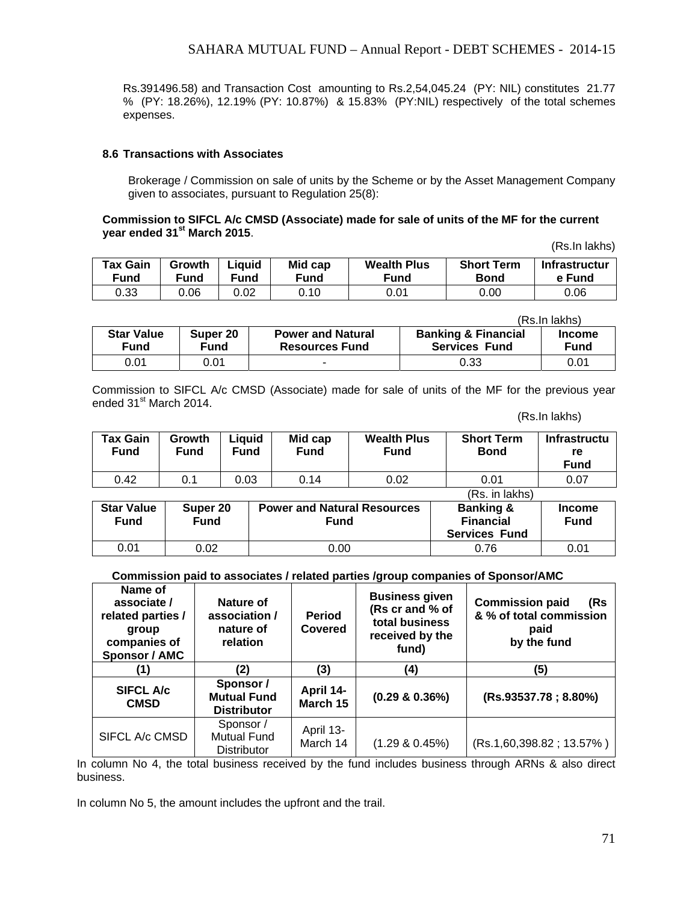Rs.391496.58) and Transaction Cost amounting to Rs.2,54,045.24 (PY: NIL) constitutes 21.77 % (PY: 18.26%), 12.19% (PY: 10.87%) & 15.83% (PY:NIL) respectively of the total schemes expenses.

### 8.6 Transactions with Associates

Brokerage / Commission on sale of units by the Scheme or by the Asset Management Company given to associates, pursuant to Regulation 25(8):

**Commission to SIFCL A/c CMSD (Associate) made for sale of units of the MF for the current year ended 31st March 2015**.

(Rs.In lakhs)

| Tax Gain Fund | Growth Fund | Liquid Fund | Mid cap Fund | Wealth Plus Fund | Short Term Bond | Infrastructure Fund |
|---|---|---|---|---|---|---|
| 0.33 | 0.06 | 0.02 | 0.10 | 0.01 | 0.00 | 0.06 |

(Rs.In lakhs)

| Star Value Fund | Super 20 Fund | Power and Natural Resources Fund | Banking & Financial Services Fund | Income Fund |
|---|---|---|---|---|
| 0.01 | 0.01 | - | 0.33 | 0.01 |

Commission to SIFCL A/c CMSD (Associate) made for sale of units of the MF for the previous year ended 31st March 2014.

(Rs.In lakhs)

| Tax Gain Fund | Growth Fund | Liquid Fund | Mid cap Fund | Wealth Plus Fund | Short Term Bond | Infrastructure Fund |
|---|---|---|---|---|---|---|
| 0.42 | 0.1 | 0.03 | 0.14 | 0.02 | 0.01 | 0.07 |

(Rs. in lakhs)

| Star Value Fund | Super 20 Fund | Power and Natural Resources Fund | Banking & Financial Services Fund | Income Fund |
|---|---|---|---|---|
| 0.01 | 0.02 | 0.00 | 0.76 | 0.01 |

**Commission paid to associates / related parties /group companies of Sponsor/AMC**

| Name of associate / related parties / group companies of Sponsor / AMC | Nature of association / nature of relation | Period Covered | Business given (Rs cr and % of total business received by the fund) | Commission paid (Rs & % of total commission paid by the fund |
|---|---|---|---|---|
| (1) | (2) | (3) | (4) | (5) |
| **SIFCL A/c CMSD** | **Sponsor / Mutual Fund Distributor** | **April 14-March 15** | **(0.29 & 0.36%)** | **(Rs.93537.78 ; 8.80%)** |
| SIFCL A/c CMSD | Sponsor / Mutual Fund Distributor | April 13-March 14 | (1.29 & 0.45%) | (Rs.1,60,398.82 ; 13.57% ) |

In column No 4, the total business received by the fund includes business through ARNs & also direct business.

In column No 5, the amount includes the upfront and the trail.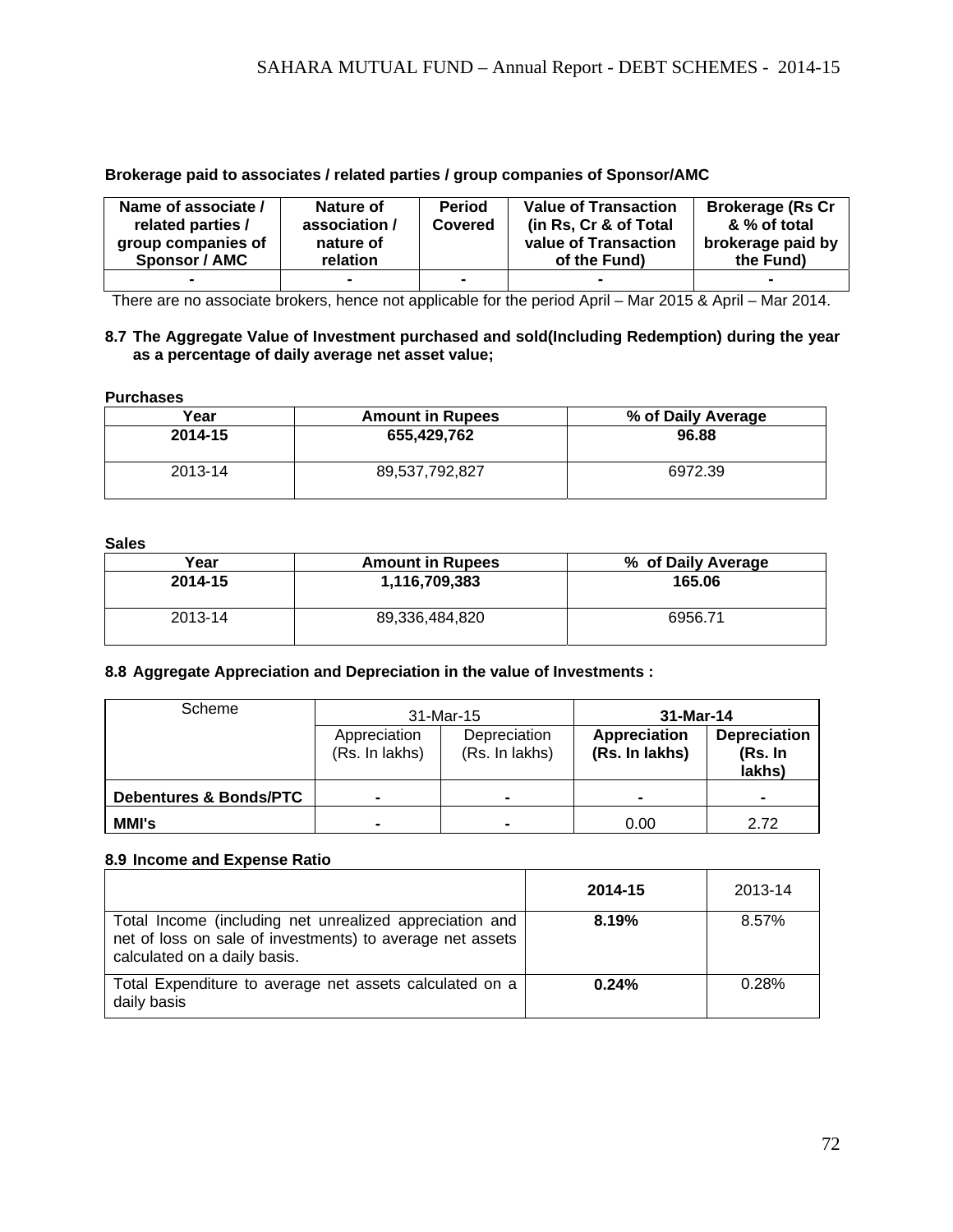**Brokerage paid to associates / related parties / group companies of Sponsor/AMC**

| Name of associate / related parties / group companies of Sponsor / AMC | Nature of association / nature of relation | Period Covered | Value of Transaction (in Rs, Cr & of Total value of Transaction of the Fund) | Brokerage (Rs Cr & % of total brokerage paid by the Fund) |
|---|---|---|---|---|
| - | - | - | - | - |

There are no associate brokers, hence not applicable for the period April – Mar 2015 & April – Mar 2014.

**8.7 The Aggregate Value of Investment purchased and sold(Including Redemption) during the year as a percentage of daily average net asset value;**

**Purchases**

| Year | Amount in Rupees | % of Daily Average |
|---|---|---|
| **2014-15** | **655,429,762** | **96.88** |
| 2013-14 | 89,537,792,827 | 6972.39 |

**Sales**

| Year | Amount in Rupees | % of Daily Average |
|---|---|---|
| **2014-15** | **1,116,709,383** | **165.06** |
| 2013-14 | 89,336,484,820 | 6956.71 |

**8.8 Aggregate Appreciation and Depreciation in the value of Investments :**

| Scheme | 31-Mar-15 | | **31-Mar-14** | |
|---|---|---|---|---|
| | Appreciation (Rs. In lakhs) | Depreciation (Rs. In lakhs) | **Appreciation (Rs. In lakhs)** | **Depreciation (Rs. In lakhs)** |
| **Debentures & Bonds/PTC** | - | - | - | - |
| **MMI's** | - | - | 0.00 | 2.72 |

**8.9 Income and Expense Ratio**

| | **2014-15** | 2013-14 |
|---|---|---|
| Total Income (including net unrealized appreciation and net of loss on sale of investments) to average net assets calculated on a daily basis. | **8.19%** | 8.57% |
| Total Expenditure to average net assets calculated on a daily basis | **0.24%** | 0.28% |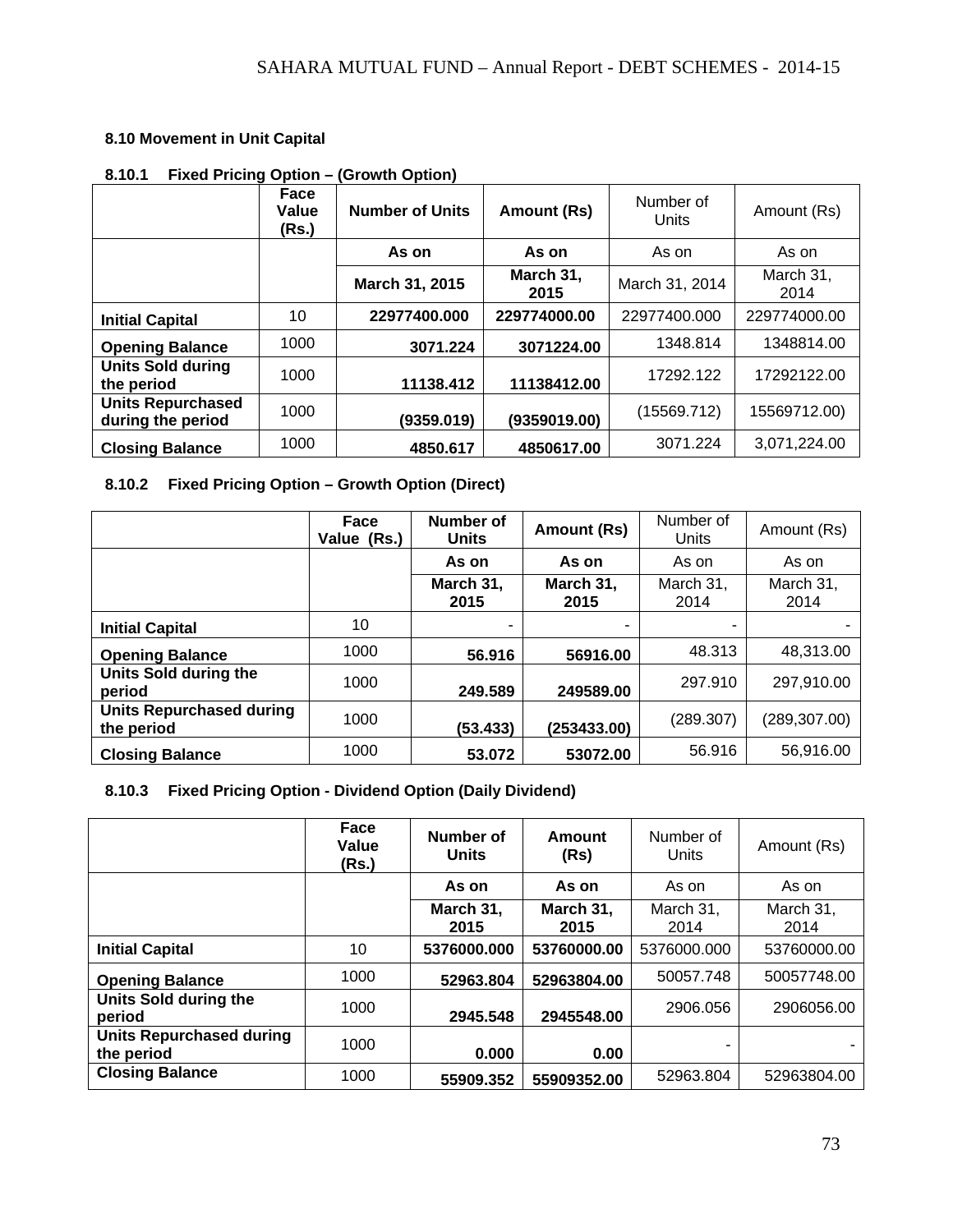**8.10 Movement in Unit Capital**

**8.10.1 Fixed Pricing Option – (Growth Option)**

| | Face Value (Rs.) | Number of Units | Amount (Rs) | Number of Units | Amount (Rs) |
|---|---|---|---|---|---|
| | | As on | As on | As on | As on |
| | | March 31, 2015 | March 31, 2015 | March 31, 2014 | March 31, 2014 |
| **Initial Capital** | 10 | **22977400.000** | **229774000.00** | 22977400.000 | 229774000.00 |
| **Opening Balance** | 1000 | **3071.224** | **3071224.00** | 1348.814 | 1348814.00 |
| **Units Sold during the period** | 1000 | **11138.412** | **11138412.00** | 17292.122 | 17292122.00 |
| **Units Repurchased during the period** | 1000 | **(9359.019)** | **(9359019.00)** | (15569.712) | 15569712.00) |
| **Closing Balance** | 1000 | **4850.617** | **4850617.00** | 3071.224 | 3,071,224.00 |

**8.10.2 Fixed Pricing Option – Growth Option (Direct)**

| | Face Value (Rs.) | Number of Units | Amount (Rs) | Number of Units | Amount (Rs) |
|---|---|---|---|---|---|
| | | As on | As on | As on | As on |
| | | March 31, 2015 | March 31, 2015 | March 31, 2014 | March 31, 2014 |
| **Initial Capital** | 10 | - | - | - | - |
| **Opening Balance** | 1000 | **56.916** | **56916.00** | 48.313 | 48,313.00 |
| **Units Sold during the period** | 1000 | **249.589** | **249589.00** | 297.910 | 297,910.00 |
| **Units Repurchased during the period** | 1000 | **(53.433)** | **(253433.00)** | (289.307) | (289,307.00) |
| **Closing Balance** | 1000 | **53.072** | **53072.00** | 56.916 | 56,916.00 |

**8.10.3 Fixed Pricing Option - Dividend Option (Daily Dividend)**

| | Face Value (Rs.) | Number of Units | Amount (Rs) | Number of Units | Amount (Rs) |
|---|---|---|---|---|---|
| | | As on | As on | As on | As on |
| | | March 31, 2015 | March 31, 2015 | March 31, 2014 | March 31, 2014 |
| **Initial Capital** | 10 | **5376000.000** | **53760000.00** | 5376000.000 | 53760000.00 |
| **Opening Balance** | 1000 | **52963.804** | **52963804.00** | 50057.748 | 50057748.00 |
| **Units Sold during the period** | 1000 | **2945.548** | **2945548.00** | 2906.056 | 2906056.00 |
| **Units Repurchased during the period** | 1000 | **0.000** | **0.00** | - | - |
| **Closing Balance** | 1000 | **55909.352** | **55909352.00** | 52963.804 | 52963804.00 |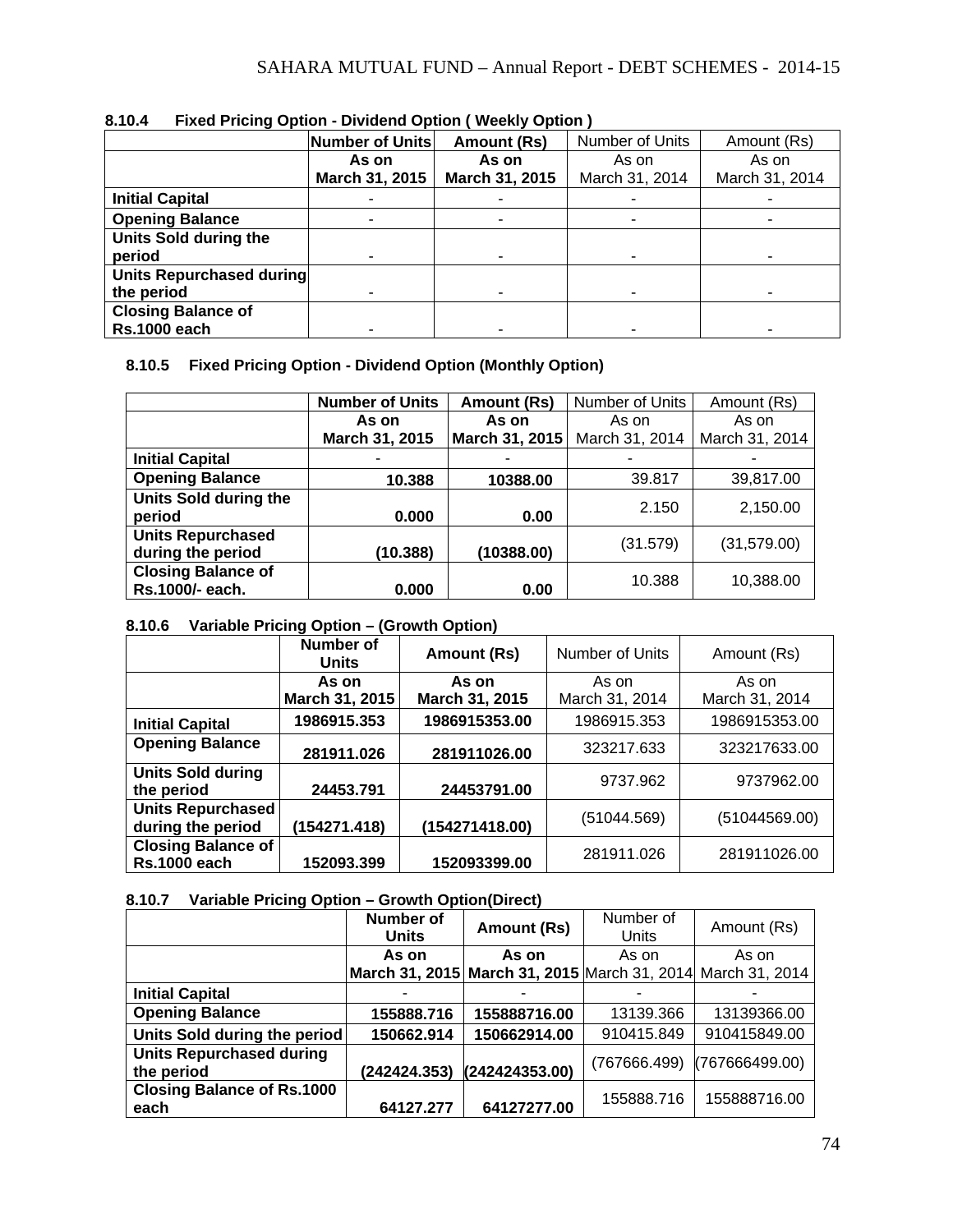**8.10.4 Fixed Pricing Option - Dividend Option ( Weekly Option )**

| | Number of Units | Amount (Rs) | Number of Units | Amount (Rs) |
|---|---|---|---|---|
| | As on March 31, 2015 | As on March 31, 2015 | As on March 31, 2014 | As on March 31, 2014 |
| **Initial Capital** | - | - | - | - |
| **Opening Balance** | - | - | - | - |
| **Units Sold during the period** | - | - | - | - |
| **Units Repurchased during the period** | - | - | - | - |
| **Closing Balance of Rs.1000 each** | - | - | - | - |

**8.10.5 Fixed Pricing Option - Dividend Option (Monthly Option)**

| | Number of Units | Amount (Rs) | Number of Units | Amount (Rs) |
|---|---|---|---|---|
| | As on March 31, 2015 | As on March 31, 2015 | As on March 31, 2014 | As on March 31, 2014 |
| **Initial Capital** | - | - | - | - |
| **Opening Balance** | 10.388 | 10388.00 | 39.817 | 39,817.00 |
| **Units Sold during the period** | 0.000 | 0.00 | 2.150 | 2,150.00 |
| **Units Repurchased during the period** | (10.388) | (10388.00) | (31.579) | (31,579.00) |
| **Closing Balance of Rs.1000/- each.** | 0.000 | 0.00 | 10.388 | 10,388.00 |

**8.10.6 Variable Pricing Option – (Growth Option)**

| | Number of Units | Amount (Rs) | Number of Units | Amount (Rs) |
|---|---|---|---|---|
| | As on March 31, 2015 | As on March 31, 2015 | As on March 31, 2014 | As on March 31, 2014 |
| **Initial Capital** | 1986915.353 | 1986915353.00 | 1986915.353 | 1986915353.00 |
| **Opening Balance** | 281911.026 | 281911026.00 | 323217.633 | 323217633.00 |
| **Units Sold during the period** | 24453.791 | 24453791.00 | 9737.962 | 9737962.00 |
| **Units Repurchased during the period** | (154271.418) | (154271418.00) | (51044.569) | (51044569.00) |
| **Closing Balance of Rs.1000 each** | 152093.399 | 152093399.00 | 281911.026 | 281911026.00 |

**8.10.7 Variable Pricing Option – Growth Option(Direct)**

| | Number of Units | Amount (Rs) | Number of Units | Amount (Rs) |
|---|---|---|---|---|
| | As on March 31, 2015 | As on March 31, 2015 | As on March 31, 2014 | As on March 31, 2014 |
| **Initial Capital** | - | - | - | - |
| **Opening Balance** | 155888.716 | 155888716.00 | 13139.366 | 13139366.00 |
| **Units Sold during the period** | 150662.914 | 150662914.00 | 910415.849 | 910415849.00 |
| **Units Repurchased during the period** | (242424.353) | (242424353.00) | (767666.499) | (767666499.00) |
| **Closing Balance of Rs.1000 each** | 64127.277 | 64127277.00 | 155888.716 | 155888716.00 |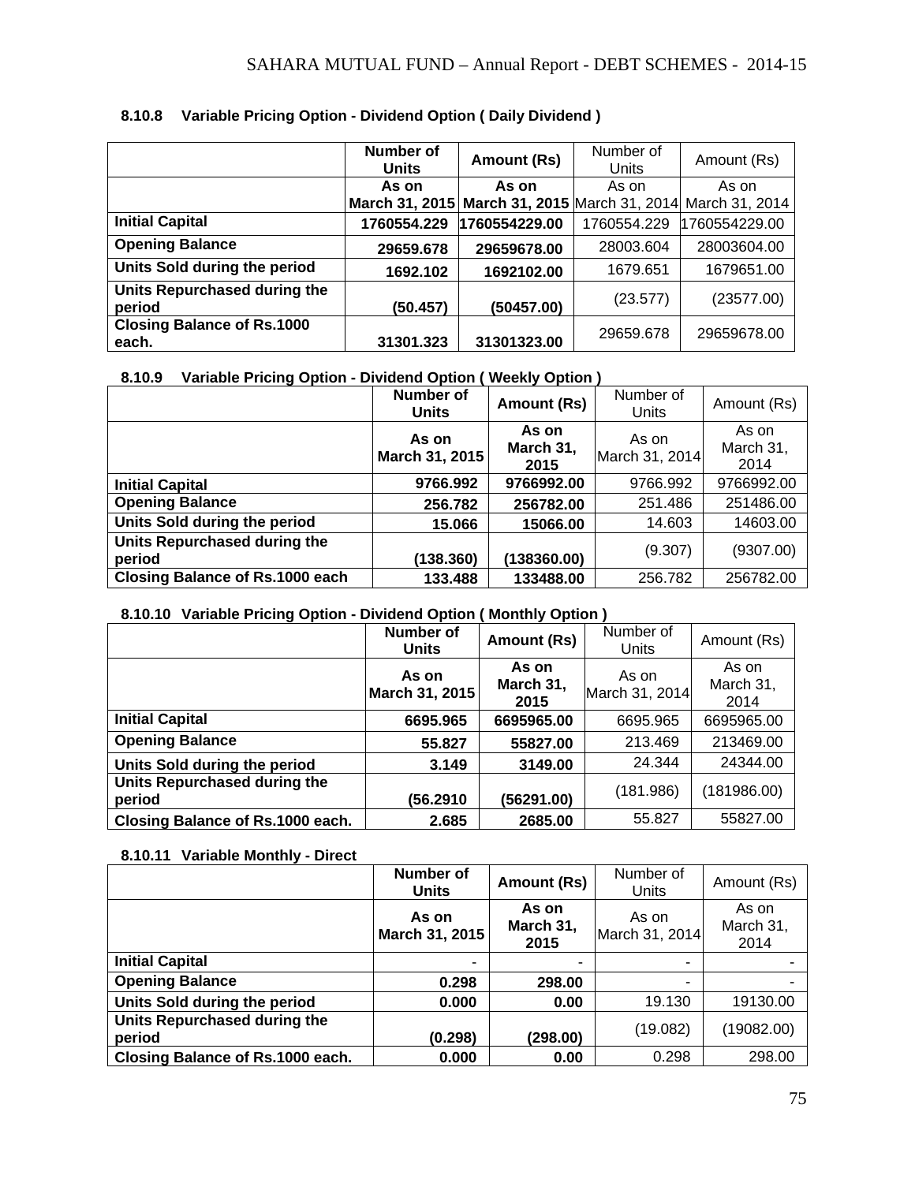**8.10.8 Variable Pricing Option - Dividend Option ( Daily Dividend )**

| | Number of Units | Amount (Rs) | Number of Units | Amount (Rs) |
|---|---|---|---|---|
| | As on March 31, 2015 | As on March 31, 2015 | As on March 31, 2014 | As on March 31, 2014 |
| **Initial Capital** | 1760554.229 | 1760554229.00 | 1760554.229 | 1760554229.00 |
| **Opening Balance** | 29659.678 | 29659678.00 | 28003.604 | 28003604.00 |
| **Units Sold during the period** | 1692.102 | 1692102.00 | 1679.651 | 1679651.00 |
| **Units Repurchased during the period** | (50.457) | (50457.00) | (23.577) | (23577.00) |
| **Closing Balance of Rs.1000 each.** | 31301.323 | 31301323.00 | 29659.678 | 29659678.00 |

**8.10.9 Variable Pricing Option - Dividend Option ( Weekly Option )**

| | Number of Units | Amount (Rs) | Number of Units | Amount (Rs) |
|---|---|---|---|---|
| | As on March 31, 2015 | As on March 31, 2015 | As on March 31, 2014 | As on March 31, 2014 |
| **Initial Capital** | 9766.992 | 9766992.00 | 9766.992 | 9766992.00 |
| **Opening Balance** | 256.782 | 256782.00 | 251.486 | 251486.00 |
| **Units Sold during the period** | 15.066 | 15066.00 | 14.603 | 14603.00 |
| **Units Repurchased during the period** | (138.360) | (138360.00) | (9.307) | (9307.00) |
| **Closing Balance of Rs.1000 each** | 133.488 | 133488.00 | 256.782 | 256782.00 |

**8.10.10 Variable Pricing Option - Dividend Option ( Monthly Option )**

| | Number of Units | Amount (Rs) | Number of Units | Amount (Rs) |
|---|---|---|---|---|
| | As on March 31, 2015 | As on March 31, 2015 | As on March 31, 2014 | As on March 31, 2014 |
| **Initial Capital** | 6695.965 | 6695965.00 | 6695.965 | 6695965.00 |
| **Opening Balance** | 55.827 | 55827.00 | 213.469 | 213469.00 |
| **Units Sold during the period** | 3.149 | 3149.00 | 24.344 | 24344.00 |
| **Units Repurchased during the period** | (56.2910 | (56291.00) | (181.986) | (181986.00) |
| **Closing Balance of Rs.1000 each.** | 2.685 | 2685.00 | 55.827 | 55827.00 |

**8.10.11 Variable Monthly - Direct**

| | Number of Units | Amount (Rs) | Number of Units | Amount (Rs) |
|---|---|---|---|---|
| | As on March 31, 2015 | As on March 31, 2015 | As on March 31, 2014 | As on March 31, 2014 |
| **Initial Capital** | - | - | - | - |
| **Opening Balance** | 0.298 | 298.00 | - | - |
| **Units Sold during the period** | 0.000 | 0.00 | 19.130 | 19130.00 |
| **Units Repurchased during the period** | (0.298) | (298.00) | (19.082) | (19082.00) |
| **Closing Balance of Rs.1000 each.** | 0.000 | 0.00 | 0.298 | 298.00 |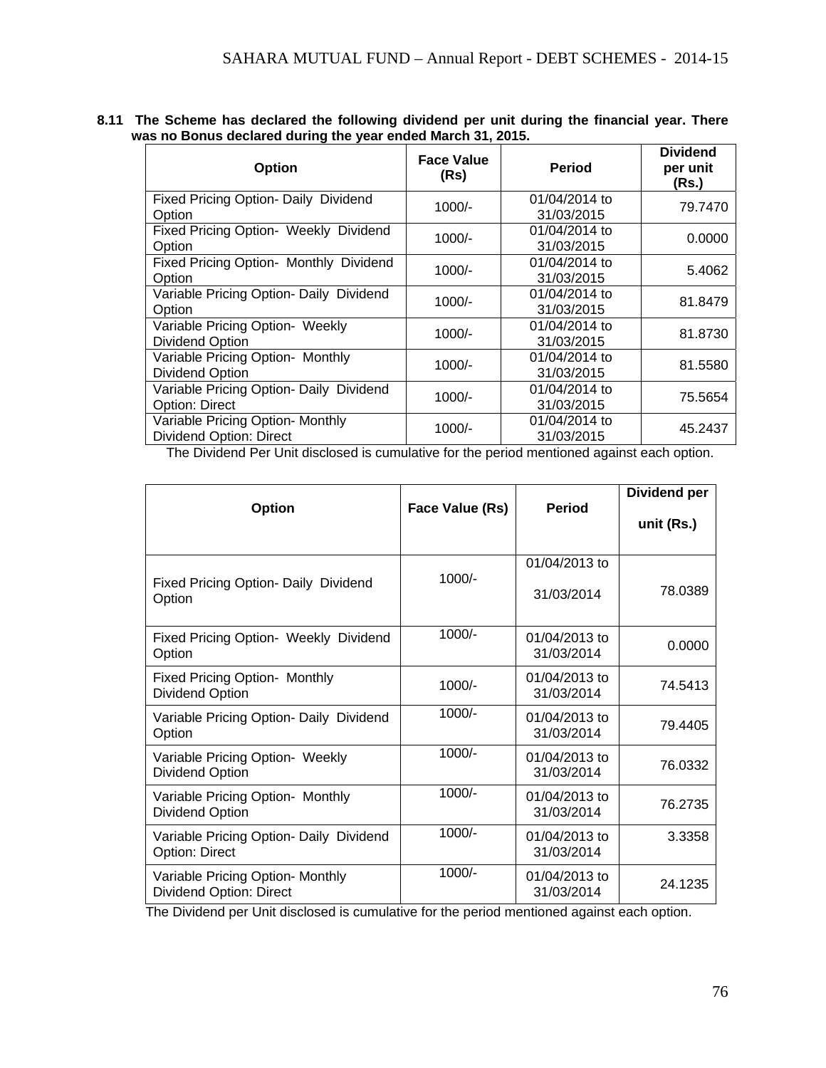**8.11 The Scheme has declared the following dividend per unit during the financial year. There was no Bonus declared during the year ended March 31, 2015.**

| Option | Face Value (Rs) | Period | Dividend per unit (Rs.) |
|---|---|---|---|
| Fixed Pricing Option- Daily Dividend Option | 1000/- | 01/04/2014 to 31/03/2015 | 79.7470 |
| Fixed Pricing Option- Weekly Dividend Option | 1000/- | 01/04/2014 to 31/03/2015 | 0.0000 |
| Fixed Pricing Option- Monthly Dividend Option | 1000/- | 01/04/2014 to 31/03/2015 | 5.4062 |
| Variable Pricing Option- Daily Dividend Option | 1000/- | 01/04/2014 to 31/03/2015 | 81.8479 |
| Variable Pricing Option- Weekly Dividend Option | 1000/- | 01/04/2014 to 31/03/2015 | 81.8730 |
| Variable Pricing Option- Monthly Dividend Option | 1000/- | 01/04/2014 to 31/03/2015 | 81.5580 |
| Variable Pricing Option- Daily Dividend Option: Direct | 1000/- | 01/04/2014 to 31/03/2015 | 75.5654 |
| Variable Pricing Option- Monthly Dividend Option: Direct | 1000/- | 01/04/2014 to 31/03/2015 | 45.2437 |

The Dividend Per Unit disclosed is cumulative for the period mentioned against each option.

| Option | Face Value (Rs) | Period | Dividend per unit (Rs.) |
|---|---|---|---|
| Fixed Pricing Option- Daily Dividend Option | 1000/- | 01/04/2013 to 31/03/2014 | 78.0389 |
| Fixed Pricing Option- Weekly Dividend Option | 1000/- | 01/04/2013 to 31/03/2014 | 0.0000 |
| Fixed Pricing Option- Monthly Dividend Option | 1000/- | 01/04/2013 to 31/03/2014 | 74.5413 |
| Variable Pricing Option- Daily Dividend Option | 1000/- | 01/04/2013 to 31/03/2014 | 79.4405 |
| Variable Pricing Option- Weekly Dividend Option | 1000/- | 01/04/2013 to 31/03/2014 | 76.0332 |
| Variable Pricing Option- Monthly Dividend Option | 1000/- | 01/04/2013 to 31/03/2014 | 76.2735 |
| Variable Pricing Option- Daily Dividend Option: Direct | 1000/- | 01/04/2013 to 31/03/2014 | 3.3358 |
| Variable Pricing Option- Monthly Dividend Option: Direct | 1000/- | 01/04/2013 to 31/03/2014 | 24.1235 |

The Dividend per Unit disclosed is cumulative for the period mentioned against each option.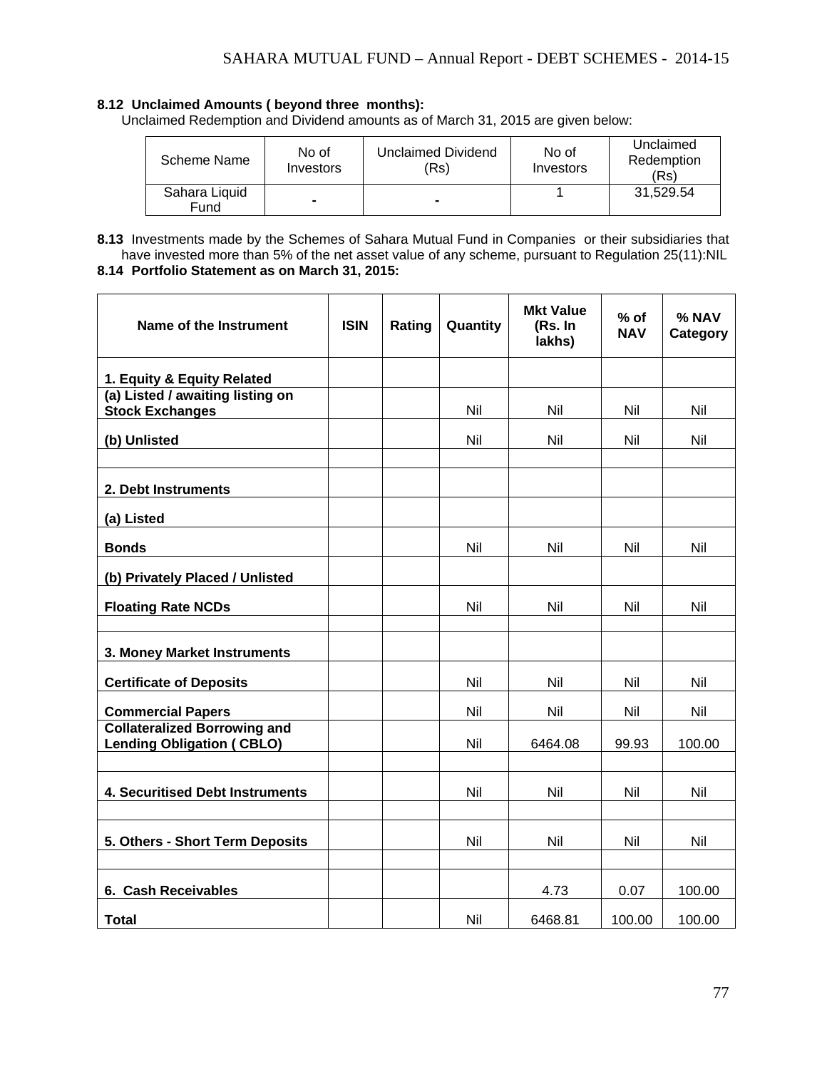**8.12 Unclaimed Amounts ( beyond three months):**

Unclaimed Redemption and Dividend amounts as of March 31, 2015 are given below:

| Scheme Name | No of Investors | Unclaimed Dividend (Rs) | No of Investors | Unclaimed Redemption (Rs) |
|---|---|---|---|---|
| Sahara Liquid Fund | - | - | 1 | 31,529.54 |

**8.13** Investments made by the Schemes of Sahara Mutual Fund in Companies or their subsidiaries that have invested more than 5% of the net asset value of any scheme, pursuant to Regulation 25(11):NIL

**8.14 Portfolio Statement as on March 31, 2015:**

| Name of the Instrument | ISIN | Rating | Quantity | Mkt Value (Rs. In lakhs) | % of NAV | % NAV Category |
|---|---|---|---|---|---|---|
| **1. Equity & Equity Related** | | | | | | |
| **(a) Listed / awaiting listing on Stock Exchanges** | | | Nil | Nil | Nil | Nil |
| **(b) Unlisted** | | | Nil | Nil | Nil | Nil |
| | | | | | | |
| **2. Debt Instruments** | | | | | | |
| **(a) Listed** | | | | | | |
| **Bonds** | | | Nil | Nil | Nil | Nil |
| **(b) Privately Placed / Unlisted** | | | | | | |
| **Floating Rate NCDs** | | | Nil | Nil | Nil | Nil |
| | | | | | | |
| **3. Money Market Instruments** | | | | | | |
| **Certificate of Deposits** | | | Nil | Nil | Nil | Nil |
| **Commercial Papers** | | | Nil | Nil | Nil | Nil |
| **Collateralized Borrowing and Lending Obligation ( CBLO)** | | | Nil | 6464.08 | 99.93 | 100.00 |
| | | | | | | |
| **4. Securitised Debt Instruments** | | | Nil | Nil | Nil | Nil |
| | | | | | | |
| **5. Others - Short Term Deposits** | | | Nil | Nil | Nil | Nil |
| | | | | | | |
| **6. Cash Receivables** | | | | 4.73 | 0.07 | 100.00 |
| **Total** | | | Nil | 6468.81 | 100.00 | 100.00 |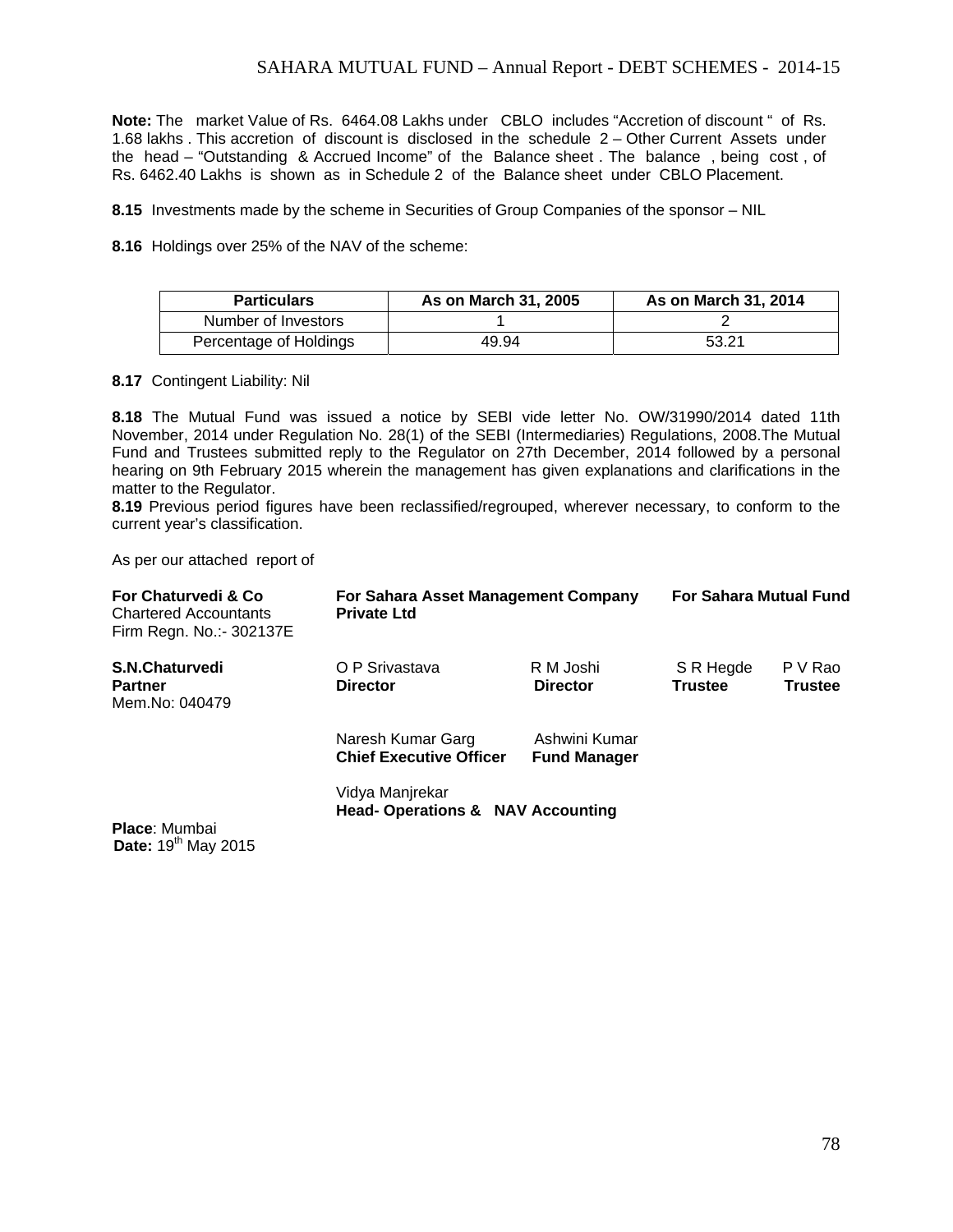**Note:** The market Value of Rs. 6464.08 Lakhs under CBLO includes "Accretion of discount " of Rs. 1.68 lakhs . This accretion of discount is disclosed in the schedule 2 – Other Current Assets under the head – "Outstanding & Accrued Income" of the Balance sheet . The balance , being cost , of Rs. 6462.40 Lakhs is shown as in Schedule 2 of the Balance sheet under CBLO Placement.

**8.15** Investments made by the scheme in Securities of Group Companies of the sponsor – NIL

**8.16** Holdings over 25% of the NAV of the scheme:

| Particulars | As on March 31, 2005 | As on March 31, 2014 |
|---|---|---|
| Number of Investors | 1 | 2 |
| Percentage of Holdings | 49.94 | 53.21 |

**8.17** Contingent Liability: Nil

**8.18** The Mutual Fund was issued a notice by SEBI vide letter No. OW/31990/2014 dated 11th November, 2014 under Regulation No. 28(1) of the SEBI (Intermediaries) Regulations, 2008.The Mutual Fund and Trustees submitted reply to the Regulator on 27th December, 2014 followed by a personal hearing on 9th February 2015 wherein the management has given explanations and clarifications in the matter to the Regulator.

**8.19** Previous period figures have been reclassified/regrouped, wherever necessary, to conform to the current year's classification.

As per our attached report of

**For Chaturvedi & Co**
Chartered Accountants
Firm Regn. No.:- 302137E

**For Sahara Asset Management Company Private Ltd**

**For Sahara Mutual Fund**

**S.N.Chaturvedi**
**Partner**
Mem.No: 040479

O P Srivastava
**Director**

R M Joshi
**Director**

S R Hegde
**Trustee**

P V Rao
**Trustee**

Naresh Kumar Garg
**Chief Executive Officer**

Ashwini Kumar
**Fund Manager**

Vidya Manjrekar
**Head- Operations & NAV Accounting**

**Place**: Mumbai
**Date:** 19th May 2015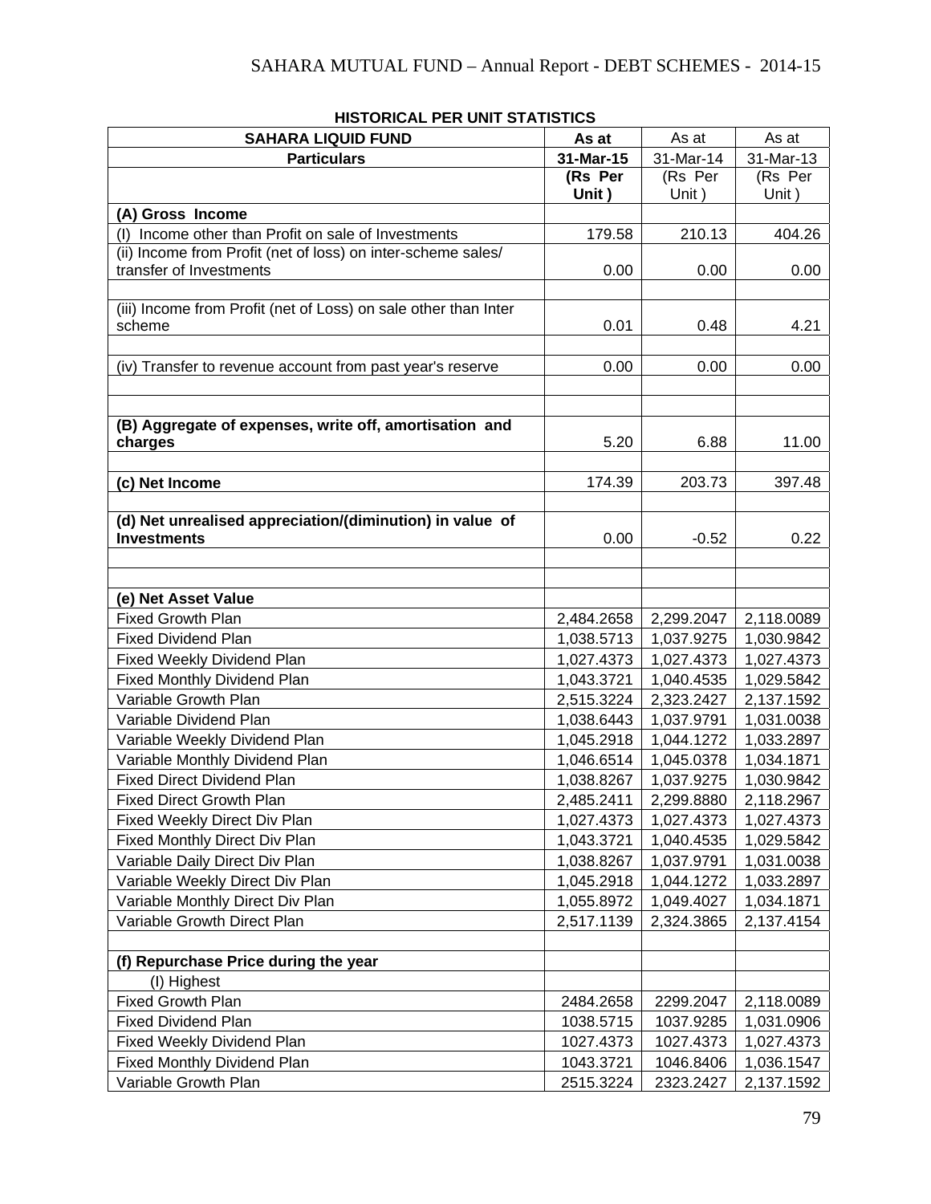**HISTORICAL PER UNIT STATISTICS**

| **SAHARA LIQUID FUND** | **As at** | As at | As at |
|---|---|---|---|
| **Particulars** | **31-Mar-15** | 31-Mar-14 | 31-Mar-13 |
| | **(Rs Per Unit )** | (Rs Per Unit ) | (Rs Per Unit ) |
| **(A) Gross Income** | | | |
| (I) Income other than Profit on sale of Investments | 179.58 | 210.13 | 404.26 |
| (ii) Income from Profit (net of loss) on inter-scheme sales/ transfer of Investments | 0.00 | 0.00 | 0.00 |
| | | | |
| (iii) Income from Profit (net of Loss) on sale other than Inter scheme | 0.01 | 0.48 | 4.21 |
| | | | |
| (iv) Transfer to revenue account from past year's reserve | 0.00 | 0.00 | 0.00 |
| | | | |
| | | | |
| **(B) Aggregate of expenses, write off, amortisation and charges** | 5.20 | 6.88 | 11.00 |
| | | | |
| **(c) Net Income** | 174.39 | 203.73 | 397.48 |
| | | | |
| **(d) Net unrealised appreciation/(diminution) in value of Investments** | 0.00 | -0.52 | 0.22 |
| | | | |
| | | | |
| **(e) Net Asset Value** | | | |
| Fixed Growth Plan | 2,484.2658 | 2,299.2047 | 2,118.0089 |
| Fixed Dividend Plan | 1,038.5713 | 1,037.9275 | 1,030.9842 |
| Fixed Weekly Dividend Plan | 1,027.4373 | 1,027.4373 | 1,027.4373 |
| Fixed Monthly Dividend Plan | 1,043.3721 | 1,040.4535 | 1,029.5842 |
| Variable Growth Plan | 2,515.3224 | 2,323.2427 | 2,137.1592 |
| Variable Dividend Plan | 1,038.6443 | 1,037.9791 | 1,031.0038 |
| Variable Weekly Dividend Plan | 1,045.2918 | 1,044.1272 | 1,033.2897 |
| Variable Monthly Dividend Plan | 1,046.6514 | 1,045.0378 | 1,034.1871 |
| Fixed Direct Dividend Plan | 1,038.8267 | 1,037.9275 | 1,030.9842 |
| Fixed Direct Growth Plan | 2,485.2411 | 2,299.8880 | 2,118.2967 |
| Fixed Weekly Direct Div Plan | 1,027.4373 | 1,027.4373 | 1,027.4373 |
| Fixed Monthly Direct Div Plan | 1,043.3721 | 1,040.4535 | 1,029.5842 |
| Variable Daily Direct Div Plan | 1,038.8267 | 1,037.9791 | 1,031.0038 |
| Variable Weekly Direct Div Plan | 1,045.2918 | 1,044.1272 | 1,033.2897 |
| Variable Monthly Direct Div Plan | 1,055.8972 | 1,049.4027 | 1,034.1871 |
| Variable Growth Direct Plan | 2,517.1139 | 2,324.3865 | 2,137.4154 |
| | | | |
| **(f) Repurchase Price during the year** | | | |
| (I) Highest | | | |
| Fixed Growth Plan | 2484.2658 | 2299.2047 | 2,118.0089 |
| Fixed Dividend Plan | 1038.5715 | 1037.9285 | 1,031.0906 |
| Fixed Weekly Dividend Plan | 1027.4373 | 1027.4373 | 1,027.4373 |
| Fixed Monthly Dividend Plan | 1043.3721 | 1046.8406 | 1,036.1547 |
| Variable Growth Plan | 2515.3224 | 2323.2427 | 2,137.1592 |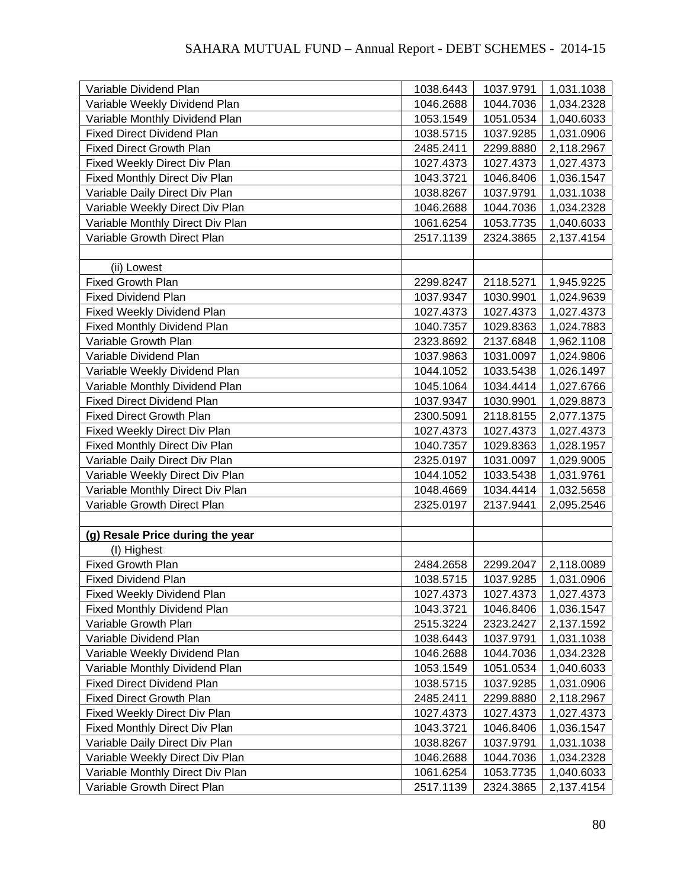| | | | |
|---|---|---|---|
| Variable Dividend Plan | 1038.6443 | 1037.9791 | 1,031.1038 |
| Variable Weekly Dividend Plan | 1046.2688 | 1044.7036 | 1,034.2328 |
| Variable Monthly Dividend Plan | 1053.1549 | 1051.0534 | 1,040.6033 |
| Fixed Direct Dividend Plan | 1038.5715 | 1037.9285 | 1,031.0906 |
| Fixed Direct Growth Plan | 2485.2411 | 2299.8880 | 2,118.2967 |
| Fixed Weekly Direct Div Plan | 1027.4373 | 1027.4373 | 1,027.4373 |
| Fixed Monthly Direct Div Plan | 1043.3721 | 1046.8406 | 1,036.1547 |
| Variable Daily Direct Div Plan | 1038.8267 | 1037.9791 | 1,031.1038 |
| Variable Weekly Direct Div Plan | 1046.2688 | 1044.7036 | 1,034.2328 |
| Variable Monthly Direct Div Plan | 1061.6254 | 1053.7735 | 1,040.6033 |
| Variable Growth Direct Plan | 2517.1139 | 2324.3865 | 2,137.4154 |
| | | | |
| (ii) Lowest | | | |
| Fixed Growth Plan | 2299.8247 | 2118.5271 | 1,945.9225 |
| Fixed Dividend Plan | 1037.9347 | 1030.9901 | 1,024.9639 |
| Fixed Weekly Dividend Plan | 1027.4373 | 1027.4373 | 1,027.4373 |
| Fixed Monthly Dividend Plan | 1040.7357 | 1029.8363 | 1,024.7883 |
| Variable Growth Plan | 2323.8692 | 2137.6848 | 1,962.1108 |
| Variable Dividend Plan | 1037.9863 | 1031.0097 | 1,024.9806 |
| Variable Weekly Dividend Plan | 1044.1052 | 1033.5438 | 1,026.1497 |
| Variable Monthly Dividend Plan | 1045.1064 | 1034.4414 | 1,027.6766 |
| Fixed Direct Dividend Plan | 1037.9347 | 1030.9901 | 1,029.8873 |
| Fixed Direct Growth Plan | 2300.5091 | 2118.8155 | 2,077.1375 |
| Fixed Weekly Direct Div Plan | 1027.4373 | 1027.4373 | 1,027.4373 |
| Fixed Monthly Direct Div Plan | 1040.7357 | 1029.8363 | 1,028.1957 |
| Variable Daily Direct Div Plan | 2325.0197 | 1031.0097 | 1,029.9005 |
| Variable Weekly Direct Div Plan | 1044.1052 | 1033.5438 | 1,031.9761 |
| Variable Monthly Direct Div Plan | 1048.4669 | 1034.4414 | 1,032.5658 |
| Variable Growth Direct Plan | 2325.0197 | 2137.9441 | 2,095.2546 |
| | | | |
| **(g) Resale Price during the year** | | | |
| (I) Highest | | | |
| Fixed Growth Plan | 2484.2658 | 2299.2047 | 2,118.0089 |
| Fixed Dividend Plan | 1038.5715 | 1037.9285 | 1,031.0906 |
| Fixed Weekly Dividend Plan | 1027.4373 | 1027.4373 | 1,027.4373 |
| Fixed Monthly Dividend Plan | 1043.3721 | 1046.8406 | 1,036.1547 |
| Variable Growth Plan | 2515.3224 | 2323.2427 | 2,137.1592 |
| Variable Dividend Plan | 1038.6443 | 1037.9791 | 1,031.1038 |
| Variable Weekly Dividend Plan | 1046.2688 | 1044.7036 | 1,034.2328 |
| Variable Monthly Dividend Plan | 1053.1549 | 1051.0534 | 1,040.6033 |
| Fixed Direct Dividend Plan | 1038.5715 | 1037.9285 | 1,031.0906 |
| Fixed Direct Growth Plan | 2485.2411 | 2299.8880 | 2,118.2967 |
| Fixed Weekly Direct Div Plan | 1027.4373 | 1027.4373 | 1,027.4373 |
| Fixed Monthly Direct Div Plan | 1043.3721 | 1046.8406 | 1,036.1547 |
| Variable Daily Direct Div Plan | 1038.8267 | 1037.9791 | 1,031.1038 |
| Variable Weekly Direct Div Plan | 1046.2688 | 1044.7036 | 1,034.2328 |
| Variable Monthly Direct Div Plan | 1061.6254 | 1053.7735 | 1,040.6033 |
| Variable Growth Direct Plan | 2517.1139 | 2324.3865 | 2,137.4154 |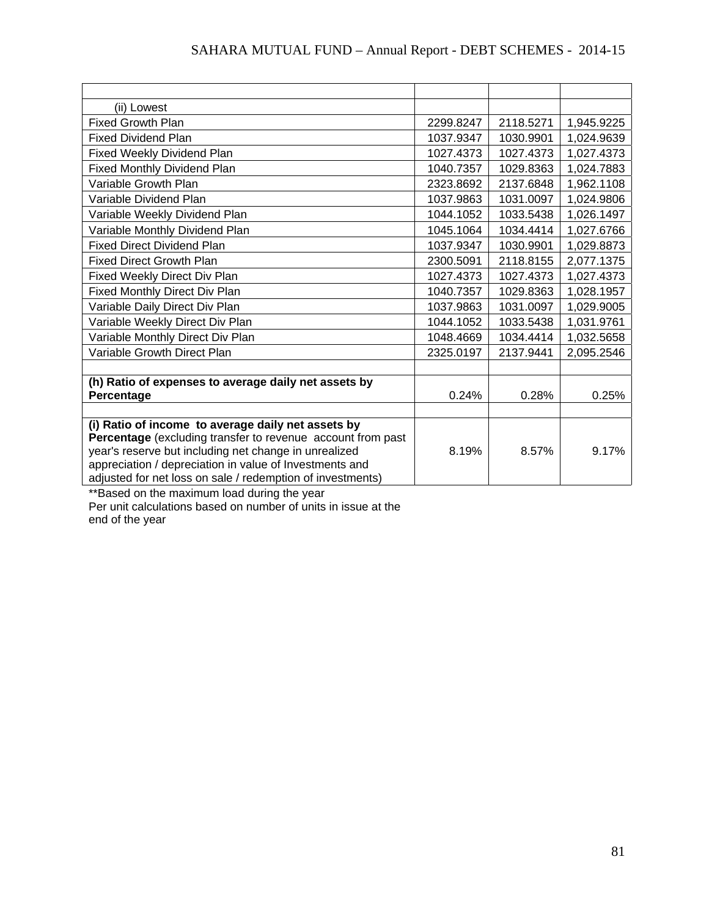| | | | |
|---|---|---|---|
| (ii) Lowest | | | |
| Fixed Growth Plan | 2299.8247 | 2118.5271 | 1,945.9225 |
| Fixed Dividend Plan | 1037.9347 | 1030.9901 | 1,024.9639 |
| Fixed Weekly Dividend Plan | 1027.4373 | 1027.4373 | 1,027.4373 |
| Fixed Monthly Dividend Plan | 1040.7357 | 1029.8363 | 1,024.7883 |
| Variable Growth Plan | 2323.8692 | 2137.6848 | 1,962.1108 |
| Variable Dividend Plan | 1037.9863 | 1031.0097 | 1,024.9806 |
| Variable Weekly Dividend Plan | 1044.1052 | 1033.5438 | 1,026.1497 |
| Variable Monthly Dividend Plan | 1045.1064 | 1034.4414 | 1,027.6766 |
| Fixed Direct Dividend Plan | 1037.9347 | 1030.9901 | 1,029.8873 |
| Fixed Direct Growth Plan | 2300.5091 | 2118.8155 | 2,077.1375 |
| Fixed Weekly Direct Div Plan | 1027.4373 | 1027.4373 | 1,027.4373 |
| Fixed Monthly Direct Div Plan | 1040.7357 | 1029.8363 | 1,028.1957 |
| Variable Daily Direct Div Plan | 1037.9863 | 1031.0097 | 1,029.9005 |
| Variable Weekly Direct Div Plan | 1044.1052 | 1033.5438 | 1,031.9761 |
| Variable Monthly Direct Div Plan | 1048.4669 | 1034.4414 | 1,032.5658 |
| Variable Growth Direct Plan | 2325.0197 | 2137.9441 | 2,095.2546 |
| | | | |
| **(h) Ratio of expenses to average daily net assets by Percentage** | 0.24% | 0.28% | 0.25% |
| | | | |
| **(i) Ratio of income to average daily net assets by Percentage** (excluding transfer to revenue account from past year's reserve but including net change in unrealized appreciation / depreciation in value of Investments and adjusted for net loss on sale / redemption of investments) | 8.19% | 8.57% | 9.17% |

**Based on the maximum load during the year

Per unit calculations based on number of units in issue at the end of the year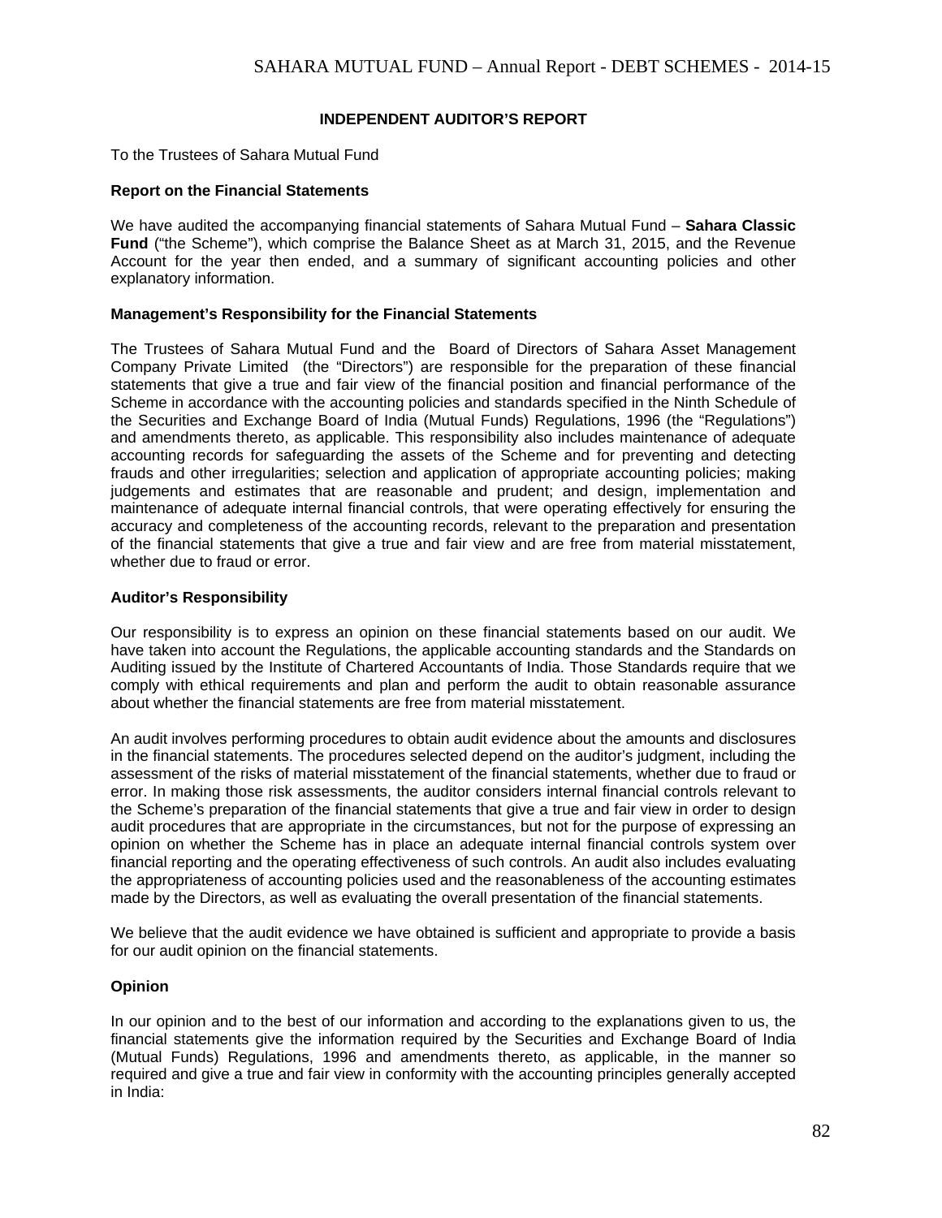# INDEPENDENT AUDITOR'S REPORT

To the Trustees of Sahara Mutual Fund

## Report on the Financial Statements

We have audited the accompanying financial statements of Sahara Mutual Fund – **Sahara Classic Fund** ("the Scheme"), which comprise the Balance Sheet as at March 31, 2015, and the Revenue Account for the year then ended, and a summary of significant accounting policies and other explanatory information.

## Management's Responsibility for the Financial Statements

The Trustees of Sahara Mutual Fund and the Board of Directors of Sahara Asset Management Company Private Limited (the "Directors") are responsible for the preparation of these financial statements that give a true and fair view of the financial position and financial performance of the Scheme in accordance with the accounting policies and standards specified in the Ninth Schedule of the Securities and Exchange Board of India (Mutual Funds) Regulations, 1996 (the "Regulations") and amendments thereto, as applicable. This responsibility also includes maintenance of adequate accounting records for safeguarding the assets of the Scheme and for preventing and detecting frauds and other irregularities; selection and application of appropriate accounting policies; making judgements and estimates that are reasonable and prudent; and design, implementation and maintenance of adequate internal financial controls, that were operating effectively for ensuring the accuracy and completeness of the accounting records, relevant to the preparation and presentation of the financial statements that give a true and fair view and are free from material misstatement, whether due to fraud or error.

## Auditor's Responsibility

Our responsibility is to express an opinion on these financial statements based on our audit. We have taken into account the Regulations, the applicable accounting standards and the Standards on Auditing issued by the Institute of Chartered Accountants of India. Those Standards require that we comply with ethical requirements and plan and perform the audit to obtain reasonable assurance about whether the financial statements are free from material misstatement.

An audit involves performing procedures to obtain audit evidence about the amounts and disclosures in the financial statements. The procedures selected depend on the auditor's judgment, including the assessment of the risks of material misstatement of the financial statements, whether due to fraud or error. In making those risk assessments, the auditor considers internal financial controls relevant to the Scheme's preparation of the financial statements that give a true and fair view in order to design audit procedures that are appropriate in the circumstances, but not for the purpose of expressing an opinion on whether the Scheme has in place an adequate internal financial controls system over financial reporting and the operating effectiveness of such controls. An audit also includes evaluating the appropriateness of accounting policies used and the reasonableness of the accounting estimates made by the Directors, as well as evaluating the overall presentation of the financial statements.

We believe that the audit evidence we have obtained is sufficient and appropriate to provide a basis for our audit opinion on the financial statements.

## Opinion

In our opinion and to the best of our information and according to the explanations given to us, the financial statements give the information required by the Securities and Exchange Board of India (Mutual Funds) Regulations, 1996 and amendments thereto, as applicable, in the manner so required and give a true and fair view in conformity with the accounting principles generally accepted in India: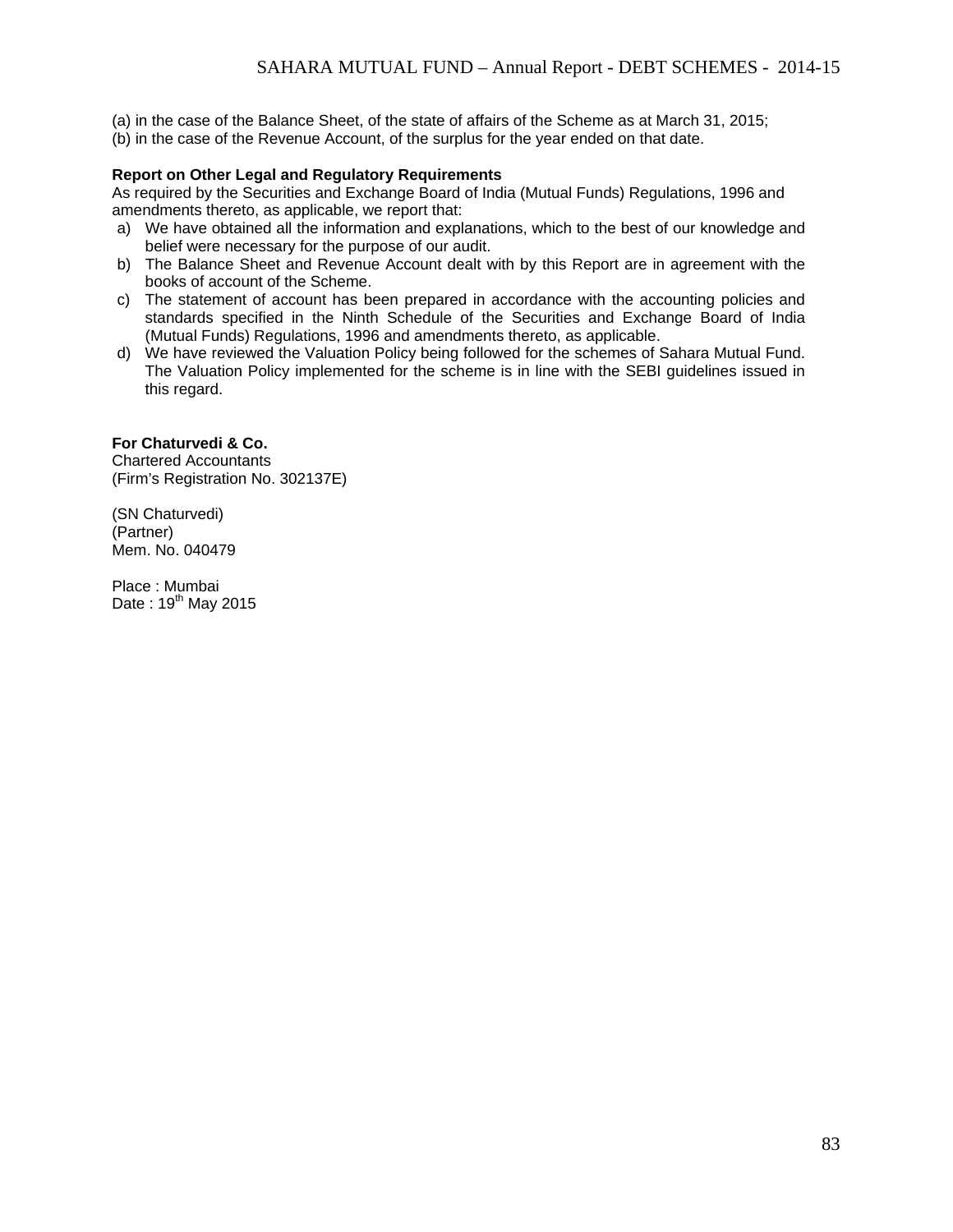(a) in the case of the Balance Sheet, of the state of affairs of the Scheme as at March 31, 2015;
(b) in the case of the Revenue Account, of the surplus for the year ended on that date.

**Report on Other Legal and Regulatory Requirements**

As required by the Securities and Exchange Board of India (Mutual Funds) Regulations, 1996 and amendments thereto, as applicable, we report that:

a) We have obtained all the information and explanations, which to the best of our knowledge and belief were necessary for the purpose of our audit.
b) The Balance Sheet and Revenue Account dealt with by this Report are in agreement with the books of account of the Scheme.
c) The statement of account has been prepared in accordance with the accounting policies and standards specified in the Ninth Schedule of the Securities and Exchange Board of India (Mutual Funds) Regulations, 1996 and amendments thereto, as applicable.
d) We have reviewed the Valuation Policy being followed for the schemes of Sahara Mutual Fund. The Valuation Policy implemented for the scheme is in line with the SEBI guidelines issued in this regard.

**For Chaturvedi & Co.**
Chartered Accountants
(Firm's Registration No. 302137E)

(SN Chaturvedi)
(Partner)
Mem. No. 040479

Place : Mumbai
Date : 19th May 2015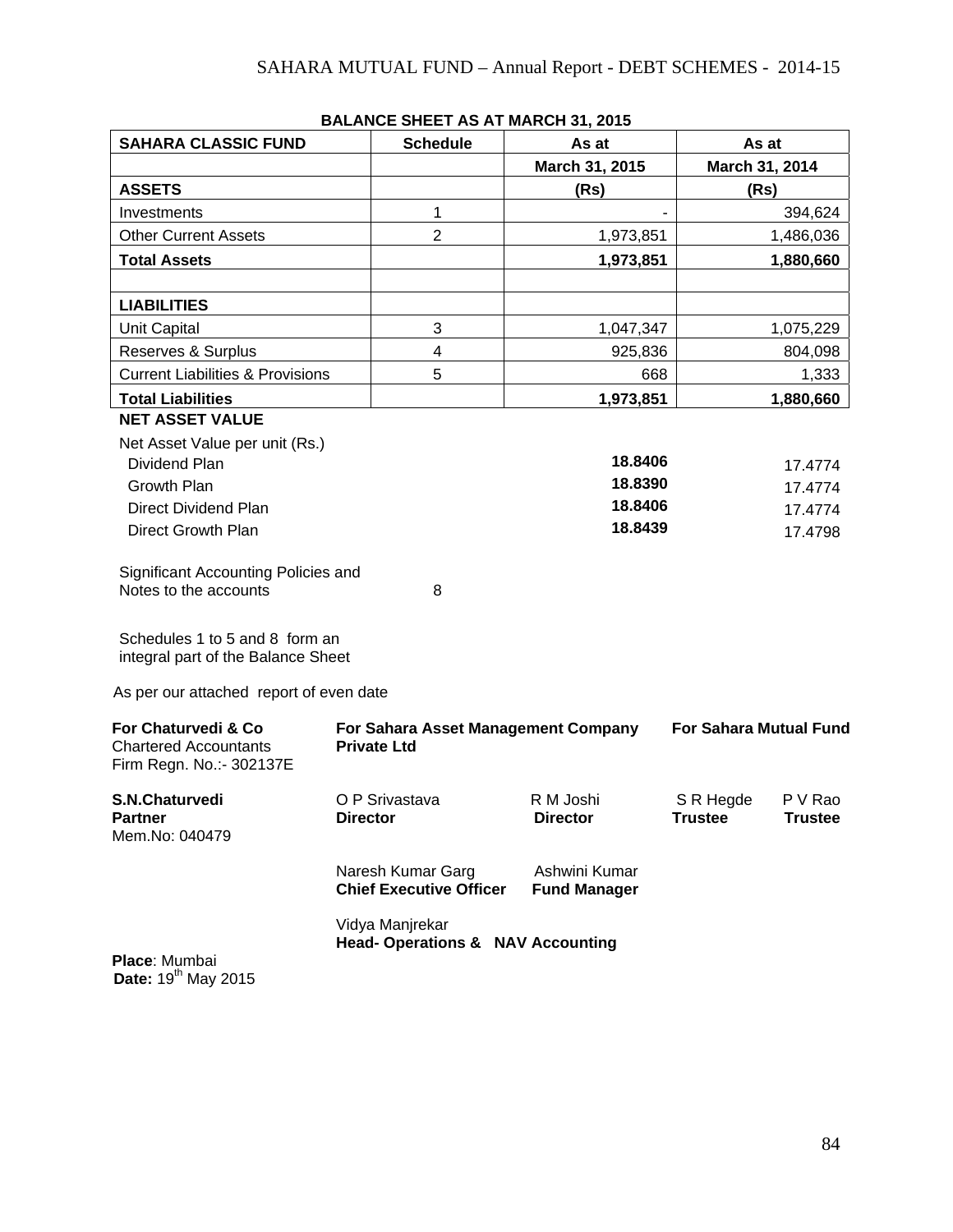## BALANCE SHEET AS AT MARCH 31, 2015

| SAHARA CLASSIC FUND | Schedule | As at | As at |
|---|---|---|---|
| | | March 31, 2015 | March 31, 2014 |
| **ASSETS** | | (Rs) | (Rs) |
| Investments | 1 | - | 394,624 |
| Other Current Assets | 2 | 1,973,851 | 1,486,036 |
| **Total Assets** | | **1,973,851** | **1,880,660** |
| | | | |
| **LIABILITIES** | | | |
| Unit Capital | 3 | 1,047,347 | 1,075,229 |
| Reserves & Surplus | 4 | 925,836 | 804,098 |
| Current Liabilities & Provisions | 5 | 668 | 1,333 |
| **Total Liabilities** | | **1,973,851** | **1,880,660** |
| **NET ASSET VALUE** | | | |
| Net Asset Value per unit (Rs.) | | | |
| Dividend Plan | | **18.8406** | 17.4774 |
| Growth Plan | | **18.8390** | 17.4774 |
| Direct Dividend Plan | | **18.8406** | 17.4774 |
| Direct Growth Plan | | **18.8439** | 17.4798 |

Significant Accounting Policies and Notes to the accounts — 8

Schedules 1 to 5 and 8 form an integral part of the Balance Sheet

As per our attached report of even date

**For Chaturvedi & Co**
Chartered Accountants
Firm Regn. No.:- 302137E

**For Sahara Asset Management Company Private Ltd**

**For Sahara Mutual Fund**

**S.N.Chaturvedi**
**Partner**
Mem.No: 040479

O P Srivastava
**Director**

R M Joshi
**Director**

S R Hegde
**Trustee**

P V Rao
**Trustee**

Naresh Kumar Garg
**Chief Executive Officer**

Ashwini Kumar
**Fund Manager**

Vidya Manjrekar
**Head- Operations & NAV Accounting**

**Place**: Mumbai
**Date:** 19th May 2015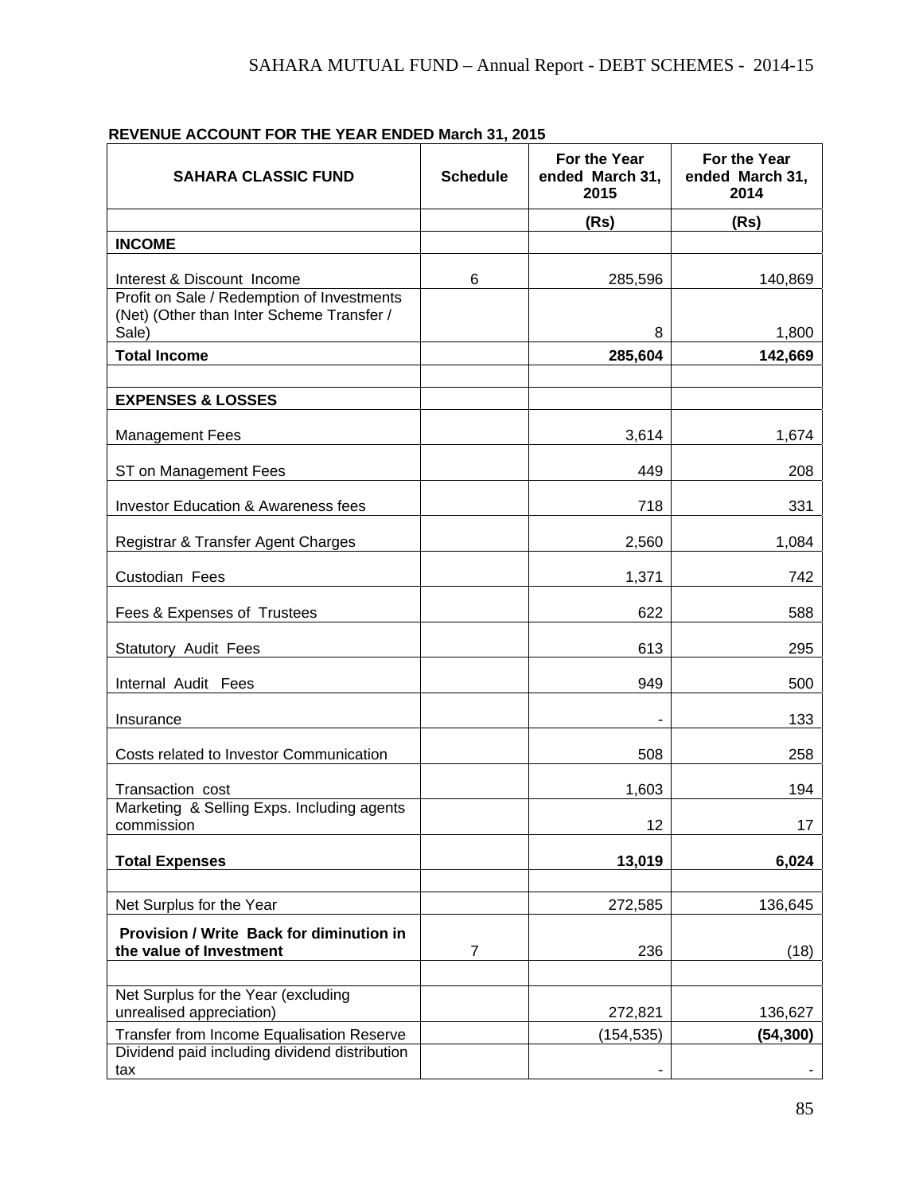**REVENUE ACCOUNT FOR THE YEAR ENDED March 31, 2015**

| SAHARA CLASSIC FUND | Schedule | For the Year ended March 31, 2015 | For the Year ended March 31, 2014 |
|---|---|---|---|
| | | **(Rs)** | **(Rs)** |
| **INCOME** | | | |
| Interest & Discount Income | 6 | 285,596 | 140,869 |
| Profit on Sale / Redemption of Investments (Net) (Other than Inter Scheme Transfer / Sale) | | 8 | 1,800 |
| **Total Income** | | **285,604** | **142,669** |
| | | | |
| **EXPENSES & LOSSES** | | | |
| Management Fees | | 3,614 | 1,674 |
| ST on Management Fees | | 449 | 208 |
| Investor Education & Awareness fees | | 718 | 331 |
| Registrar & Transfer Agent Charges | | 2,560 | 1,084 |
| Custodian Fees | | 1,371 | 742 |
| Fees & Expenses of Trustees | | 622 | 588 |
| Statutory Audit Fees | | 613 | 295 |
| Internal Audit Fees | | 949 | 500 |
| Insurance | | - | 133 |
| Costs related to Investor Communication | | 508 | 258 |
| Transaction cost | | 1,603 | 194 |
| Marketing & Selling Exps. Including agents commission | | 12 | 17 |
| **Total Expenses** | | **13,019** | **6,024** |
| | | | |
| Net Surplus for the Year | | 272,585 | 136,645 |
| **Provision / Write Back for diminution in the value of Investment** | 7 | 236 | (18) |
| | | | |
| Net Surplus for the Year (excluding unrealised appreciation) | | 272,821 | 136,627 |
| Transfer from Income Equalisation Reserve | | (154,535) | **(54,300)** |
| Dividend paid including dividend distribution tax | | - | - |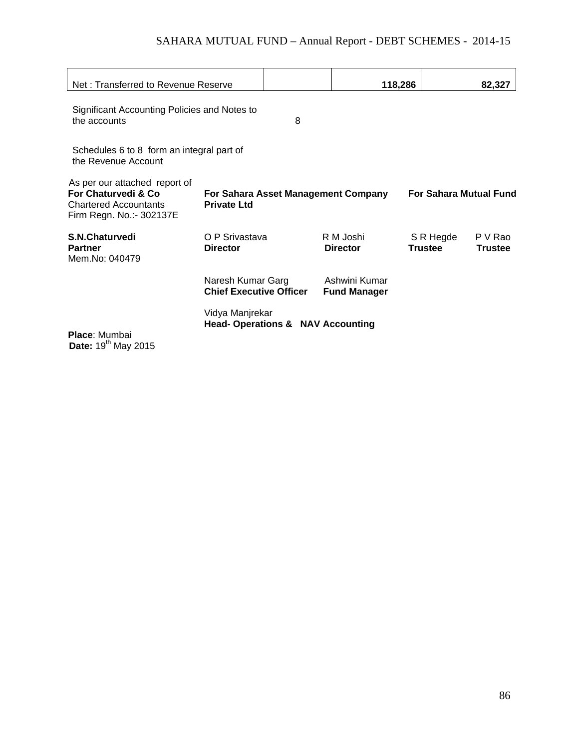| Net : Transferred to Revenue Reserve | | 118,286 | 82,327 |
|---|---|---|---|

Significant Accounting Policies and Notes to the accounts 8

Schedules 6 to 8 form an integral part of the Revenue Account

As per our attached report of
**For Chaturvedi & Co**
Chartered Accountants
Firm Regn. No.:- 302137E

**For Sahara Asset Management Company Private Ltd**

**For Sahara Mutual Fund**

**S.N.Chaturvedi**
**Partner**
Mem.No: 040479

O P Srivastava
**Director**

R M Joshi
**Director**

S R Hegde
**Trustee**

P V Rao
**Trustee**

Naresh Kumar Garg
**Chief Executive Officer**

Ashwini Kumar
**Fund Manager**

Vidya Manjrekar
**Head- Operations & NAV Accounting**

**Place**: Mumbai
**Date:** 19th May 2015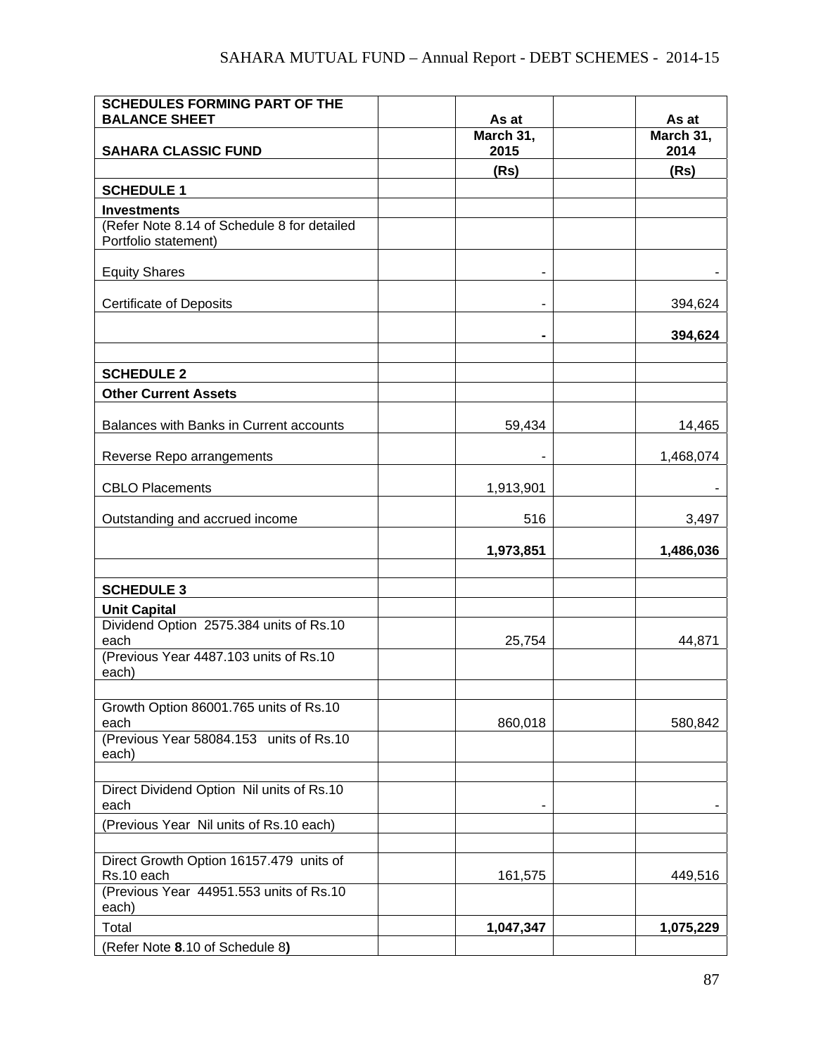| SCHEDULES FORMING PART OF THE BALANCE SHEET | | As at | | As at |
|---|---|---|---|---|
| **SAHARA CLASSIC FUND** | | **March 31, 2015** | | **March 31, 2014** |
| | | **(Rs)** | | **(Rs)** |
| **SCHEDULE 1** | | | | |
| **Investments** | | | | |
| (Refer Note 8.14 of Schedule 8 for detailed Portfolio statement) | | | | |
| Equity Shares | | - | | - |
| Certificate of Deposits | | - | | 394,624 |
| | | **-** | | **394,624** |
| | | | | |
| **SCHEDULE 2** | | | | |
| **Other Current Assets** | | | | |
| Balances with Banks in Current accounts | | 59,434 | | 14,465 |
| Reverse Repo arrangements | | - | | 1,468,074 |
| CBLO Placements | | 1,913,901 | | - |
| Outstanding and accrued income | | 516 | | 3,497 |
| | | **1,973,851** | | **1,486,036** |
| | | | | |
| **SCHEDULE 3** | | | | |
| **Unit Capital** | | | | |
| Dividend Option 2575.384 units of Rs.10 each | | 25,754 | | 44,871 |
| (Previous Year 4487.103 units of Rs.10 each) | | | | |
| | | | | |
| Growth Option 86001.765 units of Rs.10 each | | 860,018 | | 580,842 |
| (Previous Year 58084.153 units of Rs.10 each) | | | | |
| | | | | |
| Direct Dividend Option Nil units of Rs.10 each | | - | | - |
| (Previous Year Nil units of Rs.10 each) | | | | |
| | | | | |
| Direct Growth Option 16157.479 units of Rs.10 each | | 161,575 | | 449,516 |
| (Previous Year 44951.553 units of Rs.10 each) | | | | |
| Total | | **1,047,347** | | **1,075,229** |
| (Refer Note **8**.10 of Schedule 8**)** | | | | |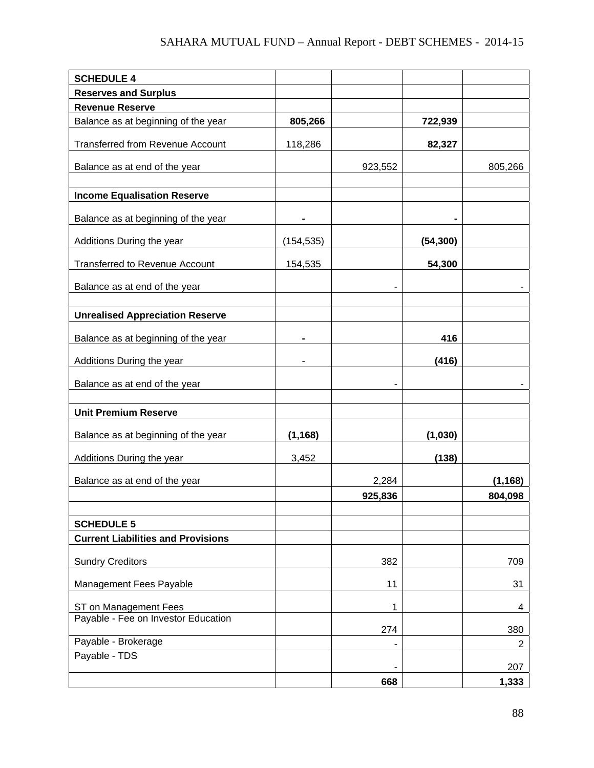| SCHEDULE 4 | | | | |
|---|---|---|---|---|
| **Reserves and Surplus** | | | | |
| **Revenue Reserve** | | | | |
| Balance as at beginning of the year | **805,266** | | **722,939** | |
| Transferred from Revenue Account | 118,286 | | **82,327** | |
| Balance as at end of the year | | 923,552 | | 805,266 |
| | | | | |
| **Income Equalisation Reserve** | | | | |
| Balance as at beginning of the year | **-** | | **-** | |
| Additions During the year | (154,535) | | **(54,300)** | |
| Transferred to Revenue Account | 154,535 | | **54,300** | |
| Balance as at end of the year | | - | | - |
| | | | | |
| **Unrealised Appreciation Reserve** | | | | |
| Balance as at beginning of the year | **-** | | **416** | |
| Additions During the year | - | | **(416)** | |
| Balance as at end of the year | | - | | - |
| | | | | |
| **Unit Premium Reserve** | | | | |
| Balance as at beginning of the year | **(1,168)** | | **(1,030)** | |
| Additions During the year | 3,452 | | **(138)** | |
| Balance as at end of the year | | 2,284 | | **(1,168)** |
| | | **925,836** | | **804,098** |

| SCHEDULE 5 | | | | |
|---|---|---|---|---|
| **Current Liabilities and Provisions** | | | | |
| Sundry Creditors | | 382 | | 709 |
| Management Fees Payable | | 11 | | 31 |
| ST on Management Fees | | 1 | | 4 |
| Payable - Fee on Investor Education | | 274 | | 380 |
| Payable - Brokerage | | - | | 2 |
| Payable - TDS | | - | | 207 |
| | | **668** | | **1,333** |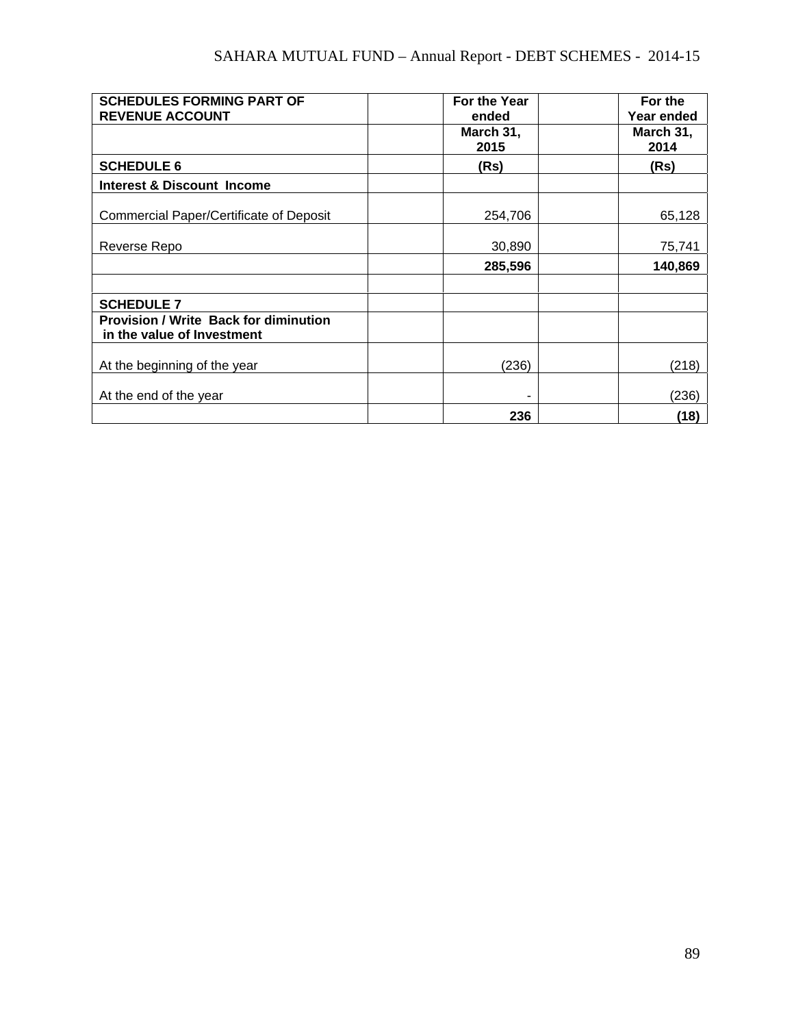| SCHEDULES FORMING PART OF REVENUE ACCOUNT | | For the Year ended | | For the Year ended |
|---|---|---|---|---|
| | | March 31, 2015 | | March 31, 2014 |
| **SCHEDULE 6** | | **(Rs)** | | **(Rs)** |
| **Interest & Discount Income** | | | | |
| Commercial Paper/Certificate of Deposit | | 254,706 | | 65,128 |
| Reverse Repo | | 30,890 | | 75,741 |
| | | **285,596** | | **140,869** |
| | | | | |
| **SCHEDULE 7** | | | | |
| **Provision / Write Back for diminution in the value of Investment** | | | | |
| At the beginning of the year | | (236) | | (218) |
| At the end of the year | | - | | (236) |
| | | **236** | | **(18)** |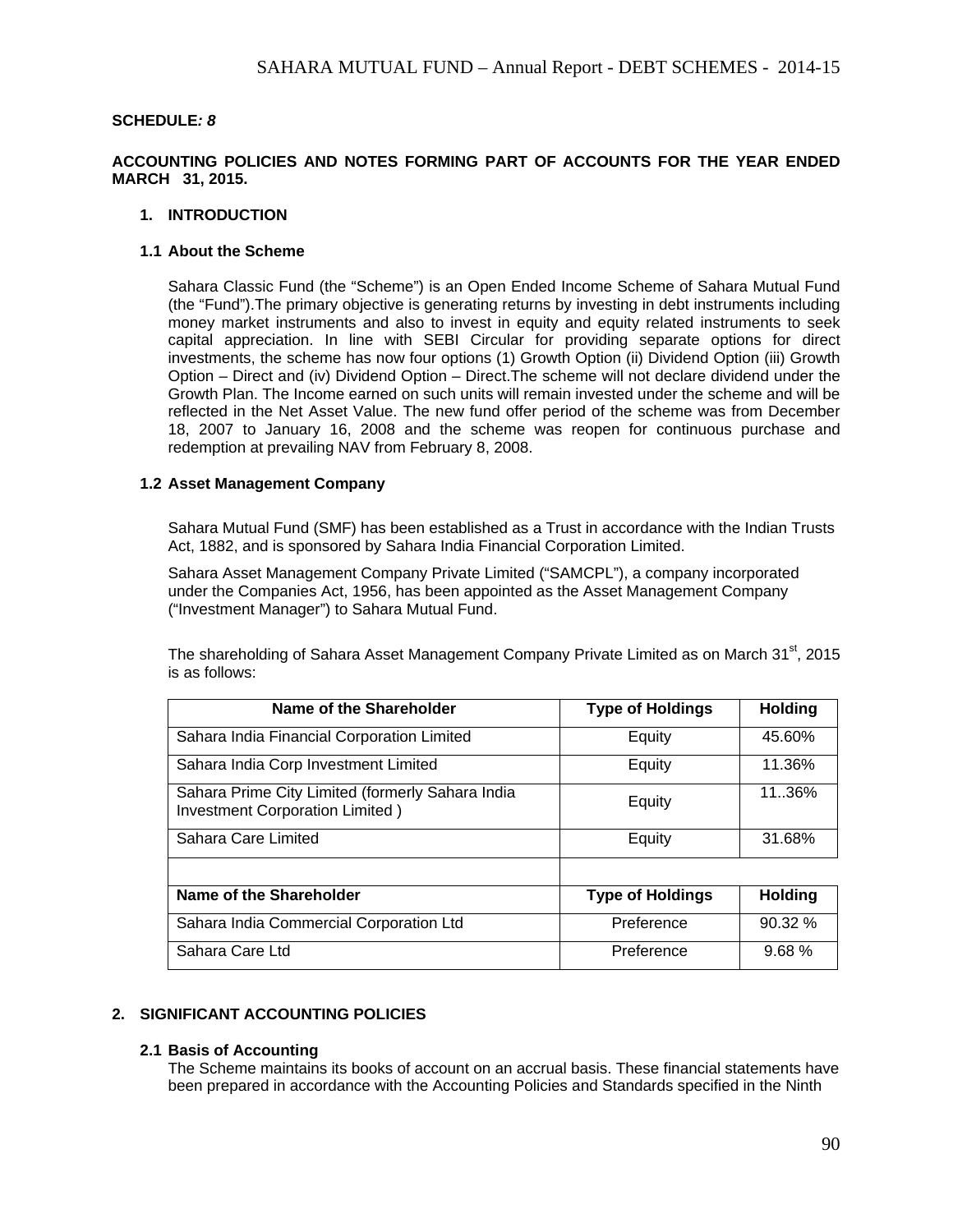**SCHEDULE:** ***8***

**ACCOUNTING POLICIES AND NOTES FORMING PART OF ACCOUNTS FOR THE YEAR ENDED MARCH 31, 2015.**

## 1. INTRODUCTION

### 1.1 About the Scheme

Sahara Classic Fund (the "Scheme") is an Open Ended Income Scheme of Sahara Mutual Fund (the "Fund").The primary objective is generating returns by investing in debt instruments including money market instruments and also to invest in equity and equity related instruments to seek capital appreciation. In line with SEBI Circular for providing separate options for direct investments, the scheme has now four options (1) Growth Option (ii) Dividend Option (iii) Growth Option – Direct and (iv) Dividend Option – Direct.The scheme will not declare dividend under the Growth Plan. The Income earned on such units will remain invested under the scheme and will be reflected in the Net Asset Value. The new fund offer period of the scheme was from December 18, 2007 to January 16, 2008 and the scheme was reopen for continuous purchase and redemption at prevailing NAV from February 8, 2008.

### 1.2 Asset Management Company

Sahara Mutual Fund (SMF) has been established as a Trust in accordance with the Indian Trusts Act, 1882, and is sponsored by Sahara India Financial Corporation Limited.

Sahara Asset Management Company Private Limited ("SAMCPL"), a company incorporated under the Companies Act, 1956, has been appointed as the Asset Management Company ("Investment Manager") to Sahara Mutual Fund.

The shareholding of Sahara Asset Management Company Private Limited as on March 31st, 2015 is as follows:

| Name of the Shareholder | Type of Holdings | Holding |
|---|---|---|
| Sahara India Financial Corporation Limited | Equity | 45.60% |
| Sahara India Corp Investment Limited | Equity | 11.36% |
| Sahara Prime City Limited (formerly Sahara India Investment Corporation Limited ) | Equity | 11..36% |
| Sahara Care Limited | Equity | 31.68% |
| | | |
| **Name of the Shareholder** | **Type of Holdings** | **Holding** |
| Sahara India Commercial Corporation Ltd | Preference | 90.32 % |
| Sahara Care Ltd | Preference | 9.68 % |

## 2. SIGNIFICANT ACCOUNTING POLICIES

### 2.1 Basis of Accounting

The Scheme maintains its books of account on an accrual basis. These financial statements have been prepared in accordance with the Accounting Policies and Standards specified in the Ninth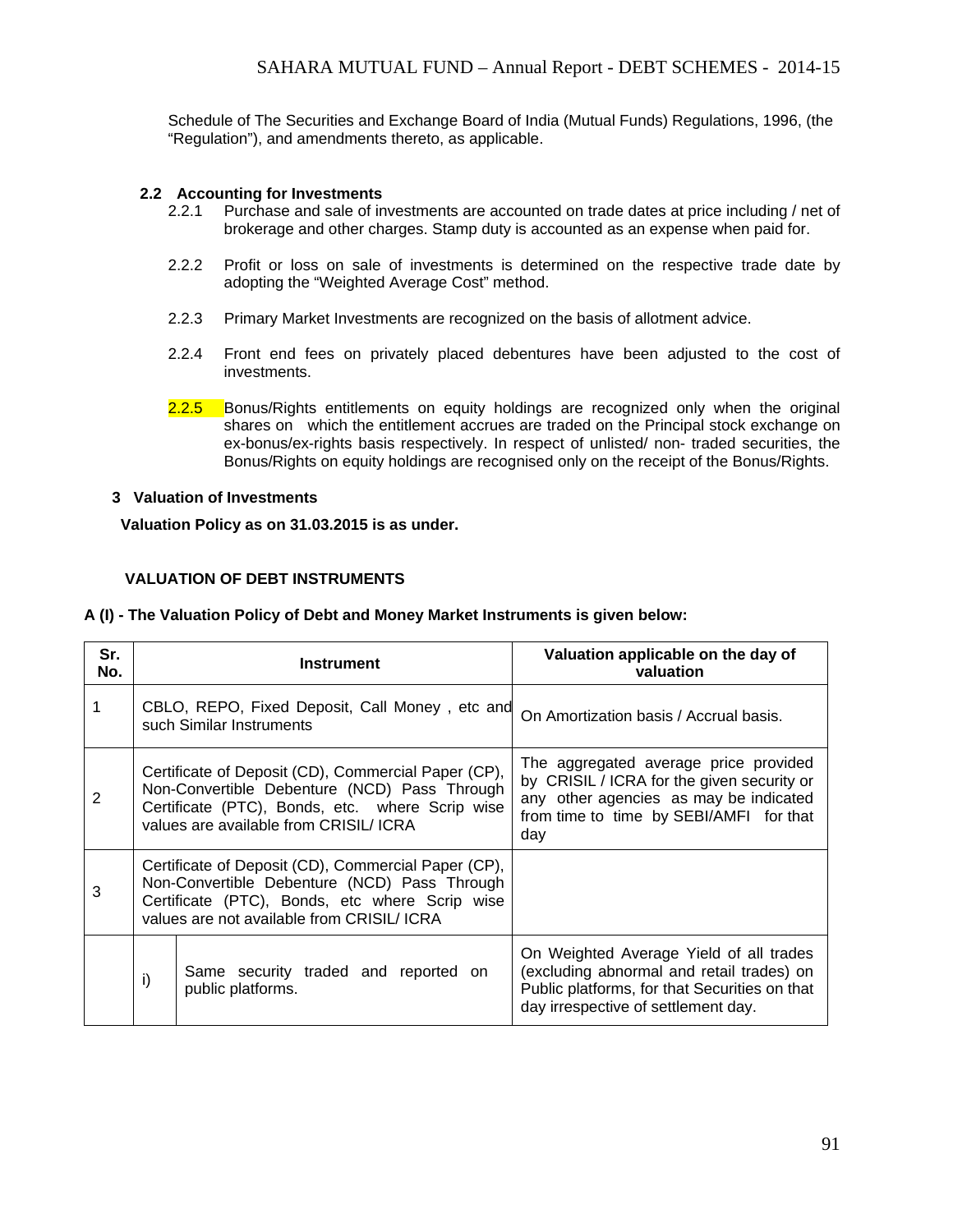Schedule of The Securities and Exchange Board of India (Mutual Funds) Regulations, 1996, (the "Regulation"), and amendments thereto, as applicable.

### 2.2 Accounting for Investments

2.2.1 Purchase and sale of investments are accounted on trade dates at price including / net of brokerage and other charges. Stamp duty is accounted as an expense when paid for.

2.2.2 Profit or loss on sale of investments is determined on the respective trade date by adopting the "Weighted Average Cost" method.

2.2.3 Primary Market Investments are recognized on the basis of allotment advice.

2.2.4 Front end fees on privately placed debentures have been adjusted to the cost of investments.

2.2.5 Bonus/Rights entitlements on equity holdings are recognized only when the original shares on which the entitlement accrues are traded on the Principal stock exchange on ex-bonus/ex-rights basis respectively. In respect of unlisted/ non- traded securities, the Bonus/Rights on equity holdings are recognised only on the receipt of the Bonus/Rights.

## 3 Valuation of Investments

**Valuation Policy as on 31.03.2015 is as under.**

**VALUATION OF DEBT INSTRUMENTS**

**A (I) - The Valuation Policy of Debt and Money Market Instruments is given below:**

| Sr. No. | Instrument | | Valuation applicable on the day of valuation |
|---|---|---|---|
| 1 | CBLO, REPO, Fixed Deposit, Call Money , etc and such Similar Instruments | | On Amortization basis / Accrual basis. |
| 2 | Certificate of Deposit (CD), Commercial Paper (CP), Non-Convertible Debenture (NCD) Pass Through Certificate (PTC), Bonds, etc. where Scrip wise values are available from CRISIL/ ICRA | | The aggregated average price provided by CRISIL / ICRA for the given security or any other agencies as may be indicated from time to time by SEBI/AMFI for that day |
| 3 | Certificate of Deposit (CD), Commercial Paper (CP), Non-Convertible Debenture (NCD) Pass Through Certificate (PTC), Bonds, etc where Scrip wise values are not available from CRISIL/ ICRA | | |
| | i) | Same security traded and reported on public platforms. | On Weighted Average Yield of all trades (excluding abnormal and retail trades) on Public platforms, for that Securities on that day irrespective of settlement day. |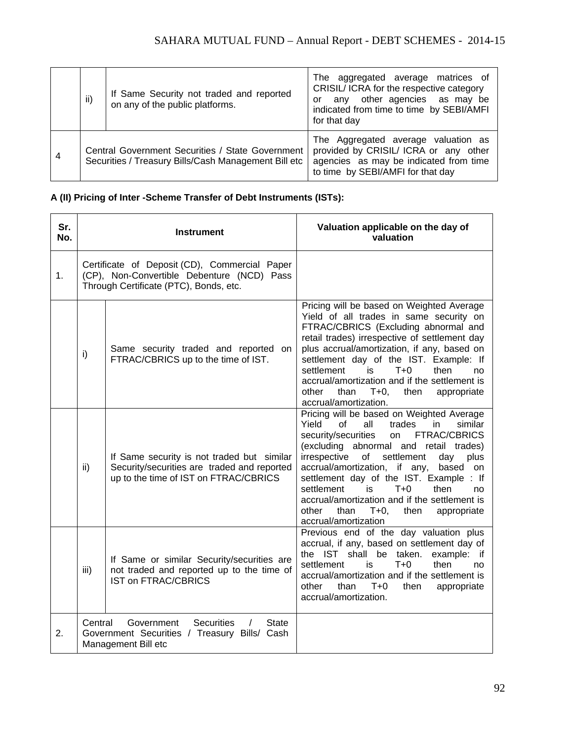| | | | |
|---|---|---|---|
| | ii) | If Same Security not traded and reported on any of the public platforms. | The aggregated average matrices of CRISIL/ ICRA for the respective category or any other agencies as may be indicated from time to time by SEBI/AMFI for that day |
| 4 | Central Government Securities / State Government Securities / Treasury Bills/Cash Management Bill etc | | The Aggregated average valuation as provided by CRISIL/ ICRA or any other agencies as may be indicated from time to time by SEBI/AMFI for that day |

**A (II) Pricing of Inter -Scheme Transfer of Debt Instruments (ISTs):**

| Sr. No. | Instrument | | Valuation applicable on the day of valuation |
|---|---|---|---|
| 1. | Certificate of Deposit (CD), Commercial Paper (CP), Non-Convertible Debenture (NCD) Pass Through Certificate (PTC), Bonds, etc. | | |
| | i) | Same security traded and reported on FTRAC/CBRICS up to the time of IST. | Pricing will be based on Weighted Average Yield of all trades in same security on FTRAC/CBRICS (Excluding abnormal and retail trades) irrespective of settlement day plus accrual/amortization, if any, based on settlement day of the IST. Example: If settlement is T+0 then no accrual/amortization and if the settlement is other than T+0, then appropriate accrual/amortization. |
| | ii) | If Same security is not traded but similar Security/securities are traded and reported up to the time of IST on FTRAC/CBRICS | Pricing will be based on Weighted Average Yield of all trades in similar security/securities on FTRAC/CBRICS (excluding abnormal and retail trades) irrespective of settlement day plus accrual/amortization, if any, based on settlement day of the IST. Example : If settlement is T+0 then no accrual/amortization and if the settlement is other than T+0, then appropriate accrual/amortization |
| | iii) | If Same or similar Security/securities are not traded and reported up to the time of IST on FTRAC/CBRICS | Previous end of the day valuation plus accrual, if any, based on settlement day of the IST shall be taken. example: if settlement is T+0 then no accrual/amortization and if the settlement is other than T+0 then appropriate accrual/amortization. |
| 2. | Central Government Securities / State Government Securities / Treasury Bills/ Cash Management Bill etc | | |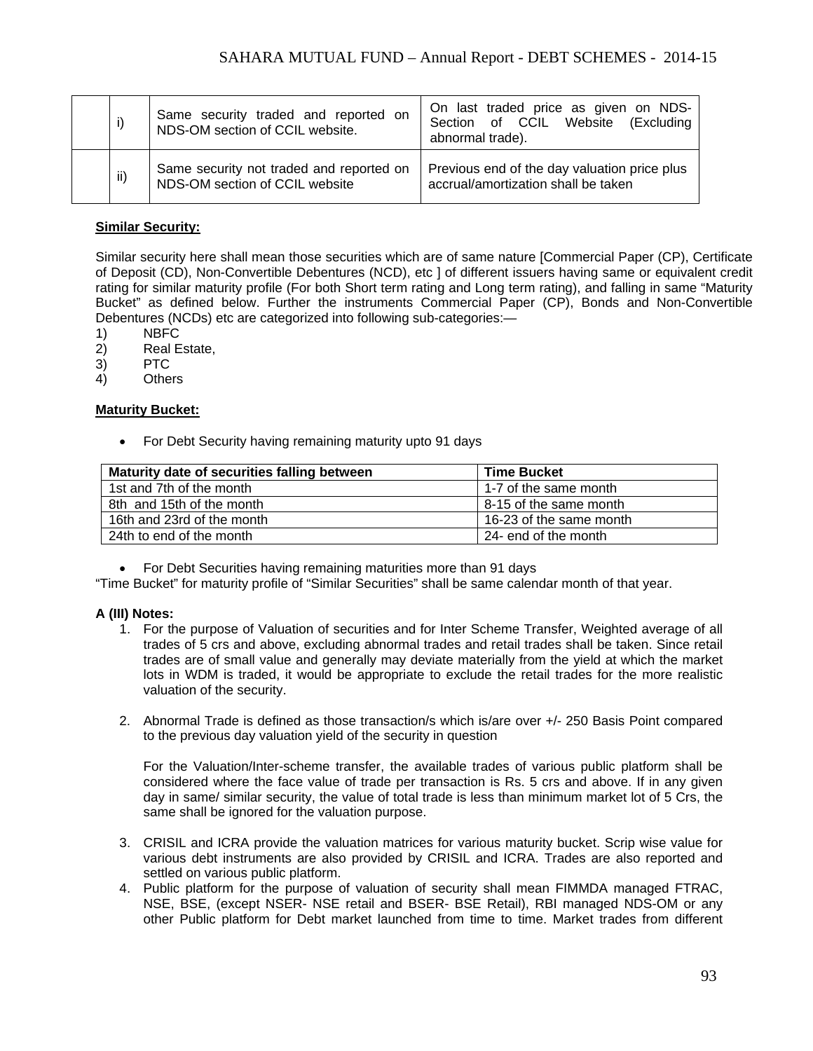| | | | |
|---|---|---|---|
| | i) | Same security traded and reported on NDS-OM section of CCIL website. | On last traded price as given on NDS-Section of CCIL Website (Excluding abnormal trade). |
| | ii) | Same security not traded and reported on NDS-OM section of CCIL website | Previous end of the day valuation price plus accrual/amortization shall be taken |

**Similar Security:**

Similar security here shall mean those securities which are of same nature [Commercial Paper (CP), Certificate of Deposit (CD), Non-Convertible Debentures (NCD), etc ] of different issuers having same or equivalent credit rating for similar maturity profile (For both Short term rating and Long term rating), and falling in same "Maturity Bucket" as defined below. Further the instruments Commercial Paper (CP), Bonds and Non-Convertible Debentures (NCDs) etc are categorized into following sub-categories:—

1) NBFC
2) Real Estate,
3) PTC
4) Others

**Maturity Bucket:**

- For Debt Security having remaining maturity upto 91 days

| Maturity date of securities falling between | Time Bucket |
|---|---|
| 1st and 7th of the month | 1-7 of the same month |
| 8th and 15th of the month | 8-15 of the same month |
| 16th and 23rd of the month | 16-23 of the same month |
| 24th to end of the month | 24- end of the month |

- For Debt Securities having remaining maturities more than 91 days

"Time Bucket" for maturity profile of "Similar Securities" shall be same calendar month of that year.

**A (III) Notes:**

1. For the purpose of Valuation of securities and for Inter Scheme Transfer, Weighted average of all trades of 5 crs and above, excluding abnormal trades and retail trades shall be taken. Since retail trades are of small value and generally may deviate materially from the yield at which the market lots in WDM is traded, it would be appropriate to exclude the retail trades for the more realistic valuation of the security.

2. Abnormal Trade is defined as those transaction/s which is/are over +/- 250 Basis Point compared to the previous day valuation yield of the security in question

   For the Valuation/Inter-scheme transfer, the available trades of various public platform shall be considered where the face value of trade per transaction is Rs. 5 crs and above. If in any given day in same/ similar security, the value of total trade is less than minimum market lot of 5 Crs, the same shall be ignored for the valuation purpose.

3. CRISIL and ICRA provide the valuation matrices for various maturity bucket. Scrip wise value for various debt instruments are also provided by CRISIL and ICRA. Trades are also reported and settled on various public platform.
4. Public platform for the purpose of valuation of security shall mean FIMMDA managed FTRAC, NSE, BSE, (except NSER- NSE retail and BSER- BSE Retail), RBI managed NDS-OM or any other Public platform for Debt market launched from time to time. Market trades from different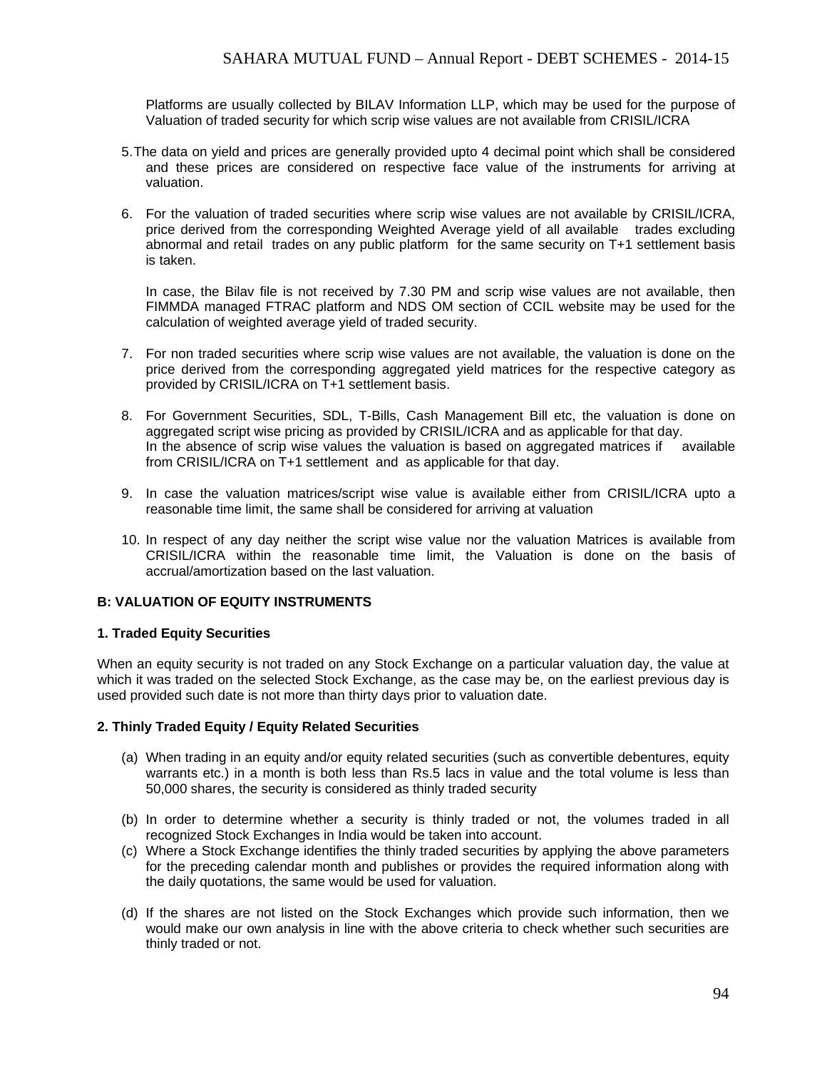Platforms are usually collected by BILAV Information LLP, which may be used for the purpose of Valuation of traded security for which scrip wise values are not available from CRISIL/ICRA

5. The data on yield and prices are generally provided upto 4 decimal point which shall be considered and these prices are considered on respective face value of the instruments for arriving at valuation.

6. For the valuation of traded securities where scrip wise values are not available by CRISIL/ICRA, price derived from the corresponding Weighted Average yield of all available trades excluding abnormal and retail trades on any public platform for the same security on T+1 settlement basis is taken.

   In case, the Bilav file is not received by 7.30 PM and scrip wise values are not available, then FIMMDA managed FTRAC platform and NDS OM section of CCIL website may be used for the calculation of weighted average yield of traded security.

7. For non traded securities where scrip wise values are not available, the valuation is done on the price derived from the corresponding aggregated yield matrices for the respective category as provided by CRISIL/ICRA on T+1 settlement basis.

8. For Government Securities, SDL, T-Bills, Cash Management Bill etc, the valuation is done on aggregated script wise pricing as provided by CRISIL/ICRA and as applicable for that day.
   In the absence of scrip wise values the valuation is based on aggregated matrices if available from CRISIL/ICRA on T+1 settlement and as applicable for that day.

9. In case the valuation matrices/script wise value is available either from CRISIL/ICRA upto a reasonable time limit, the same shall be considered for arriving at valuation

10. In respect of any day neither the script wise value nor the valuation Matrices is available from CRISIL/ICRA within the reasonable time limit, the Valuation is done on the basis of accrual/amortization based on the last valuation.

**B: VALUATION OF EQUITY INSTRUMENTS**

**1. Traded Equity Securities**

When an equity security is not traded on any Stock Exchange on a particular valuation day, the value at which it was traded on the selected Stock Exchange, as the case may be, on the earliest previous day is used provided such date is not more than thirty days prior to valuation date.

**2. Thinly Traded Equity / Equity Related Securities**

(a) When trading in an equity and/or equity related securities (such as convertible debentures, equity warrants etc.) in a month is both less than Rs.5 lacs in value and the total volume is less than 50,000 shares, the security is considered as thinly traded security

(b) In order to determine whether a security is thinly traded or not, the volumes traded in all recognized Stock Exchanges in India would be taken into account.

(c) Where a Stock Exchange identifies the thinly traded securities by applying the above parameters for the preceding calendar month and publishes or provides the required information along with the daily quotations, the same would be used for valuation.

(d) If the shares are not listed on the Stock Exchanges which provide such information, then we would make our own analysis in line with the above criteria to check whether such securities are thinly traded or not.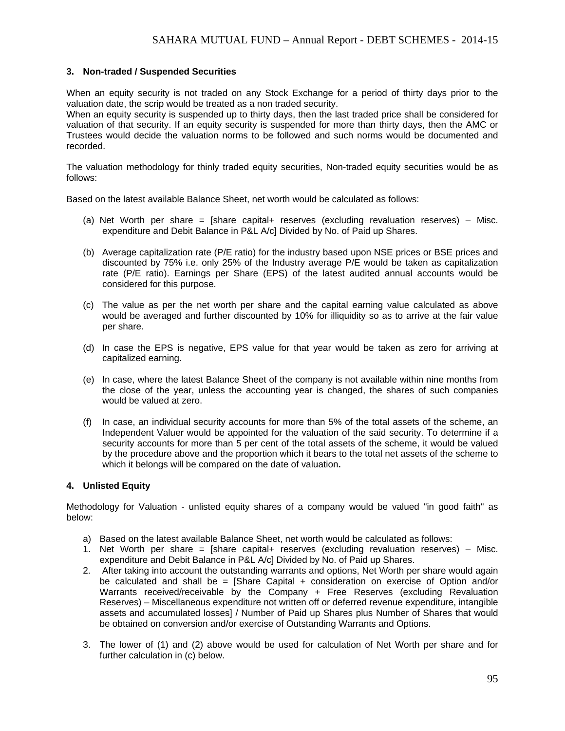### 3. Non-traded / Suspended Securities

When an equity security is not traded on any Stock Exchange for a period of thirty days prior to the valuation date, the scrip would be treated as a non traded security.
When an equity security is suspended up to thirty days, then the last traded price shall be considered for valuation of that security. If an equity security is suspended for more than thirty days, then the AMC or Trustees would decide the valuation norms to be followed and such norms would be documented and recorded.

The valuation methodology for thinly traded equity securities, Non-traded equity securities would be as follows:

Based on the latest available Balance Sheet, net worth would be calculated as follows:

(a) Net Worth per share = [share capital+ reserves (excluding revaluation reserves) – Misc. expenditure and Debit Balance in P&L A/c] Divided by No. of Paid up Shares.

(b) Average capitalization rate (P/E ratio) for the industry based upon NSE prices or BSE prices and discounted by 75% i.e. only 25% of the Industry average P/E would be taken as capitalization rate (P/E ratio). Earnings per Share (EPS) of the latest audited annual accounts would be considered for this purpose.

(c) The value as per the net worth per share and the capital earning value calculated as above would be averaged and further discounted by 10% for illiquidity so as to arrive at the fair value per share.

(d) In case the EPS is negative, EPS value for that year would be taken as zero for arriving at capitalized earning.

(e) In case, where the latest Balance Sheet of the company is not available within nine months from the close of the year, unless the accounting year is changed, the shares of such companies would be valued at zero.

(f) In case, an individual security accounts for more than 5% of the total assets of the scheme, an Independent Valuer would be appointed for the valuation of the said security. To determine if a security accounts for more than 5 per cent of the total assets of the scheme, it would be valued by the procedure above and the proportion which it bears to the total net assets of the scheme to which it belongs will be compared on the date of valuation**.**

### 4. Unlisted Equity

Methodology for Valuation - unlisted equity shares of a company would be valued "in good faith" as below:

a) Based on the latest available Balance Sheet, net worth would be calculated as follows:
1. Net Worth per share = [share capital+ reserves (excluding revaluation reserves) – Misc. expenditure and Debit Balance in P&L A/c] Divided by No. of Paid up Shares.
2. After taking into account the outstanding warrants and options, Net Worth per share would again be calculated and shall be = [Share Capital + consideration on exercise of Option and/or Warrants received/receivable by the Company + Free Reserves (excluding Revaluation Reserves) – Miscellaneous expenditure not written off or deferred revenue expenditure, intangible assets and accumulated losses] / Number of Paid up Shares plus Number of Shares that would be obtained on conversion and/or exercise of Outstanding Warrants and Options.
3. The lower of (1) and (2) above would be used for calculation of Net Worth per share and for further calculation in (c) below.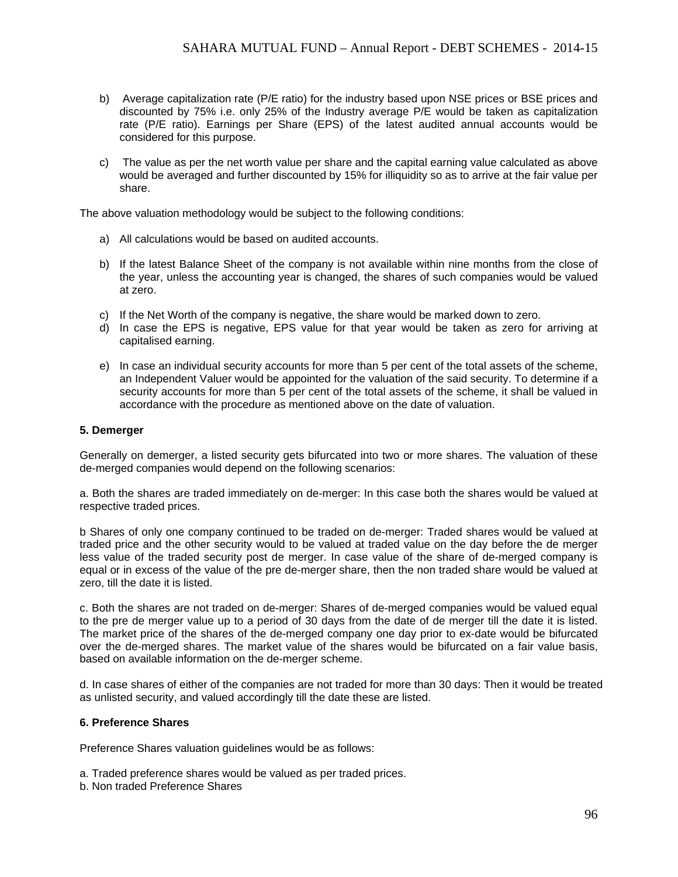b) Average capitalization rate (P/E ratio) for the industry based upon NSE prices or BSE prices and discounted by 75% i.e. only 25% of the Industry average P/E would be taken as capitalization rate (P/E ratio). Earnings per Share (EPS) of the latest audited annual accounts would be considered for this purpose.

c) The value as per the net worth value per share and the capital earning value calculated as above would be averaged and further discounted by 15% for illiquidity so as to arrive at the fair value per share.

The above valuation methodology would be subject to the following conditions:

a) All calculations would be based on audited accounts.

b) If the latest Balance Sheet of the company is not available within nine months from the close of the year, unless the accounting year is changed, the shares of such companies would be valued at zero.

c) If the Net Worth of the company is negative, the share would be marked down to zero.

d) In case the EPS is negative, EPS value for that year would be taken as zero for arriving at capitalised earning.

e) In case an individual security accounts for more than 5 per cent of the total assets of the scheme, an Independent Valuer would be appointed for the valuation of the said security. To determine if a security accounts for more than 5 per cent of the total assets of the scheme, it shall be valued in accordance with the procedure as mentioned above on the date of valuation.

**5. Demerger**

Generally on demerger, a listed security gets bifurcated into two or more shares. The valuation of these de-merged companies would depend on the following scenarios:

a. Both the shares are traded immediately on de-merger: In this case both the shares would be valued at respective traded prices.

b Shares of only one company continued to be traded on de-merger: Traded shares would be valued at traded price and the other security would to be valued at traded value on the day before the de merger less value of the traded security post de merger. In case value of the share of de-merged company is equal or in excess of the value of the pre de-merger share, then the non traded share would be valued at zero, till the date it is listed.

c. Both the shares are not traded on de-merger: Shares of de-merged companies would be valued equal to the pre de merger value up to a period of 30 days from the date of de merger till the date it is listed. The market price of the shares of the de-merged company one day prior to ex-date would be bifurcated over the de-merged shares. The market value of the shares would be bifurcated on a fair value basis, based on available information on the de-merger scheme.

d. In case shares of either of the companies are not traded for more than 30 days: Then it would be treated as unlisted security, and valued accordingly till the date these are listed.

**6. Preference Shares**

Preference Shares valuation guidelines would be as follows:

a. Traded preference shares would be valued as per traded prices.
b. Non traded Preference Shares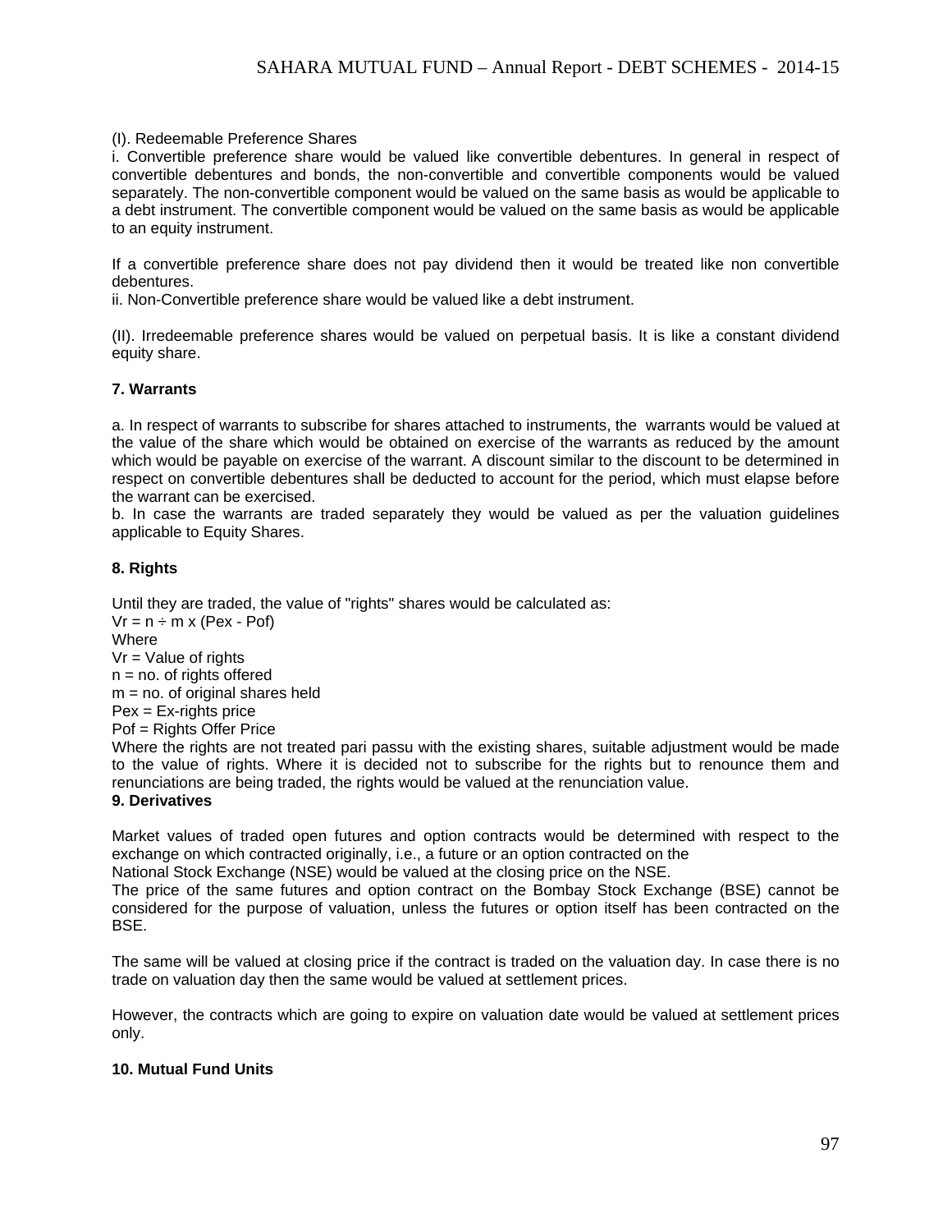(I). Redeemable Preference Shares

i. Convertible preference share would be valued like convertible debentures. In general in respect of convertible debentures and bonds, the non-convertible and convertible components would be valued separately. The non-convertible component would be valued on the same basis as would be applicable to a debt instrument. The convertible component would be valued on the same basis as would be applicable to an equity instrument.

If a convertible preference share does not pay dividend then it would be treated like non convertible debentures.

ii. Non-Convertible preference share would be valued like a debt instrument.

(II). Irredeemable preference shares would be valued on perpetual basis. It is like a constant dividend equity share.

**7. Warrants**

a. In respect of warrants to subscribe for shares attached to instruments, the warrants would be valued at the value of the share which would be obtained on exercise of the warrants as reduced by the amount which would be payable on exercise of the warrant. A discount similar to the discount to be determined in respect on convertible debentures shall be deducted to account for the period, which must elapse before the warrant can be exercised.

b. In case the warrants are traded separately they would be valued as per the valuation guidelines applicable to Equity Shares.

**8. Rights**

Until they are traded, the value of "rights" shares would be calculated as:

$Vr = n \div m \times (Pex - Pof)$

Where

Vr = Value of rights

n = no. of rights offered

m = no. of original shares held

Pex = Ex-rights price

Pof = Rights Offer Price

Where the rights are not treated pari passu with the existing shares, suitable adjustment would be made to the value of rights. Where it is decided not to subscribe for the rights but to renounce them and renunciations are being traded, the rights would be valued at the renunciation value.

**9. Derivatives**

Market values of traded open futures and option contracts would be determined with respect to the exchange on which contracted originally, i.e., a future or an option contracted on the National Stock Exchange (NSE) would be valued at the closing price on the NSE.

The price of the same futures and option contract on the Bombay Stock Exchange (BSE) cannot be considered for the purpose of valuation, unless the futures or option itself has been contracted on the BSE.

The same will be valued at closing price if the contract is traded on the valuation day. In case there is no trade on valuation day then the same would be valued at settlement prices.

However, the contracts which are going to expire on valuation date would be valued at settlement prices only.

**10. Mutual Fund Units**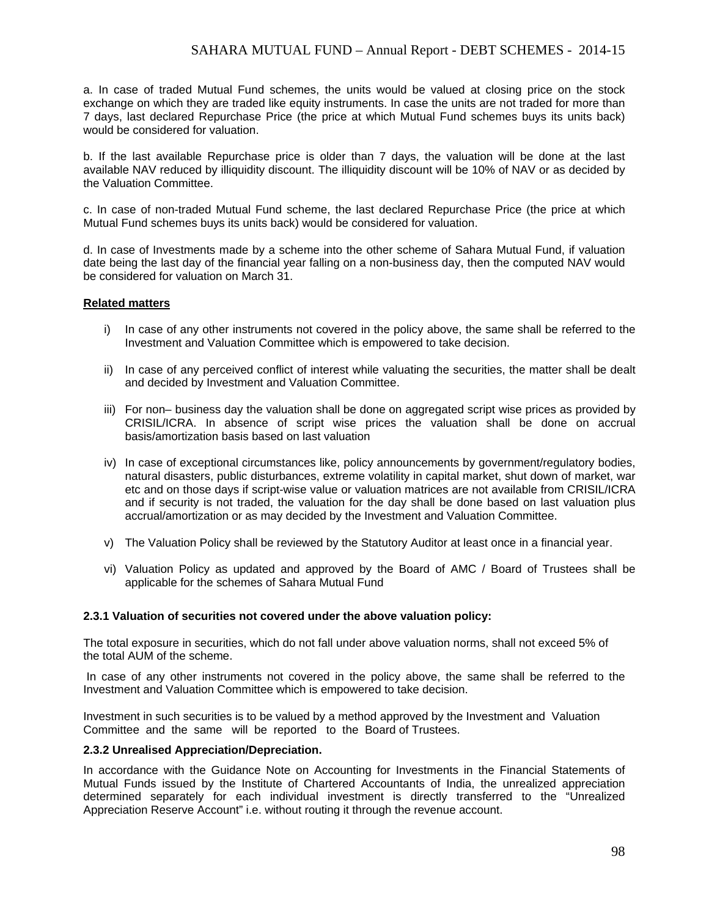a. In case of traded Mutual Fund schemes, the units would be valued at closing price on the stock exchange on which they are traded like equity instruments. In case the units are not traded for more than 7 days, last declared Repurchase Price (the price at which Mutual Fund schemes buys its units back) would be considered for valuation.

b. If the last available Repurchase price is older than 7 days, the valuation will be done at the last available NAV reduced by illiquidity discount. The illiquidity discount will be 10% of NAV or as decided by the Valuation Committee.

c. In case of non-traded Mutual Fund scheme, the last declared Repurchase Price (the price at which Mutual Fund schemes buys its units back) would be considered for valuation.

d. In case of Investments made by a scheme into the other scheme of Sahara Mutual Fund, if valuation date being the last day of the financial year falling on a non-business day, then the computed NAV would be considered for valuation on March 31.

**Related matters**

i) In case of any other instruments not covered in the policy above, the same shall be referred to the Investment and Valuation Committee which is empowered to take decision.

ii) In case of any perceived conflict of interest while valuating the securities, the matter shall be dealt and decided by Investment and Valuation Committee.

iii) For non– business day the valuation shall be done on aggregated script wise prices as provided by CRISIL/ICRA. In absence of script wise prices the valuation shall be done on accrual basis/amortization basis based on last valuation

iv) In case of exceptional circumstances like, policy announcements by government/regulatory bodies, natural disasters, public disturbances, extreme volatility in capital market, shut down of market, war etc and on those days if script-wise value or valuation matrices are not available from CRISIL/ICRA and if security is not traded, the valuation for the day shall be done based on last valuation plus accrual/amortization or as may decided by the Investment and Valuation Committee.

v) The Valuation Policy shall be reviewed by the Statutory Auditor at least once in a financial year.

vi) Valuation Policy as updated and approved by the Board of AMC / Board of Trustees shall be applicable for the schemes of Sahara Mutual Fund

**2.3.1 Valuation of securities not covered under the above valuation policy:**

The total exposure in securities, which do not fall under above valuation norms, shall not exceed 5% of the total AUM of the scheme.

In case of any other instruments not covered in the policy above, the same shall be referred to the Investment and Valuation Committee which is empowered to take decision.

Investment in such securities is to be valued by a method approved by the Investment and Valuation Committee and the same will be reported to the Board of Trustees.

**2.3.2 Unrealised Appreciation/Depreciation.**

In accordance with the Guidance Note on Accounting for Investments in the Financial Statements of Mutual Funds issued by the Institute of Chartered Accountants of India, the unrealized appreciation determined separately for each individual investment is directly transferred to the "Unrealized Appreciation Reserve Account" i.e. without routing it through the revenue account.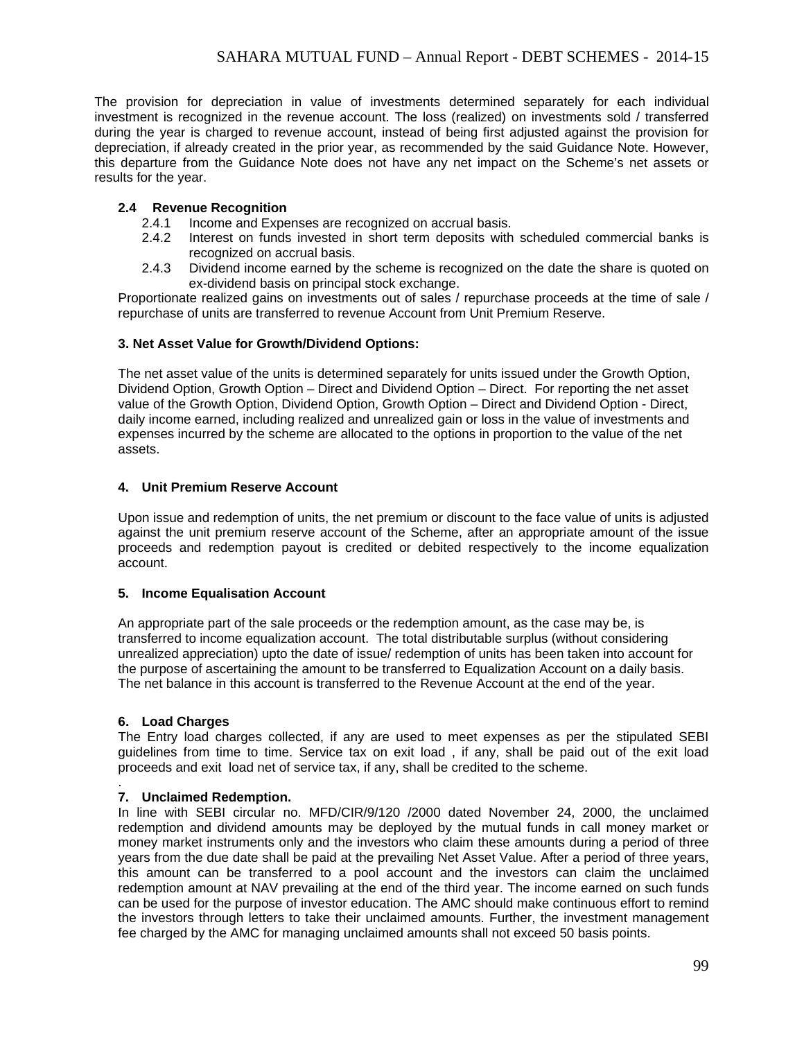The provision for depreciation in value of investments determined separately for each individual investment is recognized in the revenue account. The loss (realized) on investments sold / transferred during the year is charged to revenue account, instead of being first adjusted against the provision for depreciation, if already created in the prior year, as recommended by the said Guidance Note. However, this departure from the Guidance Note does not have any net impact on the Scheme's net assets or results for the year.

**2.4 Revenue Recognition**

2.4.1 Income and Expenses are recognized on accrual basis.

2.4.2 Interest on funds invested in short term deposits with scheduled commercial banks is recognized on accrual basis.

2.4.3 Dividend income earned by the scheme is recognized on the date the share is quoted on ex-dividend basis on principal stock exchange.

Proportionate realized gains on investments out of sales / repurchase proceeds at the time of sale / repurchase of units are transferred to revenue Account from Unit Premium Reserve.

**3. Net Asset Value for Growth/Dividend Options:**

The net asset value of the units is determined separately for units issued under the Growth Option, Dividend Option, Growth Option – Direct and Dividend Option – Direct. For reporting the net asset value of the Growth Option, Dividend Option, Growth Option – Direct and Dividend Option - Direct, daily income earned, including realized and unrealized gain or loss in the value of investments and expenses incurred by the scheme are allocated to the options in proportion to the value of the net assets.

**4. Unit Premium Reserve Account**

Upon issue and redemption of units, the net premium or discount to the face value of units is adjusted against the unit premium reserve account of the Scheme, after an appropriate amount of the issue proceeds and redemption payout is credited or debited respectively to the income equalization account.

**5. Income Equalisation Account**

An appropriate part of the sale proceeds or the redemption amount, as the case may be, is transferred to income equalization account. The total distributable surplus (without considering unrealized appreciation) upto the date of issue/ redemption of units has been taken into account for the purpose of ascertaining the amount to be transferred to Equalization Account on a daily basis. The net balance in this account is transferred to the Revenue Account at the end of the year.

**6. Load Charges**

The Entry load charges collected, if any are used to meet expenses as per the stipulated SEBI guidelines from time to time. Service tax on exit load , if any, shall be paid out of the exit load proceeds and exit load net of service tax, if any, shall be credited to the scheme.

.

**7. Unclaimed Redemption.**

In line with SEBI circular no. MFD/CIR/9/120 /2000 dated November 24, 2000, the unclaimed redemption and dividend amounts may be deployed by the mutual funds in call money market or money market instruments only and the investors who claim these amounts during a period of three years from the due date shall be paid at the prevailing Net Asset Value. After a period of three years, this amount can be transferred to a pool account and the investors can claim the unclaimed redemption amount at NAV prevailing at the end of the third year. The income earned on such funds can be used for the purpose of investor education. The AMC should make continuous effort to remind the investors through letters to take their unclaimed amounts. Further, the investment management fee charged by the AMC for managing unclaimed amounts shall not exceed 50 basis points.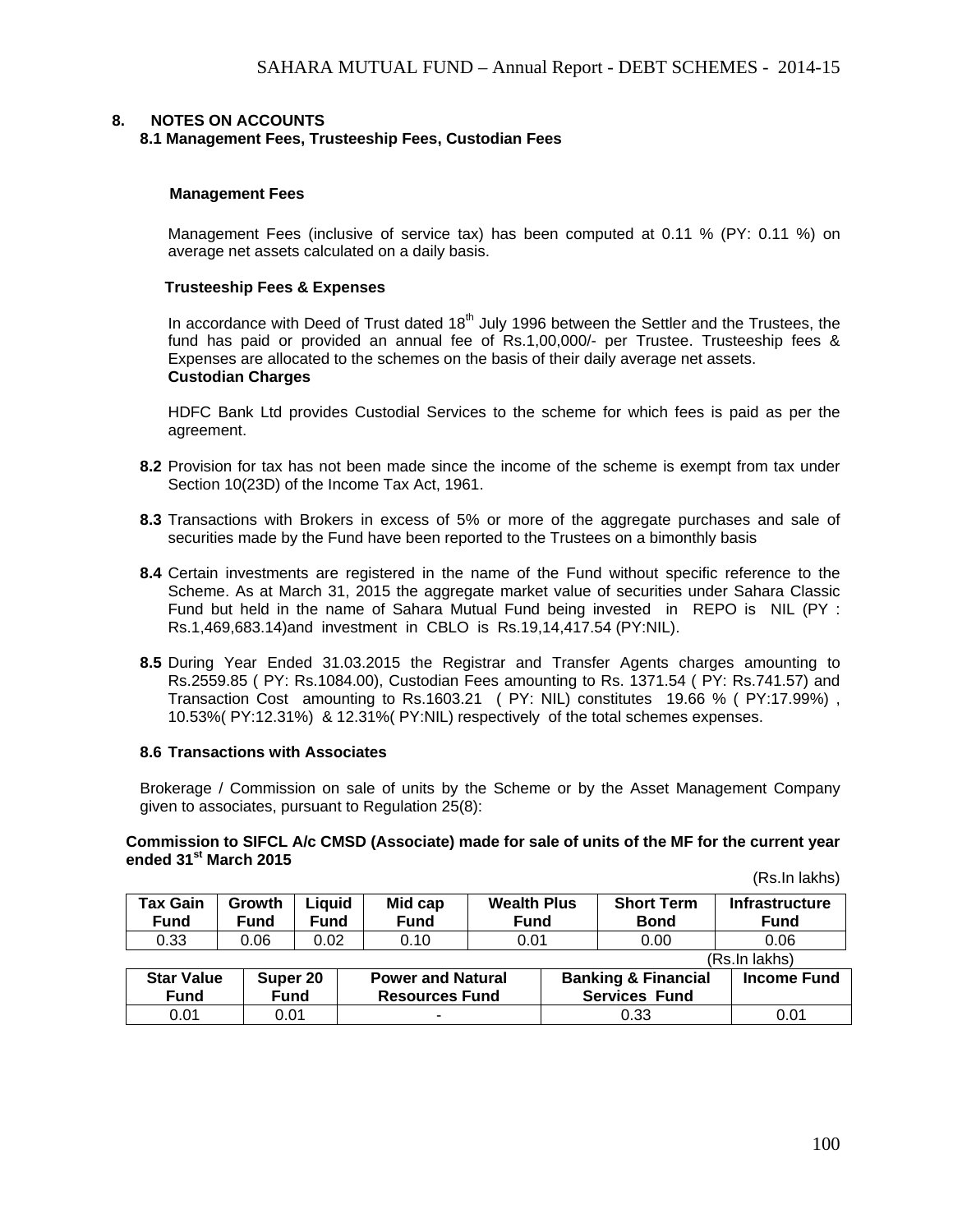## 8. NOTES ON ACCOUNTS

### 8.1 Management Fees, Trusteeship Fees, Custodian Fees

**Management Fees**

Management Fees (inclusive of service tax) has been computed at 0.11 % (PY: 0.11 %) on average net assets calculated on a daily basis.

**Trusteeship Fees & Expenses**

In accordance with Deed of Trust dated 18th July 1996 between the Settler and the Trustees, the fund has paid or provided an annual fee of Rs.1,00,000/- per Trustee. Trusteeship fees & Expenses are allocated to the schemes on the basis of their daily average net assets.

**Custodian Charges**

HDFC Bank Ltd provides Custodial Services to the scheme for which fees is paid as per the agreement.

**8.2** Provision for tax has not been made since the income of the scheme is exempt from tax under Section 10(23D) of the Income Tax Act, 1961.

**8.3** Transactions with Brokers in excess of 5% or more of the aggregate purchases and sale of securities made by the Fund have been reported to the Trustees on a bimonthly basis

**8.4** Certain investments are registered in the name of the Fund without specific reference to the Scheme. As at March 31, 2015 the aggregate market value of securities under Sahara Classic Fund but held in the name of Sahara Mutual Fund being invested in REPO is NIL (PY : Rs.1,469,683.14)and investment in CBLO is Rs.19,14,417.54 (PY:NIL).

**8.5** During Year Ended 31.03.2015 the Registrar and Transfer Agents charges amounting to Rs.2559.85 ( PY: Rs.1084.00), Custodian Fees amounting to Rs. 1371.54 ( PY: Rs.741.57) and Transaction Cost amounting to Rs.1603.21 ( PY: NIL) constitutes 19.66 % ( PY:17.99%) , 10.53%( PY:12.31%) & 12.31%( PY:NIL) respectively of the total schemes expenses.

### 8.6 Transactions with Associates

Brokerage / Commission on sale of units by the Scheme or by the Asset Management Company given to associates, pursuant to Regulation 25(8):

**Commission to SIFCL A/c CMSD (Associate) made for sale of units of the MF for the current year ended 31st March 2015**

(Rs.In lakhs)

| Tax Gain Fund | Growth Fund | Liquid Fund | Mid cap Fund | Wealth Plus Fund | Short Term Bond | Infrastructure Fund |
|---|---|---|---|---|---|---|
| 0.33 | 0.06 | 0.02 | 0.10 | 0.01 | 0.00 | 0.06 |

(Rs.In lakhs)

| Star Value Fund | Super 20 Fund | Power and Natural Resources Fund | Banking & Financial Services Fund | Income Fund |
|---|---|---|---|---|
| 0.01 | 0.01 | - | 0.33 | 0.01 |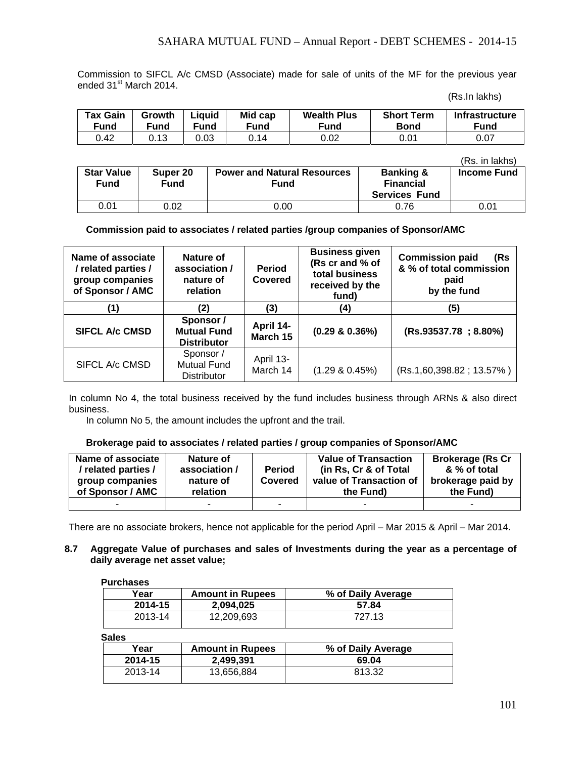Commission to SIFCL A/c CMSD (Associate) made for sale of units of the MF for the previous year ended 31st March 2014.

(Rs.In lakhs)

| Tax Gain Fund | Growth Fund | Liquid Fund | Mid cap Fund | Wealth Plus Fund | Short Term Bond | Infrastructure Fund |
|---|---|---|---|---|---|---|
| 0.42 | 0.13 | 0.03 | 0.14 | 0.02 | 0.01 | 0.07 |

(Rs. in lakhs)

| Star Value Fund | Super 20 Fund | Power and Natural Resources Fund | Banking & Financial Services Fund | Income Fund |
|---|---|---|---|---|
| 0.01 | 0.02 | 0.00 | 0.76 | 0.01 |

**Commission paid to associates / related parties /group companies of Sponsor/AMC**

| Name of associate / related parties / group companies of Sponsor / AMC | Nature of association / nature of relation | Period Covered | Business given (Rs cr and % of total business received by the fund) | Commission paid (Rs & % of total commission paid by the fund |
|---|---|---|---|---|
| (1) | (2) | (3) | (4) | (5) |
| **SIFCL A/c CMSD** | **Sponsor / Mutual Fund Distributor** | **April 14-March 15** | **(0.29 & 0.36%)** | **(Rs.93537.78 ; 8.80%)** |
| SIFCL A/c CMSD | Sponsor / Mutual Fund Distributor | April 13-March 14 | (1.29 & 0.45%) | (Rs.1,60,398.82 ; 13.57% ) |

In column No 4, the total business received by the fund includes business through ARNs & also direct business.

In column No 5, the amount includes the upfront and the trail.

**Brokerage paid to associates / related parties / group companies of Sponsor/AMC**

| Name of associate / related parties / group companies of Sponsor / AMC | Nature of association / nature of relation | Period Covered | Value of Transaction (in Rs, Cr & of Total value of Transaction of the Fund) | Brokerage (Rs Cr & % of total brokerage paid by the Fund) |
|---|---|---|---|---|
| - | - | - | - | - |

There are no associate brokers, hence not applicable for the period April – Mar 2015 & April – Mar 2014.

**8.7 Aggregate Value of purchases and sales of Investments during the year as a percentage of daily average net asset value;**

**Purchases**

| Year | Amount in Rupees | % of Daily Average |
|---|---|---|
| **2014-15** | **2,094,025** | **57.84** |
| 2013-14 | 12,209,693 | 727.13 |

**Sales**

| Year | Amount in Rupees | % of Daily Average |
|---|---|---|
| **2014-15** | **2,499,391** | **69.04** |
| 2013-14 | 13,656,884 | 813.32 |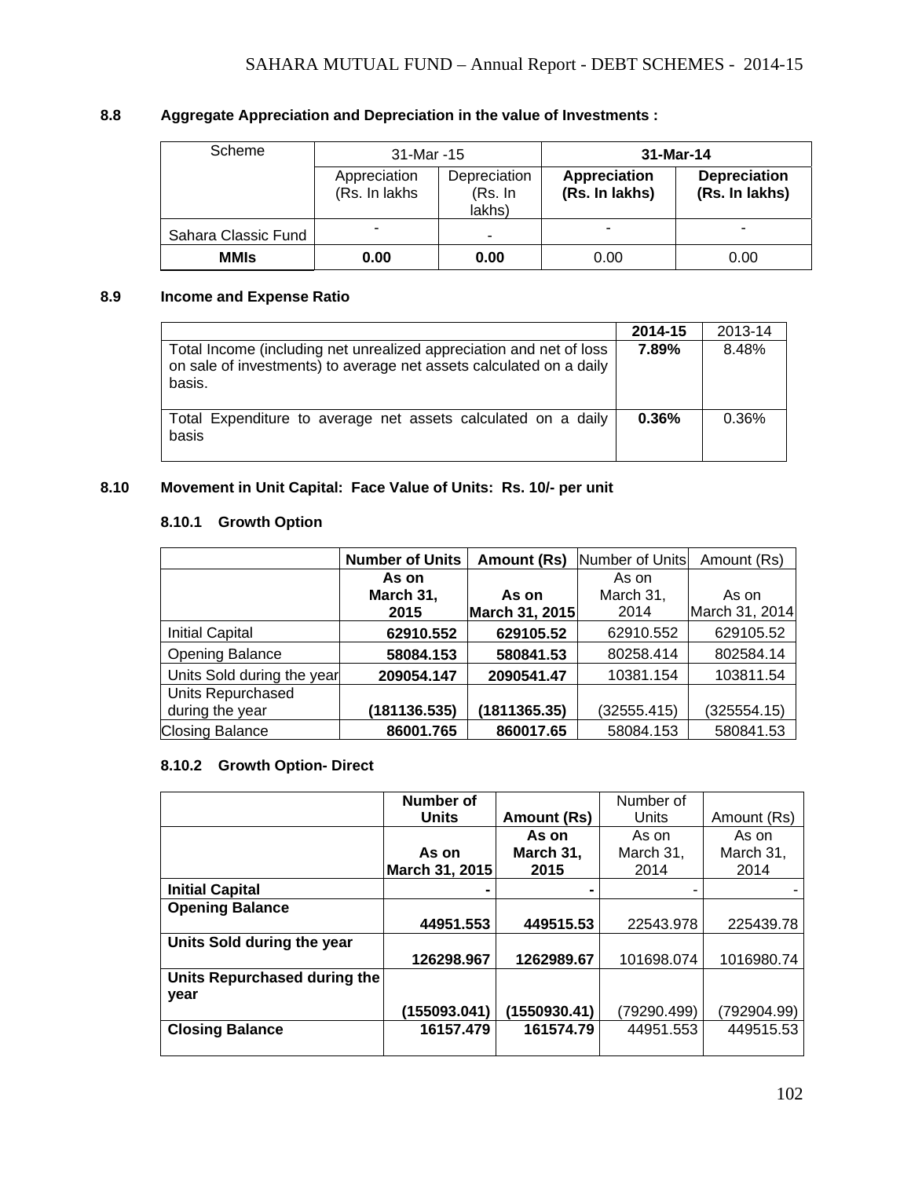## 8.8 Aggregate Appreciation and Depreciation in the value of Investments :

| Scheme | 31-Mar -15 | | 31-Mar-14 | |
|---|---|---|---|---|
| | Appreciation (Rs. In lakhs | Depreciation (Rs. In lakhs) | **Appreciation (Rs. In lakhs)** | **Depreciation (Rs. In lakhs)** |
| Sahara Classic Fund | - | - | - | - |
| **MMIs** | **0.00** | **0.00** | 0.00 | 0.00 |

## 8.9 Income and Expense Ratio

| | 2014-15 | 2013-14 |
|---|---|---|
| Total Income (including net unrealized appreciation and net of loss on sale of investments) to average net assets calculated on a daily basis. | **7.89%** | 8.48% |
| Total Expenditure to average net assets calculated on a daily basis | **0.36%** | 0.36% |

## 8.10 Movement in Unit Capital: Face Value of Units: Rs. 10/- per unit

### 8.10.1 Growth Option

| | **Number of Units** | **Amount (Rs)** | Number of Units | Amount (Rs) |
|---|---|---|---|---|
| | **As on March 31, 2015** | **As on March 31, 2015** | As on March 31, 2014 | As on March 31, 2014 |
| Initial Capital | **62910.552** | **629105.52** | 62910.552 | 629105.52 |
| Opening Balance | **58084.153** | **580841.53** | 80258.414 | 802584.14 |
| Units Sold during the year | **209054.147** | **2090541.47** | 10381.154 | 103811.54 |
| Units Repurchased during the year | **(181136.535)** | **(1811365.35)** | (32555.415) | (325554.15) |
| Closing Balance | **86001.765** | **860017.65** | 58084.153 | 580841.53 |

### 8.10.2 Growth Option- Direct

| | **Number of Units** | **Amount (Rs)** | Number of Units | Amount (Rs) |
|---|---|---|---|---|
| | **As on March 31, 2015** | **As on March 31, 2015** | As on March 31, 2014 | As on March 31, 2014 |
| **Initial Capital** | **-** | **-** | - | - |
| **Opening Balance** | **44951.553** | **449515.53** | 22543.978 | 225439.78 |
| **Units Sold during the year** | **126298.967** | **1262989.67** | 101698.074 | 1016980.74 |
| **Units Repurchased during the year** | **(155093.041)** | **(1550930.41)** | (79290.499) | (792904.99) |
| **Closing Balance** | **16157.479** | **161574.79** | 44951.553 | 449515.53 |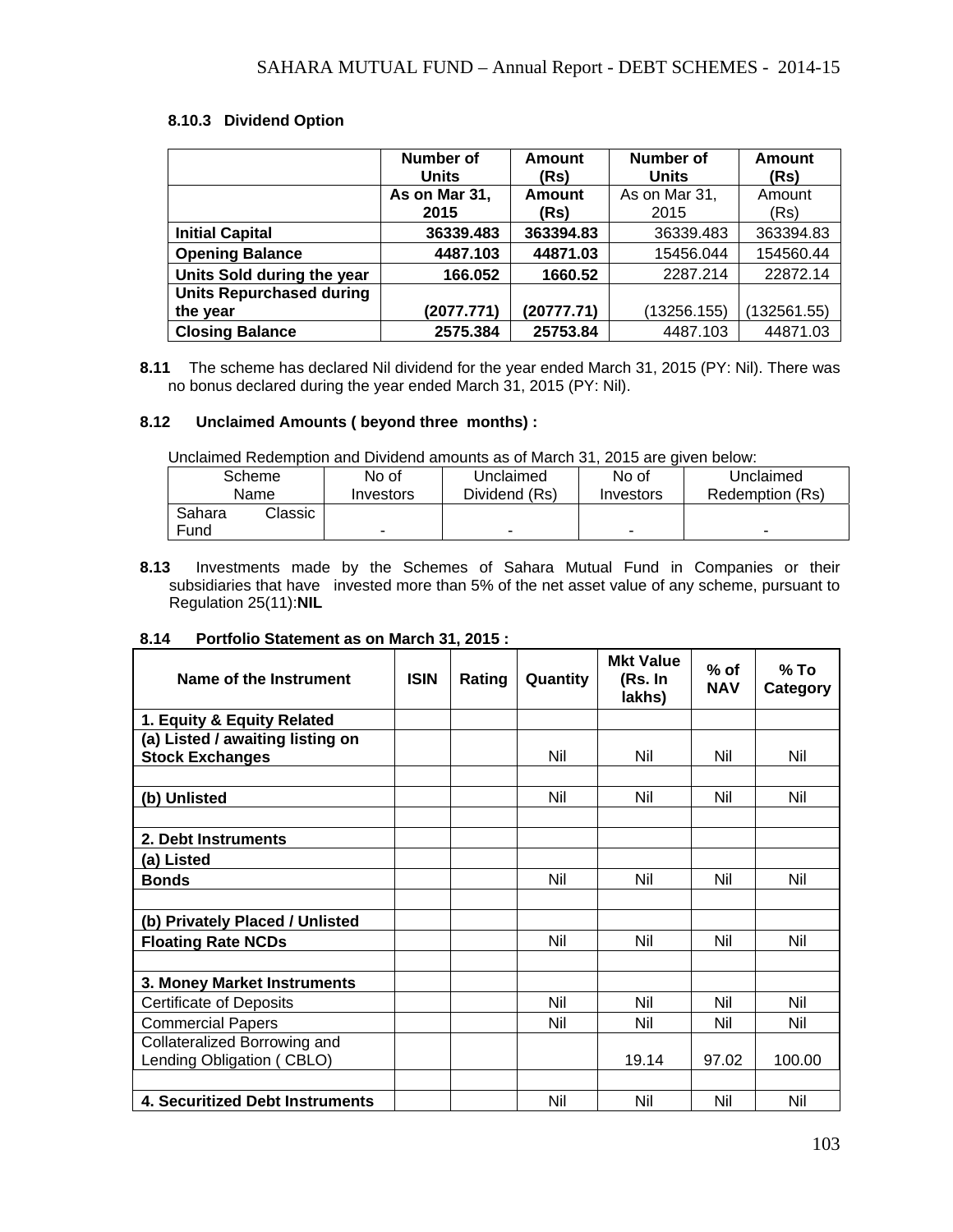#### 8.10.3 Dividend Option

| | Number of Units | Amount (Rs) | Number of Units | Amount (Rs) |
|---|---|---|---|---|
| | **As on Mar 31, 2015** | **Amount (Rs)** | As on Mar 31, 2015 | Amount (Rs) |
| **Initial Capital** | **36339.483** | **363394.83** | 36339.483 | 363394.83 |
| **Opening Balance** | **4487.103** | **44871.03** | 15456.044 | 154560.44 |
| **Units Sold during the year** | **166.052** | **1660.52** | 2287.214 | 22872.14 |
| **Units Repurchased during the year** | **(2077.771)** | **(20777.71)** | (13256.155) | (132561.55) |
| **Closing Balance** | **2575.384** | **25753.84** | 4487.103 | 44871.03 |

**8.11** The scheme has declared Nil dividend for the year ended March 31, 2015 (PY: Nil). There was no bonus declared during the year ended March 31, 2015 (PY: Nil).

#### 8.12 Unclaimed Amounts ( beyond three months) :

Unclaimed Redemption and Dividend amounts as of March 31, 2015 are given below:

| Scheme Name | No of Investors | Unclaimed Dividend (Rs) | No of Investors | Unclaimed Redemption (Rs) |
|---|---|---|---|---|
| Sahara Classic Fund | - | - | - | - |

**8.13** Investments made by the Schemes of Sahara Mutual Fund in Companies or their subsidiaries that have invested more than 5% of the net asset value of any scheme, pursuant to Regulation 25(11):**NIL**

#### 8.14 Portfolio Statement as on March 31, 2015 :

| Name of the Instrument | ISIN | Rating | Quantity | Mkt Value (Rs. In lakhs) | % of NAV | % To Category |
|---|---|---|---|---|---|---|
| **1. Equity & Equity Related** | | | | | | |
| **(a) Listed / awaiting listing on Stock Exchanges** | | | Nil | Nil | Nil | Nil |
| | | | | | | |
| **(b) Unlisted** | | | Nil | Nil | Nil | Nil |
| | | | | | | |
| **2. Debt Instruments** | | | | | | |
| **(a) Listed** | | | | | | |
| **Bonds** | | | Nil | Nil | Nil | Nil |
| | | | | | | |
| **(b) Privately Placed / Unlisted** | | | | | | |
| **Floating Rate NCDs** | | | Nil | Nil | Nil | Nil |
| | | | | | | |
| **3. Money Market Instruments** | | | | | | |
| Certificate of Deposits | | | Nil | Nil | Nil | Nil |
| Commercial Papers | | | Nil | Nil | Nil | Nil |
| Collateralized Borrowing and Lending Obligation ( CBLO) | | | | 19.14 | 97.02 | 100.00 |
| | | | | | | |
| **4. Securitized Debt Instruments** | | | Nil | Nil | Nil | Nil |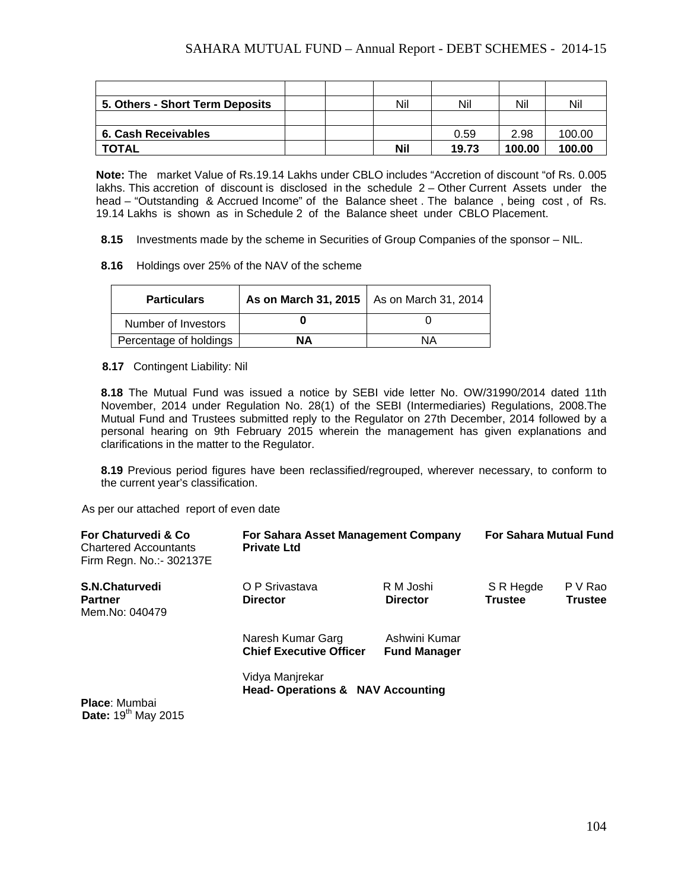| | | | | | | |
|---|---|---|---|---|---|---|
| **5. Others - Short Term Deposits** | | | Nil | Nil | Nil | Nil |
| | | | | | | |
| **6. Cash Receivables** | | | | 0.59 | 2.98 | 100.00 |
| **TOTAL** | | | **Nil** | **19.73** | **100.00** | **100.00** |

**Note:** The market Value of Rs.19.14 Lakhs under CBLO includes "Accretion of discount "of Rs. 0.005 lakhs. This accretion of discount is disclosed in the schedule 2 – Other Current Assets under the head – "Outstanding & Accrued Income" of the Balance sheet . The balance , being cost , of Rs. 19.14 Lakhs is shown as in Schedule 2 of the Balance sheet under CBLO Placement.

**8.15** Investments made by the scheme in Securities of Group Companies of the sponsor – NIL.

**8.16** Holdings over 25% of the NAV of the scheme

| Particulars | As on March 31, 2015 | As on March 31, 2014 |
|---|---|---|
| Number of Investors | **0** | 0 |
| Percentage of holdings | **NA** | NA |

**8.17** Contingent Liability: Nil

**8.18** The Mutual Fund was issued a notice by SEBI vide letter No. OW/31990/2014 dated 11th November, 2014 under Regulation No. 28(1) of the SEBI (Intermediaries) Regulations, 2008.The Mutual Fund and Trustees submitted reply to the Regulator on 27th December, 2014 followed by a personal hearing on 9th February 2015 wherein the management has given explanations and clarifications in the matter to the Regulator.

**8.19** Previous period figures have been reclassified/regrouped, wherever necessary, to conform to the current year's classification.

As per our attached report of even date

**For Chaturvedi & Co**
Chartered Accountants
Firm Regn. No.:- 302137E

**S.N.Chaturvedi**
**Partner**
Mem.No: 040479

**For Sahara Asset Management Company Private Ltd**

O P Srivastava
**Director**

R M Joshi
**Director**

Naresh Kumar Garg
**Chief Executive Officer**

Ashwini Kumar
**Fund Manager**

Vidya Manjrekar
**Head- Operations & NAV Accounting**

**For Sahara Mutual Fund**

S R Hegde
**Trustee**

P V Rao
**Trustee**

**Place**: Mumbai
**Date:** 19th May 2015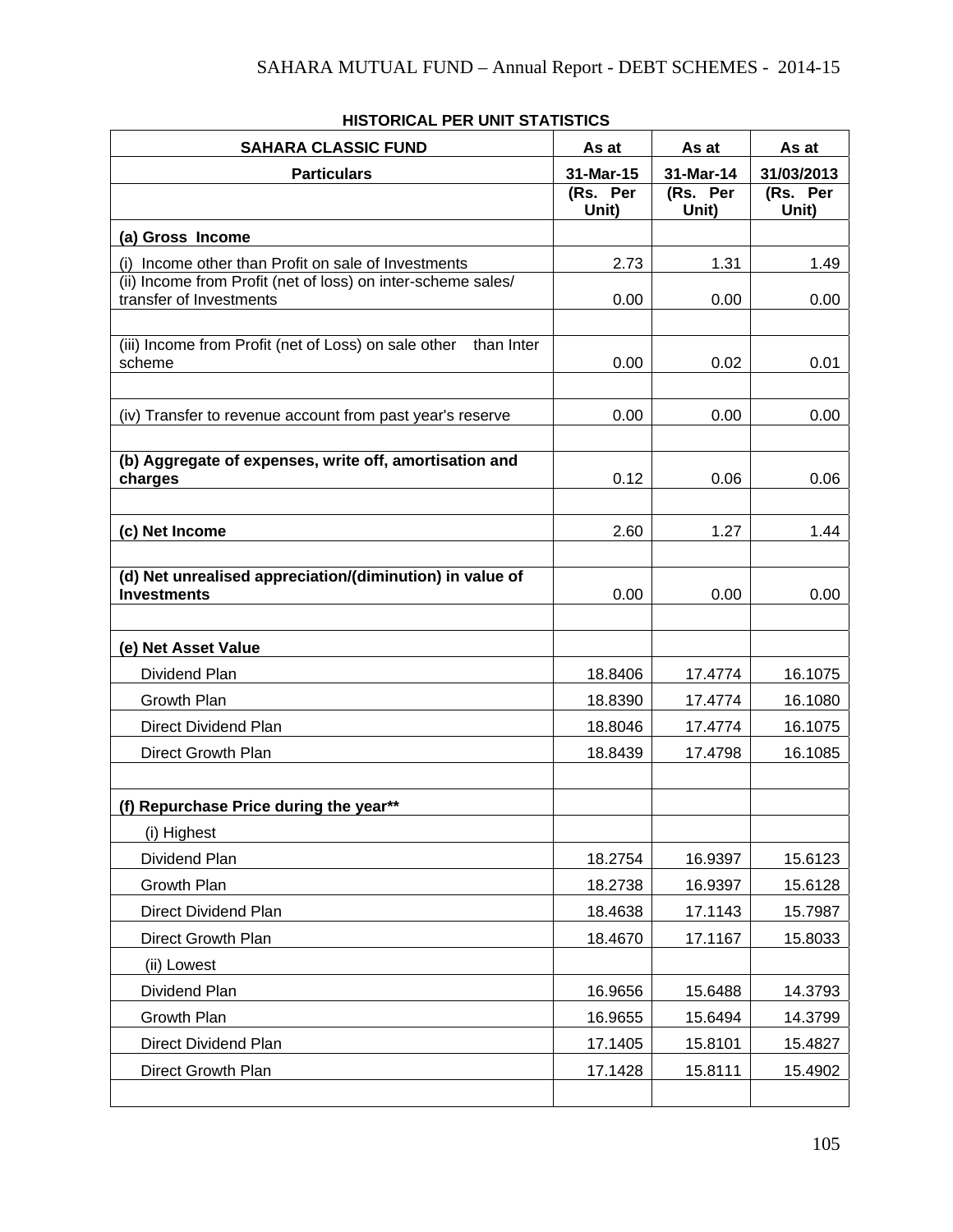## HISTORICAL PER UNIT STATISTICS

| SAHARA CLASSIC FUND | As at | As at | As at |
|---|---|---|---|
| **Particulars** | **31-Mar-15** | **31-Mar-14** | **31/03/2013** |
| | **(Rs. Per Unit)** | **(Rs. Per Unit)** | **(Rs. Per Unit)** |
| **(a) Gross Income** | | | |
| (i) Income other than Profit on sale of Investments | 2.73 | 1.31 | 1.49 |
| (ii) Income from Profit (net of loss) on inter-scheme sales/ transfer of Investments | 0.00 | 0.00 | 0.00 |
| | | | |
| (iii) Income from Profit (net of Loss) on sale other than Inter scheme | 0.00 | 0.02 | 0.01 |
| | | | |
| (iv) Transfer to revenue account from past year's reserve | 0.00 | 0.00 | 0.00 |
| | | | |
| **(b) Aggregate of expenses, write off, amortisation and charges** | 0.12 | 0.06 | 0.06 |
| | | | |
| **(c) Net Income** | 2.60 | 1.27 | 1.44 |
| | | | |
| **(d) Net unrealised appreciation/(diminution) in value of Investments** | 0.00 | 0.00 | 0.00 |
| | | | |
| **(e) Net Asset Value** | | | |
| Dividend Plan | 18.8406 | 17.4774 | 16.1075 |
| Growth Plan | 18.8390 | 17.4774 | 16.1080 |
| Direct Dividend Plan | 18.8046 | 17.4774 | 16.1075 |
| Direct Growth Plan | 18.8439 | 17.4798 | 16.1085 |
| | | | |
| **(f) Repurchase Price during the year\*\*** | | | |
| (i) Highest | | | |
| Dividend Plan | 18.2754 | 16.9397 | 15.6123 |
| Growth Plan | 18.2738 | 16.9397 | 15.6128 |
| Direct Dividend Plan | 18.4638 | 17.1143 | 15.7987 |
| Direct Growth Plan | 18.4670 | 17.1167 | 15.8033 |
| (ii) Lowest | | | |
| Dividend Plan | 16.9656 | 15.6488 | 14.3793 |
| Growth Plan | 16.9655 | 15.6494 | 14.3799 |
| Direct Dividend Plan | 17.1405 | 15.8101 | 15.4827 |
| Direct Growth Plan | 17.1428 | 15.8111 | 15.4902 |
| | | | |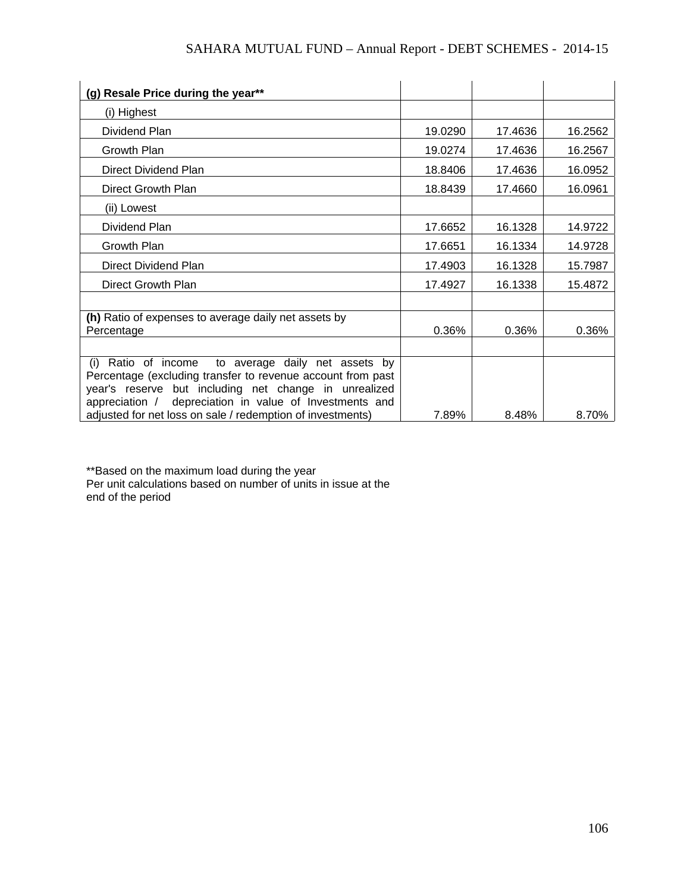| | | | |
|---|---|---|---|
| **(g) Resale Price during the year**** | | | |
| (i) Highest | | | |
| Dividend Plan | 19.0290 | 17.4636 | 16.2562 |
| Growth Plan | 19.0274 | 17.4636 | 16.2567 |
| Direct Dividend Plan | 18.8406 | 17.4636 | 16.0952 |
| Direct Growth Plan | 18.8439 | 17.4660 | 16.0961 |
| (ii) Lowest | | | |
| Dividend Plan | 17.6652 | 16.1328 | 14.9722 |
| Growth Plan | 17.6651 | 16.1334 | 14.9728 |
| Direct Dividend Plan | 17.4903 | 16.1328 | 15.7987 |
| Direct Growth Plan | 17.4927 | 16.1338 | 15.4872 |
| | | | |
| **(h)** Ratio of expenses to average daily net assets by Percentage | 0.36% | 0.36% | 0.36% |
| | | | |
| (i) Ratio of income to average daily net assets by Percentage (excluding transfer to revenue account from past year's reserve but including net change in unrealized appreciation / depreciation in value of Investments and adjusted for net loss on sale / redemption of investments) | 7.89% | 8.48% | 8.70% |

**Based on the maximum load during the year
Per unit calculations based on number of units in issue at the end of the period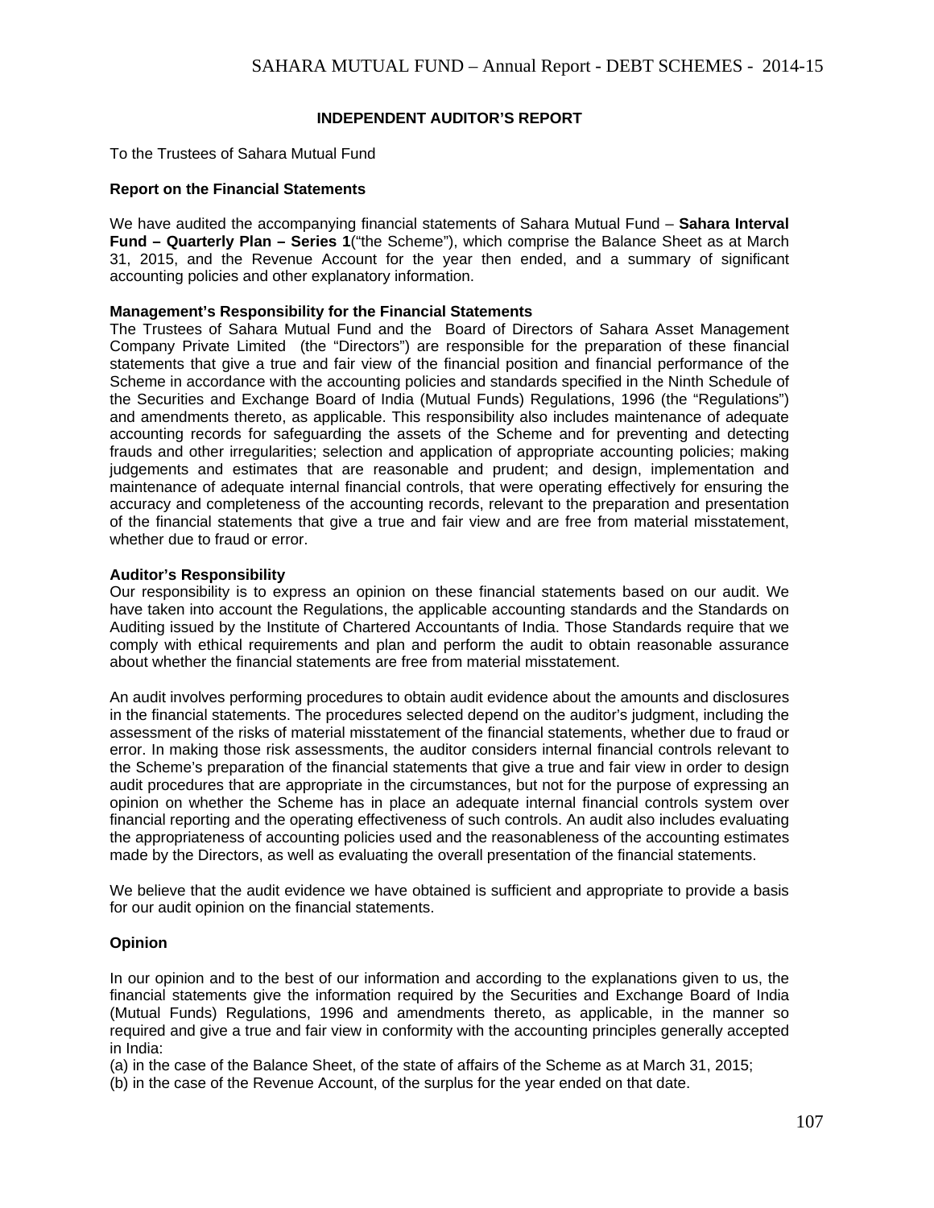# INDEPENDENT AUDITOR'S REPORT

To the Trustees of Sahara Mutual Fund

**Report on the Financial Statements**

We have audited the accompanying financial statements of Sahara Mutual Fund – **Sahara Interval Fund – Quarterly Plan – Series 1**("the Scheme"), which comprise the Balance Sheet as at March 31, 2015, and the Revenue Account for the year then ended, and a summary of significant accounting policies and other explanatory information.

**Management's Responsibility for the Financial Statements**

The Trustees of Sahara Mutual Fund and the Board of Directors of Sahara Asset Management Company Private Limited (the "Directors") are responsible for the preparation of these financial statements that give a true and fair view of the financial position and financial performance of the Scheme in accordance with the accounting policies and standards specified in the Ninth Schedule of the Securities and Exchange Board of India (Mutual Funds) Regulations, 1996 (the "Regulations") and amendments thereto, as applicable. This responsibility also includes maintenance of adequate accounting records for safeguarding the assets of the Scheme and for preventing and detecting frauds and other irregularities; selection and application of appropriate accounting policies; making judgements and estimates that are reasonable and prudent; and design, implementation and maintenance of adequate internal financial controls, that were operating effectively for ensuring the accuracy and completeness of the accounting records, relevant to the preparation and presentation of the financial statements that give a true and fair view and are free from material misstatement, whether due to fraud or error.

**Auditor's Responsibility**

Our responsibility is to express an opinion on these financial statements based on our audit. We have taken into account the Regulations, the applicable accounting standards and the Standards on Auditing issued by the Institute of Chartered Accountants of India. Those Standards require that we comply with ethical requirements and plan and perform the audit to obtain reasonable assurance about whether the financial statements are free from material misstatement.

An audit involves performing procedures to obtain audit evidence about the amounts and disclosures in the financial statements. The procedures selected depend on the auditor's judgment, including the assessment of the risks of material misstatement of the financial statements, whether due to fraud or error. In making those risk assessments, the auditor considers internal financial controls relevant to the Scheme's preparation of the financial statements that give a true and fair view in order to design audit procedures that are appropriate in the circumstances, but not for the purpose of expressing an opinion on whether the Scheme has in place an adequate internal financial controls system over financial reporting and the operating effectiveness of such controls. An audit also includes evaluating the appropriateness of accounting policies used and the reasonableness of the accounting estimates made by the Directors, as well as evaluating the overall presentation of the financial statements.

We believe that the audit evidence we have obtained is sufficient and appropriate to provide a basis for our audit opinion on the financial statements.

**Opinion**

In our opinion and to the best of our information and according to the explanations given to us, the financial statements give the information required by the Securities and Exchange Board of India (Mutual Funds) Regulations, 1996 and amendments thereto, as applicable, in the manner so required and give a true and fair view in conformity with the accounting principles generally accepted in India:

(a) in the case of the Balance Sheet, of the state of affairs of the Scheme as at March 31, 2015;

(b) in the case of the Revenue Account, of the surplus for the year ended on that date.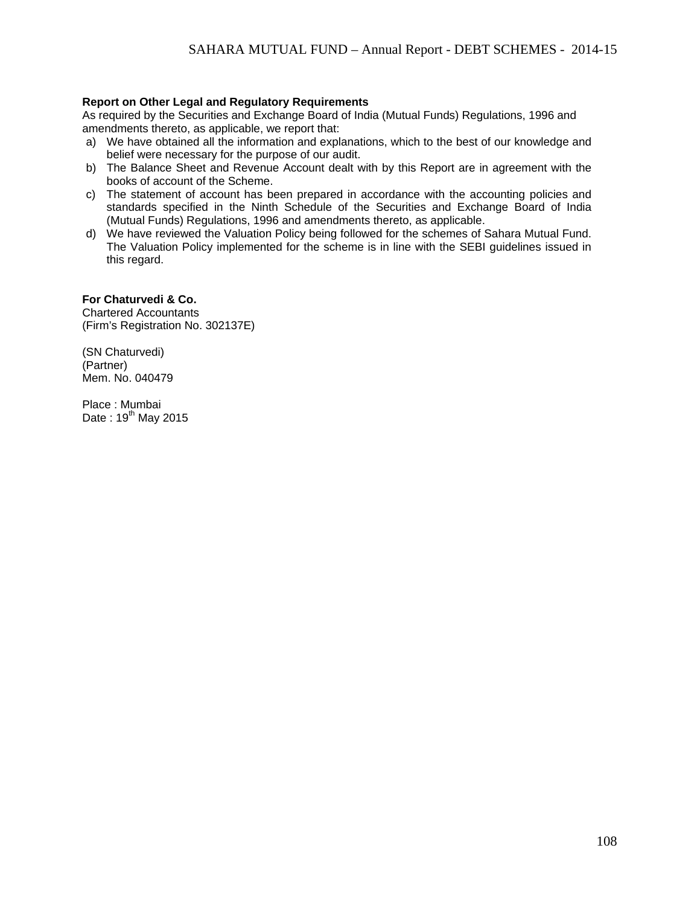**Report on Other Legal and Regulatory Requirements**

As required by the Securities and Exchange Board of India (Mutual Funds) Regulations, 1996 and amendments thereto, as applicable, we report that:

a) We have obtained all the information and explanations, which to the best of our knowledge and belief were necessary for the purpose of our audit.
b) The Balance Sheet and Revenue Account dealt with by this Report are in agreement with the books of account of the Scheme.
c) The statement of account has been prepared in accordance with the accounting policies and standards specified in the Ninth Schedule of the Securities and Exchange Board of India (Mutual Funds) Regulations, 1996 and amendments thereto, as applicable.
d) We have reviewed the Valuation Policy being followed for the schemes of Sahara Mutual Fund. The Valuation Policy implemented for the scheme is in line with the SEBI guidelines issued in this regard.

**For Chaturvedi & Co.**
Chartered Accountants
(Firm's Registration No. 302137E)

(SN Chaturvedi)
(Partner)
Mem. No. 040479

Place : Mumbai
Date : 19th May 2015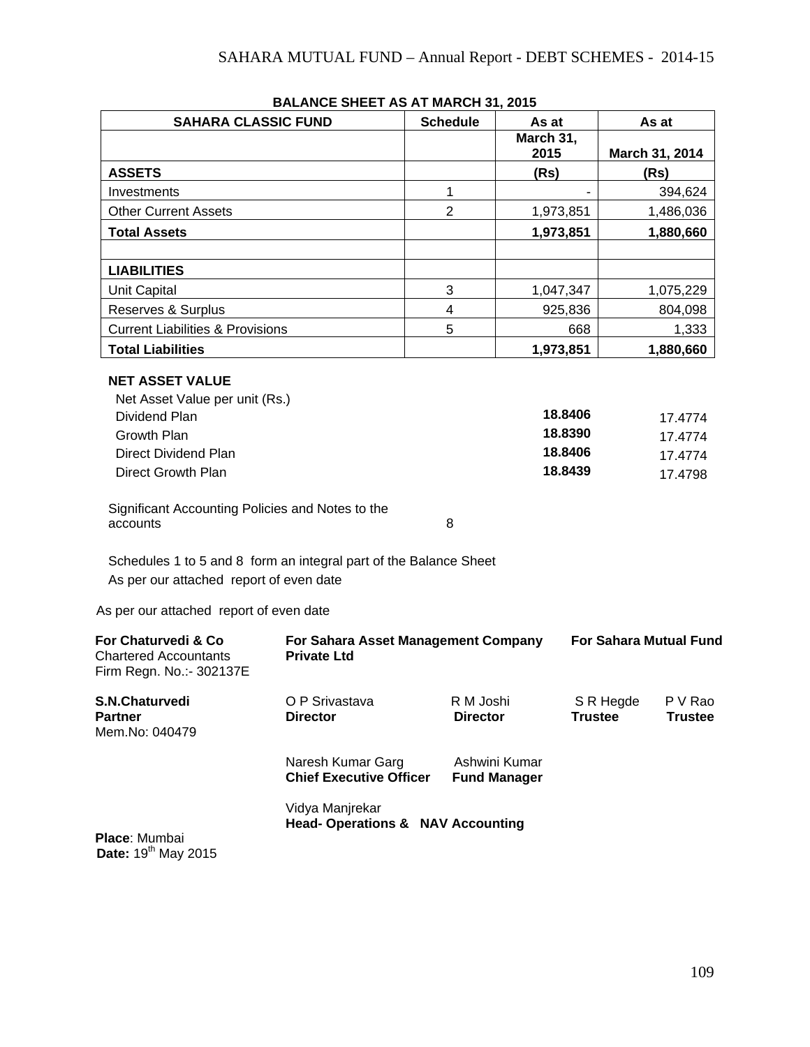## BALANCE SHEET AS AT MARCH 31, 2015

| SAHARA CLASSIC FUND | Schedule | As at March 31, 2015 | As at March 31, 2014 |
|---|---|---|---|
| **ASSETS** | | **(Rs)** | **(Rs)** |
| Investments | 1 | - | 394,624 |
| Other Current Assets | 2 | 1,973,851 | 1,486,036 |
| **Total Assets** | | **1,973,851** | **1,880,660** |
| | | | |
| **LIABILITIES** | | | |
| Unit Capital | 3 | 1,047,347 | 1,075,229 |
| Reserves & Surplus | 4 | 925,836 | 804,098 |
| Current Liabilities & Provisions | 5 | 668 | 1,333 |
| **Total Liabilities** | | **1,973,851** | **1,880,660** |

**NET ASSET VALUE**

| Net Asset Value per unit (Rs.) | | |
|---|---|---|
| Dividend Plan | **18.8406** | 17.4774 |
| Growth Plan | **18.8390** | 17.4774 |
| Direct Dividend Plan | **18.8406** | 17.4774 |
| Direct Growth Plan | **18.8439** | 17.4798 |

Significant Accounting Policies and Notes to the accounts — 8

Schedules 1 to 5 and 8 form an integral part of the Balance Sheet

As per our attached report of even date

As per our attached report of even date

**For Chaturvedi & Co**
Chartered Accountants
Firm Regn. No.:- 302137E

**For Sahara Asset Management Company Private Ltd**

**For Sahara Mutual Fund**

**S.N.Chaturvedi**
**Partner**
Mem.No: 040479

O P Srivastava
**Director**

R M Joshi
**Director**

S R Hegde
**Trustee**

P V Rao
**Trustee**

Naresh Kumar Garg
**Chief Executive Officer**

Ashwini Kumar
**Fund Manager**

Vidya Manjrekar
**Head- Operations & NAV Accounting**

**Place**: Mumbai
**Date:** 19th May 2015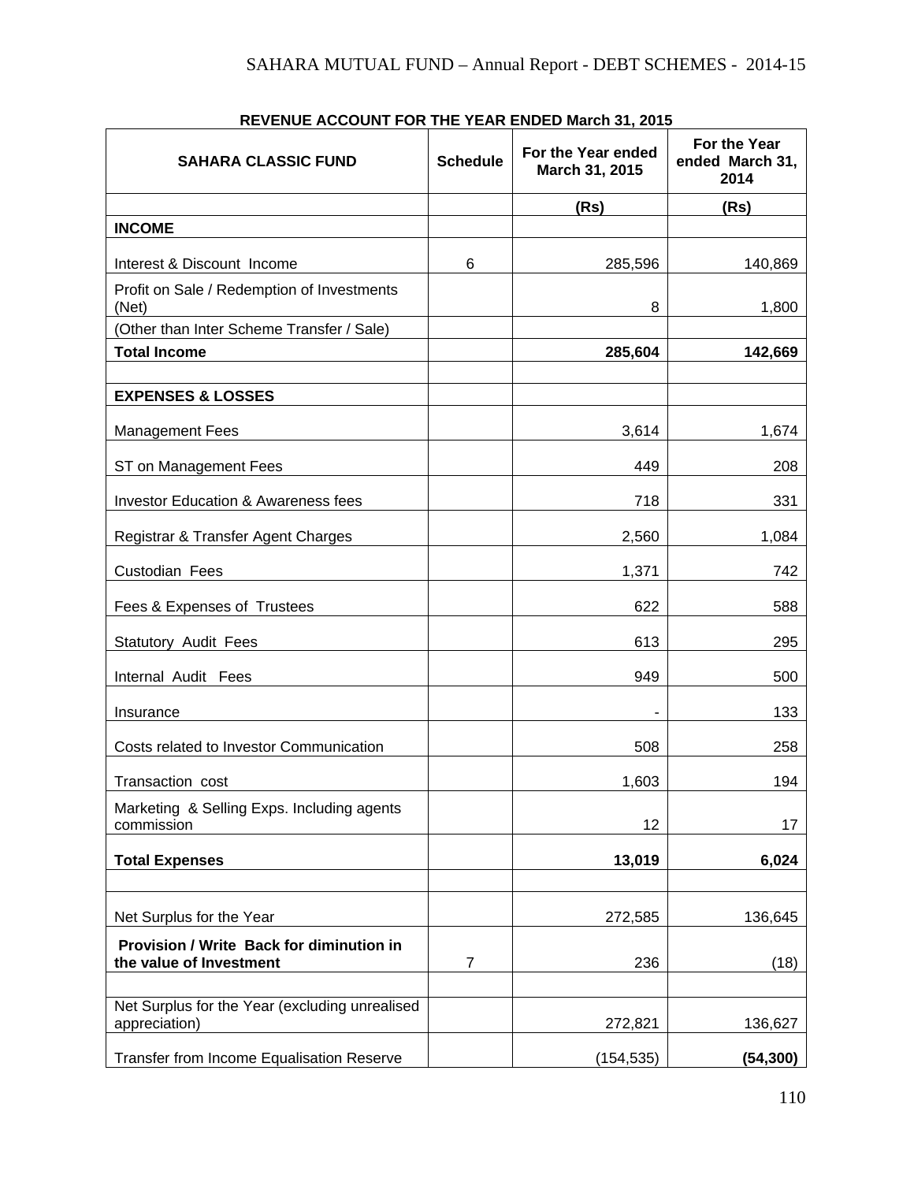## REVENUE ACCOUNT FOR THE YEAR ENDED March 31, 2015

| SAHARA CLASSIC FUND | Schedule | For the Year ended March 31, 2015 | For the Year ended March 31, 2014 |
|---|---|---|---|
| | | (Rs) | (Rs) |
| **INCOME** | | | |
| Interest & Discount Income | 6 | 285,596 | 140,869 |
| Profit on Sale / Redemption of Investments (Net) | | 8 | 1,800 |
| (Other than Inter Scheme Transfer / Sale) | | | |
| **Total Income** | | **285,604** | **142,669** |
| | | | |
| **EXPENSES & LOSSES** | | | |
| Management Fees | | 3,614 | 1,674 |
| ST on Management Fees | | 449 | 208 |
| Investor Education & Awareness fees | | 718 | 331 |
| Registrar & Transfer Agent Charges | | 2,560 | 1,084 |
| Custodian Fees | | 1,371 | 742 |
| Fees & Expenses of Trustees | | 622 | 588 |
| Statutory Audit Fees | | 613 | 295 |
| Internal Audit Fees | | 949 | 500 |
| Insurance | | - | 133 |
| Costs related to Investor Communication | | 508 | 258 |
| Transaction cost | | 1,603 | 194 |
| Marketing & Selling Exps. Including agents commission | | 12 | 17 |
| **Total Expenses** | | **13,019** | **6,024** |
| | | | |
| Net Surplus for the Year | | 272,585 | 136,645 |
| **Provision / Write Back for diminution in the value of Investment** | 7 | 236 | (18) |
| | | | |
| Net Surplus for the Year (excluding unrealised appreciation) | | 272,821 | 136,627 |
| Transfer from Income Equalisation Reserve | | (154,535) | **(54,300)** |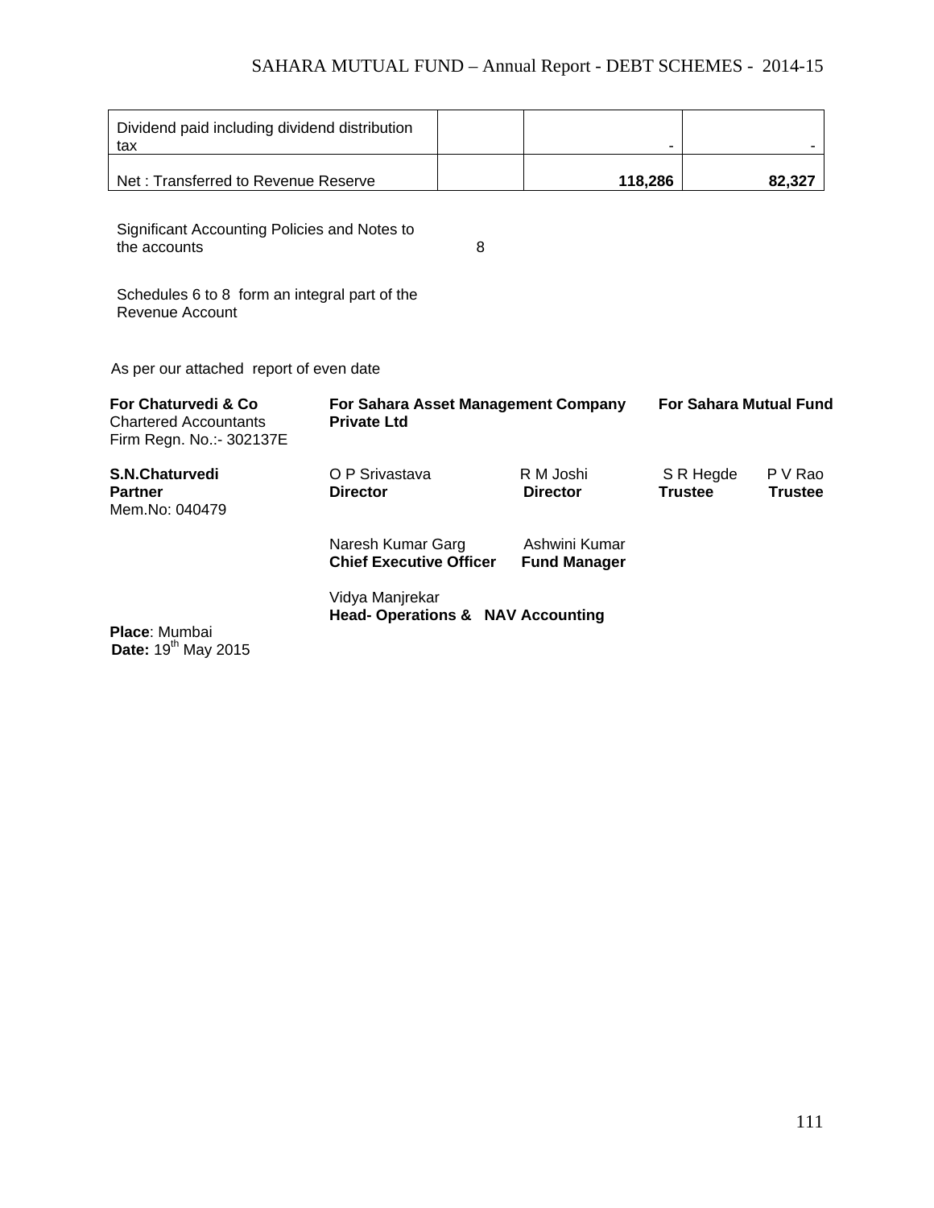| | | | |
|---|---|---|---|
| Dividend paid including dividend distribution tax | | - | - |
| Net : Transferred to Revenue Reserve | | **118,286** | **82,327** |

Significant Accounting Policies and Notes to the accounts 8

Schedules 6 to 8 form an integral part of the Revenue Account

As per our attached report of even date

| | | | | |
|---|---|---|---|---|
| **For Chaturvedi & Co**<br>Chartered Accountants<br>Firm Regn. No.:- 302137E | **For Sahara Asset Management Company Private Ltd** | | **For Sahara Mutual Fund** | |
| **S.N.Chaturvedi**<br>**Partner**<br>Mem.No: 040479 | O P Srivastava<br>**Director** | R M Joshi<br>**Director** | S R Hegde<br>**Trustee** | P V Rao<br>**Trustee** |
| | Naresh Kumar Garg<br>**Chief Executive Officer** | Ashwini Kumar<br>**Fund Manager** | | |
| | Vidya Manjrekar<br>**Head- Operations & NAV Accounting** | | | |

**Place**: Mumbai
**Date:** 19th May 2015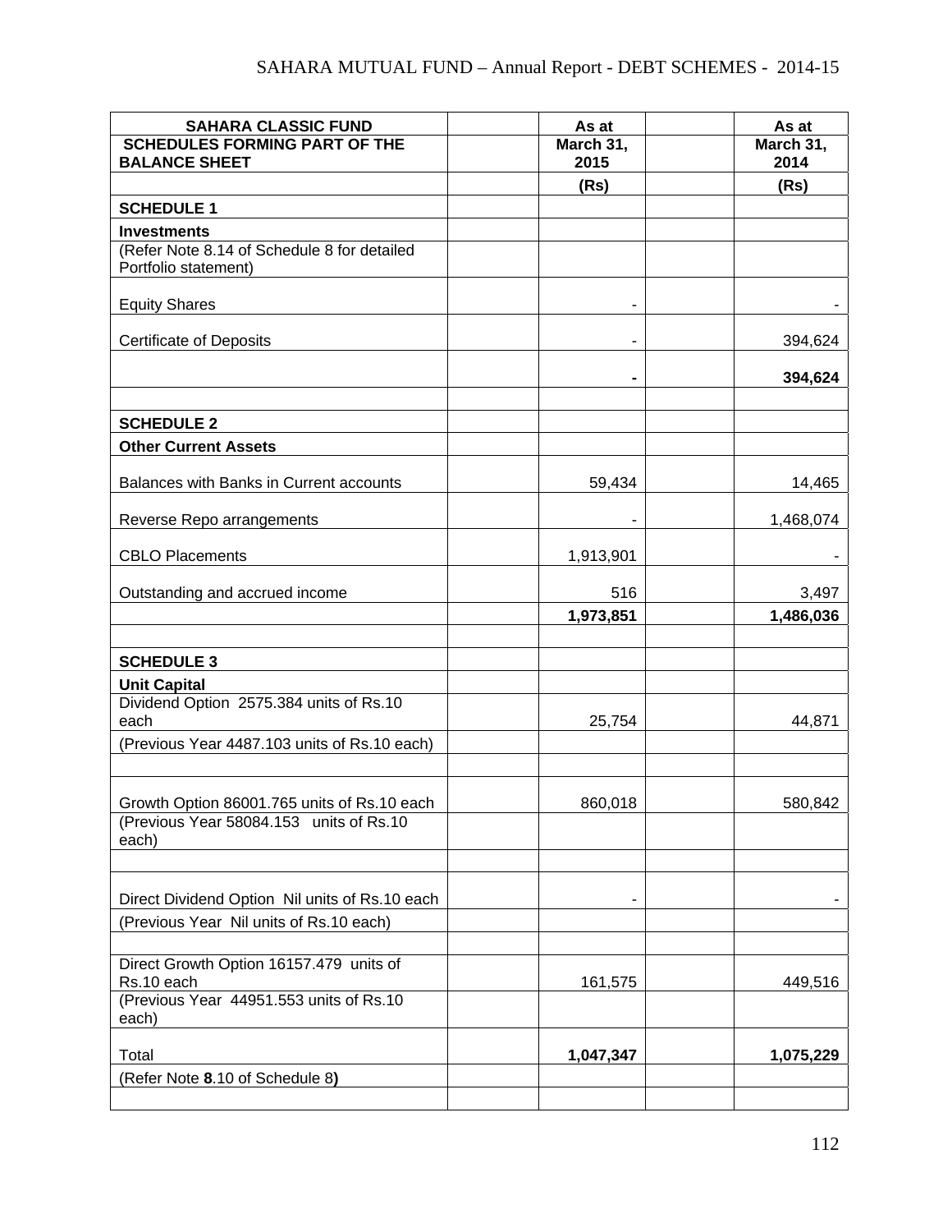| SAHARA CLASSIC FUND<br>SCHEDULES FORMING PART OF THE BALANCE SHEET | | As at<br>March 31, 2015 | | As at<br>March 31, 2014 |
|---|---|---|---|---|
| | | **(Rs)** | | **(Rs)** |
| **SCHEDULE 1** | | | | |
| **Investments** | | | | |
| (Refer Note 8.14 of Schedule 8 for detailed Portfolio statement) | | | | |
| Equity Shares | | - | | - |
| Certificate of Deposits | | - | | 394,624 |
| | | **-** | | **394,624** |
| | | | | |
| **SCHEDULE 2** | | | | |
| **Other Current Assets** | | | | |
| Balances with Banks in Current accounts | | 59,434 | | 14,465 |
| Reverse Repo arrangements | | - | | 1,468,074 |
| CBLO Placements | | 1,913,901 | | - |
| Outstanding and accrued income | | 516 | | 3,497 |
| | | **1,973,851** | | **1,486,036** |
| | | | | |
| **SCHEDULE 3** | | | | |
| **Unit Capital** | | | | |
| Dividend Option 2575.384 units of Rs.10 each | | 25,754 | | 44,871 |
| (Previous Year 4487.103 units of Rs.10 each) | | | | |
| | | | | |
| Growth Option 86001.765 units of Rs.10 each | | 860,018 | | 580,842 |
| (Previous Year 58084.153 units of Rs.10 each) | | | | |
| | | | | |
| Direct Dividend Option Nil units of Rs.10 each | | - | | - |
| (Previous Year Nil units of Rs.10 each) | | | | |
| | | | | |
| Direct Growth Option 16157.479 units of Rs.10 each | | 161,575 | | 449,516 |
| (Previous Year 44951.553 units of Rs.10 each) | | | | |
| Total | | **1,047,347** | | **1,075,229** |
| (Refer Note **8**.10 of Schedule 8**)** | | | | |
| | | | | |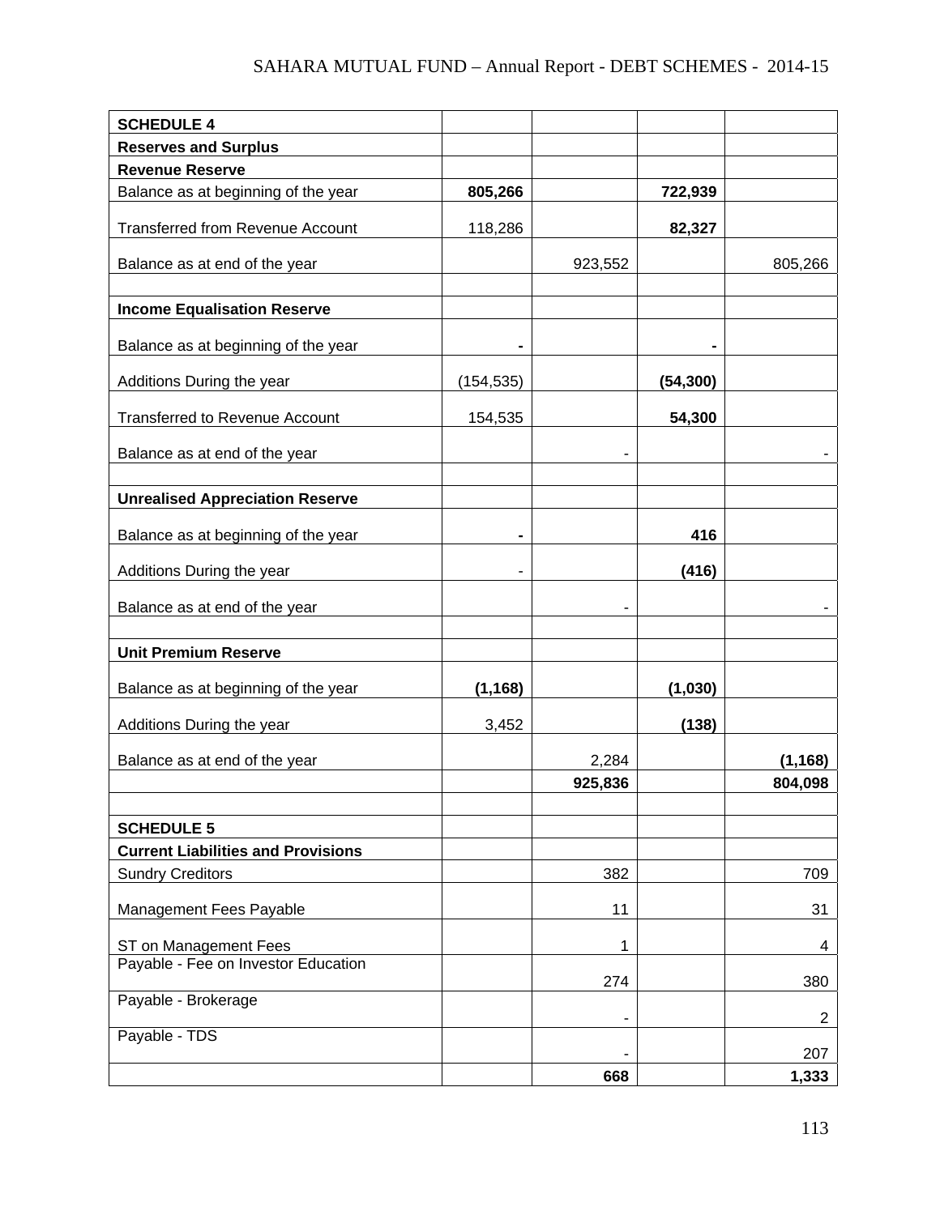| SCHEDULE 4 | | | | |
|---|---|---|---|---|
| **Reserves and Surplus** | | | | |
| **Revenue Reserve** | | | | |
| Balance as at beginning of the year | **805,266** | | **722,939** | |
| Transferred from Revenue Account | 118,286 | | **82,327** | |
| Balance as at end of the year | | 923,552 | | 805,266 |
| | | | | |
| **Income Equalisation Reserve** | | | | |
| Balance as at beginning of the year | **-** | | **-** | |
| Additions During the year | (154,535) | | **(54,300)** | |
| Transferred to Revenue Account | 154,535 | | **54,300** | |
| Balance as at end of the year | | - | | - |
| | | | | |
| **Unrealised Appreciation Reserve** | | | | |
| Balance as at beginning of the year | **-** | | **416** | |
| Additions During the year | - | | **(416)** | |
| Balance as at end of the year | | - | | - |
| | | | | |
| **Unit Premium Reserve** | | | | |
| Balance as at beginning of the year | **(1,168)** | | **(1,030)** | |
| Additions During the year | 3,452 | | **(138)** | |
| Balance as at end of the year | | 2,284 | | **(1,168)** |
| | | **925,836** | | **804,098** |
| | | | | |
| **SCHEDULE 5** | | | | |
| **Current Liabilities and Provisions** | | | | |
| Sundry Creditors | | 382 | | 709 |
| Management Fees Payable | | 11 | | 31 |
| ST on Management Fees | | 1 | | 4 |
| Payable - Fee on Investor Education | | 274 | | 380 |
| Payable - Brokerage | | - | | 2 |
| Payable - TDS | | - | | 207 |
| | | **668** | | **1,333** |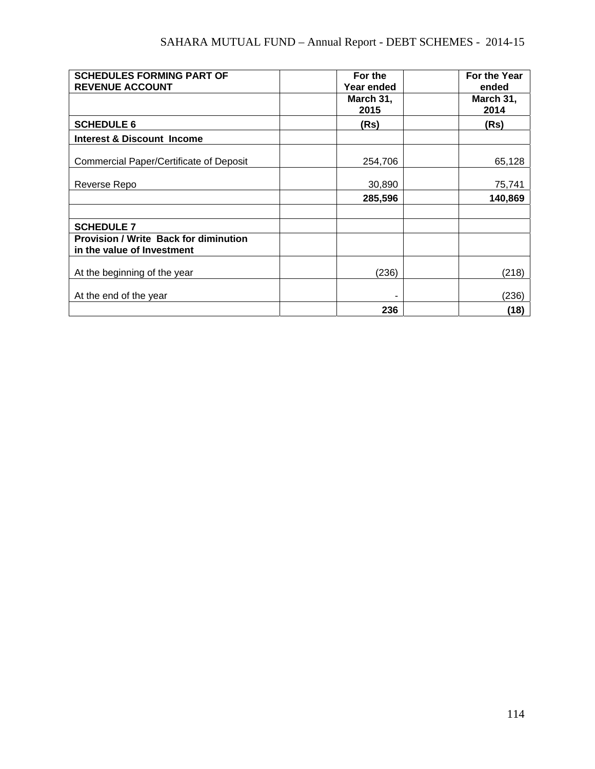| SCHEDULES FORMING PART OF REVENUE ACCOUNT | | For the Year ended | | For the Year ended |
|---|---|---|---|---|
| | | March 31, 2015 | | March 31, 2014 |
| **SCHEDULE 6** | | **(Rs)** | | **(Rs)** |
| **Interest & Discount Income** | | | | |
| Commercial Paper/Certificate of Deposit | | 254,706 | | 65,128 |
| Reverse Repo | | 30,890 | | 75,741 |
| | | **285,596** | | **140,869** |
| | | | | |
| **SCHEDULE 7** | | | | |
| **Provision / Write Back for diminution in the value of Investment** | | | | |
| At the beginning of the year | | (236) | | (218) |
| At the end of the year | | - | | (236) |
| | | **236** | | **(18)** |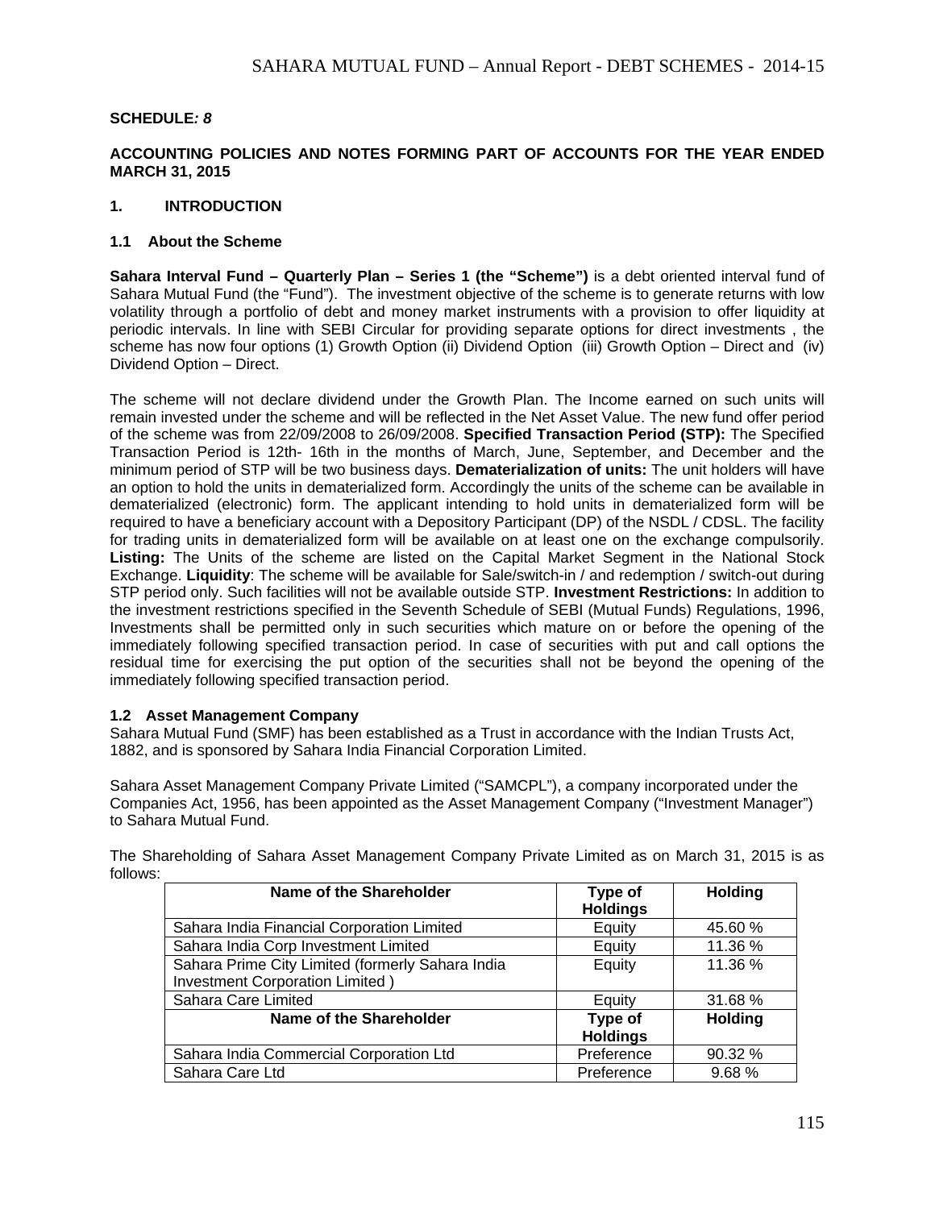**SCHEDULE*: 8***

**ACCOUNTING POLICIES AND NOTES FORMING PART OF ACCOUNTS FOR THE YEAR ENDED MARCH 31, 2015**

## 1. INTRODUCTION

### 1.1 About the Scheme

**Sahara Interval Fund – Quarterly Plan – Series 1 (the "Scheme")** is a debt oriented interval fund of Sahara Mutual Fund (the "Fund"). The investment objective of the scheme is to generate returns with low volatility through a portfolio of debt and money market instruments with a provision to offer liquidity at periodic intervals. In line with SEBI Circular for providing separate options for direct investments , the scheme has now four options (1) Growth Option (ii) Dividend Option (iii) Growth Option – Direct and (iv) Dividend Option – Direct.

The scheme will not declare dividend under the Growth Plan. The Income earned on such units will remain invested under the scheme and will be reflected in the Net Asset Value. The new fund offer period of the scheme was from 22/09/2008 to 26/09/2008. **Specified Transaction Period (STP):** The Specified Transaction Period is 12th- 16th in the months of March, June, September, and December and the minimum period of STP will be two business days. **Dematerialization of units:** The unit holders will have an option to hold the units in dematerialized form. Accordingly the units of the scheme can be available in dematerialized (electronic) form. The applicant intending to hold units in dematerialized form will be required to have a beneficiary account with a Depository Participant (DP) of the NSDL / CDSL. The facility for trading units in dematerialized form will be available on at least one on the exchange compulsorily. **Listing:** The Units of the scheme are listed on the Capital Market Segment in the National Stock Exchange. **Liquidity**: The scheme will be available for Sale/switch-in / and redemption / switch-out during STP period only. Such facilities will not be available outside STP. **Investment Restrictions:** In addition to the investment restrictions specified in the Seventh Schedule of SEBI (Mutual Funds) Regulations, 1996, Investments shall be permitted only in such securities which mature on or before the opening of the immediately following specified transaction period. In case of securities with put and call options the residual time for exercising the put option of the securities shall not be beyond the opening of the immediately following specified transaction period.

### 1.2 Asset Management Company

Sahara Mutual Fund (SMF) has been established as a Trust in accordance with the Indian Trusts Act, 1882, and is sponsored by Sahara India Financial Corporation Limited.

Sahara Asset Management Company Private Limited ("SAMCPL"), a company incorporated under the Companies Act, 1956, has been appointed as the Asset Management Company ("Investment Manager") to Sahara Mutual Fund.

The Shareholding of Sahara Asset Management Company Private Limited as on March 31, 2015 is as follows:

| Name of the Shareholder | Type of Holdings | Holding |
|---|---|---|
| Sahara India Financial Corporation Limited | Equity | 45.60 % |
| Sahara India Corp Investment Limited | Equity | 11.36 % |
| Sahara Prime City Limited (formerly Sahara India Investment Corporation Limited ) | Equity | 11.36 % |
| Sahara Care Limited | Equity | 31.68 % |
| **Name of the Shareholder** | **Type of Holdings** | **Holding** |
| Sahara India Commercial Corporation Ltd | Preference | 90.32 % |
| Sahara Care Ltd | Preference | 9.68 % |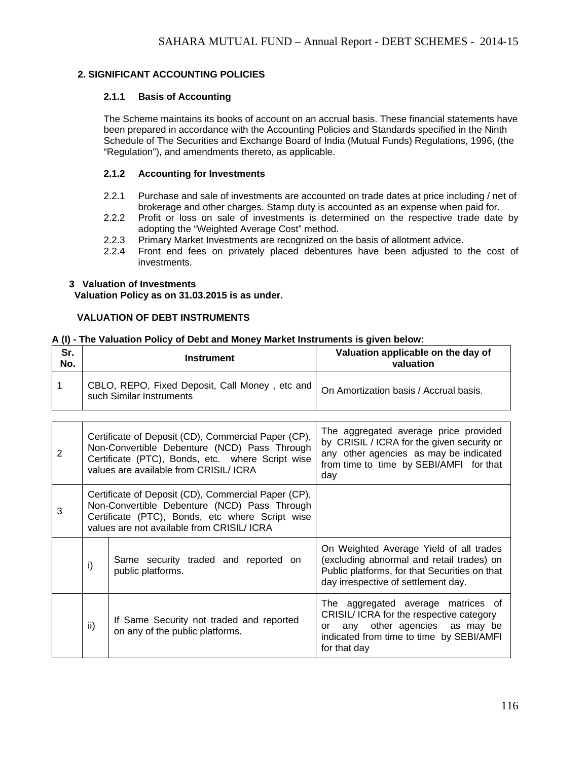## 2. SIGNIFICANT ACCOUNTING POLICIES

### 2.1.1 Basis of Accounting

The Scheme maintains its books of account on an accrual basis. These financial statements have been prepared in accordance with the Accounting Policies and Standards specified in the Ninth Schedule of The Securities and Exchange Board of India (Mutual Funds) Regulations, 1996, (the "Regulation"), and amendments thereto, as applicable.

### 2.1.2 Accounting for Investments

2.2.1 Purchase and sale of investments are accounted on trade dates at price including / net of brokerage and other charges. Stamp duty is accounted as an expense when paid for.

2.2.2 Profit or loss on sale of investments is determined on the respective trade date by adopting the "Weighted Average Cost" method.

2.2.3 Primary Market Investments are recognized on the basis of allotment advice.

2.2.4 Front end fees on privately placed debentures have been adjusted to the cost of investments.

## 3 Valuation of Investments

**Valuation Policy as on 31.03.2015 is as under.**

**VALUATION OF DEBT INSTRUMENTS**

**A (I) - The Valuation Policy of Debt and Money Market Instruments is given below:**

| Sr. No. | Instrument | | Valuation applicable on the day of valuation |
|---|---|---|---|
| 1 | CBLO, REPO, Fixed Deposit, Call Money , etc and such Similar Instruments | | On Amortization basis / Accrual basis. |
| 2 | Certificate of Deposit (CD), Commercial Paper (CP), Non-Convertible Debenture (NCD) Pass Through Certificate (PTC), Bonds, etc. where Script wise values are available from CRISIL/ ICRA | | The aggregated average price provided by CRISIL / ICRA for the given security or any other agencies as may be indicated from time to time by SEBI/AMFI for that day |
| 3 | Certificate of Deposit (CD), Commercial Paper (CP), Non-Convertible Debenture (NCD) Pass Through Certificate (PTC), Bonds, etc where Script wise values are not available from CRISIL/ ICRA | | |
| | i) | Same security traded and reported on public platforms. | On Weighted Average Yield of all trades (excluding abnormal and retail trades) on Public platforms, for that Securities on that day irrespective of settlement day. |
| | ii) | If Same Security not traded and reported on any of the public platforms. | The aggregated average matrices of CRISIL/ ICRA for the respective category or any other agencies as may be indicated from time to time by SEBI/AMFI for that day |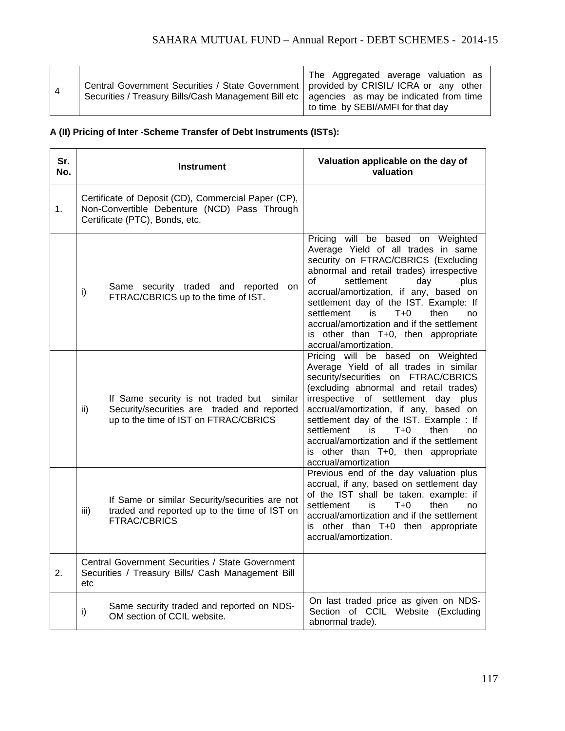| | | |
|---|---|---|
| 4 | Central Government Securities / State Government Securities / Treasury Bills/Cash Management Bill etc | The Aggregated average valuation as provided by CRISIL/ ICRA or any other agencies as may be indicated from time to time by SEBI/AMFI for that day |

**A (II) Pricing of Inter -Scheme Transfer of Debt Instruments (ISTs):**

| Sr. No. | Instrument | | Valuation applicable on the day of valuation |
|---|---|---|---|
| 1. | Certificate of Deposit (CD), Commercial Paper (CP), Non-Convertible Debenture (NCD) Pass Through Certificate (PTC), Bonds, etc. | | |
| | i) | Same security traded and reported on FTRAC/CBRICS up to the time of IST. | Pricing will be based on Weighted Average Yield of all trades in same security on FTRAC/CBRICS (Excluding abnormal and retail trades) irrespective of settlement day plus accrual/amortization, if any, based on settlement day of the IST. Example: If settlement is T+0 then no accrual/amortization and if the settlement is other than T+0, then appropriate accrual/amortization. |
| | ii) | If Same security is not traded but similar Security/securities are traded and reported up to the time of IST on FTRAC/CBRICS | Pricing will be based on Weighted Average Yield of all trades in similar security/securities on FTRAC/CBRICS (excluding abnormal and retail trades) irrespective of settlement day plus accrual/amortization, if any, based on settlement day of the IST. Example : If settlement is T+0 then no accrual/amortization and if the settlement is other than T+0, then appropriate accrual/amortization |
| | iii) | If Same or similar Security/securities are not traded and reported up to the time of IST on FTRAC/CBRICS | Previous end of the day valuation plus accrual, if any, based on settlement day of the IST shall be taken. example: if settlement is T+0 then no accrual/amortization and if the settlement is other than T+0 then appropriate accrual/amortization. |
| 2. | Central Government Securities / State Government Securities / Treasury Bills/ Cash Management Bill etc | | |
| | i) | Same security traded and reported on NDS-OM section of CCIL website. | On last traded price as given on NDS-Section of CCIL Website (Excluding abnormal trade). |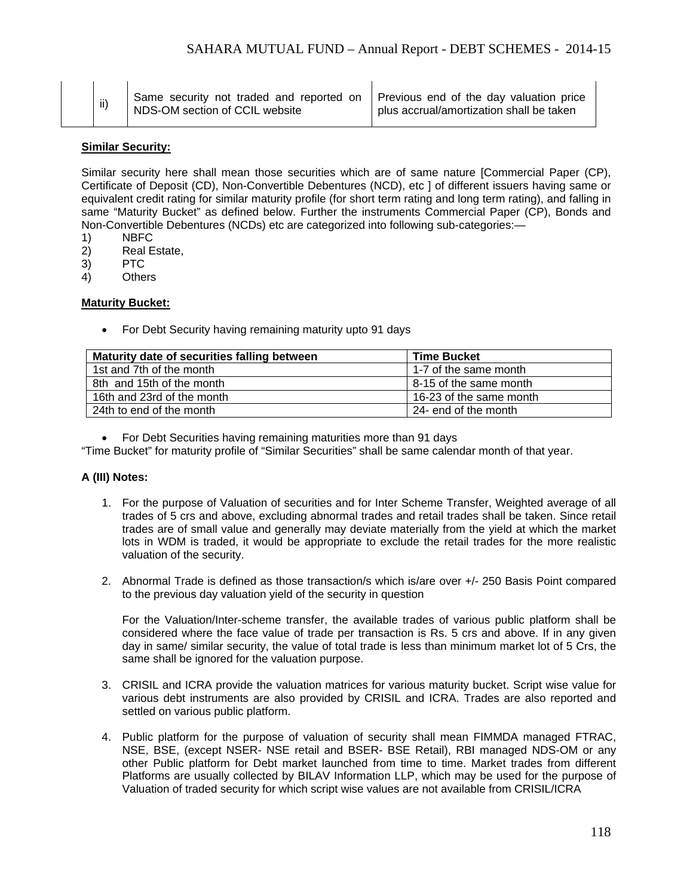| | ii) | Same security not traded and reported on NDS-OM section of CCIL website | Previous end of the day valuation price plus accrual/amortization shall be taken |
|---|---|---|---|

**Similar Security:**

Similar security here shall mean those securities which are of same nature [Commercial Paper (CP), Certificate of Deposit (CD), Non-Convertible Debentures (NCD), etc ] of different issuers having same or equivalent credit rating for similar maturity profile (for short term rating and long term rating), and falling in same "Maturity Bucket" as defined below. Further the instruments Commercial Paper (CP), Bonds and Non-Convertible Debentures (NCDs) etc are categorized into following sub-categories:—

1) NBFC
2) Real Estate,
3) PTC
4) Others

**Maturity Bucket:**

- For Debt Security having remaining maturity upto 91 days

| Maturity date of securities falling between | Time Bucket |
|---|---|
| 1st and 7th of the month | 1-7 of the same month |
| 8th and 15th of the month | 8-15 of the same month |
| 16th and 23rd of the month | 16-23 of the same month |
| 24th to end of the month | 24- end of the month |

- For Debt Securities having remaining maturities more than 91 days

"Time Bucket" for maturity profile of "Similar Securities" shall be same calendar month of that year.

**A (III) Notes:**

1. For the purpose of Valuation of securities and for Inter Scheme Transfer, Weighted average of all trades of 5 crs and above, excluding abnormal trades and retail trades shall be taken. Since retail trades are of small value and generally may deviate materially from the yield at which the market lots in WDM is traded, it would be appropriate to exclude the retail trades for the more realistic valuation of the security.

2. Abnormal Trade is defined as those transaction/s which is/are over +/- 250 Basis Point compared to the previous day valuation yield of the security in question

   For the Valuation/Inter-scheme transfer, the available trades of various public platform shall be considered where the face value of trade per transaction is Rs. 5 crs and above. If in any given day in same/ similar security, the value of total trade is less than minimum market lot of 5 Crs, the same shall be ignored for the valuation purpose.

3. CRISIL and ICRA provide the valuation matrices for various maturity bucket. Script wise value for various debt instruments are also provided by CRISIL and ICRA. Trades are also reported and settled on various public platform.

4. Public platform for the purpose of valuation of security shall mean FIMMDA managed FTRAC, NSE, BSE, (except NSER- NSE retail and BSER- BSE Retail), RBI managed NDS-OM or any other Public platform for Debt market launched from time to time. Market trades from different Platforms are usually collected by BILAV Information LLP, which may be used for the purpose of Valuation of traded security for which script wise values are not available from CRISIL/ICRA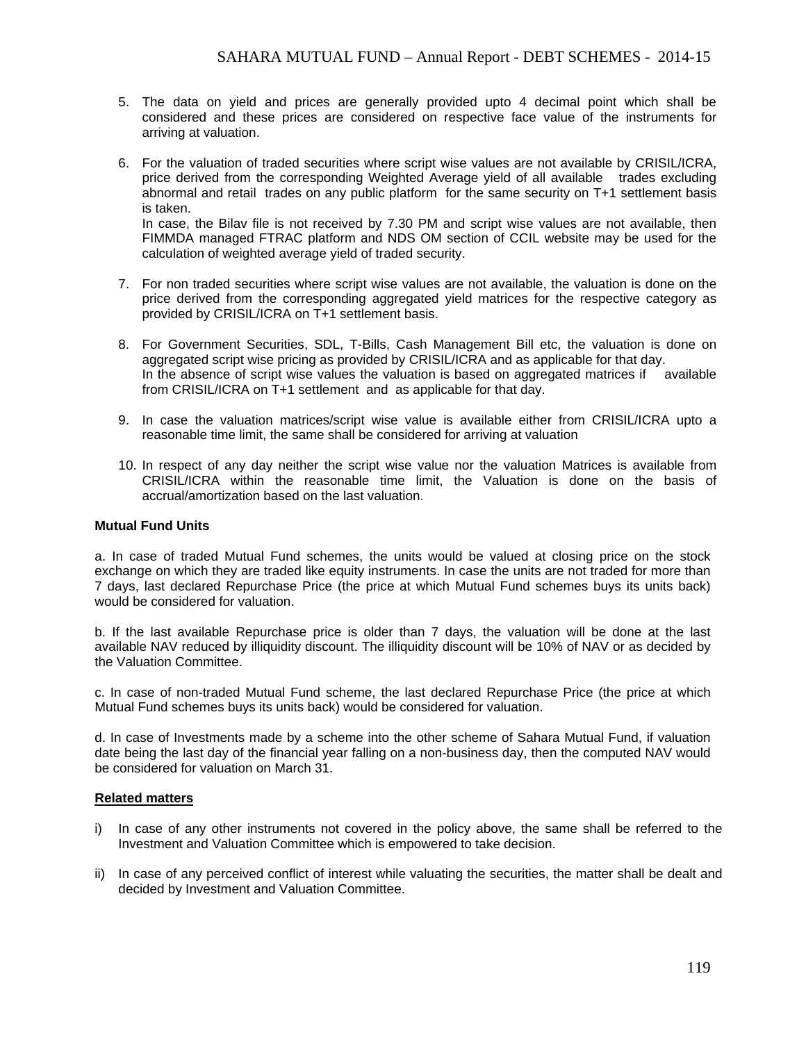5. The data on yield and prices are generally provided upto 4 decimal point which shall be considered and these prices are considered on respective face value of the instruments for arriving at valuation.

6. For the valuation of traded securities where script wise values are not available by CRISIL/ICRA, price derived from the corresponding Weighted Average yield of all available trades excluding abnormal and retail trades on any public platform for the same security on T+1 settlement basis is taken.
   In case, the Bilav file is not received by 7.30 PM and script wise values are not available, then FIMMDA managed FTRAC platform and NDS OM section of CCIL website may be used for the calculation of weighted average yield of traded security.

7. For non traded securities where script wise values are not available, the valuation is done on the price derived from the corresponding aggregated yield matrices for the respective category as provided by CRISIL/ICRA on T+1 settlement basis.

8. For Government Securities, SDL, T-Bills, Cash Management Bill etc, the valuation is done on aggregated script wise pricing as provided by CRISIL/ICRA and as applicable for that day.
   In the absence of script wise values the valuation is based on aggregated matrices if available from CRISIL/ICRA on T+1 settlement and as applicable for that day.

9. In case the valuation matrices/script wise value is available either from CRISIL/ICRA upto a reasonable time limit, the same shall be considered for arriving at valuation

10. In respect of any day neither the script wise value nor the valuation Matrices is available from CRISIL/ICRA within the reasonable time limit, the Valuation is done on the basis of accrual/amortization based on the last valuation.

**Mutual Fund Units**

a. In case of traded Mutual Fund schemes, the units would be valued at closing price on the stock exchange on which they are traded like equity instruments. In case the units are not traded for more than 7 days, last declared Repurchase Price (the price at which Mutual Fund schemes buys its units back) would be considered for valuation.

b. If the last available Repurchase price is older than 7 days, the valuation will be done at the last available NAV reduced by illiquidity discount. The illiquidity discount will be 10% of NAV or as decided by the Valuation Committee.

c. In case of non-traded Mutual Fund scheme, the last declared Repurchase Price (the price at which Mutual Fund schemes buys its units back) would be considered for valuation.

d. In case of Investments made by a scheme into the other scheme of Sahara Mutual Fund, if valuation date being the last day of the financial year falling on a non-business day, then the computed NAV would be considered for valuation on March 31.

**Related matters**

i) In case of any other instruments not covered in the policy above, the same shall be referred to the Investment and Valuation Committee which is empowered to take decision.

ii) In case of any perceived conflict of interest while valuating the securities, the matter shall be dealt and decided by Investment and Valuation Committee.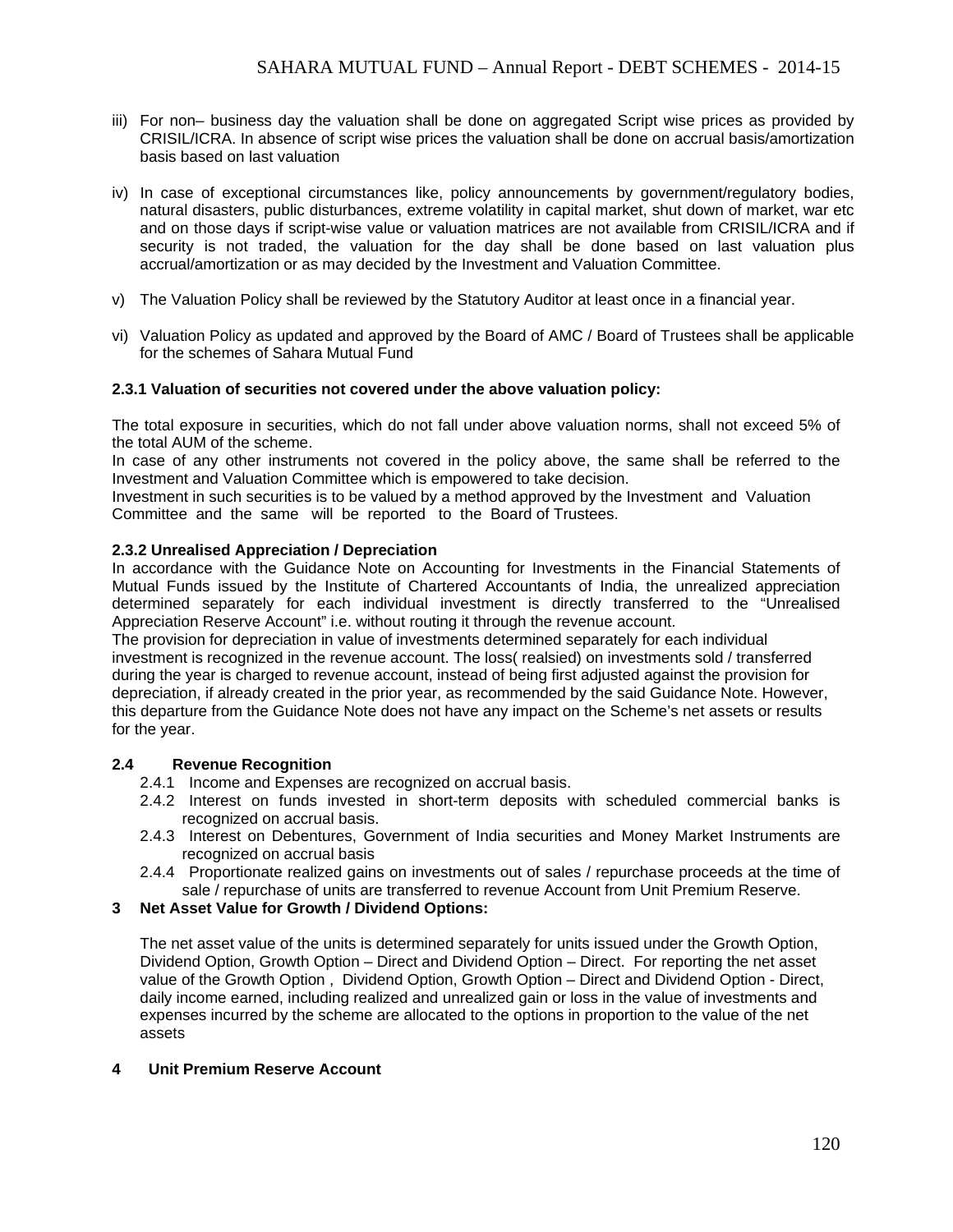iii) For non– business day the valuation shall be done on aggregated Script wise prices as provided by CRISIL/ICRA. In absence of script wise prices the valuation shall be done on accrual basis/amortization basis based on last valuation

iv) In case of exceptional circumstances like, policy announcements by government/regulatory bodies, natural disasters, public disturbances, extreme volatility in capital market, shut down of market, war etc and on those days if script-wise value or valuation matrices are not available from CRISIL/ICRA and if security is not traded, the valuation for the day shall be done based on last valuation plus accrual/amortization or as may decided by the Investment and Valuation Committee.

v) The Valuation Policy shall be reviewed by the Statutory Auditor at least once in a financial year.

vi) Valuation Policy as updated and approved by the Board of AMC / Board of Trustees shall be applicable for the schemes of Sahara Mutual Fund

**2.3.1 Valuation of securities not covered under the above valuation policy:**

The total exposure in securities, which do not fall under above valuation norms, shall not exceed 5% of the total AUM of the scheme.
In case of any other instruments not covered in the policy above, the same shall be referred to the Investment and Valuation Committee which is empowered to take decision.
Investment in such securities is to be valued by a method approved by the Investment and Valuation Committee and the same will be reported to the Board of Trustees.

**2.3.2 Unrealised Appreciation / Depreciation**

In accordance with the Guidance Note on Accounting for Investments in the Financial Statements of Mutual Funds issued by the Institute of Chartered Accountants of India, the unrealized appreciation determined separately for each individual investment is directly transferred to the "Unrealised Appreciation Reserve Account" i.e. without routing it through the revenue account.
The provision for depreciation in value of investments determined separately for each individual investment is recognized in the revenue account. The loss( realsied) on investments sold / transferred during the year is charged to revenue account, instead of being first adjusted against the provision for depreciation, if already created in the prior year, as recommended by the said Guidance Note. However, this departure from the Guidance Note does not have any impact on the Scheme's net assets or results for the year.

**2.4 Revenue Recognition**

2.4.1 Income and Expenses are recognized on accrual basis.

2.4.2 Interest on funds invested in short-term deposits with scheduled commercial banks is recognized on accrual basis.

2.4.3 Interest on Debentures, Government of India securities and Money Market Instruments are recognized on accrual basis

2.4.4 Proportionate realized gains on investments out of sales / repurchase proceeds at the time of sale / repurchase of units are transferred to revenue Account from Unit Premium Reserve.

**3 Net Asset Value for Growth / Dividend Options:**

The net asset value of the units is determined separately for units issued under the Growth Option, Dividend Option, Growth Option – Direct and Dividend Option – Direct. For reporting the net asset value of the Growth Option , Dividend Option, Growth Option – Direct and Dividend Option - Direct, daily income earned, including realized and unrealized gain or loss in the value of investments and expenses incurred by the scheme are allocated to the options in proportion to the value of the net assets

**4 Unit Premium Reserve Account**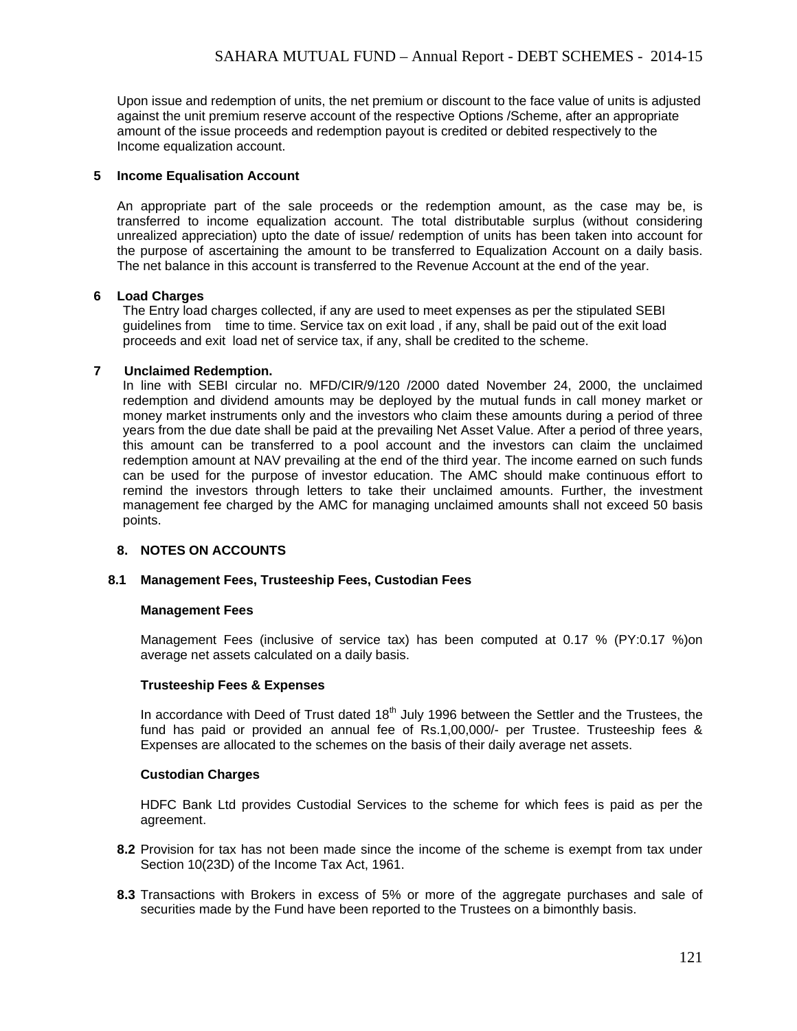Upon issue and redemption of units, the net premium or discount to the face value of units is adjusted against the unit premium reserve account of the respective Options /Scheme, after an appropriate amount of the issue proceeds and redemption payout is credited or debited respectively to the Income equalization account.

**5 Income Equalisation Account**

An appropriate part of the sale proceeds or the redemption amount, as the case may be, is transferred to income equalization account. The total distributable surplus (without considering unrealized appreciation) upto the date of issue/ redemption of units has been taken into account for the purpose of ascertaining the amount to be transferred to Equalization Account on a daily basis. The net balance in this account is transferred to the Revenue Account at the end of the year.

**6 Load Charges**

The Entry load charges collected, if any are used to meet expenses as per the stipulated SEBI guidelines from time to time. Service tax on exit load , if any, shall be paid out of the exit load proceeds and exit load net of service tax, if any, shall be credited to the scheme.

**7 Unclaimed Redemption.**

In line with SEBI circular no. MFD/CIR/9/120 /2000 dated November 24, 2000, the unclaimed redemption and dividend amounts may be deployed by the mutual funds in call money market or money market instruments only and the investors who claim these amounts during a period of three years from the due date shall be paid at the prevailing Net Asset Value. After a period of three years, this amount can be transferred to a pool account and the investors can claim the unclaimed redemption amount at NAV prevailing at the end of the third year. The income earned on such funds can be used for the purpose of investor education. The AMC should make continuous effort to remind the investors through letters to take their unclaimed amounts. Further, the investment management fee charged by the AMC for managing unclaimed amounts shall not exceed 50 basis points.

**8. NOTES ON ACCOUNTS**

**8.1 Management Fees, Trusteeship Fees, Custodian Fees**

**Management Fees**

Management Fees (inclusive of service tax) has been computed at 0.17 % (PY:0.17 %)on average net assets calculated on a daily basis.

**Trusteeship Fees & Expenses**

In accordance with Deed of Trust dated 18th July 1996 between the Settler and the Trustees, the fund has paid or provided an annual fee of Rs.1,00,000/- per Trustee. Trusteeship fees & Expenses are allocated to the schemes on the basis of their daily average net assets.

**Custodian Charges**

HDFC Bank Ltd provides Custodial Services to the scheme for which fees is paid as per the agreement.

**8.2** Provision for tax has not been made since the income of the scheme is exempt from tax under Section 10(23D) of the Income Tax Act, 1961.

**8.3** Transactions with Brokers in excess of 5% or more of the aggregate purchases and sale of securities made by the Fund have been reported to the Trustees on a bimonthly basis.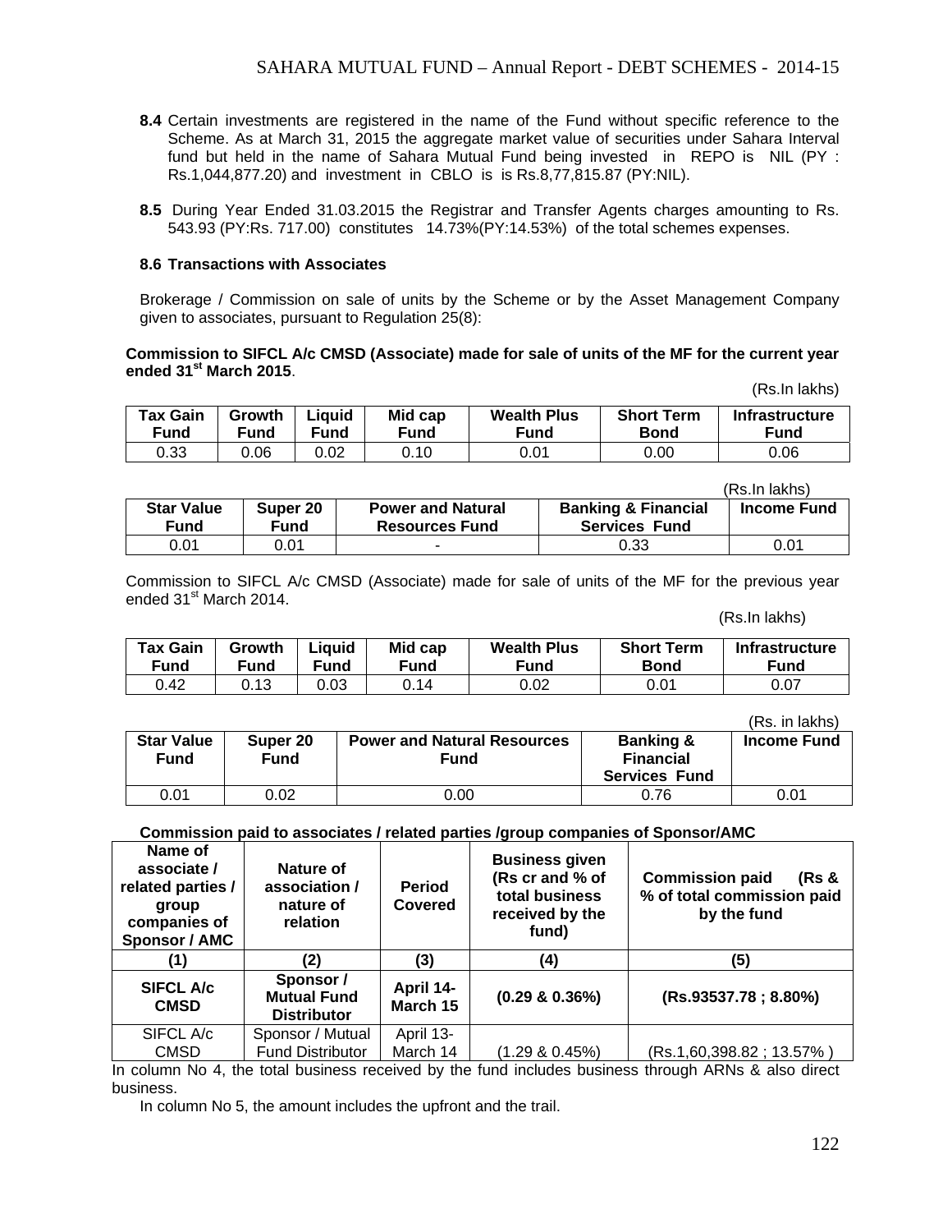**8.4** Certain investments are registered in the name of the Fund without specific reference to the Scheme. As at March 31, 2015 the aggregate market value of securities under Sahara Interval fund but held in the name of Sahara Mutual Fund being invested in REPO is NIL (PY : Rs.1,044,877.20) and investment in CBLO is is Rs.8,77,815.87 (PY:NIL).

**8.5** During Year Ended 31.03.2015 the Registrar and Transfer Agents charges amounting to Rs. 543.93 (PY:Rs. 717.00) constitutes 14.73%(PY:14.53%) of the total schemes expenses.

**8.6 Transactions with Associates**

Brokerage / Commission on sale of units by the Scheme or by the Asset Management Company given to associates, pursuant to Regulation 25(8):

**Commission to SIFCL A/c CMSD (Associate) made for sale of units of the MF for the current year ended 31st March 2015**.

(Rs.In lakhs)

| Tax Gain Fund | Growth Fund | Liquid Fund | Mid cap Fund | Wealth Plus Fund | Short Term Bond | Infrastructure Fund |
|---|---|---|---|---|---|---|
| 0.33 | 0.06 | 0.02 | 0.10 | 0.01 | 0.00 | 0.06 |

(Rs.In lakhs)

| Star Value Fund | Super 20 Fund | Power and Natural Resources Fund | Banking & Financial Services Fund | Income Fund |
|---|---|---|---|---|
| 0.01 | 0.01 | - | 0.33 | 0.01 |

Commission to SIFCL A/c CMSD (Associate) made for sale of units of the MF for the previous year ended 31st March 2014.

(Rs.In lakhs)

| Tax Gain Fund | Growth Fund | Liquid Fund | Mid cap Fund | Wealth Plus Fund | Short Term Bond | Infrastructure Fund |
|---|---|---|---|---|---|---|
| 0.42 | 0.13 | 0.03 | 0.14 | 0.02 | 0.01 | 0.07 |

(Rs. in lakhs)

| Star Value Fund | Super 20 Fund | Power and Natural Resources Fund | Banking & Financial Services Fund | Income Fund |
|---|---|---|---|---|
| 0.01 | 0.02 | 0.00 | 0.76 | 0.01 |

**Commission paid to associates / related parties /group companies of Sponsor/AMC**

| Name of associate / related parties / group companies of Sponsor / AMC | Nature of association / nature of relation | Period Covered | Business given (Rs cr and % of total business received by the fund) | Commission paid (Rs & % of total commission paid by the fund |
|---|---|---|---|---|
| (1) | (2) | (3) | (4) | (5) |
| **SIFCL A/c CMSD** | **Sponsor / Mutual Fund Distributor** | **April 14-March 15** | **(0.29 & 0.36%)** | **(Rs.93537.78 ; 8.80%)** |
| SIFCL A/c CMSD | Sponsor / Mutual Fund Distributor | April 13-March 14 | (1.29 & 0.45%) | (Rs.1,60,398.82 ; 13.57% ) |

In column No 4, the total business received by the fund includes business through ARNs & also direct business.

In column No 5, the amount includes the upfront and the trail.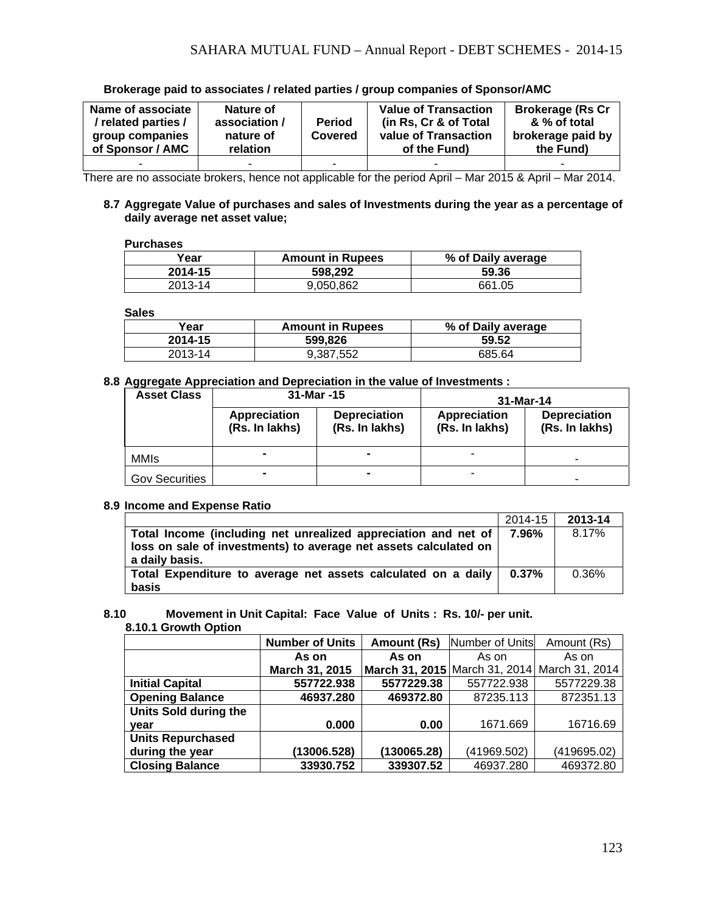**Brokerage paid to associates / related parties / group companies of Sponsor/AMC**

| Name of associate / related parties / group companies of Sponsor / AMC | Nature of association / nature of relation | Period Covered | Value of Transaction (in Rs, Cr & of Total value of Transaction of the Fund) | Brokerage (Rs Cr & % of total brokerage paid by the Fund) |
|---|---|---|---|---|
| - | - | - | - | - |

There are no associate brokers, hence not applicable for the period April – Mar 2015 & April – Mar 2014.

**8.7 Aggregate Value of purchases and sales of Investments during the year as a percentage of daily average net asset value;**

**Purchases**

| Year | Amount in Rupees | % of Daily average |
|---|---|---|
| **2014-15** | **598,292** | **59.36** |
| 2013-14 | 9,050,862 | 661.05 |

**Sales**

| Year | Amount in Rupees | % of Daily average |
|---|---|---|
| **2014-15** | **599,826** | **59.52** |
| 2013-14 | 9,387,552 | 685.64 |

**8.8 Aggregate Appreciation and Depreciation in the value of Investments :**

| Asset Class | 31-Mar -15 | | 31-Mar-14 | |
|---|---|---|---|---|
| | Appreciation (Rs. In lakhs) | Depreciation (Rs. In lakhs) | Appreciation (Rs. In lakhs) | Depreciation (Rs. In lakhs) |
| MMIs | - | - | - | - |
| Gov Securities | - | - | - | - |

**8.9 Income and Expense Ratio**

| | 2014-15 | 2013-14 |
|---|---|---|
| **Total Income (including net unrealized appreciation and net of loss on sale of investments) to average net assets calculated on a daily basis.** | **7.96%** | 8.17% |
| **Total Expenditure to average net assets calculated on a daily basis** | **0.37%** | 0.36% |

**8.10 Movement in Unit Capital: Face Value of Units : Rs. 10/- per unit.**

**8.10.1 Growth Option**

| | Number of Units | Amount (Rs) | Number of Units | Amount (Rs) |
|---|---|---|---|---|
| | **As on March 31, 2015** | **As on March 31, 2015** | As on March 31, 2014 | As on March 31, 2014 |
| **Initial Capital** | **557722.938** | **5577229.38** | 557722.938 | 5577229.38 |
| **Opening Balance** | **46937.280** | **469372.80** | 87235.113 | 872351.13 |
| **Units Sold during the year** | **0.000** | **0.00** | 1671.669 | 16716.69 |
| **Units Repurchased during the year** | **(13006.528)** | **(130065.28)** | (41969.502) | (419695.02) |
| **Closing Balance** | **33930.752** | **339307.52** | 46937.280 | 469372.80 |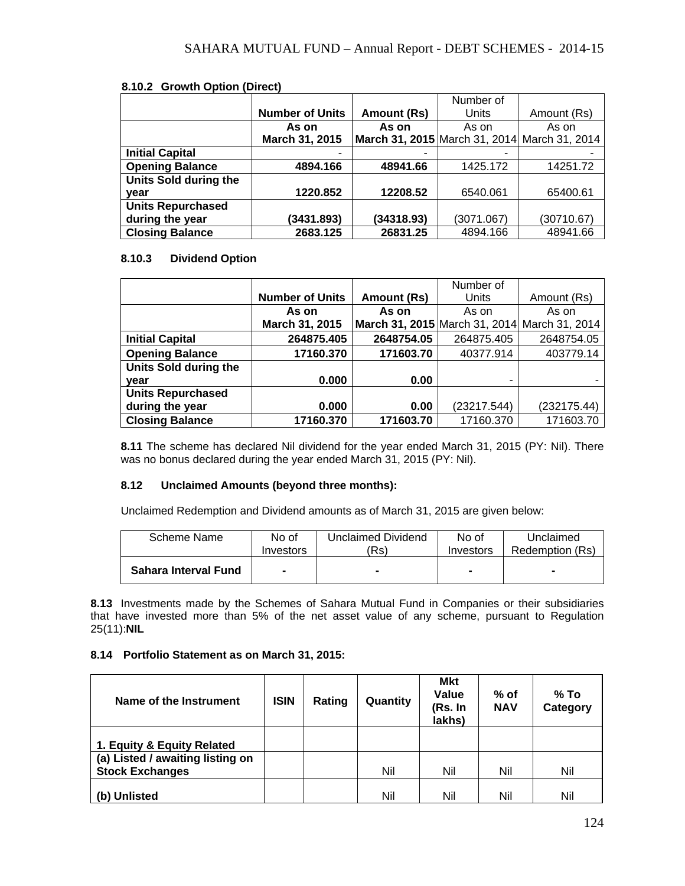**8.10.2 Growth Option (Direct)**

| | Number of Units | Amount (Rs) | Number of Units | Amount (Rs) |
|---|---|---|---|---|
| | As on March 31, 2015 | As on March 31, 2015 | As on March 31, 2014 | As on March 31, 2014 |
| **Initial Capital** | - | - | - | - |
| **Opening Balance** | **4894.166** | **48941.66** | 1425.172 | 14251.72 |
| **Units Sold during the year** | **1220.852** | **12208.52** | 6540.061 | 65400.61 |
| **Units Repurchased during the year** | **(3431.893)** | **(34318.93)** | (3071.067) | (30710.67) |
| **Closing Balance** | **2683.125** | **26831.25** | 4894.166 | 48941.66 |

**8.10.3 Dividend Option**

| | Number of Units | Amount (Rs) | Number of Units | Amount (Rs) |
|---|---|---|---|---|
| | As on March 31, 2015 | As on March 31, 2015 | As on March 31, 2014 | As on March 31, 2014 |
| **Initial Capital** | **264875.405** | **2648754.05** | 264875.405 | 2648754.05 |
| **Opening Balance** | **17160.370** | **171603.70** | 40377.914 | 403779.14 |
| **Units Sold during the year** | **0.000** | **0.00** | - | - |
| **Units Repurchased during the year** | **0.000** | **0.00** | (23217.544) | (232175.44) |
| **Closing Balance** | **17160.370** | **171603.70** | 17160.370 | 171603.70 |

**8.11** The scheme has declared Nil dividend for the year ended March 31, 2015 (PY: Nil). There was no bonus declared during the year ended March 31, 2015 (PY: Nil).

**8.12 Unclaimed Amounts (beyond three months):**

Unclaimed Redemption and Dividend amounts as of March 31, 2015 are given below:

| Scheme Name | No of Investors | Unclaimed Dividend (Rs) | No of Investors | Unclaimed Redemption (Rs) |
|---|---|---|---|---|
| **Sahara Interval Fund** | **-** | **-** | **-** | **-** |

**8.13** Investments made by the Schemes of Sahara Mutual Fund in Companies or their subsidiaries that have invested more than 5% of the net asset value of any scheme, pursuant to Regulation 25(11):**NIL**

**8.14 Portfolio Statement as on March 31, 2015:**

| Name of the Instrument | ISIN | Rating | Quantity | Mkt Value (Rs. In lakhs) | % of NAV | % To Category |
|---|---|---|---|---|---|---|
| **1. Equity & Equity Related** | | | | | | |
| **(a) Listed / awaiting listing on Stock Exchanges** | | | Nil | Nil | Nil | Nil |
| **(b) Unlisted** | | | Nil | Nil | Nil | Nil |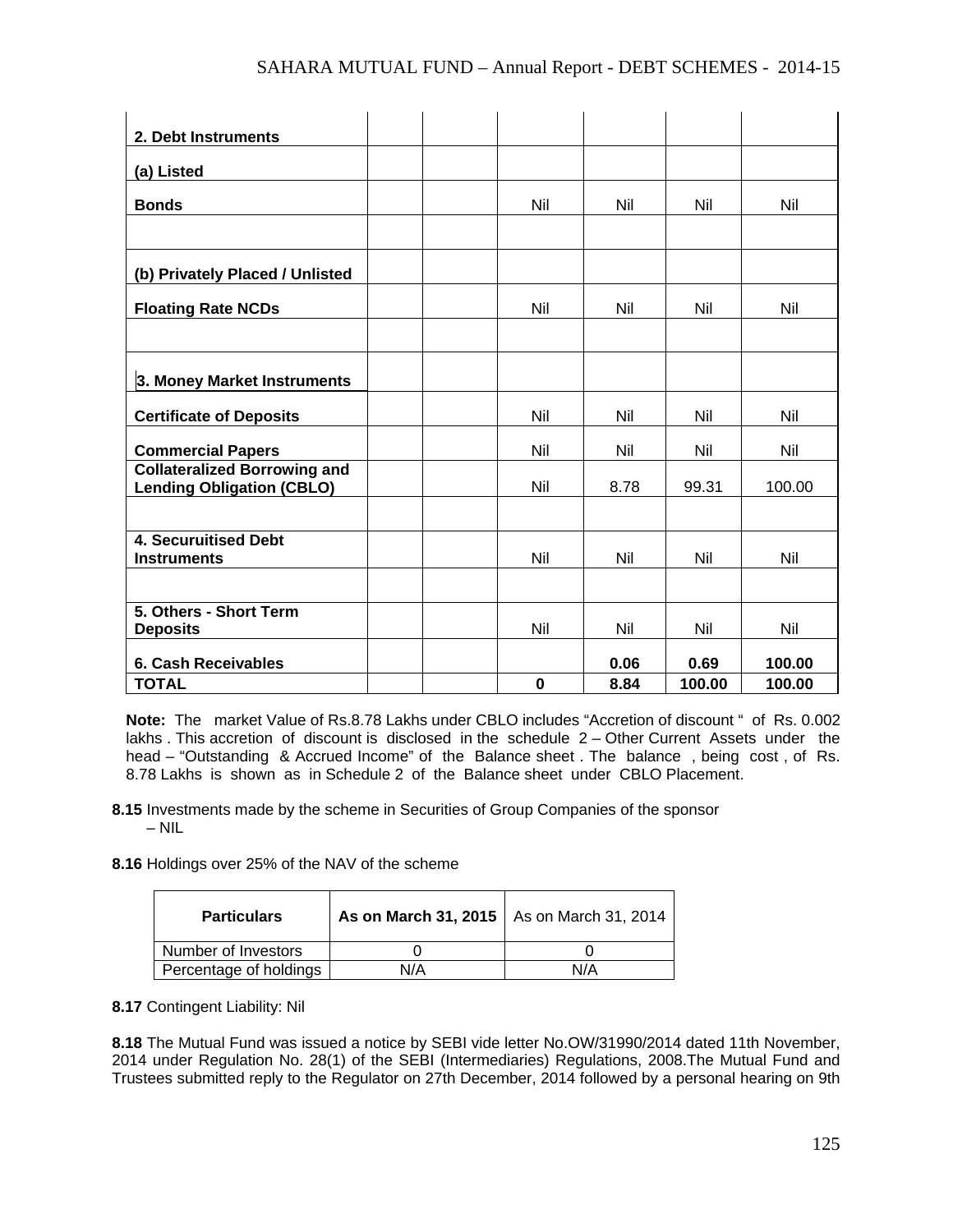| | | | | | | |
|---|---|---|---|---|---|---|
| **2. Debt Instruments** | | | | | | |
| **(a) Listed** | | | | | | |
| **Bonds** | | | Nil | Nil | Nil | Nil |
| | | | | | | |
| **(b) Privately Placed / Unlisted** | | | | | | |
| **Floating Rate NCDs** | | | Nil | Nil | Nil | Nil |
| | | | | | | |
| **3. Money Market Instruments** | | | | | | |
| **Certificate of Deposits** | | | Nil | Nil | Nil | Nil |
| **Commercial Papers** | | | Nil | Nil | Nil | Nil |
| **Collateralized Borrowing and Lending Obligation (CBLO)** | | | Nil | 8.78 | 99.31 | 100.00 |
| | | | | | | |
| **4. Securuitised Debt Instruments** | | | Nil | Nil | Nil | Nil |
| | | | | | | |
| **5. Others - Short Term Deposits** | | | Nil | Nil | Nil | Nil |
| **6. Cash Receivables** | | | | **0.06** | **0.69** | **100.00** |
| **TOTAL** | | | **0** | **8.84** | **100.00** | **100.00** |

**Note:** The market Value of Rs.8.78 Lakhs under CBLO includes "Accretion of discount " of Rs. 0.002 lakhs . This accretion of discount is disclosed in the schedule 2 – Other Current Assets under the head – "Outstanding & Accrued Income" of the Balance sheet . The balance , being cost , of Rs. 8.78 Lakhs is shown as in Schedule 2 of the Balance sheet under CBLO Placement.

**8.15** Investments made by the scheme in Securities of Group Companies of the sponsor – NIL

**8.16** Holdings over 25% of the NAV of the scheme

| **Particulars** | **As on March 31, 2015** | As on March 31, 2014 |
|---|---|---|
| Number of Investors | 0 | 0 |
| Percentage of holdings | N/A | N/A |

**8.17** Contingent Liability: Nil

**8.18** The Mutual Fund was issued a notice by SEBI vide letter No.OW/31990/2014 dated 11th November, 2014 under Regulation No. 28(1) of the SEBI (Intermediaries) Regulations, 2008.The Mutual Fund and Trustees submitted reply to the Regulator on 27th December, 2014 followed by a personal hearing on 9th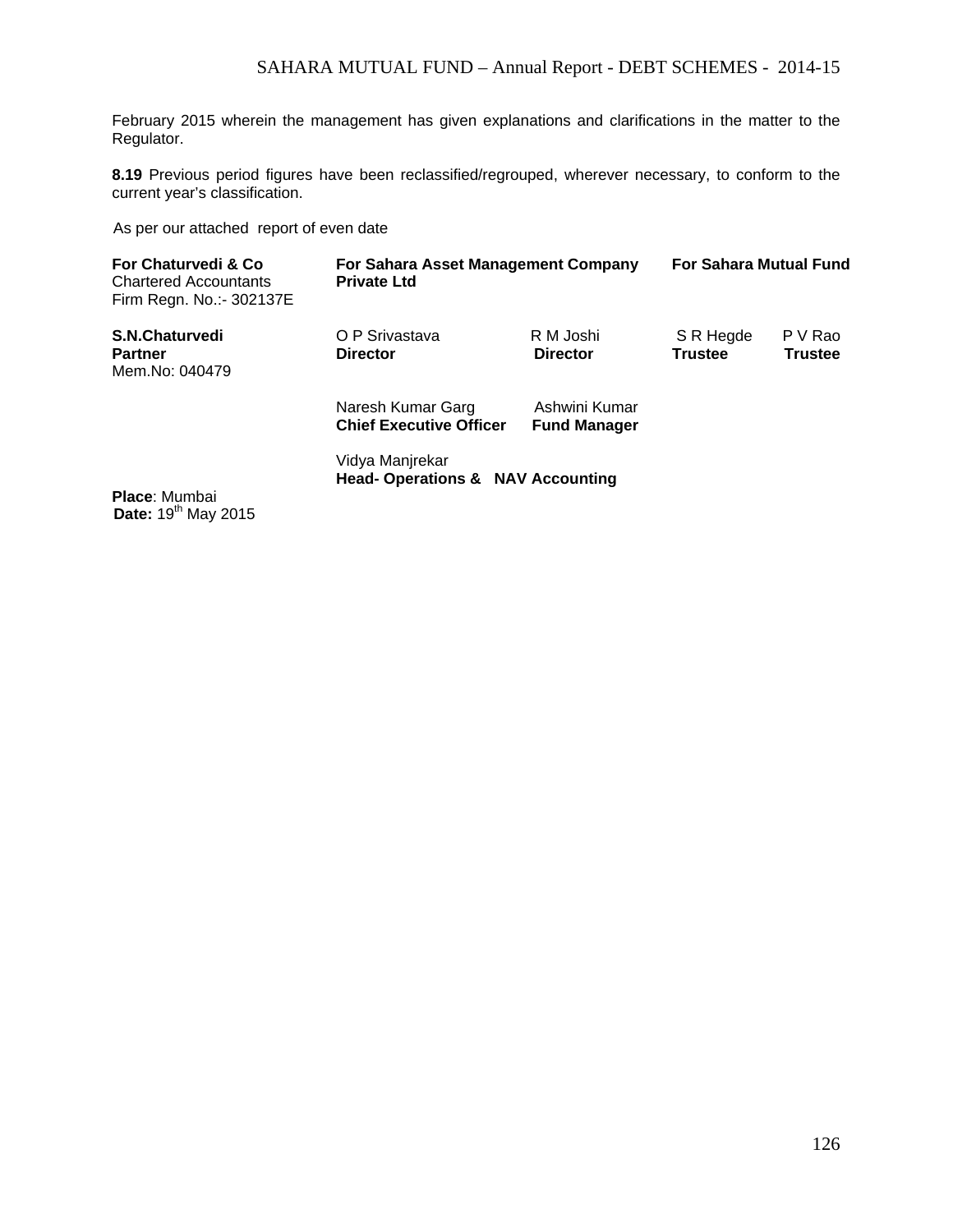February 2015 wherein the management has given explanations and clarifications in the matter to the Regulator.

**8.19** Previous period figures have been reclassified/regrouped, wherever necessary, to conform to the current year's classification.

As per our attached report of even date

| **For Chaturvedi & Co** | **For Sahara Asset Management Company Private Ltd** | | **For Sahara Mutual Fund** | |
|---|---|---|---|---|
| Chartered Accountants | | | | |
| Firm Regn. No.:- 302137E | | | | |
| **S.N.Chaturvedi** | O P Srivastava | R M Joshi | S R Hegde | P V Rao |
| **Partner** | **Director** | **Director** | **Trustee** | **Trustee** |
| Mem.No: 040479 | | | | |
| | Naresh Kumar Garg | Ashwini Kumar | | |
| | **Chief Executive Officer** | **Fund Manager** | | |
| | Vidya Manjrekar | | | |
| | **Head- Operations & NAV Accounting** | | | |

**Place**: Mumbai
**Date:** 19th May 2015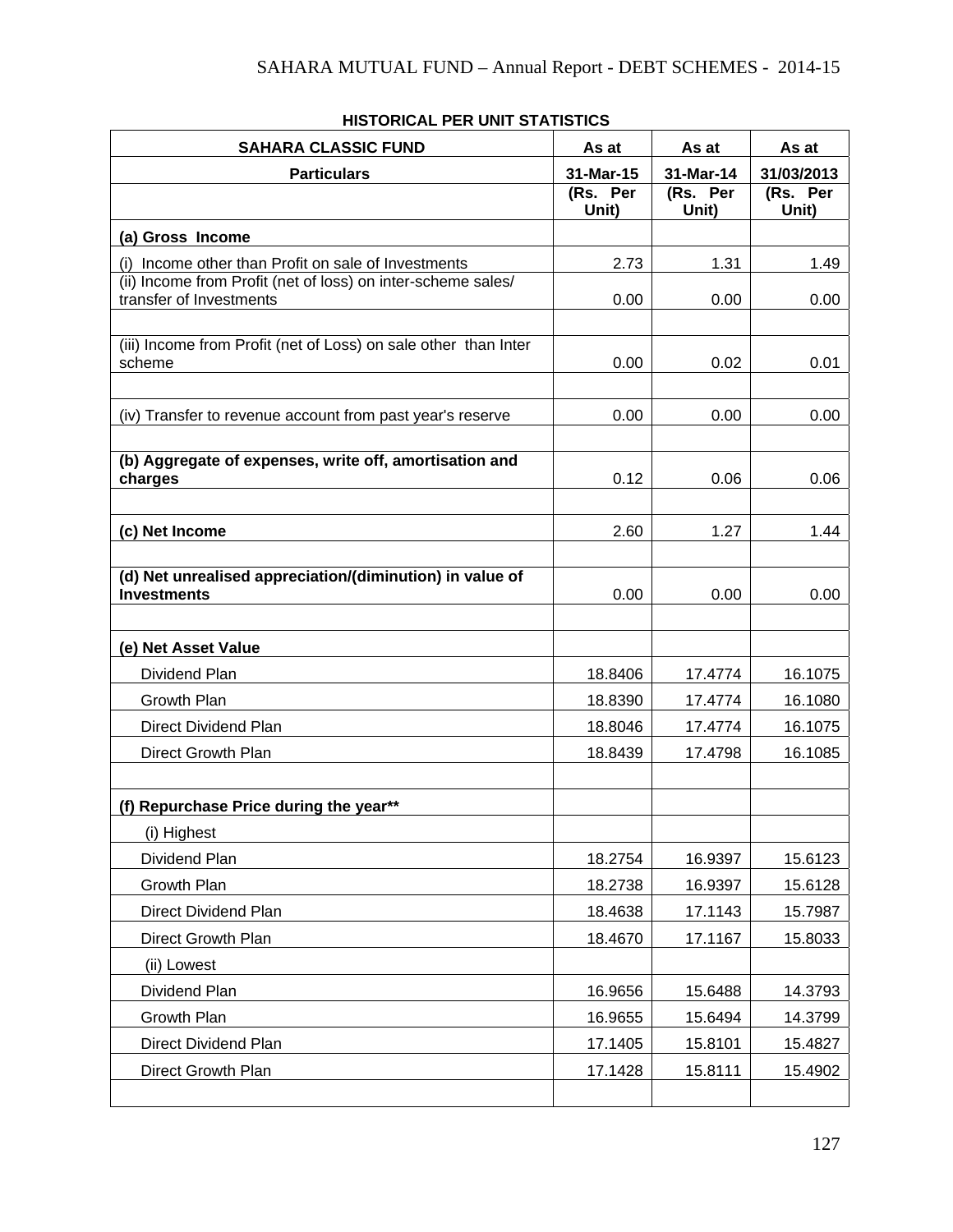## HISTORICAL PER UNIT STATISTICS

| SAHARA CLASSIC FUND | As at | As at | As at |
|---|---|---|---|
| **Particulars** | **31-Mar-15** | **31-Mar-14** | **31/03/2013** |
| | **(Rs. Per Unit)** | **(Rs. Per Unit)** | **(Rs. Per Unit)** |
| **(a) Gross Income** | | | |
| (i) Income other than Profit on sale of Investments | 2.73 | 1.31 | 1.49 |
| (ii) Income from Profit (net of loss) on inter-scheme sales/ transfer of Investments | 0.00 | 0.00 | 0.00 |
| | | | |
| (iii) Income from Profit (net of Loss) on sale other than Inter scheme | 0.00 | 0.02 | 0.01 |
| | | | |
| (iv) Transfer to revenue account from past year's reserve | 0.00 | 0.00 | 0.00 |
| | | | |
| **(b) Aggregate of expenses, write off, amortisation and charges** | 0.12 | 0.06 | 0.06 |
| | | | |
| **(c) Net Income** | 2.60 | 1.27 | 1.44 |
| | | | |
| **(d) Net unrealised appreciation/(diminution) in value of Investments** | 0.00 | 0.00 | 0.00 |
| | | | |
| **(e) Net Asset Value** | | | |
| Dividend Plan | 18.8406 | 17.4774 | 16.1075 |
| Growth Plan | 18.8390 | 17.4774 | 16.1080 |
| Direct Dividend Plan | 18.8046 | 17.4774 | 16.1075 |
| Direct Growth Plan | 18.8439 | 17.4798 | 16.1085 |
| | | | |
| **(f) Repurchase Price during the year**** | | | |
| (i) Highest | | | |
| Dividend Plan | 18.2754 | 16.9397 | 15.6123 |
| Growth Plan | 18.2738 | 16.9397 | 15.6128 |
| Direct Dividend Plan | 18.4638 | 17.1143 | 15.7987 |
| Direct Growth Plan | 18.4670 | 17.1167 | 15.8033 |
| (ii) Lowest | | | |
| Dividend Plan | 16.9656 | 15.6488 | 14.3793 |
| Growth Plan | 16.9655 | 15.6494 | 14.3799 |
| Direct Dividend Plan | 17.1405 | 15.8101 | 15.4827 |
| Direct Growth Plan | 17.1428 | 15.8111 | 15.4902 |
| | | | |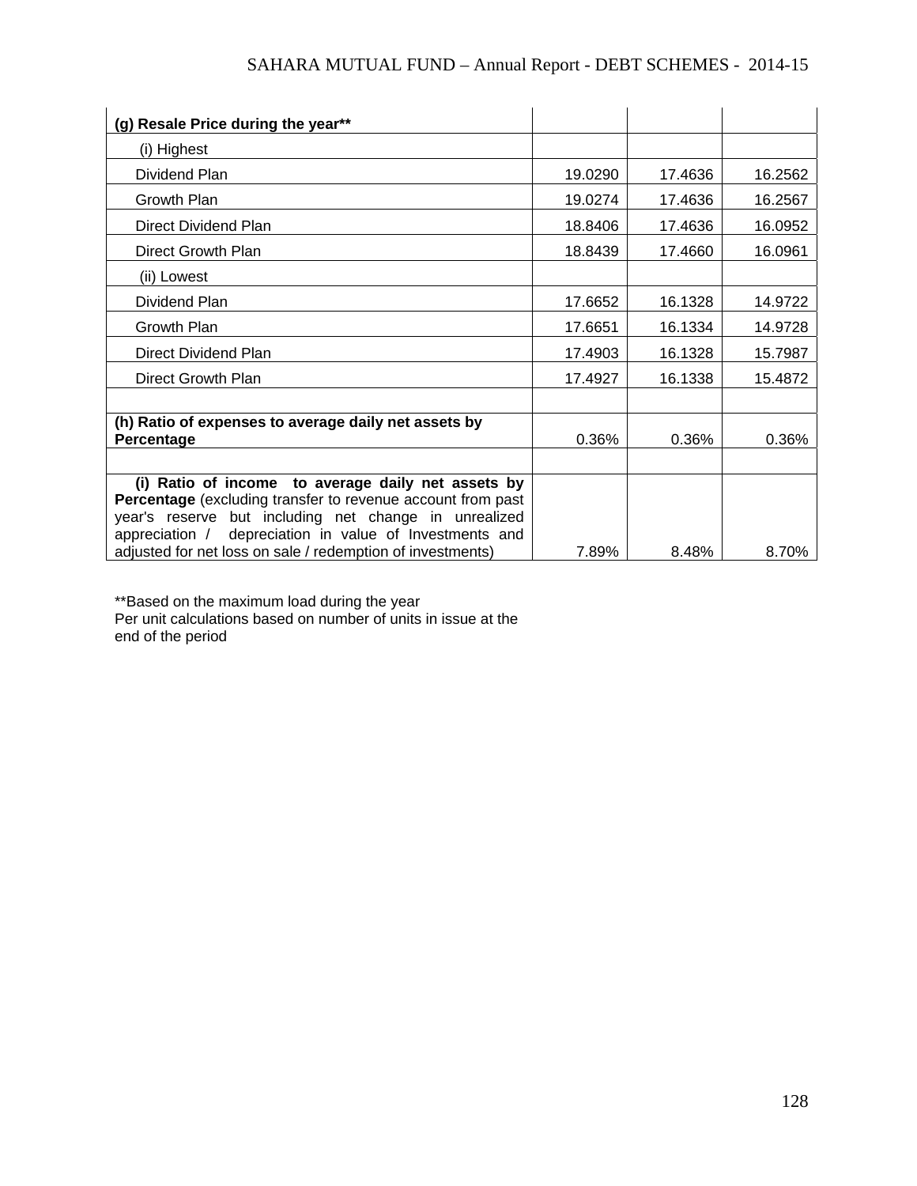| **(g) Resale Price during the year**** | | | |
|---|---|---|---|
| (i) Highest | | | |
| Dividend Plan | 19.0290 | 17.4636 | 16.2562 |
| Growth Plan | 19.0274 | 17.4636 | 16.2567 |
| Direct Dividend Plan | 18.8406 | 17.4636 | 16.0952 |
| Direct Growth Plan | 18.8439 | 17.4660 | 16.0961 |
| (ii) Lowest | | | |
| Dividend Plan | 17.6652 | 16.1328 | 14.9722 |
| Growth Plan | 17.6651 | 16.1334 | 14.9728 |
| Direct Dividend Plan | 17.4903 | 16.1328 | 15.7987 |
| Direct Growth Plan | 17.4927 | 16.1338 | 15.4872 |
| | | | |
| **(h) Ratio of expenses to average daily net assets by Percentage** | 0.36% | 0.36% | 0.36% |
| | | | |
| **(i) Ratio of income to average daily net assets by Percentage** (excluding transfer to revenue account from past year's reserve but including net change in unrealized appreciation / depreciation in value of Investments and adjusted for net loss on sale / redemption of investments) | 7.89% | 8.48% | 8.70% |

**Based on the maximum load during the year
Per unit calculations based on number of units in issue at the end of the period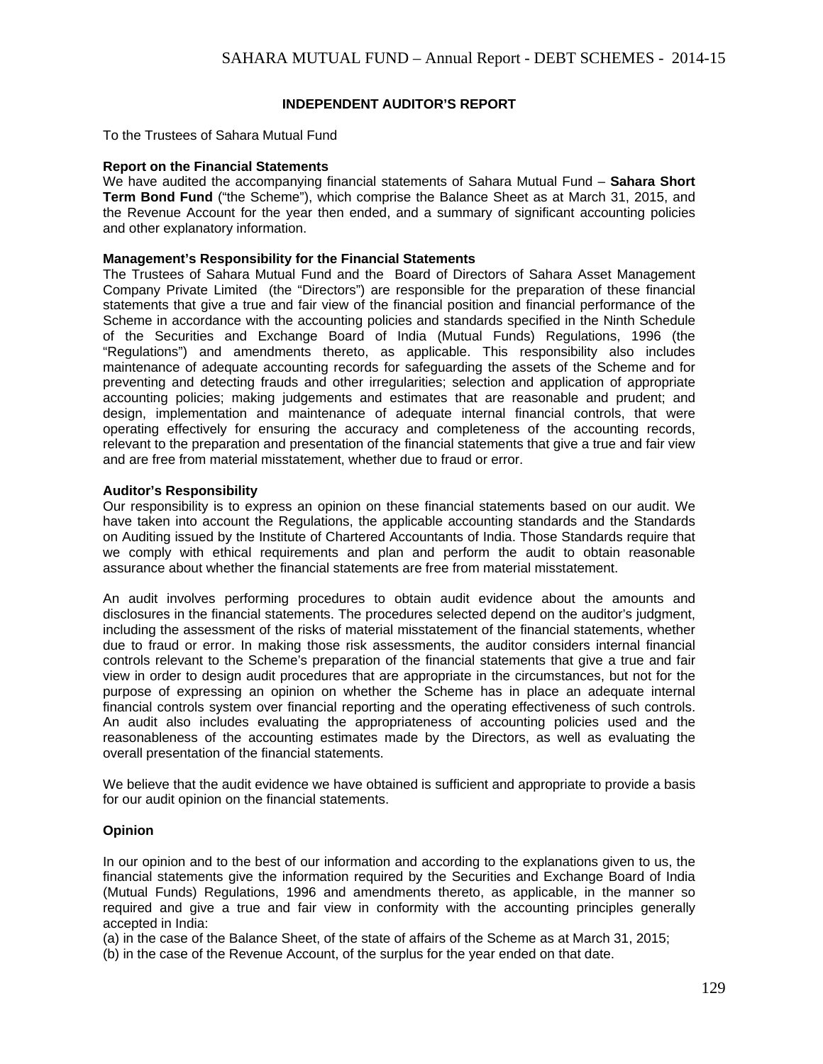# INDEPENDENT AUDITOR'S REPORT

To the Trustees of Sahara Mutual Fund

**Report on the Financial Statements**

We have audited the accompanying financial statements of Sahara Mutual Fund – **Sahara Short Term Bond Fund** ("the Scheme"), which comprise the Balance Sheet as at March 31, 2015, and the Revenue Account for the year then ended, and a summary of significant accounting policies and other explanatory information.

**Management's Responsibility for the Financial Statements**

The Trustees of Sahara Mutual Fund and the Board of Directors of Sahara Asset Management Company Private Limited (the "Directors") are responsible for the preparation of these financial statements that give a true and fair view of the financial position and financial performance of the Scheme in accordance with the accounting policies and standards specified in the Ninth Schedule of the Securities and Exchange Board of India (Mutual Funds) Regulations, 1996 (the "Regulations") and amendments thereto, as applicable. This responsibility also includes maintenance of adequate accounting records for safeguarding the assets of the Scheme and for preventing and detecting frauds and other irregularities; selection and application of appropriate accounting policies; making judgements and estimates that are reasonable and prudent; and design, implementation and maintenance of adequate internal financial controls, that were operating effectively for ensuring the accuracy and completeness of the accounting records, relevant to the preparation and presentation of the financial statements that give a true and fair view and are free from material misstatement, whether due to fraud or error.

**Auditor's Responsibility**

Our responsibility is to express an opinion on these financial statements based on our audit. We have taken into account the Regulations, the applicable accounting standards and the Standards on Auditing issued by the Institute of Chartered Accountants of India. Those Standards require that we comply with ethical requirements and plan and perform the audit to obtain reasonable assurance about whether the financial statements are free from material misstatement.

An audit involves performing procedures to obtain audit evidence about the amounts and disclosures in the financial statements. The procedures selected depend on the auditor's judgment, including the assessment of the risks of material misstatement of the financial statements, whether due to fraud or error. In making those risk assessments, the auditor considers internal financial controls relevant to the Scheme's preparation of the financial statements that give a true and fair view in order to design audit procedures that are appropriate in the circumstances, but not for the purpose of expressing an opinion on whether the Scheme has in place an adequate internal financial controls system over financial reporting and the operating effectiveness of such controls. An audit also includes evaluating the appropriateness of accounting policies used and the reasonableness of the accounting estimates made by the Directors, as well as evaluating the overall presentation of the financial statements.

We believe that the audit evidence we have obtained is sufficient and appropriate to provide a basis for our audit opinion on the financial statements.

**Opinion**

In our opinion and to the best of our information and according to the explanations given to us, the financial statements give the information required by the Securities and Exchange Board of India (Mutual Funds) Regulations, 1996 and amendments thereto, as applicable, in the manner so required and give a true and fair view in conformity with the accounting principles generally accepted in India:

(a) in the case of the Balance Sheet, of the state of affairs of the Scheme as at March 31, 2015;

(b) in the case of the Revenue Account, of the surplus for the year ended on that date.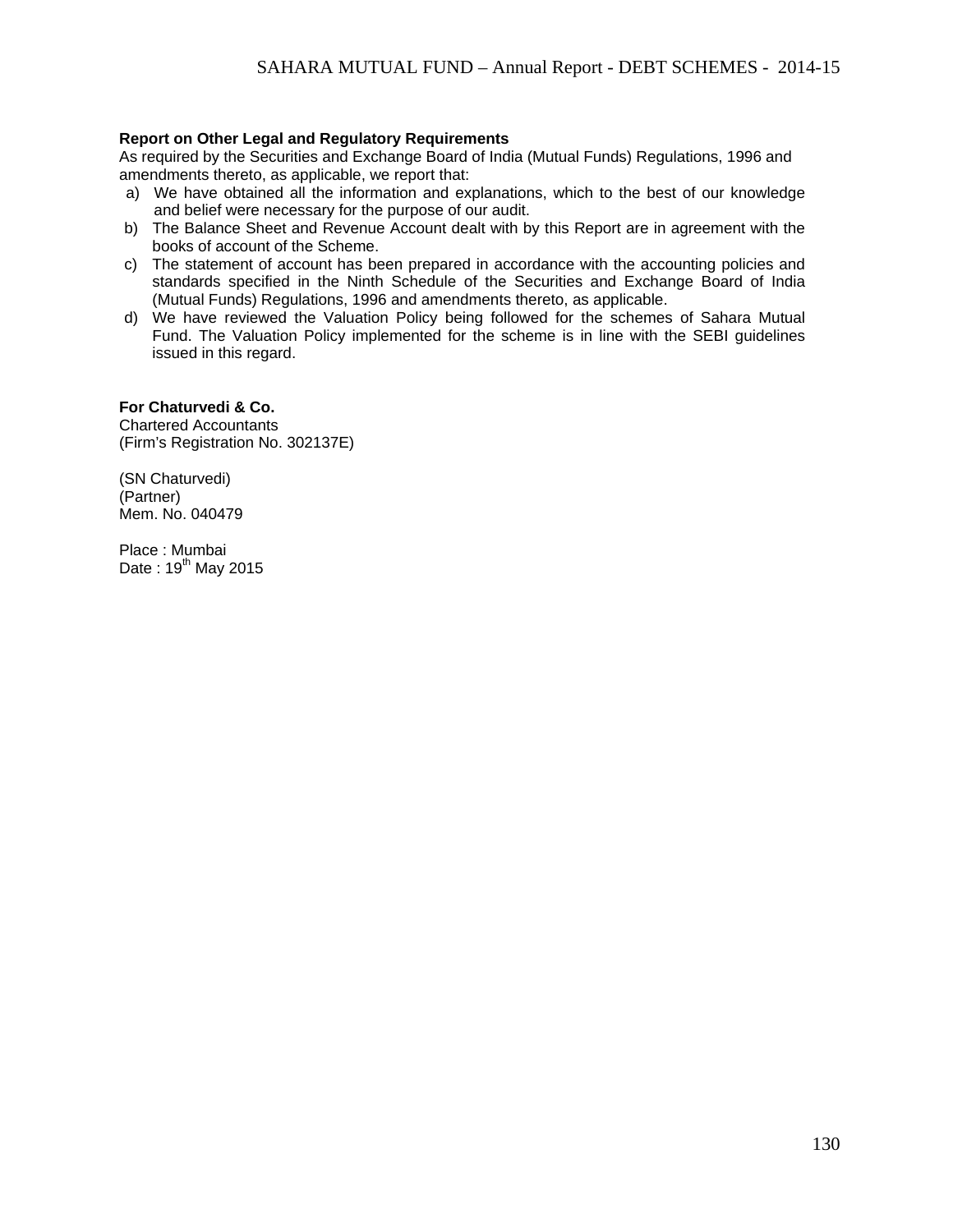**Report on Other Legal and Regulatory Requirements**

As required by the Securities and Exchange Board of India (Mutual Funds) Regulations, 1996 and amendments thereto, as applicable, we report that:

a) We have obtained all the information and explanations, which to the best of our knowledge and belief were necessary for the purpose of our audit.
b) The Balance Sheet and Revenue Account dealt with by this Report are in agreement with the books of account of the Scheme.
c) The statement of account has been prepared in accordance with the accounting policies and standards specified in the Ninth Schedule of the Securities and Exchange Board of India (Mutual Funds) Regulations, 1996 and amendments thereto, as applicable.
d) We have reviewed the Valuation Policy being followed for the schemes of Sahara Mutual Fund. The Valuation Policy implemented for the scheme is in line with the SEBI guidelines issued in this regard.

**For Chaturvedi & Co.**
Chartered Accountants
(Firm's Registration No. 302137E)

(SN Chaturvedi)
(Partner)
Mem. No. 040479

Place : Mumbai
Date : 19th May 2015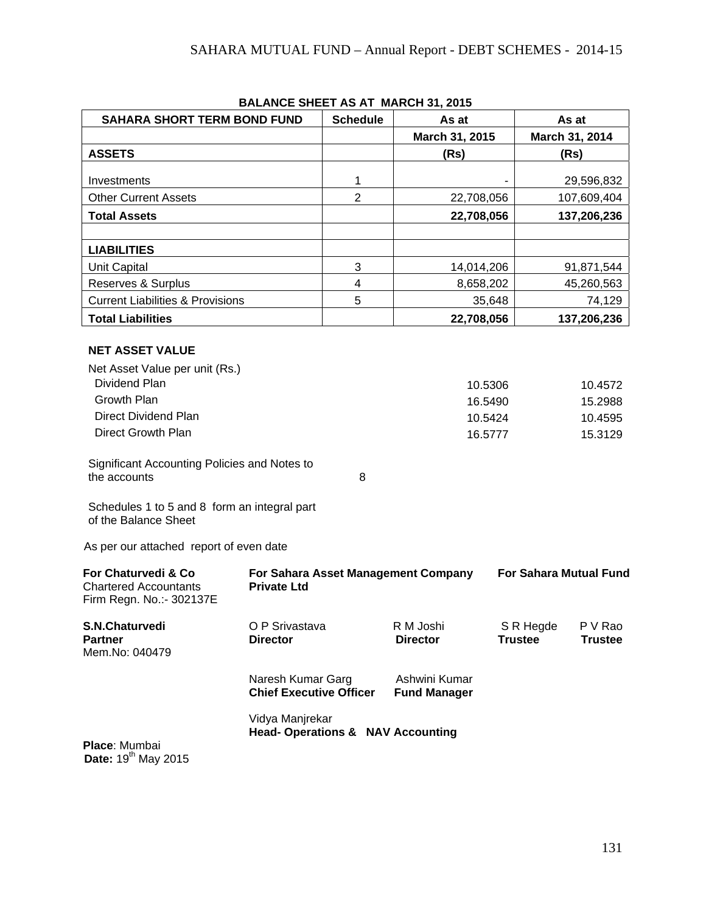## BALANCE SHEET AS AT MARCH 31, 2015

| SAHARA SHORT TERM BOND FUND | Schedule | As at | As at |
|---|---|---|---|
| | | March 31, 2015 | March 31, 2014 |
| **ASSETS** | | (Rs) | (Rs) |
| Investments | 1 | - | 29,596,832 |
| Other Current Assets | 2 | 22,708,056 | 107,609,404 |
| **Total Assets** | | **22,708,056** | **137,206,236** |
| | | | |
| **LIABILITIES** | | | |
| Unit Capital | 3 | 14,014,206 | 91,871,544 |
| Reserves & Surplus | 4 | 8,658,202 | 45,260,563 |
| Current Liabilities & Provisions | 5 | 35,648 | 74,129 |
| **Total Liabilities** | | **22,708,056** | **137,206,236** |

**NET ASSET VALUE**

| Net Asset Value per unit (Rs.) | March 31, 2015 | March 31, 2014 |
|---|---|---|
| Dividend Plan | 10.5306 | 10.4572 |
| Growth Plan | 16.5490 | 15.2988 |
| Direct Dividend Plan | 10.5424 | 10.4595 |
| Direct Growth Plan | 16.5777 | 15.3129 |

Significant Accounting Policies and Notes to the accounts — 8

Schedules 1 to 5 and 8 form an integral part of the Balance Sheet

As per our attached report of even date

**For Chaturvedi & Co**
Chartered Accountants
Firm Regn. No.:- 302137E

**S.N.Chaturvedi**
**Partner**
Mem.No: 040479

**For Sahara Asset Management Company Private Ltd**

O P Srivastava — **Director**
R M Joshi — **Director**

Naresh Kumar Garg — **Chief Executive Officer**
Ashwini Kumar — **Fund Manager**

Vidya Manjrekar — **Head- Operations & NAV Accounting**

**For Sahara Mutual Fund**

S R Hegde — **Trustee**
P V Rao — **Trustee**

**Place**: Mumbai
**Date:** 19th May 2015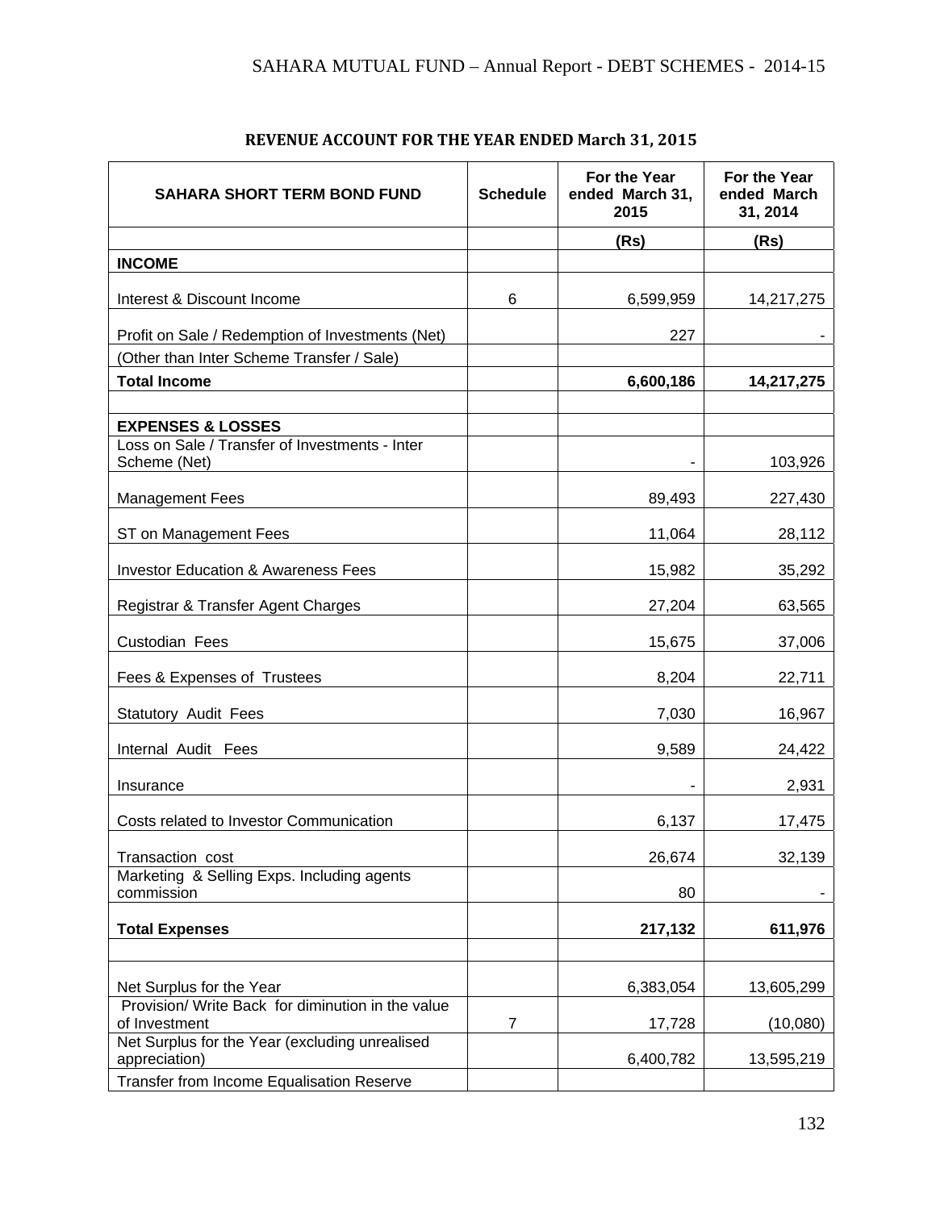## REVENUE ACCOUNT FOR THE YEAR ENDED March 31, 2015

| SAHARA SHORT TERM BOND FUND | Schedule | For the Year ended March 31, 2015 | For the Year ended March 31, 2014 |
|---|---|---|---|
| | | (Rs) | (Rs) |
| **INCOME** | | | |
| Interest & Discount Income | 6 | 6,599,959 | 14,217,275 |
| Profit on Sale / Redemption of Investments (Net) | | 227 | - |
| (Other than Inter Scheme Transfer / Sale) | | | |
| **Total Income** | | **6,600,186** | **14,217,275** |
| | | | |
| **EXPENSES & LOSSES** | | | |
| Loss on Sale / Transfer of Investments - Inter Scheme (Net) | | - | 103,926 |
| Management Fees | | 89,493 | 227,430 |
| ST on Management Fees | | 11,064 | 28,112 |
| Investor Education & Awareness Fees | | 15,982 | 35,292 |
| Registrar & Transfer Agent Charges | | 27,204 | 63,565 |
| Custodian Fees | | 15,675 | 37,006 |
| Fees & Expenses of Trustees | | 8,204 | 22,711 |
| Statutory Audit Fees | | 7,030 | 16,967 |
| Internal Audit Fees | | 9,589 | 24,422 |
| Insurance | | - | 2,931 |
| Costs related to Investor Communication | | 6,137 | 17,475 |
| Transaction cost | | 26,674 | 32,139 |
| Marketing & Selling Exps. Including agents commission | | 80 | - |
| **Total Expenses** | | **217,132** | **611,976** |
| | | | |
| Net Surplus for the Year | | 6,383,054 | 13,605,299 |
| Provision/ Write Back for diminution in the value of Investment | 7 | 17,728 | (10,080) |
| Net Surplus for the Year (excluding unrealised appreciation) | | 6,400,782 | 13,595,219 |
| Transfer from Income Equalisation Reserve | | | |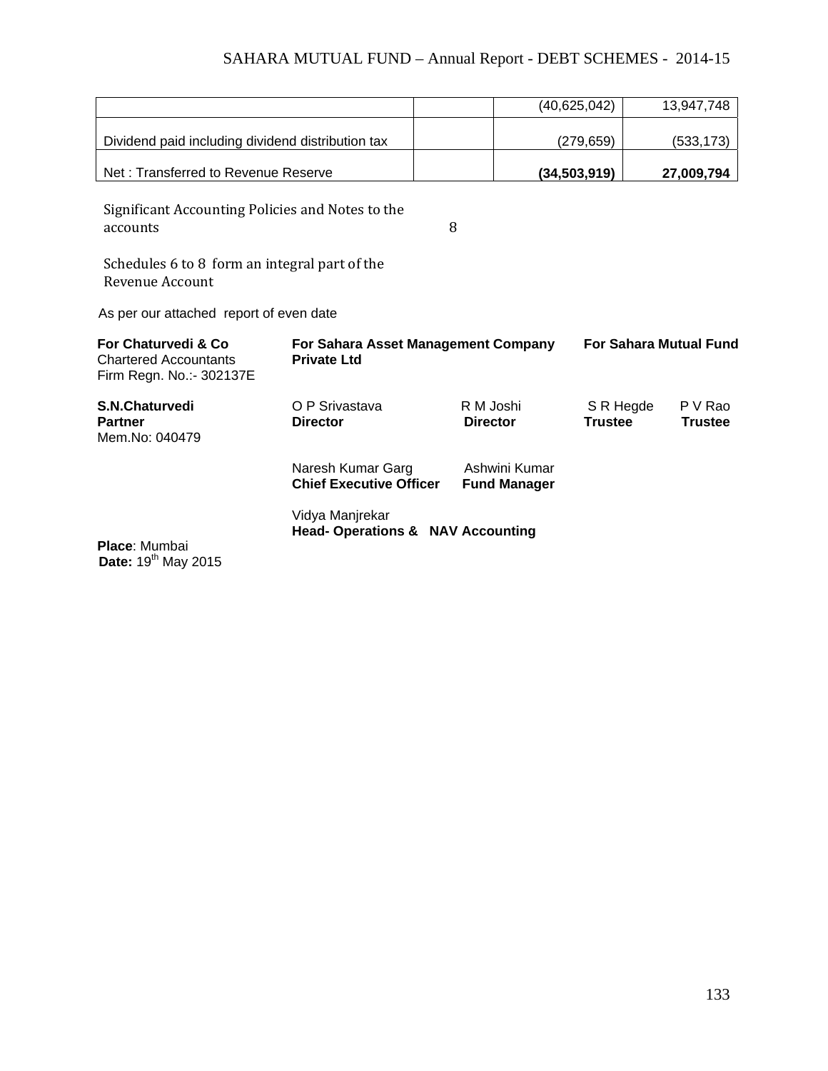| | | | |
|---|---|---|---|
| | | (40,625,042) | 13,947,748 |
| Dividend paid including dividend distribution tax | | (279,659) | (533,173) |
| Net : Transferred to Revenue Reserve | | **(34,503,919)** | **27,009,794** |

Significant Accounting Policies and Notes to the accounts 8

Schedules 6 to 8 form an integral part of the Revenue Account

As per our attached report of even date

**For Chaturvedi & Co**
Chartered Accountants
Firm Regn. No.:- 302137E

**S.N.Chaturvedi**
**Partner**
Mem.No: 040479

**For Sahara Asset Management Company Private Ltd**

O P Srivastava
**Director**

R M Joshi
**Director**

Naresh Kumar Garg
**Chief Executive Officer**

Ashwini Kumar
**Fund Manager**

Vidya Manjrekar
**Head- Operations & NAV Accounting**

**For Sahara Mutual Fund**

S R Hegde
**Trustee**

P V Rao
**Trustee**

**Place**: Mumbai
**Date:** 19th May 2015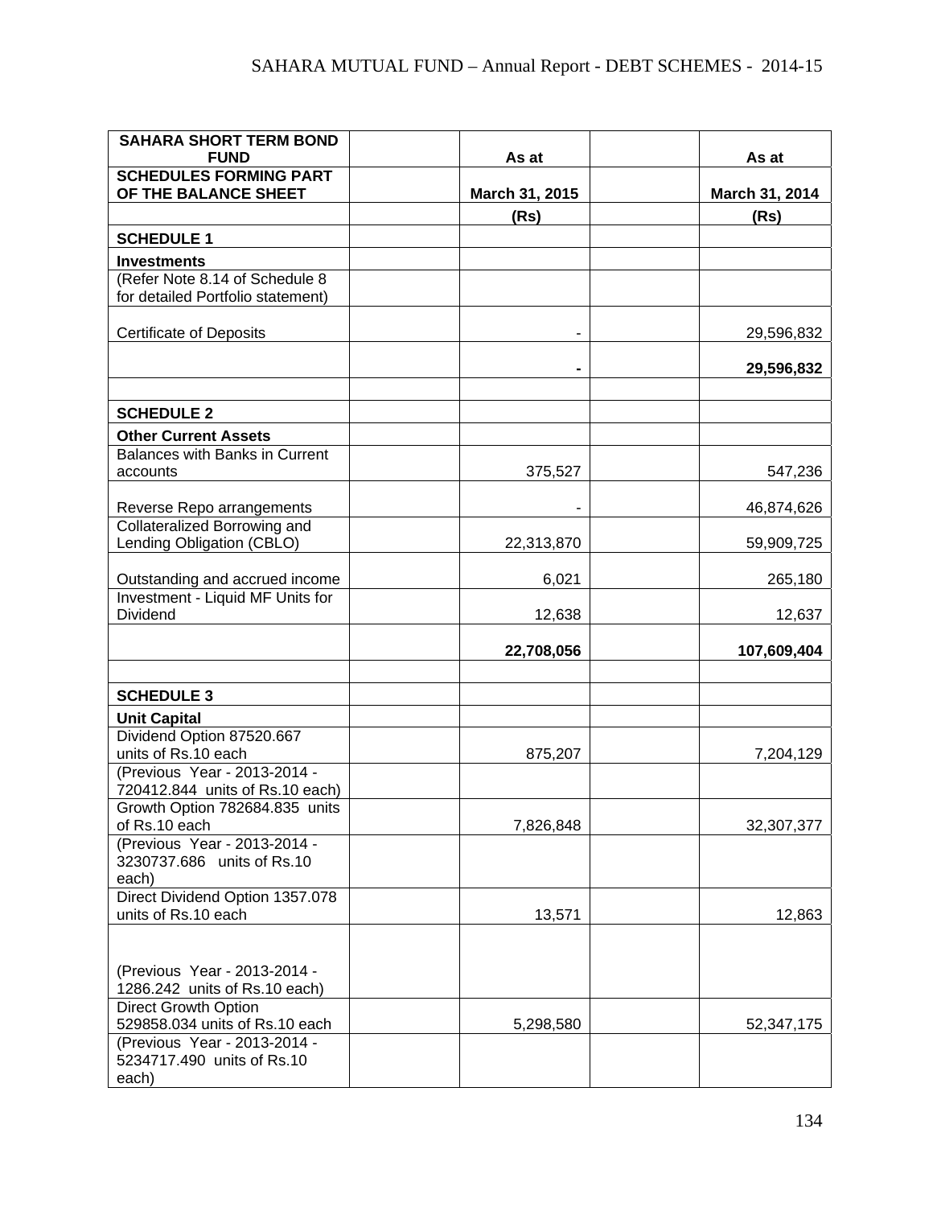| SAHARA SHORT TERM BOND FUND | | As at | | As at |
|---|---|---|---|---|
| SCHEDULES FORMING PART OF THE BALANCE SHEET | | March 31, 2015 | | March 31, 2014 |
| | | (Rs) | | (Rs) |
| **SCHEDULE 1** | | | | |
| **Investments** | | | | |
| (Refer Note 8.14 of Schedule 8 for detailed Portfolio statement) | | | | |
| Certificate of Deposits | | - | | 29,596,832 |
| | | **-** | | **29,596,832** |
| | | | | |
| **SCHEDULE 2** | | | | |
| **Other Current Assets** | | | | |
| Balances with Banks in Current accounts | | 375,527 | | 547,236 |
| Reverse Repo arrangements | | - | | 46,874,626 |
| Collateralized Borrowing and Lending Obligation (CBLO) | | 22,313,870 | | 59,909,725 |
| Outstanding and accrued income | | 6,021 | | 265,180 |
| Investment - Liquid MF Units for Dividend | | 12,638 | | 12,637 |
| | | **22,708,056** | | **107,609,404** |
| | | | | |
| **SCHEDULE 3** | | | | |
| **Unit Capital** | | | | |
| Dividend Option 87520.667 units of Rs.10 each | | 875,207 | | 7,204,129 |
| (Previous Year - 2013-2014 - 720412.844 units of Rs.10 each) | | | | |
| Growth Option 782684.835 units of Rs.10 each | | 7,826,848 | | 32,307,377 |
| (Previous Year - 2013-2014 - 3230737.686 units of Rs.10 each) | | | | |
| Direct Dividend Option 1357.078 units of Rs.10 each | | 13,571 | | 12,863 |
| (Previous Year - 2013-2014 - 1286.242 units of Rs.10 each) | | | | |
| Direct Growth Option 529858.034 units of Rs.10 each | | 5,298,580 | | 52,347,175 |
| (Previous Year - 2013-2014 - 5234717.490 units of Rs.10 each) | | | | |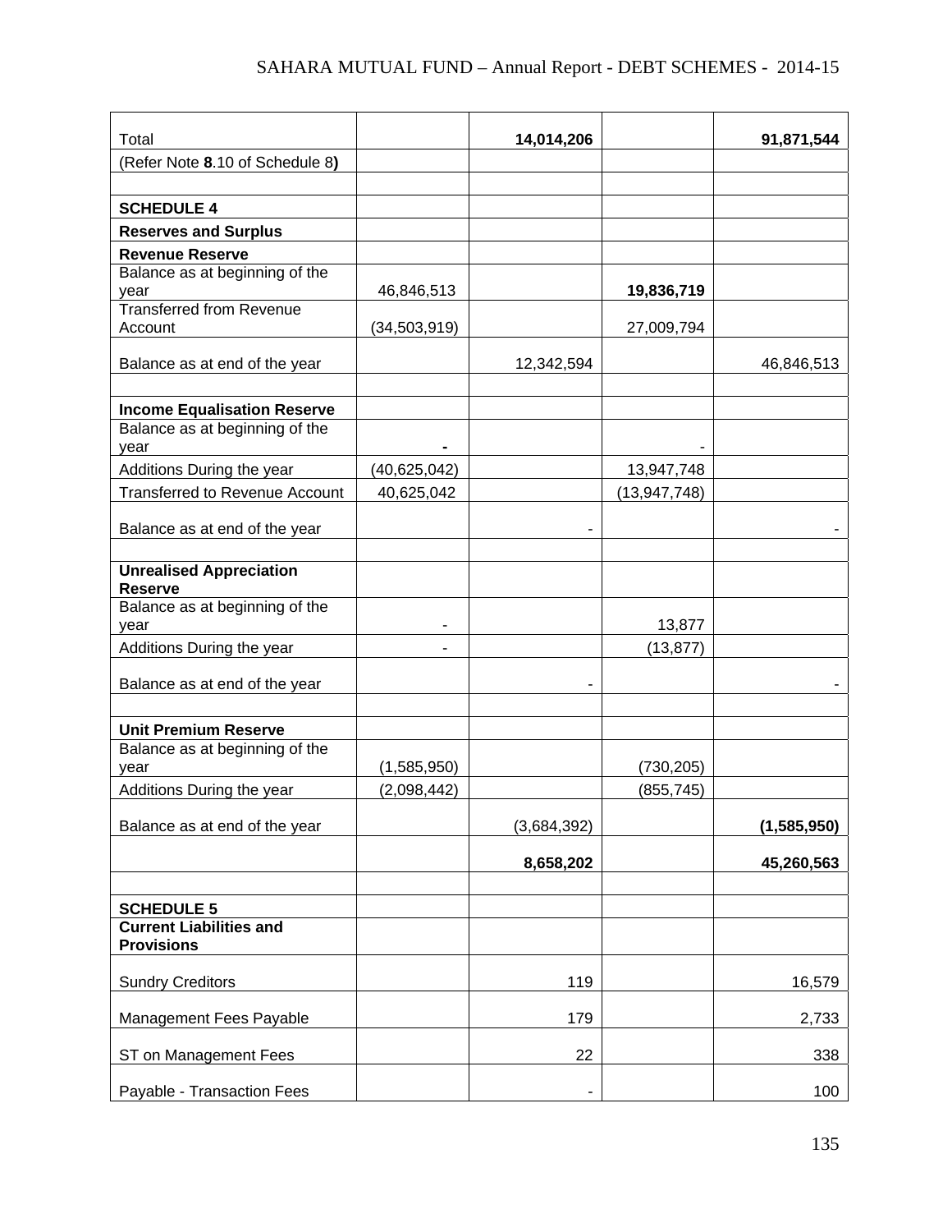| | | | | |
|---|---|---|---|---|
| Total | | **14,014,206** | | **91,871,544** |
| (Refer Note **8**.10 of Schedule 8**)** | | | | |
| | | | | |
| **SCHEDULE 4** | | | | |
| **Reserves and Surplus** | | | | |
| **Revenue Reserve** | | | | |
| Balance as at beginning of the year | 46,846,513 | | **19,836,719** | |
| Transferred from Revenue Account | (34,503,919) | | 27,009,794 | |
| Balance as at end of the year | | 12,342,594 | | 46,846,513 |
| | | | | |
| **Income Equalisation Reserve** | | | | |
| Balance as at beginning of the year | **-** | | - | |
| Additions During the year | (40,625,042) | | 13,947,748 | |
| Transferred to Revenue Account | 40,625,042 | | (13,947,748) | |
| Balance as at end of the year | | - | | - |
| | | | | |
| **Unrealised Appreciation Reserve** | | | | |
| Balance as at beginning of the year | - | | 13,877 | |
| Additions During the year | - | | (13,877) | |
| Balance as at end of the year | | - | | - |
| | | | | |
| **Unit Premium Reserve** | | | | |
| Balance as at beginning of the year | (1,585,950) | | (730,205) | |
| Additions During the year | (2,098,442) | | (855,745) | |
| Balance as at end of the year | | (3,684,392) | | **(1,585,950)** |
| | | **8,658,202** | | **45,260,563** |
| | | | | |
| **SCHEDULE 5** | | | | |
| **Current Liabilities and Provisions** | | | | |
| Sundry Creditors | | 119 | | 16,579 |
| Management Fees Payable | | 179 | | 2,733 |
| ST on Management Fees | | 22 | | 338 |
| Payable - Transaction Fees | | - | | 100 |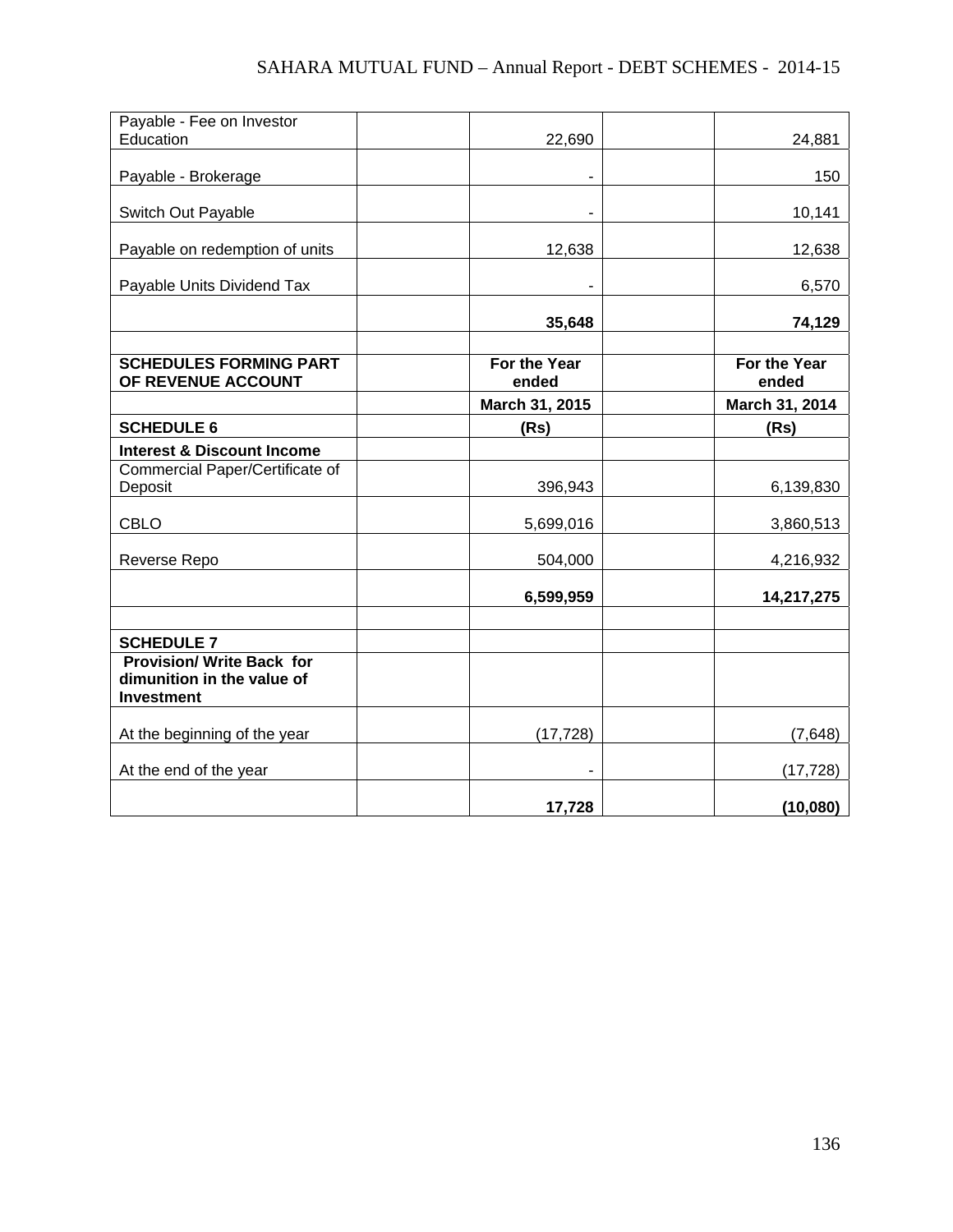| | | | | |
|---|---|---|---|---|
| Payable - Fee on Investor Education | | 22,690 | | 24,881 |
| Payable - Brokerage | | - | | 150 |
| Switch Out Payable | | - | | 10,141 |
| Payable on redemption of units | | 12,638 | | 12,638 |
| Payable Units Dividend Tax | | - | | 6,570 |
| | | **35,648** | | **74,129** |
| | | | | |
| **SCHEDULES FORMING PART OF REVENUE ACCOUNT** | | **For the Year ended** | | **For the Year ended** |
| | | **March 31, 2015** | | **March 31, 2014** |
| **SCHEDULE 6** | | **(Rs)** | | **(Rs)** |
| **Interest & Discount Income** | | | | |
| Commercial Paper/Certificate of Deposit | | 396,943 | | 6,139,830 |
| CBLO | | 5,699,016 | | 3,860,513 |
| Reverse Repo | | 504,000 | | 4,216,932 |
| | | **6,599,959** | | **14,217,275** |
| | | | | |
| **SCHEDULE 7** | | | | |
| **Provision/ Write Back for dimunition in the value of Investment** | | | | |
| At the beginning of the year | | (17,728) | | (7,648) |
| At the end of the year | | - | | (17,728) |
| | | **17,728** | | **(10,080)** |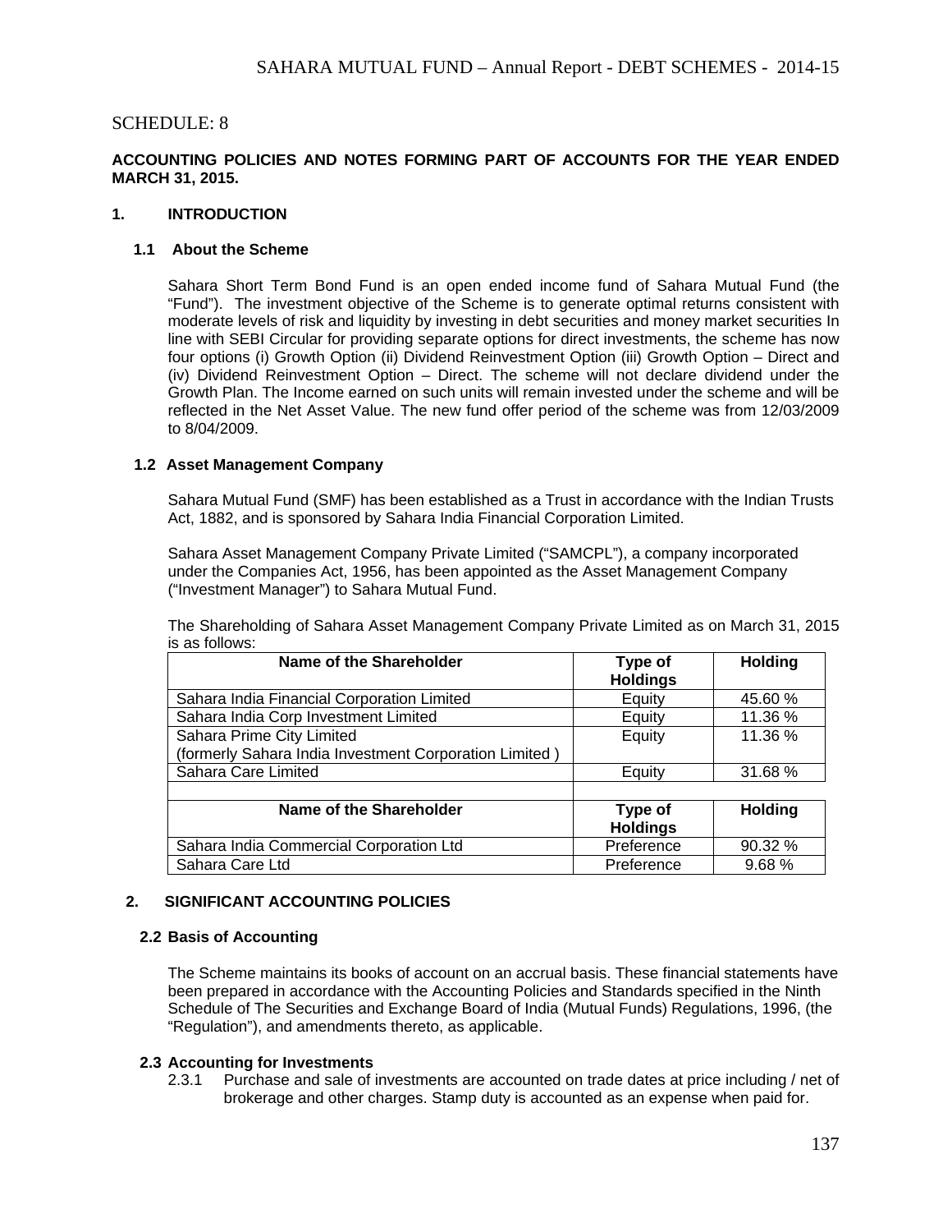## SCHEDULE: 8

**ACCOUNTING POLICIES AND NOTES FORMING PART OF ACCOUNTS FOR THE YEAR ENDED MARCH 31, 2015.**

### 1. INTRODUCTION

#### 1.1 About the Scheme

Sahara Short Term Bond Fund is an open ended income fund of Sahara Mutual Fund (the "Fund"). The investment objective of the Scheme is to generate optimal returns consistent with moderate levels of risk and liquidity by investing in debt securities and money market securities In line with SEBI Circular for providing separate options for direct investments, the scheme has now four options (i) Growth Option (ii) Dividend Reinvestment Option (iii) Growth Option – Direct and (iv) Dividend Reinvestment Option – Direct. The scheme will not declare dividend under the Growth Plan. The Income earned on such units will remain invested under the scheme and will be reflected in the Net Asset Value. The new fund offer period of the scheme was from 12/03/2009 to 8/04/2009.

#### 1.2 Asset Management Company

Sahara Mutual Fund (SMF) has been established as a Trust in accordance with the Indian Trusts Act, 1882, and is sponsored by Sahara India Financial Corporation Limited.

Sahara Asset Management Company Private Limited ("SAMCPL"), a company incorporated under the Companies Act, 1956, has been appointed as the Asset Management Company ("Investment Manager") to Sahara Mutual Fund.

The Shareholding of Sahara Asset Management Company Private Limited as on March 31, 2015 is as follows:

| Name of the Shareholder | Type of Holdings | Holding |
|---|---|---|
| Sahara India Financial Corporation Limited | Equity | 45.60 % |
| Sahara India Corp Investment Limited | Equity | 11.36 % |
| Sahara Prime City Limited (formerly Sahara India Investment Corporation Limited ) | Equity | 11.36 % |
| Sahara Care Limited | Equity | 31.68 % |

| Name of the Shareholder | Type of Holdings | Holding |
|---|---|---|
| Sahara India Commercial Corporation Ltd | Preference | 90.32 % |
| Sahara Care Ltd | Preference | 9.68 % |

### 2. SIGNIFICANT ACCOUNTING POLICIES

#### 2.2 Basis of Accounting

The Scheme maintains its books of account on an accrual basis. These financial statements have been prepared in accordance with the Accounting Policies and Standards specified in the Ninth Schedule of The Securities and Exchange Board of India (Mutual Funds) Regulations, 1996, (the "Regulation"), and amendments thereto, as applicable.

#### 2.3 Accounting for Investments

2.3.1 Purchase and sale of investments are accounted on trade dates at price including / net of brokerage and other charges. Stamp duty is accounted as an expense when paid for.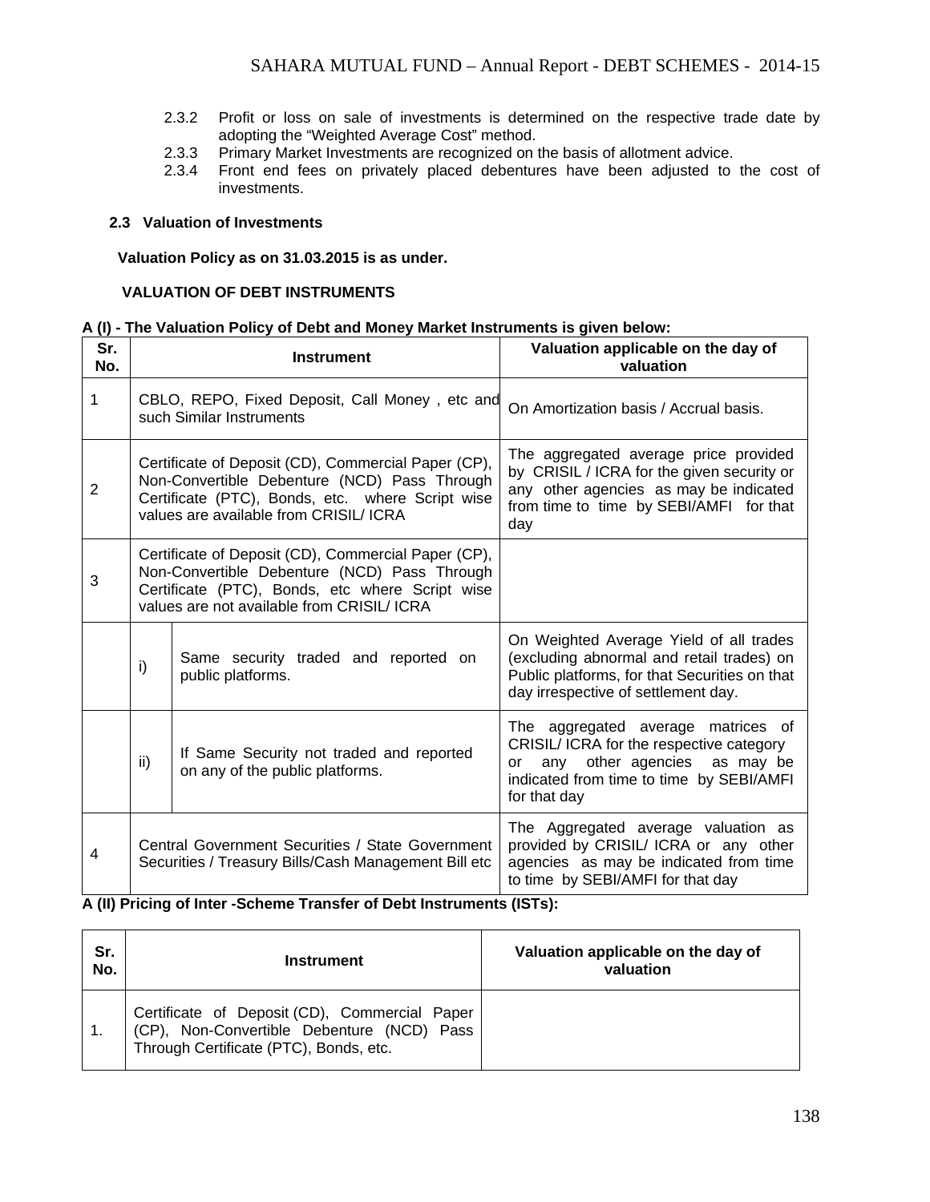2.3.2 Profit or loss on sale of investments is determined on the respective trade date by adopting the “Weighted Average Cost” method.

2.3.3 Primary Market Investments are recognized on the basis of allotment advice.

2.3.4 Front end fees on privately placed debentures have been adjusted to the cost of investments.

**2.3 Valuation of Investments**

**Valuation Policy as on 31.03.2015 is as under.**

**VALUATION OF DEBT INSTRUMENTS**

**A (I) - The Valuation Policy of Debt and Money Market Instruments is given below:**

| Sr. No. | Instrument | | Valuation applicable on the day of valuation |
|---|---|---|---|
| 1 | CBLO, REPO, Fixed Deposit, Call Money , etc and such Similar Instruments | | On Amortization basis / Accrual basis. |
| 2 | Certificate of Deposit (CD), Commercial Paper (CP), Non-Convertible Debenture (NCD) Pass Through Certificate (PTC), Bonds, etc. where Script wise values are available from CRISIL/ ICRA | | The aggregated average price provided by CRISIL / ICRA for the given security or any other agencies as may be indicated from time to time by SEBI/AMFI for that day |
| 3 | Certificate of Deposit (CD), Commercial Paper (CP), Non-Convertible Debenture (NCD) Pass Through Certificate (PTC), Bonds, etc where Script wise values are not available from CRISIL/ ICRA | | |
| | i) | Same security traded and reported on public platforms. | On Weighted Average Yield of all trades (excluding abnormal and retail trades) on Public platforms, for that Securities on that day irrespective of settlement day. |
| | ii) | If Same Security not traded and reported on any of the public platforms. | The aggregated average matrices of CRISIL/ ICRA for the respective category or any other agencies as may be indicated from time to time by SEBI/AMFI for that day |
| 4 | Central Government Securities / State Government Securities / Treasury Bills/Cash Management Bill etc | | The Aggregated average valuation as provided by CRISIL/ ICRA or any other agencies as may be indicated from time to time by SEBI/AMFI for that day |

**A (II) Pricing of Inter -Scheme Transfer of Debt Instruments (ISTs):**

| Sr. No. | Instrument | Valuation applicable on the day of valuation |
|---|---|---|
| 1. | Certificate of Deposit (CD), Commercial Paper (CP), Non-Convertible Debenture (NCD) Pass Through Certificate (PTC), Bonds, etc. | |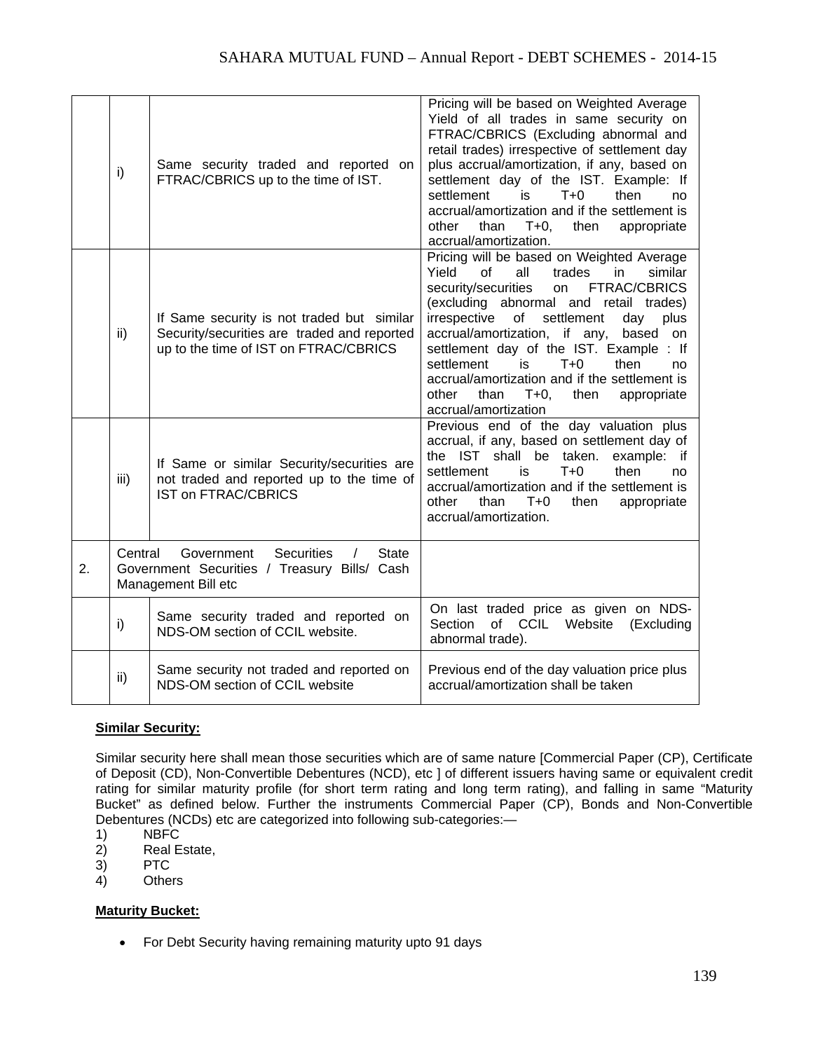| | | | |
|---|---|---|---|
| | i) | Same security traded and reported on FTRAC/CBRICS up to the time of IST. | Pricing will be based on Weighted Average Yield of all trades in same security on FTRAC/CBRICS (Excluding abnormal and retail trades) irrespective of settlement day plus accrual/amortization, if any, based on settlement day of the IST. Example: If settlement is T+0 then no accrual/amortization and if the settlement is other than T+0, then appropriate accrual/amortization. |
| | ii) | If Same security is not traded but similar Security/securities are traded and reported up to the time of IST on FTRAC/CBRICS | Pricing will be based on Weighted Average Yield of all trades in similar security/securities on FTRAC/CBRICS (excluding abnormal and retail trades) irrespective of settlement day plus accrual/amortization, if any, based on settlement day of the IST. Example : If settlement is T+0 then no accrual/amortization and if the settlement is other than T+0, then appropriate accrual/amortization |
| | iii) | If Same or similar Security/securities are not traded and reported up to the time of IST on FTRAC/CBRICS | Previous end of the day valuation plus accrual, if any, based on settlement day of the IST shall be taken. example: if settlement is T+0 then no accrual/amortization and if the settlement is other than T+0 then appropriate accrual/amortization. |
| 2. | Central Government Securities / State Government Securities / Treasury Bills/ Cash Management Bill etc | | |
| | i) | Same security traded and reported on NDS-OM section of CCIL website. | On last traded price as given on NDS-Section of CCIL Website (Excluding abnormal trade). |
| | ii) | Same security not traded and reported on NDS-OM section of CCIL website | Previous end of the day valuation price plus accrual/amortization shall be taken |

**Similar Security:**

Similar security here shall mean those securities which are of same nature [Commercial Paper (CP), Certificate of Deposit (CD), Non-Convertible Debentures (NCD), etc ] of different issuers having same or equivalent credit rating for similar maturity profile (for short term rating and long term rating), and falling in same "Maturity Bucket" as defined below. Further the instruments Commercial Paper (CP), Bonds and Non-Convertible Debentures (NCDs) etc are categorized into following sub-categories:—

1) NBFC
2) Real Estate,
3) PTC
4) Others

**Maturity Bucket:**

- For Debt Security having remaining maturity upto 91 days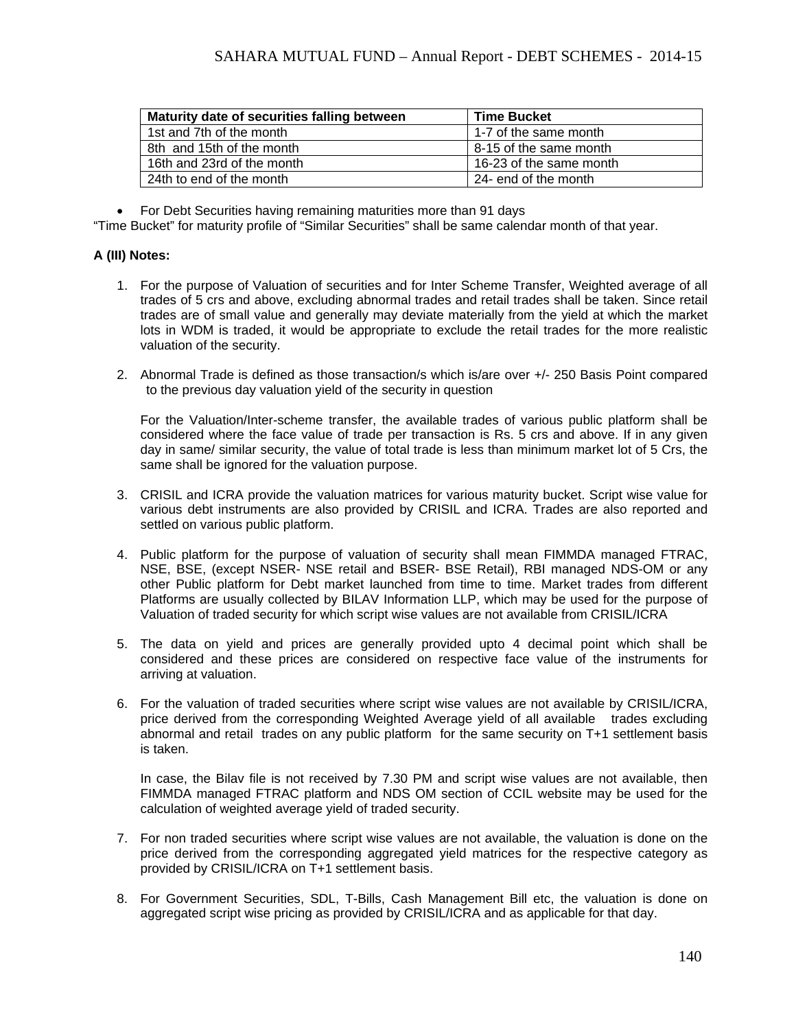| Maturity date of securities falling between | Time Bucket |
| --- | --- |
| 1st and 7th of the month | 1-7 of the same month |
| 8th and 15th of the month | 8-15 of the same month |
| 16th and 23rd of the month | 16-23 of the same month |
| 24th to end of the month | 24- end of the month |

- For Debt Securities having remaining maturities more than 91 days

"Time Bucket" for maturity profile of "Similar Securities" shall be same calendar month of that year.

**A (III) Notes:**

1. For the purpose of Valuation of securities and for Inter Scheme Transfer, Weighted average of all trades of 5 crs and above, excluding abnormal trades and retail trades shall be taken. Since retail trades are of small value and generally may deviate materially from the yield at which the market lots in WDM is traded, it would be appropriate to exclude the retail trades for the more realistic valuation of the security.

2. Abnormal Trade is defined as those transaction/s which is/are over +/- 250 Basis Point compared to the previous day valuation yield of the security in question

   For the Valuation/Inter-scheme transfer, the available trades of various public platform shall be considered where the face value of trade per transaction is Rs. 5 crs and above. If in any given day in same/ similar security, the value of total trade is less than minimum market lot of 5 Crs, the same shall be ignored for the valuation purpose.

3. CRISIL and ICRA provide the valuation matrices for various maturity bucket. Script wise value for various debt instruments are also provided by CRISIL and ICRA. Trades are also reported and settled on various public platform.

4. Public platform for the purpose of valuation of security shall mean FIMMDA managed FTRAC, NSE, BSE, (except NSER- NSE retail and BSER- BSE Retail), RBI managed NDS-OM or any other Public platform for Debt market launched from time to time. Market trades from different Platforms are usually collected by BILAV Information LLP, which may be used for the purpose of Valuation of traded security for which script wise values are not available from CRISIL/ICRA

5. The data on yield and prices are generally provided upto 4 decimal point which shall be considered and these prices are considered on respective face value of the instruments for arriving at valuation.

6. For the valuation of traded securities where script wise values are not available by CRISIL/ICRA, price derived from the corresponding Weighted Average yield of all available trades excluding abnormal and retail trades on any public platform for the same security on T+1 settlement basis is taken.

   In case, the Bilav file is not received by 7.30 PM and script wise values are not available, then FIMMDA managed FTRAC platform and NDS OM section of CCIL website may be used for the calculation of weighted average yield of traded security.

7. For non traded securities where script wise values are not available, the valuation is done on the price derived from the corresponding aggregated yield matrices for the respective category as provided by CRISIL/ICRA on T+1 settlement basis.

8. For Government Securities, SDL, T-Bills, Cash Management Bill etc, the valuation is done on aggregated script wise pricing as provided by CRISIL/ICRA and as applicable for that day.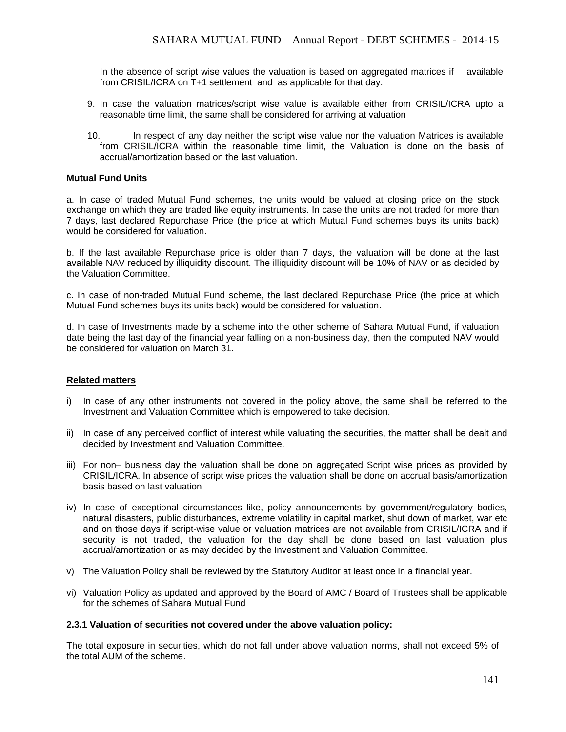In the absence of script wise values the valuation is based on aggregated matrices if available from CRISIL/ICRA on T+1 settlement and as applicable for that day.

9. In case the valuation matrices/script wise value is available either from CRISIL/ICRA upto a reasonable time limit, the same shall be considered for arriving at valuation

10. In respect of any day neither the script wise value nor the valuation Matrices is available from CRISIL/ICRA within the reasonable time limit, the Valuation is done on the basis of accrual/amortization based on the last valuation.

**Mutual Fund Units**

a. In case of traded Mutual Fund schemes, the units would be valued at closing price on the stock exchange on which they are traded like equity instruments. In case the units are not traded for more than 7 days, last declared Repurchase Price (the price at which Mutual Fund schemes buys its units back) would be considered for valuation.

b. If the last available Repurchase price is older than 7 days, the valuation will be done at the last available NAV reduced by illiquidity discount. The illiquidity discount will be 10% of NAV or as decided by the Valuation Committee.

c. In case of non-traded Mutual Fund scheme, the last declared Repurchase Price (the price at which Mutual Fund schemes buys its units back) would be considered for valuation.

d. In case of Investments made by a scheme into the other scheme of Sahara Mutual Fund, if valuation date being the last day of the financial year falling on a non-business day, then the computed NAV would be considered for valuation on March 31.

**Related matters**

i) In case of any other instruments not covered in the policy above, the same shall be referred to the Investment and Valuation Committee which is empowered to take decision.

ii) In case of any perceived conflict of interest while valuating the securities, the matter shall be dealt and decided by Investment and Valuation Committee.

iii) For non– business day the valuation shall be done on aggregated Script wise prices as provided by CRISIL/ICRA. In absence of script wise prices the valuation shall be done on accrual basis/amortization basis based on last valuation

iv) In case of exceptional circumstances like, policy announcements by government/regulatory bodies, natural disasters, public disturbances, extreme volatility in capital market, shut down of market, war etc and on those days if script-wise value or valuation matrices are not available from CRISIL/ICRA and if security is not traded, the valuation for the day shall be done based on last valuation plus accrual/amortization or as may decided by the Investment and Valuation Committee.

v) The Valuation Policy shall be reviewed by the Statutory Auditor at least once in a financial year.

vi) Valuation Policy as updated and approved by the Board of AMC / Board of Trustees shall be applicable for the schemes of Sahara Mutual Fund

**2.3.1 Valuation of securities not covered under the above valuation policy:**

The total exposure in securities, which do not fall under above valuation norms, shall not exceed 5% of the total AUM of the scheme.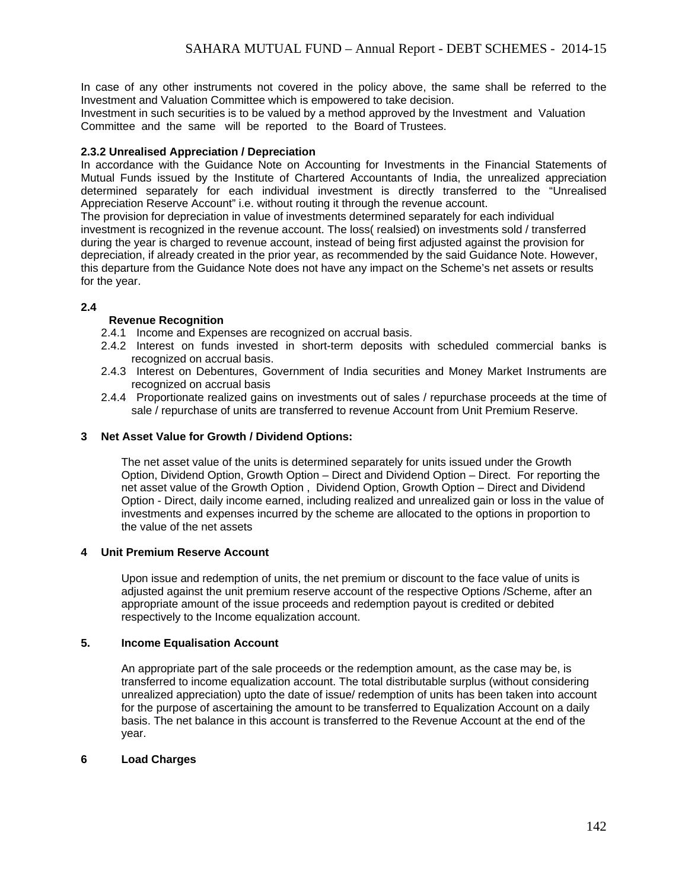In case of any other instruments not covered in the policy above, the same shall be referred to the Investment and Valuation Committee which is empowered to take decision.
Investment in such securities is to be valued by a method approved by the Investment and Valuation Committee and the same will be reported to the Board of Trustees.

**2.3.2 Unrealised Appreciation / Depreciation**

In accordance with the Guidance Note on Accounting for Investments in the Financial Statements of Mutual Funds issued by the Institute of Chartered Accountants of India, the unrealized appreciation determined separately for each individual investment is directly transferred to the "Unrealised Appreciation Reserve Account" i.e. without routing it through the revenue account.
The provision for depreciation in value of investments determined separately for each individual investment is recognized in the revenue account. The loss( realsied) on investments sold / transferred during the year is charged to revenue account, instead of being first adjusted against the provision for depreciation, if already created in the prior year, as recommended by the said Guidance Note. However, this departure from the Guidance Note does not have any impact on the Scheme's net assets or results for the year.

**2.4**

**Revenue Recognition**

2.4.1 Income and Expenses are recognized on accrual basis.
2.4.2 Interest on funds invested in short-term deposits with scheduled commercial banks is recognized on accrual basis.
2.4.3 Interest on Debentures, Government of India securities and Money Market Instruments are recognized on accrual basis
2.4.4 Proportionate realized gains on investments out of sales / repurchase proceeds at the time of sale / repurchase of units are transferred to revenue Account from Unit Premium Reserve.

**3 Net Asset Value for Growth / Dividend Options:**

The net asset value of the units is determined separately for units issued under the Growth Option, Dividend Option, Growth Option – Direct and Dividend Option – Direct. For reporting the net asset value of the Growth Option , Dividend Option, Growth Option – Direct and Dividend Option - Direct, daily income earned, including realized and unrealized gain or loss in the value of investments and expenses incurred by the scheme are allocated to the options in proportion to the value of the net assets

**4 Unit Premium Reserve Account**

Upon issue and redemption of units, the net premium or discount to the face value of units is adjusted against the unit premium reserve account of the respective Options /Scheme, after an appropriate amount of the issue proceeds and redemption payout is credited or debited respectively to the Income equalization account.

**5. Income Equalisation Account**

An appropriate part of the sale proceeds or the redemption amount, as the case may be, is transferred to income equalization account. The total distributable surplus (without considering unrealized appreciation) upto the date of issue/ redemption of units has been taken into account for the purpose of ascertaining the amount to be transferred to Equalization Account on a daily basis. The net balance in this account is transferred to the Revenue Account at the end of the year.

**6 Load Charges**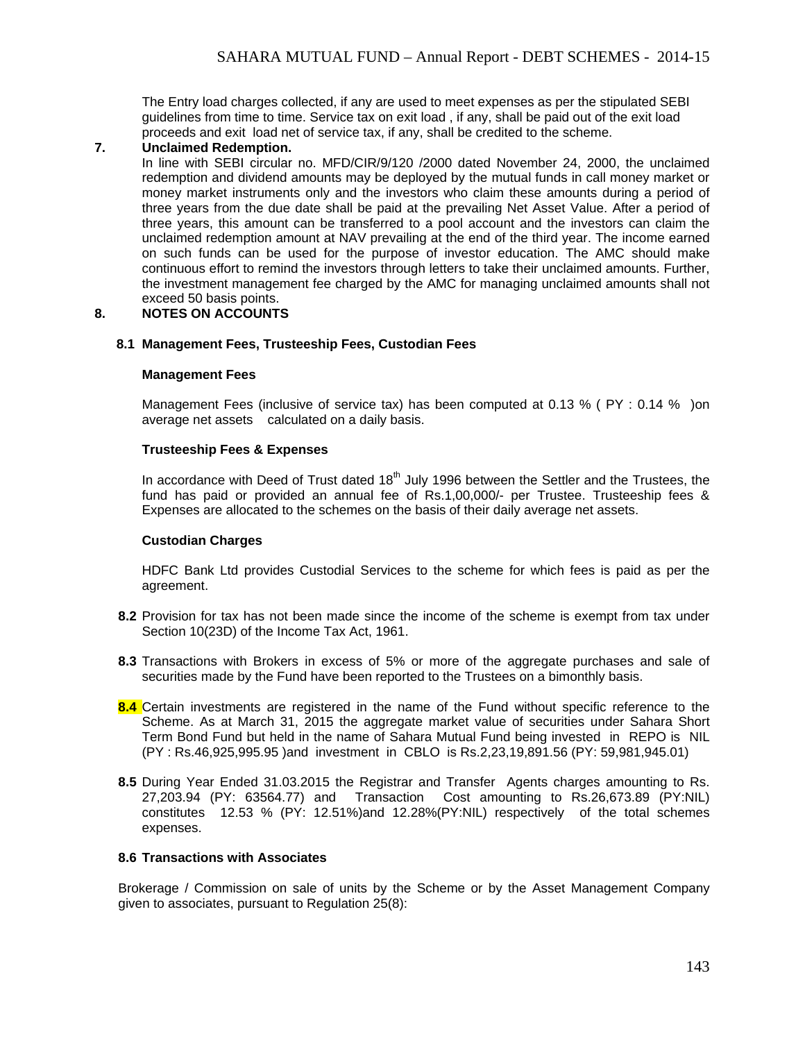The Entry load charges collected, if any are used to meet expenses as per the stipulated SEBI guidelines from time to time. Service tax on exit load , if any, shall be paid out of the exit load proceeds and exit load net of service tax, if any, shall be credited to the scheme.

**7. Unclaimed Redemption.**

In line with SEBI circular no. MFD/CIR/9/120 /2000 dated November 24, 2000, the unclaimed redemption and dividend amounts may be deployed by the mutual funds in call money market or money market instruments only and the investors who claim these amounts during a period of three years from the due date shall be paid at the prevailing Net Asset Value. After a period of three years, this amount can be transferred to a pool account and the investors can claim the unclaimed redemption amount at NAV prevailing at the end of the third year. The income earned on such funds can be used for the purpose of investor education. The AMC should make continuous effort to remind the investors through letters to take their unclaimed amounts. Further, the investment management fee charged by the AMC for managing unclaimed amounts shall not exceed 50 basis points.

**8. NOTES ON ACCOUNTS**

**8.1 Management Fees, Trusteeship Fees, Custodian Fees**

**Management Fees**

Management Fees (inclusive of service tax) has been computed at 0.13 % ( PY : 0.14 % )on average net assets calculated on a daily basis.

**Trusteeship Fees & Expenses**

In accordance with Deed of Trust dated 18th July 1996 between the Settler and the Trustees, the fund has paid or provided an annual fee of Rs.1,00,000/- per Trustee. Trusteeship fees & Expenses are allocated to the schemes on the basis of their daily average net assets.

**Custodian Charges**

HDFC Bank Ltd provides Custodial Services to the scheme for which fees is paid as per the agreement.

**8.2** Provision for tax has not been made since the income of the scheme is exempt from tax under Section 10(23D) of the Income Tax Act, 1961.

**8.3** Transactions with Brokers in excess of 5% or more of the aggregate purchases and sale of securities made by the Fund have been reported to the Trustees on a bimonthly basis.

**8.4** Certain investments are registered in the name of the Fund without specific reference to the Scheme. As at March 31, 2015 the aggregate market value of securities under Sahara Short Term Bond Fund but held in the name of Sahara Mutual Fund being invested in REPO is NIL (PY : Rs.46,925,995.95 )and investment in CBLO is Rs.2,23,19,891.56 (PY: 59,981,945.01)

**8.5** During Year Ended 31.03.2015 the Registrar and Transfer Agents charges amounting to Rs. 27,203.94 (PY: 63564.77) and Transaction Cost amounting to Rs.26,673.89 (PY:NIL) constitutes 12.53 % (PY: 12.51%)and 12.28%(PY:NIL) respectively of the total schemes expenses.

**8.6 Transactions with Associates**

Brokerage / Commission on sale of units by the Scheme or by the Asset Management Company given to associates, pursuant to Regulation 25(8):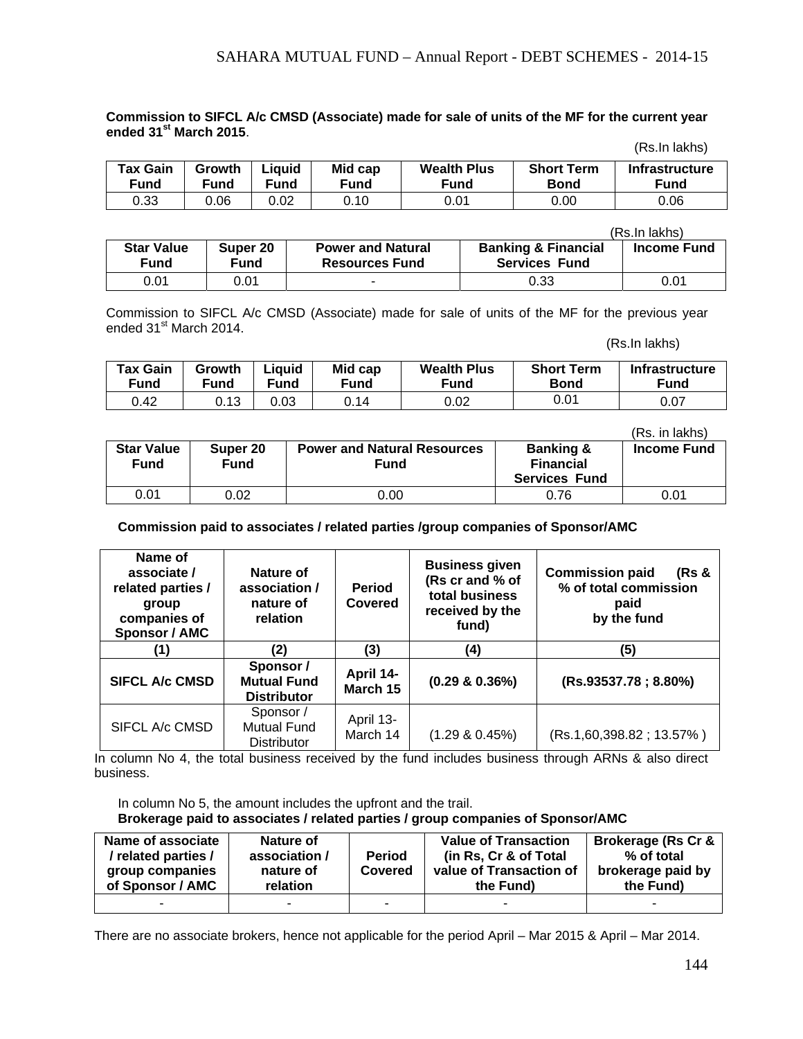**Commission to SIFCL A/c CMSD (Associate) made for sale of units of the MF for the current year ended 31[st] March 2015**.

(Rs.In lakhs)

| Tax Gain Fund | Growth Fund | Liquid Fund | Mid cap Fund | Wealth Plus Fund | Short Term Bond | Infrastructure Fund |
|---|---|---|---|---|---|---|
| 0.33 | 0.06 | 0.02 | 0.10 | 0.01 | 0.00 | 0.06 |

(Rs.In lakhs)

| Star Value Fund | Super 20 Fund | Power and Natural Resources Fund | Banking & Financial Services Fund | Income Fund |
|---|---|---|---|---|
| 0.01 | 0.01 | - | 0.33 | 0.01 |

Commission to SIFCL A/c CMSD (Associate) made for sale of units of the MF for the previous year ended 31[st] March 2014.

(Rs.In lakhs)

| Tax Gain Fund | Growth Fund | Liquid Fund | Mid cap Fund | Wealth Plus Fund | Short Term Bond | Infrastructure Fund |
|---|---|---|---|---|---|---|
| 0.42 | 0.13 | 0.03 | 0.14 | 0.02 | 0.01 | 0.07 |

(Rs. in lakhs)

| Star Value Fund | Super 20 Fund | Power and Natural Resources Fund | Banking & Financial Services Fund | Income Fund |
|---|---|---|---|---|
| 0.01 | 0.02 | 0.00 | 0.76 | 0.01 |

**Commission paid to associates / related parties /group companies of Sponsor/AMC**

| Name of associate / related parties / group companies of Sponsor / AMC | Nature of association / nature of relation | Period Covered | Business given (Rs cr and % of total business received by the fund) | Commission paid (Rs & % of total commission paid by the fund |
|---|---|---|---|---|
| **(1)** | **(2)** | **(3)** | **(4)** | **(5)** |
| **SIFCL A/c CMSD** | **Sponsor / Mutual Fund Distributor** | **April 14-March 15** | **(0.29 & 0.36%)** | **(Rs.93537.78 ; 8.80%)** |
| SIFCL A/c CMSD | Sponsor / Mutual Fund Distributor | April 13-March 14 | (1.29 & 0.45%) | (Rs.1,60,398.82 ; 13.57% ) |

In column No 4, the total business received by the fund includes business through ARNs & also direct business.

In column No 5, the amount includes the upfront and the trail.

**Brokerage paid to associates / related parties / group companies of Sponsor/AMC**

| Name of associate / related parties / group companies of Sponsor / AMC | Nature of association / nature of relation | Period Covered | Value of Transaction (in Rs, Cr & of Total value of Transaction of the Fund) | Brokerage (Rs Cr & % of total brokerage paid by the Fund) |
|---|---|---|---|---|
| - | - | - | - | - |

There are no associate brokers, hence not applicable for the period April – Mar 2015 & April – Mar 2014.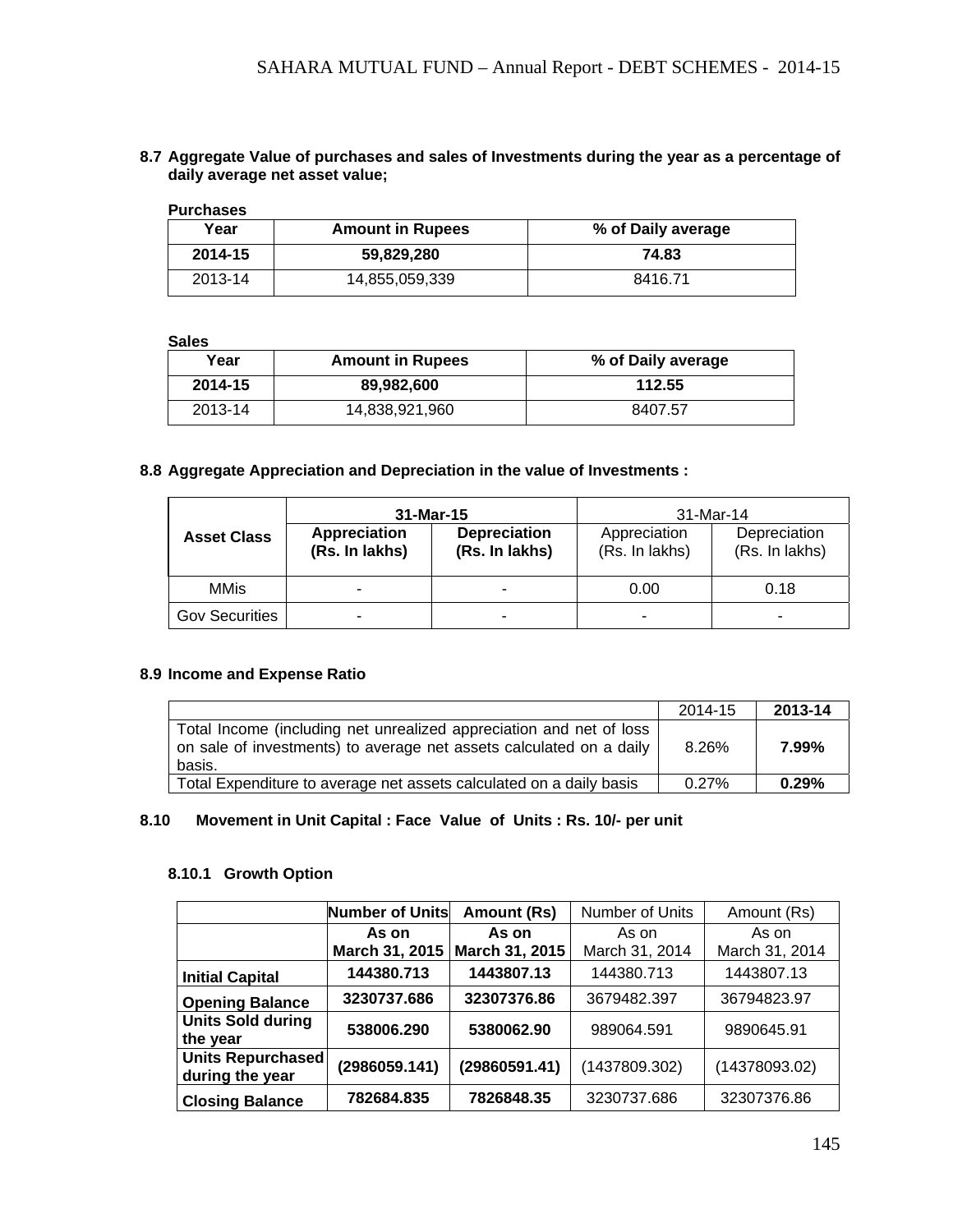**8.7 Aggregate Value of purchases and sales of Investments during the year as a percentage of daily average net asset value;**

**Purchases**

| Year | Amount in Rupees | % of Daily average |
|---|---|---|
| **2014-15** | **59,829,280** | **74.83** |
| 2013-14 | 14,855,059,339 | 8416.71 |

**Sales**

| Year | Amount in Rupees | % of Daily average |
|---|---|---|
| **2014-15** | **89,982,600** | **112.55** |
| 2013-14 | 14,838,921,960 | 8407.57 |

**8.8 Aggregate Appreciation and Depreciation in the value of Investments :**

| Asset Class | **31-Mar-15** | | 31-Mar-14 | |
|---|---|---|---|---|
| | **Appreciation (Rs. In lakhs)** | **Depreciation (Rs. In lakhs)** | Appreciation (Rs. In lakhs) | Depreciation (Rs. In lakhs) |
| MMis | - | - | 0.00 | 0.18 |
| Gov Securities | - | - | - | - |

**8.9 Income and Expense Ratio**

| | 2014-15 | **2013-14** |
|---|---|---|
| Total Income (including net unrealized appreciation and net of loss on sale of investments) to average net assets calculated on a daily basis. | 8.26% | **7.99%** |
| Total Expenditure to average net assets calculated on a daily basis | 0.27% | **0.29%** |

**8.10 Movement in Unit Capital : Face Value of Units : Rs. 10/- per unit**

**8.10.1 Growth Option**

| | **Number of Units** | **Amount (Rs)** | Number of Units | Amount (Rs) |
|---|---|---|---|---|
| | **As on March 31, 2015** | **As on March 31, 2015** | As on March 31, 2014 | As on March 31, 2014 |
| **Initial Capital** | **144380.713** | **1443807.13** | 144380.713 | 1443807.13 |
| **Opening Balance** | **3230737.686** | **32307376.86** | 3679482.397 | 36794823.97 |
| **Units Sold during the year** | **538006.290** | **5380062.90** | 989064.591 | 9890645.91 |
| **Units Repurchased during the year** | **(2986059.141)** | **(29860591.41)** | (1437809.302) | (14378093.02) |
| **Closing Balance** | **782684.835** | **7826848.35** | 3230737.686 | 32307376.86 |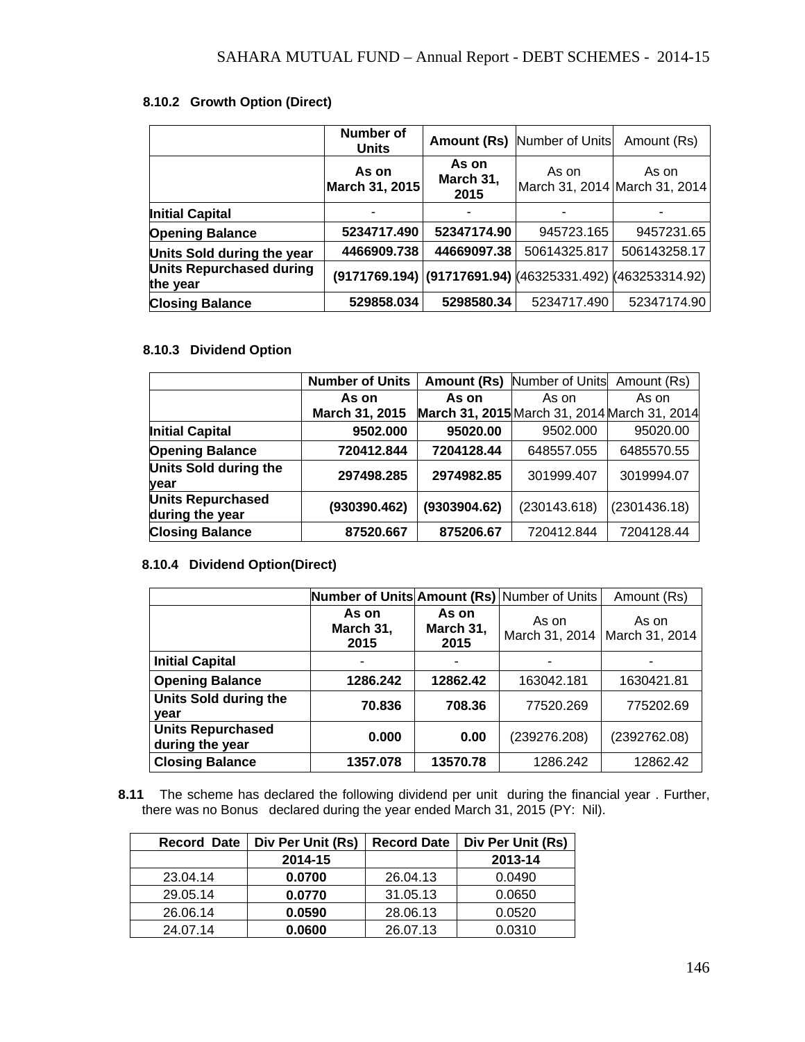### 8.10.2 Growth Option (Direct)

| | Number of Units | Amount (Rs) | Number of Units | Amount (Rs) |
|---|---|---|---|---|
| | As on March 31, 2015 | As on March 31, 2015 | As on March 31, 2014 | As on March 31, 2014 |
| **Initial Capital** | - | - | - | - |
| **Opening Balance** | 5234717.490 | 52347174.90 | 945723.165 | 9457231.65 |
| **Units Sold during the year** | 4466909.738 | 44669097.38 | 50614325.817 | 506143258.17 |
| **Units Repurchased during the year** | (9171769.194) | (91717691.94) | (46325331.492) | (463253314.92) |
| **Closing Balance** | 529858.034 | 5298580.34 | 5234717.490 | 52347174.90 |

### 8.10.3 Dividend Option

| | Number of Units | Amount (Rs) | Number of Units | Amount (Rs) |
|---|---|---|---|---|
| | As on March 31, 2015 | As on March 31, 2015 | As on March 31, 2014 | As on March 31, 2014 |
| **Initial Capital** | 9502.000 | 95020.00 | 9502.000 | 95020.00 |
| **Opening Balance** | 720412.844 | 7204128.44 | 648557.055 | 6485570.55 |
| **Units Sold during the year** | 297498.285 | 2974982.85 | 301999.407 | 3019994.07 |
| **Units Repurchased during the year** | (930390.462) | (9303904.62) | (230143.618) | (2301436.18) |
| **Closing Balance** | 87520.667 | 875206.67 | 720412.844 | 7204128.44 |

### 8.10.4 Dividend Option(Direct)

| | Number of Units | Amount (Rs) | Number of Units | Amount (Rs) |
|---|---|---|---|---|
| | As on March 31, 2015 | As on March 31, 2015 | As on March 31, 2014 | As on March 31, 2014 |
| **Initial Capital** | - | - | - | - |
| **Opening Balance** | 1286.242 | 12862.42 | 163042.181 | 1630421.81 |
| **Units Sold during the year** | 70.836 | 708.36 | 77520.269 | 775202.69 |
| **Units Repurchased during the year** | 0.000 | 0.00 | (239276.208) | (2392762.08) |
| **Closing Balance** | 1357.078 | 13570.78 | 1286.242 | 12862.42 |

**8.11** The scheme has declared the following dividend per unit during the financial year . Further, there was no Bonus declared during the year ended March 31, 2015 (PY: Nil).

| Record Date | Div Per Unit (Rs) | Record Date | Div Per Unit (Rs) |
|---|---|---|---|
| | **2014-15** | | **2013-14** |
| 23.04.14 | **0.0700** | 26.04.13 | 0.0490 |
| 29.05.14 | **0.0770** | 31.05.13 | 0.0650 |
| 26.06.14 | **0.0590** | 28.06.13 | 0.0520 |
| 24.07.14 | **0.0600** | 26.07.13 | 0.0310 |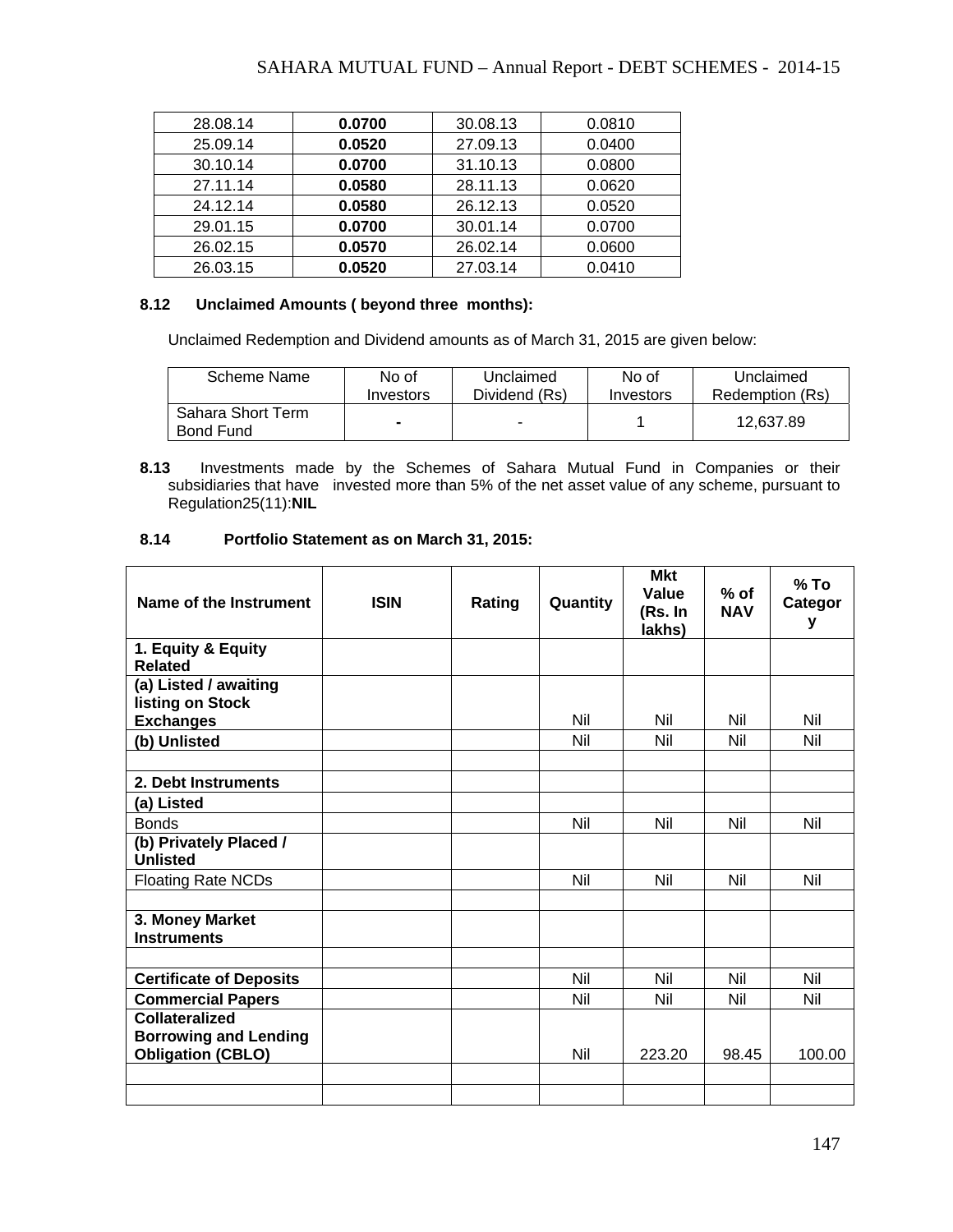| 28.08.14 | **0.0700** | 30.08.13 | 0.0810 |
|---|---|---|---|
| 25.09.14 | **0.0520** | 27.09.13 | 0.0400 |
| 30.10.14 | **0.0700** | 31.10.13 | 0.0800 |
| 27.11.14 | **0.0580** | 28.11.13 | 0.0620 |
| 24.12.14 | **0.0580** | 26.12.13 | 0.0520 |
| 29.01.15 | **0.0700** | 30.01.14 | 0.0700 |
| 26.02.15 | **0.0570** | 26.02.14 | 0.0600 |
| 26.03.15 | **0.0520** | 27.03.14 | 0.0410 |

**8.12 Unclaimed Amounts ( beyond three months):**

Unclaimed Redemption and Dividend amounts as of March 31, 2015 are given below:

| Scheme Name | No of Investors | Unclaimed Dividend (Rs) | No of Investors | Unclaimed Redemption (Rs) |
|---|---|---|---|---|
| Sahara Short Term Bond Fund | **-** | - | 1 | 12,637.89 |

**8.13** Investments made by the Schemes of Sahara Mutual Fund in Companies or their subsidiaries that have invested more than 5% of the net asset value of any scheme, pursuant to Regulation25(11):**NIL**

**8.14 Portfolio Statement as on March 31, 2015:**

| **Name of the Instrument** | **ISIN** | **Rating** | **Quantity** | **Mkt Value (Rs. In lakhs)** | **% of NAV** | **% To Category** |
|---|---|---|---|---|---|---|
| **1. Equity & Equity Related** | | | | | | |
| **(a) Listed / awaiting listing on Stock Exchanges** | | | Nil | Nil | Nil | Nil |
| **(b) Unlisted** | | | Nil | Nil | Nil | Nil |
| | | | | | | |
| **2. Debt Instruments** | | | | | | |
| **(a) Listed** | | | | | | |
| Bonds | | | Nil | Nil | Nil | Nil |
| **(b) Privately Placed / Unlisted** | | | | | | |
| Floating Rate NCDs | | | Nil | Nil | Nil | Nil |
| | | | | | | |
| **3. Money Market Instruments** | | | | | | |
| | | | | | | |
| **Certificate of Deposits** | | | Nil | Nil | Nil | Nil |
| **Commercial Papers** | | | Nil | Nil | Nil | Nil |
| **Collateralized Borrowing and Lending Obligation (CBLO)** | | | Nil | 223.20 | 98.45 | 100.00 |
| | | | | | | |
| | | | | | | |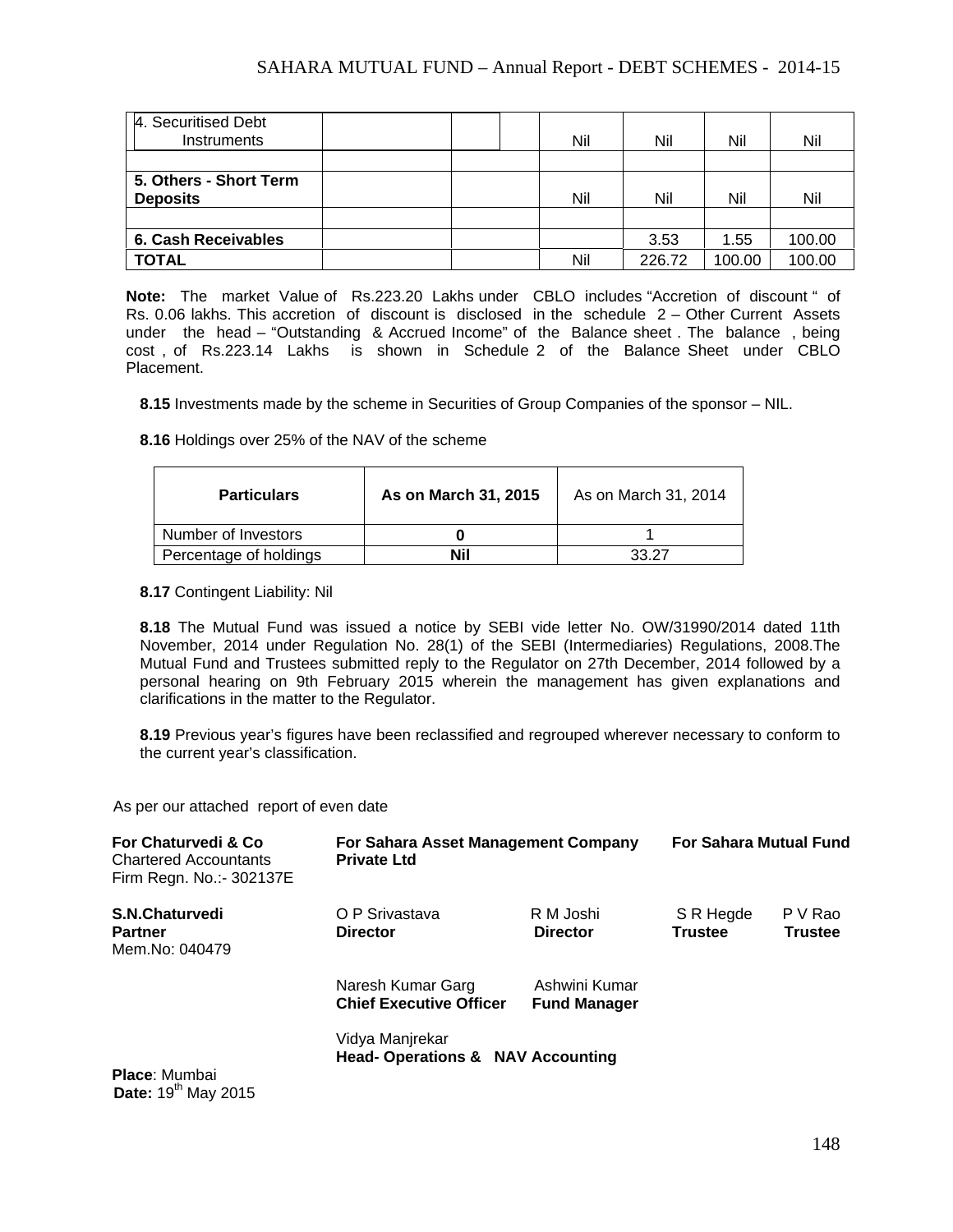| | | | | | | |
|---|---|---|---|---|---|---|
| 4. Securitised Debt Instruments | | | Nil | Nil | Nil | Nil |
| | | | | | | |
| **5. Others - Short Term Deposits** | | | Nil | Nil | Nil | Nil |
| | | | | | | |
| **6. Cash Receivables** | | | | 3.53 | 1.55 | 100.00 |
| **TOTAL** | | | Nil | 226.72 | 100.00 | 100.00 |

**Note:** The market Value of Rs.223.20 Lakhs under CBLO includes "Accretion of discount " of Rs. 0.06 lakhs. This accretion of discount is disclosed in the schedule 2 – Other Current Assets under the head – "Outstanding & Accrued Income" of the Balance sheet . The balance , being cost , of Rs.223.14 Lakhs is shown in Schedule 2 of the Balance Sheet under CBLO Placement.

**8.15** Investments made by the scheme in Securities of Group Companies of the sponsor – NIL.

**8.16** Holdings over 25% of the NAV of the scheme

| **Particulars** | **As on March 31, 2015** | As on March 31, 2014 |
|---|---|---|
| Number of Investors | **0** | 1 |
| Percentage of holdings | **Nil** | 33.27 |

**8.17** Contingent Liability: Nil

**8.18** The Mutual Fund was issued a notice by SEBI vide letter No. OW/31990/2014 dated 11th November, 2014 under Regulation No. 28(1) of the SEBI (Intermediaries) Regulations, 2008.The Mutual Fund and Trustees submitted reply to the Regulator on 27th December, 2014 followed by a personal hearing on 9th February 2015 wherein the management has given explanations and clarifications in the matter to the Regulator.

**8.19** Previous year's figures have been reclassified and regrouped wherever necessary to conform to the current year's classification.

As per our attached report of even date

**For Chaturvedi & Co**
Chartered Accountants
Firm Regn. No.:- 302137E

**S.N.Chaturvedi**
**Partner**
Mem.No: 040479

**For Sahara Asset Management Company Private Ltd**

O P Srivastava
**Director**

R M Joshi
**Director**

Naresh Kumar Garg
**Chief Executive Officer**

Ashwini Kumar
**Fund Manager**

Vidya Manjrekar
**Head- Operations & NAV Accounting**

**For Sahara Mutual Fund**

S R Hegde
**Trustee**

P V Rao
**Trustee**

**Place**: Mumbai
**Date:** 19th May 2015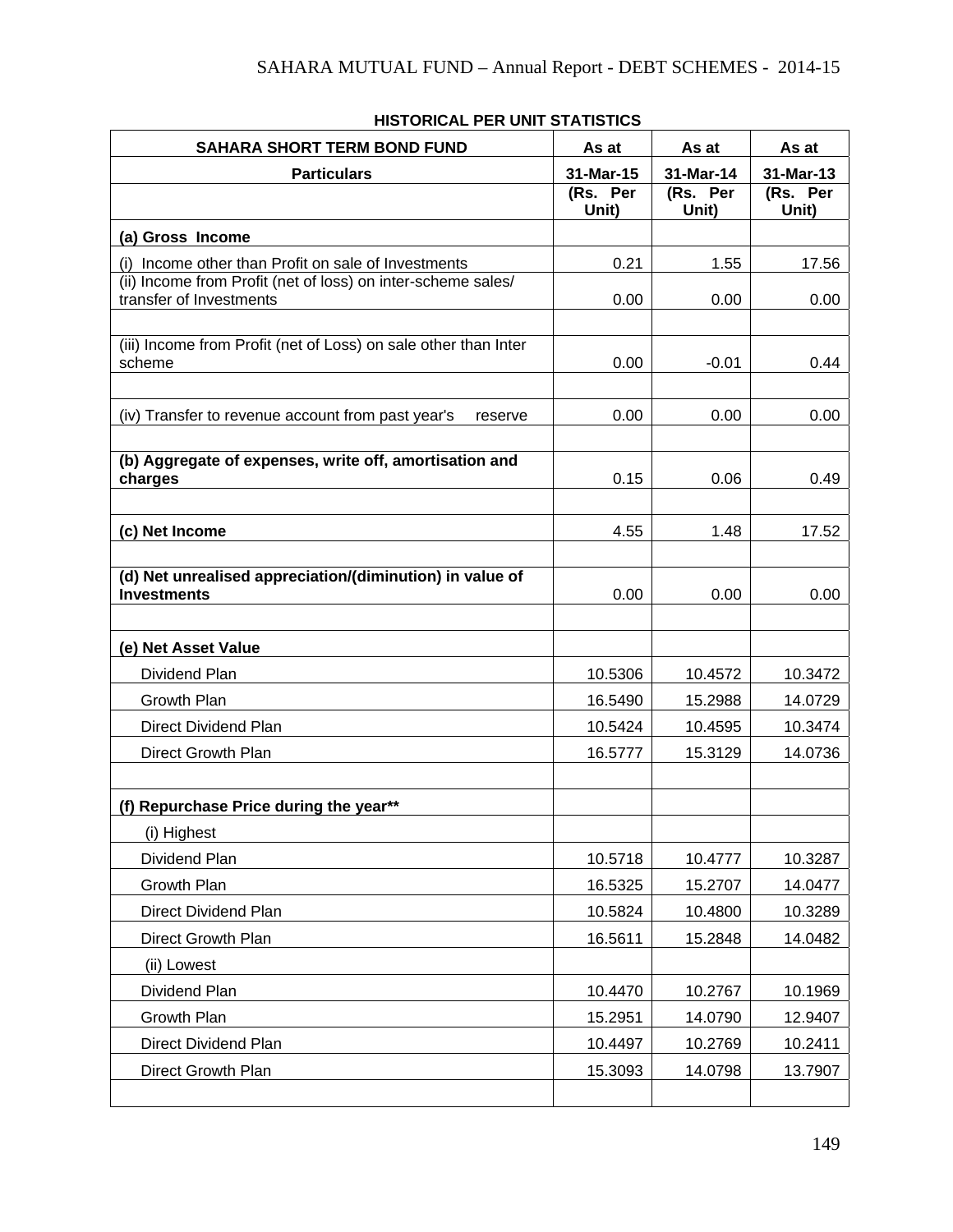## HISTORICAL PER UNIT STATISTICS

| SAHARA SHORT TERM BOND FUND | As at | As at | As at |
|---|---|---|---|
| **Particulars** | **31-Mar-15** | **31-Mar-14** | **31-Mar-13** |
| | **(Rs. Per Unit)** | **(Rs. Per Unit)** | **(Rs. Per Unit)** |
| **(a) Gross Income** | | | |
| (i) Income other than Profit on sale of Investments | 0.21 | 1.55 | 17.56 |
| (ii) Income from Profit (net of loss) on inter-scheme sales/ transfer of Investments | 0.00 | 0.00 | 0.00 |
| | | | |
| (iii) Income from Profit (net of Loss) on sale other than Inter scheme | 0.00 | -0.01 | 0.44 |
| | | | |
| (iv) Transfer to revenue account from past year's reserve | 0.00 | 0.00 | 0.00 |
| | | | |
| **(b) Aggregate of expenses, write off, amortisation and charges** | 0.15 | 0.06 | 0.49 |
| | | | |
| **(c) Net Income** | 4.55 | 1.48 | 17.52 |
| | | | |
| **(d) Net unrealised appreciation/(diminution) in value of Investments** | 0.00 | 0.00 | 0.00 |
| | | | |
| **(e) Net Asset Value** | | | |
| Dividend Plan | 10.5306 | 10.4572 | 10.3472 |
| Growth Plan | 16.5490 | 15.2988 | 14.0729 |
| Direct Dividend Plan | 10.5424 | 10.4595 | 10.3474 |
| Direct Growth Plan | 16.5777 | 15.3129 | 14.0736 |
| | | | |
| **(f) Repurchase Price during the year**** | | | |
| (i) Highest | | | |
| Dividend Plan | 10.5718 | 10.4777 | 10.3287 |
| Growth Plan | 16.5325 | 15.2707 | 14.0477 |
| Direct Dividend Plan | 10.5824 | 10.4800 | 10.3289 |
| Direct Growth Plan | 16.5611 | 15.2848 | 14.0482 |
| (ii) Lowest | | | |
| Dividend Plan | 10.4470 | 10.2767 | 10.1969 |
| Growth Plan | 15.2951 | 14.0790 | 12.9407 |
| Direct Dividend Plan | 10.4497 | 10.2769 | 10.2411 |
| Direct Growth Plan | 15.3093 | 14.0798 | 13.7907 |
| | | | |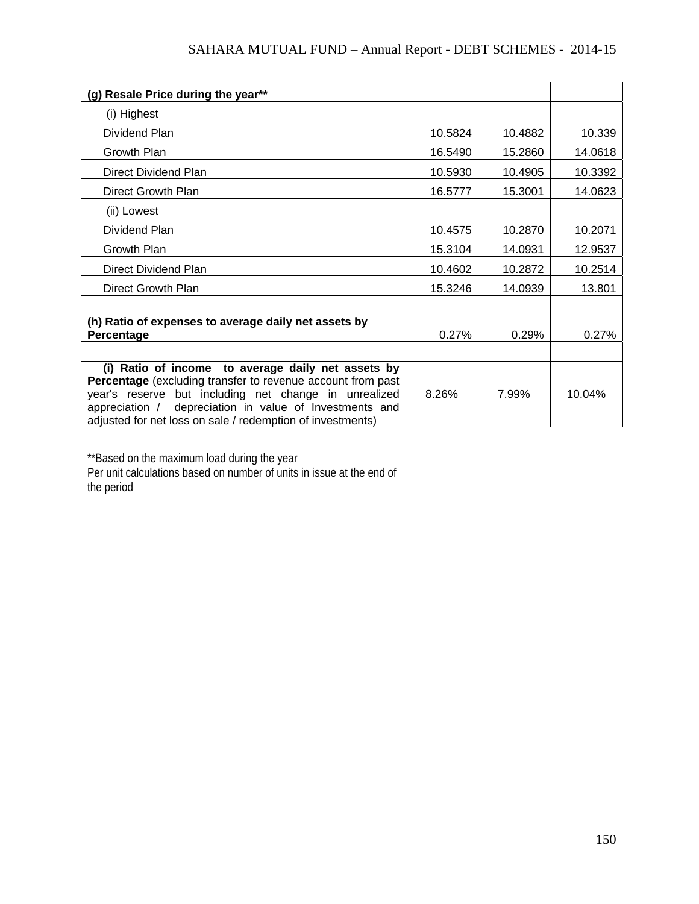| | | | |
|---|---|---|---|
| **(g) Resale Price during the year\*\*** | | | |
| (i) Highest | | | |
| Dividend Plan | 10.5824 | 10.4882 | 10.339 |
| Growth Plan | 16.5490 | 15.2860 | 14.0618 |
| Direct Dividend Plan | 10.5930 | 10.4905 | 10.3392 |
| Direct Growth Plan | 16.5777 | 15.3001 | 14.0623 |
| (ii) Lowest | | | |
| Dividend Plan | 10.4575 | 10.2870 | 10.2071 |
| Growth Plan | 15.3104 | 14.0931 | 12.9537 |
| Direct Dividend Plan | 10.4602 | 10.2872 | 10.2514 |
| Direct Growth Plan | 15.3246 | 14.0939 | 13.801 |
| | | | |
| **(h) Ratio of expenses to average daily net assets by Percentage** | 0.27% | 0.29% | 0.27% |
| | | | |
| **(i) Ratio of income to average daily net assets by Percentage** (excluding transfer to revenue account from past year's reserve but including net change in unrealized appreciation / depreciation in value of Investments and adjusted for net loss on sale / redemption of investments) | 8.26% | 7.99% | 10.04% |

\*\*Based on the maximum load during the year
Per unit calculations based on number of units in issue at the end of the period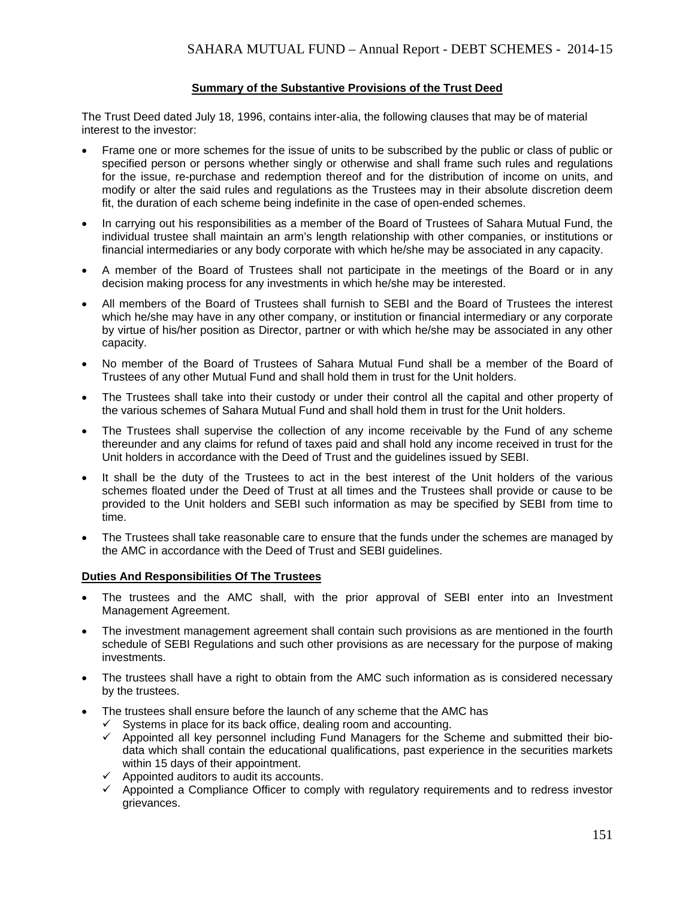## Summary of the Substantive Provisions of the Trust Deed

The Trust Deed dated July 18, 1996, contains inter-alia, the following clauses that may be of material interest to the investor:

- Frame one or more schemes for the issue of units to be subscribed by the public or class of public or specified person or persons whether singly or otherwise and shall frame such rules and regulations for the issue, re-purchase and redemption thereof and for the distribution of income on units, and modify or alter the said rules and regulations as the Trustees may in their absolute discretion deem fit, the duration of each scheme being indefinite in the case of open-ended schemes.
- In carrying out his responsibilities as a member of the Board of Trustees of Sahara Mutual Fund, the individual trustee shall maintain an arm's length relationship with other companies, or institutions or financial intermediaries or any body corporate with which he/she may be associated in any capacity.
- A member of the Board of Trustees shall not participate in the meetings of the Board or in any decision making process for any investments in which he/she may be interested.
- All members of the Board of Trustees shall furnish to SEBI and the Board of Trustees the interest which he/she may have in any other company, or institution or financial intermediary or any corporate by virtue of his/her position as Director, partner or with which he/she may be associated in any other capacity.
- No member of the Board of Trustees of Sahara Mutual Fund shall be a member of the Board of Trustees of any other Mutual Fund and shall hold them in trust for the Unit holders.
- The Trustees shall take into their custody or under their control all the capital and other property of the various schemes of Sahara Mutual Fund and shall hold them in trust for the Unit holders.
- The Trustees shall supervise the collection of any income receivable by the Fund of any scheme thereunder and any claims for refund of taxes paid and shall hold any income received in trust for the Unit holders in accordance with the Deed of Trust and the guidelines issued by SEBI.
- It shall be the duty of the Trustees to act in the best interest of the Unit holders of the various schemes floated under the Deed of Trust at all times and the Trustees shall provide or cause to be provided to the Unit holders and SEBI such information as may be specified by SEBI from time to time.
- The Trustees shall take reasonable care to ensure that the funds under the schemes are managed by the AMC in accordance with the Deed of Trust and SEBI guidelines.

### Duties And Responsibilities Of The Trustees

- The trustees and the AMC shall, with the prior approval of SEBI enter into an Investment Management Agreement.
- The investment management agreement shall contain such provisions as are mentioned in the fourth schedule of SEBI Regulations and such other provisions as are necessary for the purpose of making investments.
- The trustees shall have a right to obtain from the AMC such information as is considered necessary by the trustees.
- The trustees shall ensure before the launch of any scheme that the AMC has
  - ✓ Systems in place for its back office, dealing room and accounting.
  - ✓ Appointed all key personnel including Fund Managers for the Scheme and submitted their bio-data which shall contain the educational qualifications, past experience in the securities markets within 15 days of their appointment.
  - ✓ Appointed auditors to audit its accounts.
  - ✓ Appointed a Compliance Officer to comply with regulatory requirements and to redress investor grievances.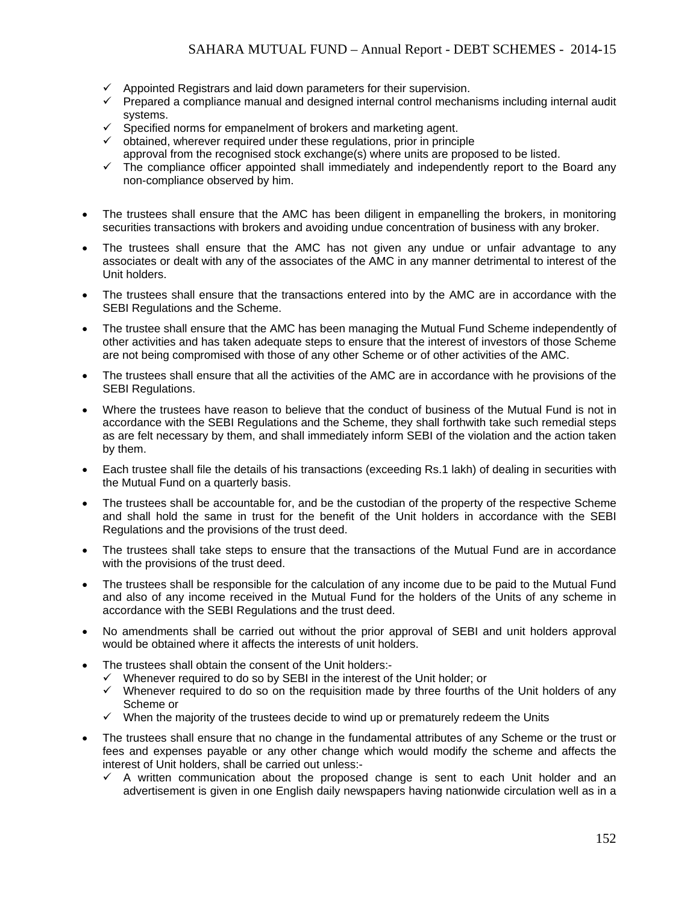- ✓ Appointed Registrars and laid down parameters for their supervision.
- ✓ Prepared a compliance manual and designed internal control mechanisms including internal audit systems.
- ✓ Specified norms for empanelment of brokers and marketing agent.
- ✓ obtained, wherever required under these regulations, prior in principle approval from the recognised stock exchange(s) where units are proposed to be listed.
- ✓ The compliance officer appointed shall immediately and independently report to the Board any non-compliance observed by him.

- The trustees shall ensure that the AMC has been diligent in empanelling the brokers, in monitoring securities transactions with brokers and avoiding undue concentration of business with any broker.
- The trustees shall ensure that the AMC has not given any undue or unfair advantage to any associates or dealt with any of the associates of the AMC in any manner detrimental to interest of the Unit holders.
- The trustees shall ensure that the transactions entered into by the AMC are in accordance with the SEBI Regulations and the Scheme.
- The trustee shall ensure that the AMC has been managing the Mutual Fund Scheme independently of other activities and has taken adequate steps to ensure that the interest of investors of those Scheme are not being compromised with those of any other Scheme or of other activities of the AMC.
- The trustees shall ensure that all the activities of the AMC are in accordance with he provisions of the SEBI Regulations.
- Where the trustees have reason to believe that the conduct of business of the Mutual Fund is not in accordance with the SEBI Regulations and the Scheme, they shall forthwith take such remedial steps as are felt necessary by them, and shall immediately inform SEBI of the violation and the action taken by them.
- Each trustee shall file the details of his transactions (exceeding Rs.1 lakh) of dealing in securities with the Mutual Fund on a quarterly basis.
- The trustees shall be accountable for, and be the custodian of the property of the respective Scheme and shall hold the same in trust for the benefit of the Unit holders in accordance with the SEBI Regulations and the provisions of the trust deed.
- The trustees shall take steps to ensure that the transactions of the Mutual Fund are in accordance with the provisions of the trust deed.
- The trustees shall be responsible for the calculation of any income due to be paid to the Mutual Fund and also of any income received in the Mutual Fund for the holders of the Units of any scheme in accordance with the SEBI Regulations and the trust deed.
- No amendments shall be carried out without the prior approval of SEBI and unit holders approval would be obtained where it affects the interests of unit holders.
- The trustees shall obtain the consent of the Unit holders:-
  - ✓ Whenever required to do so by SEBI in the interest of the Unit holder; or
  - ✓ Whenever required to do so on the requisition made by three fourths of the Unit holders of any Scheme or
  - ✓ When the majority of the trustees decide to wind up or prematurely redeem the Units
- The trustees shall ensure that no change in the fundamental attributes of any Scheme or the trust or fees and expenses payable or any other change which would modify the scheme and affects the interest of Unit holders, shall be carried out unless:-
  - ✓ A written communication about the proposed change is sent to each Unit holder and an advertisement is given in one English daily newspapers having nationwide circulation well as in a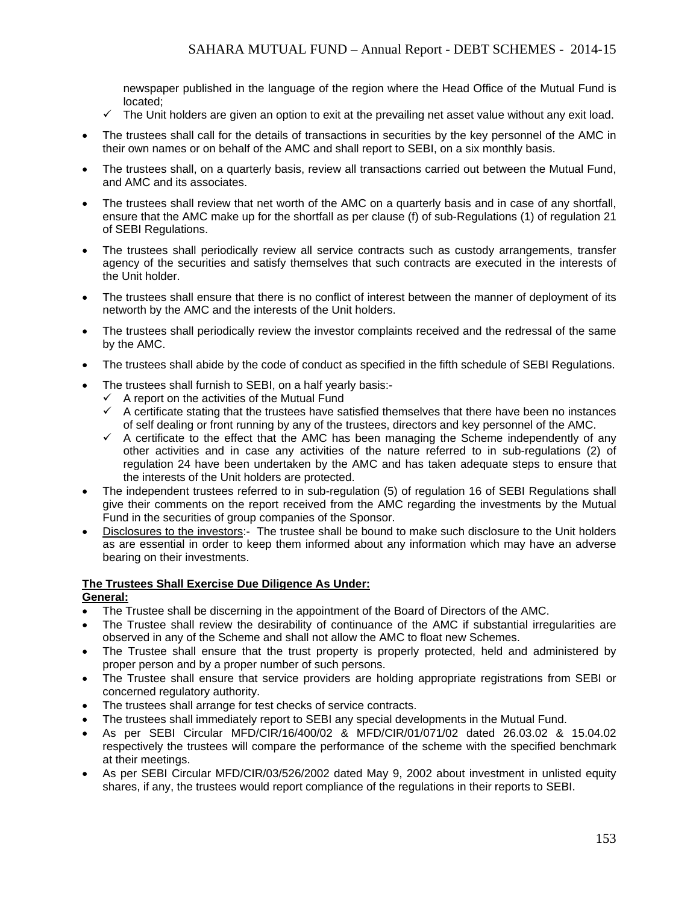newspaper published in the language of the region where the Head Office of the Mutual Fund is located;
  - ✓ The Unit holders are given an option to exit at the prevailing net asset value without any exit load.

- The trustees shall call for the details of transactions in securities by the key personnel of the AMC in their own names or on behalf of the AMC and shall report to SEBI, on a six monthly basis.
- The trustees shall, on a quarterly basis, review all transactions carried out between the Mutual Fund, and AMC and its associates.
- The trustees shall review that net worth of the AMC on a quarterly basis and in case of any shortfall, ensure that the AMC make up for the shortfall as per clause (f) of sub-Regulations (1) of regulation 21 of SEBI Regulations.
- The trustees shall periodically review all service contracts such as custody arrangements, transfer agency of the securities and satisfy themselves that such contracts are executed in the interests of the Unit holder.
- The trustees shall ensure that there is no conflict of interest between the manner of deployment of its networth by the AMC and the interests of the Unit holders.
- The trustees shall periodically review the investor complaints received and the redressal of the same by the AMC.
- The trustees shall abide by the code of conduct as specified in the fifth schedule of SEBI Regulations.
- The trustees shall furnish to SEBI, on a half yearly basis:-
  - ✓ A report on the activities of the Mutual Fund
  - ✓ A certificate stating that the trustees have satisfied themselves that there have been no instances of self dealing or front running by any of the trustees, directors and key personnel of the AMC.
  - ✓ A certificate to the effect that the AMC has been managing the Scheme independently of any other activities and in case any activities of the nature referred to in sub-regulations (2) of regulation 24 have been undertaken by the AMC and has taken adequate steps to ensure that the interests of the Unit holders are protected.
- The independent trustees referred to in sub-regulation (5) of regulation 16 of SEBI Regulations shall give their comments on the report received from the AMC regarding the investments by the Mutual Fund in the securities of group companies of the Sponsor.
- Disclosures to the investors:- The trustee shall be bound to make such disclosure to the Unit holders as are essential in order to keep them informed about any information which may have an adverse bearing on their investments.

**The Trustees Shall Exercise Due Diligence As Under:**

**General:**

- The Trustee shall be discerning in the appointment of the Board of Directors of the AMC.
- The Trustee shall review the desirability of continuance of the AMC if substantial irregularities are observed in any of the Scheme and shall not allow the AMC to float new Schemes.
- The Trustee shall ensure that the trust property is properly protected, held and administered by proper person and by a proper number of such persons.
- The Trustee shall ensure that service providers are holding appropriate registrations from SEBI or concerned regulatory authority.
- The trustees shall arrange for test checks of service contracts.
- The trustees shall immediately report to SEBI any special developments in the Mutual Fund.
- As per SEBI Circular MFD/CIR/16/400/02 & MFD/CIR/01/071/02 dated 26.03.02 & 15.04.02 respectively the trustees will compare the performance of the scheme with the specified benchmark at their meetings.
- As per SEBI Circular MFD/CIR/03/526/2002 dated May 9, 2002 about investment in unlisted equity shares, if any, the trustees would report compliance of the regulations in their reports to SEBI.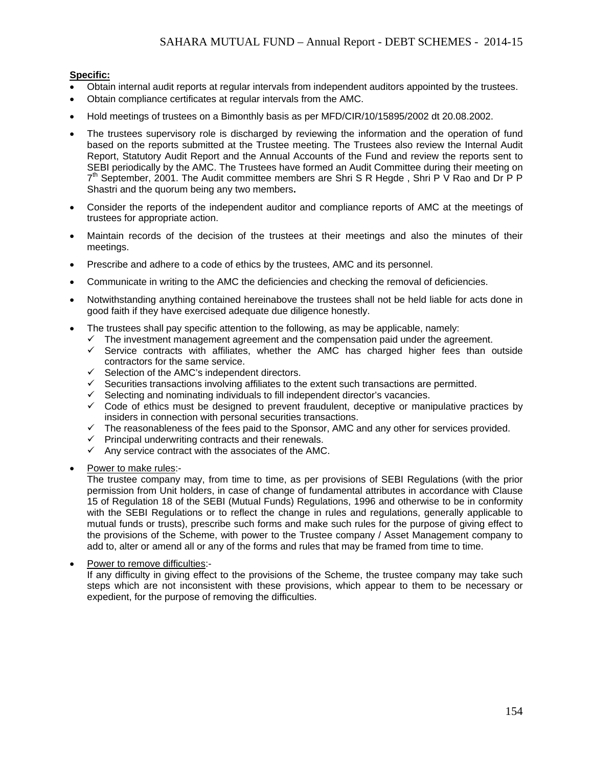**Specific:**

- Obtain internal audit reports at regular intervals from independent auditors appointed by the trustees.
- Obtain compliance certificates at regular intervals from the AMC.
- Hold meetings of trustees on a Bimonthly basis as per MFD/CIR/10/15895/2002 dt 20.08.2002.
- The trustees supervisory role is discharged by reviewing the information and the operation of fund based on the reports submitted at the Trustee meeting. The Trustees also review the Internal Audit Report, Statutory Audit Report and the Annual Accounts of the Fund and review the reports sent to SEBI periodically by the AMC. The Trustees have formed an Audit Committee during their meeting on 7th September, 2001. The Audit committee members are Shri S R Hegde , Shri P V Rao and Dr P P Shastri and the quorum being any two members**.**
- Consider the reports of the independent auditor and compliance reports of AMC at the meetings of trustees for appropriate action.
- Maintain records of the decision of the trustees at their meetings and also the minutes of their meetings.
- Prescribe and adhere to a code of ethics by the trustees, AMC and its personnel.
- Communicate in writing to the AMC the deficiencies and checking the removal of deficiencies.
- Notwithstanding anything contained hereinabove the trustees shall not be held liable for acts done in good faith if they have exercised adequate due diligence honestly.
- The trustees shall pay specific attention to the following, as may be applicable, namely:
  - ✓ The investment management agreement and the compensation paid under the agreement.
  - ✓ Service contracts with affiliates, whether the AMC has charged higher fees than outside contractors for the same service.
  - ✓ Selection of the AMC's independent directors.
  - ✓ Securities transactions involving affiliates to the extent such transactions are permitted.
  - ✓ Selecting and nominating individuals to fill independent director's vacancies.
  - ✓ Code of ethics must be designed to prevent fraudulent, deceptive or manipulative practices by insiders in connection with personal securities transactions.
  - ✓ The reasonableness of the fees paid to the Sponsor, AMC and any other for services provided.
  - ✓ Principal underwriting contracts and their renewals.
  - ✓ Any service contract with the associates of the AMC.
- Power to make rules:-

  The trustee company may, from time to time, as per provisions of SEBI Regulations (with the prior permission from Unit holders, in case of change of fundamental attributes in accordance with Clause 15 of Regulation 18 of the SEBI (Mutual Funds) Regulations, 1996 and otherwise to be in conformity with the SEBI Regulations or to reflect the change in rules and regulations, generally applicable to mutual funds or trusts), prescribe such forms and make such rules for the purpose of giving effect to the provisions of the Scheme, with power to the Trustee company / Asset Management company to add to, alter or amend all or any of the forms and rules that may be framed from time to time.
- Power to remove difficulties:-

  If any difficulty in giving effect to the provisions of the Scheme, the trustee company may take such steps which are not inconsistent with these provisions, which appear to them to be necessary or expedient, for the purpose of removing the difficulties.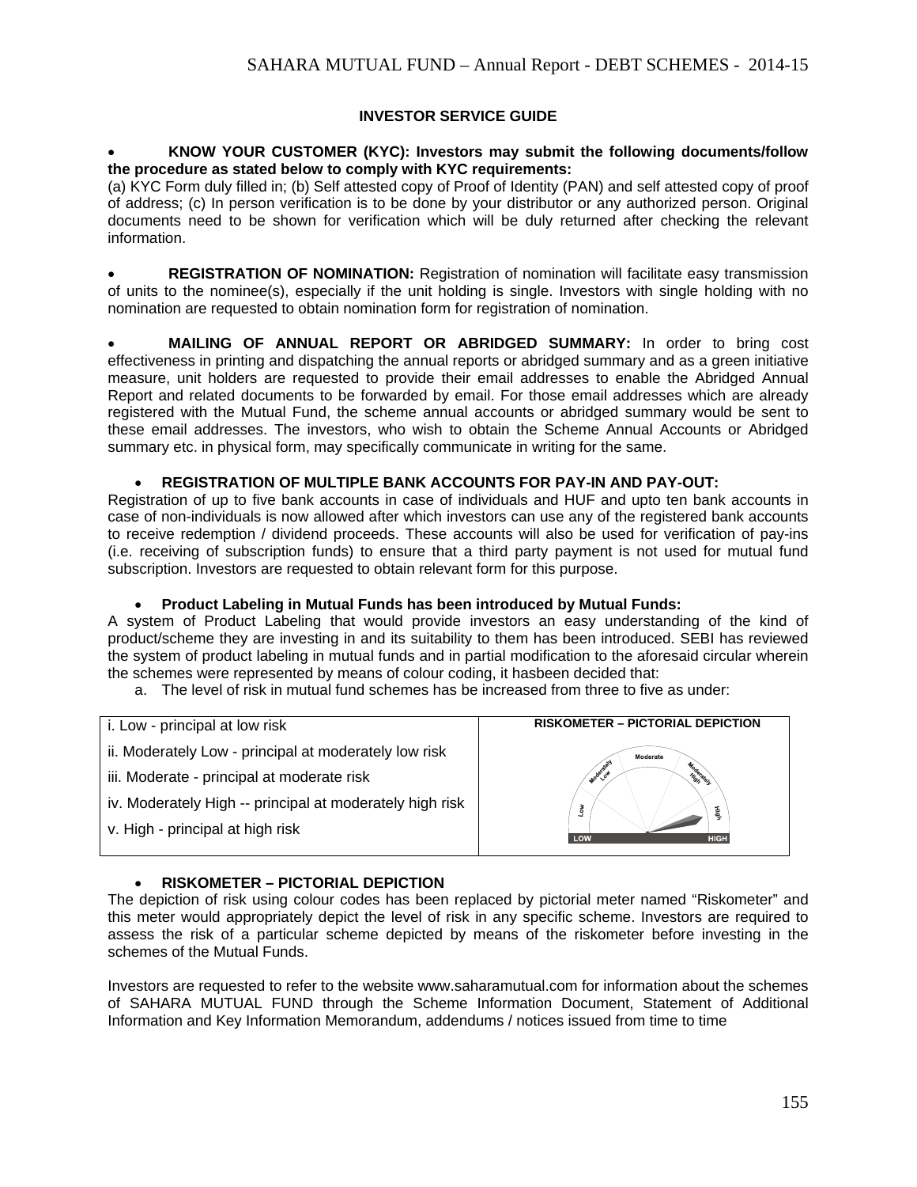## INVESTOR SERVICE GUIDE

- **KNOW YOUR CUSTOMER (KYC): Investors may submit the following documents/follow the procedure as stated below to comply with KYC requirements:**

(a) KYC Form duly filled in; (b) Self attested copy of Proof of Identity (PAN) and self attested copy of proof of address; (c) In person verification is to be done by your distributor or any authorized person. Original documents need to be shown for verification which will be duly returned after checking the relevant information.

- **REGISTRATION OF NOMINATION:** Registration of nomination will facilitate easy transmission of units to the nominee(s), especially if the unit holding is single. Investors with single holding with no nomination are requested to obtain nomination form for registration of nomination.

- **MAILING OF ANNUAL REPORT OR ABRIDGED SUMMARY:** In order to bring cost effectiveness in printing and dispatching the annual reports or abridged summary and as a green initiative measure, unit holders are requested to provide their email addresses to enable the Abridged Annual Report and related documents to be forwarded by email. For those email addresses which are already registered with the Mutual Fund, the scheme annual accounts or abridged summary would be sent to these email addresses. The investors, who wish to obtain the Scheme Annual Accounts or Abridged summary etc. in physical form, may specifically communicate in writing for the same.

- **REGISTRATION OF MULTIPLE BANK ACCOUNTS FOR PAY-IN AND PAY-OUT:**

Registration of up to five bank accounts in case of individuals and HUF and upto ten bank accounts in case of non-individuals is now allowed after which investors can use any of the registered bank accounts to receive redemption / dividend proceeds. These accounts will also be used for verification of pay-ins (i.e. receiving of subscription funds) to ensure that a third party payment is not used for mutual fund subscription. Investors are requested to obtain relevant form for this purpose.

- **Product Labeling in Mutual Funds has been introduced by Mutual Funds:**

A system of Product Labeling that would provide investors an easy understanding of the kind of product/scheme they are investing in and its suitability to them has been introduced. SEBI has reviewed the system of product labeling in mutual funds and in partial modification to the aforesaid circular wherein the schemes were represented by means of colour coding, it hasbeen decided that:

a. The level of risk in mutual fund schemes has be increased from three to five as under:

| | RISKOMETER – PICTORIAL DEPICTION |
|---|---|
| i. Low - principal at low risk<br>ii. Moderately Low - principal at moderately low risk<br>iii. Moderate - principal at moderate risk<br>iv. Moderately High -- principal at moderately high risk<br>v. High - principal at high risk | Moderate, Moderately Low, Moderately High, Low, High<br>LOW — HIGH |

- **RISKOMETER – PICTORIAL DEPICTION**

The depiction of risk using colour codes has been replaced by pictorial meter named "Riskometer" and this meter would appropriately depict the level of risk in any specific scheme. Investors are required to assess the risk of a particular scheme depicted by means of the riskometer before investing in the schemes of the Mutual Funds.

Investors are requested to refer to the website www.saharamutual.com for information about the schemes of SAHARA MUTUAL FUND through the Scheme Information Document, Statement of Additional Information and Key Information Memorandum, addendums / notices issued from time to time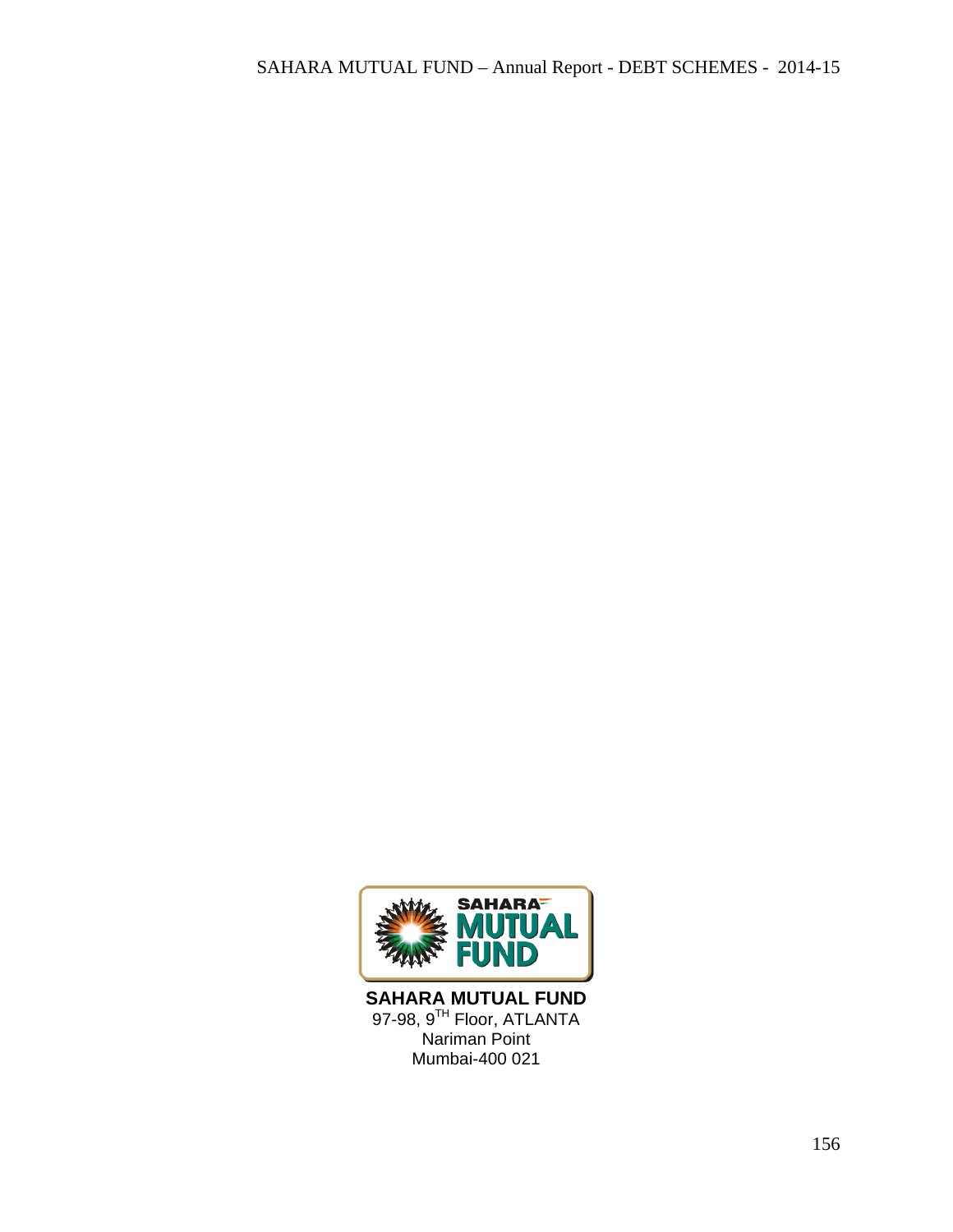**SAHARA MUTUAL FUND**
97-98, 9TH Floor, ATLANTA
Nariman Point
Mumbai-400 021